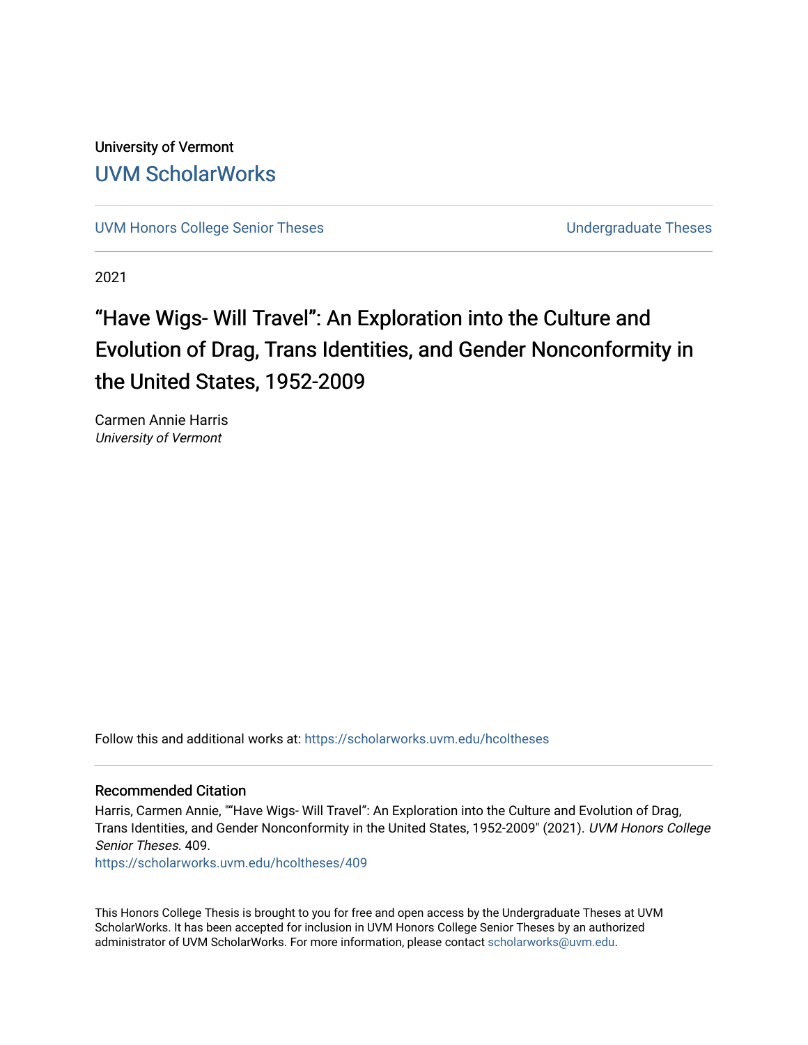University of Vermont

UVM ScholarWorks

UVM Honors College Senior Theses

Undergraduate Theses

2021

# "Have Wigs- Will Travel": An Exploration into the Culture and Evolution of Drag, Trans Identities, and Gender Nonconformity in the United States, 1952-2009

Carmen Annie Harris
*University of Vermont*

Follow this and additional works at: https://scholarworks.uvm.edu/hcoltheses

## Recommended Citation

Harris, Carmen Annie, ""Have Wigs- Will Travel": An Exploration into the Culture and Evolution of Drag, Trans Identities, and Gender Nonconformity in the United States, 1952-2009" (2021). *UVM Honors College Senior Theses*. 409.
https://scholarworks.uvm.edu/hcoltheses/409

This Honors College Thesis is brought to you for free and open access by the Undergraduate Theses at UVM ScholarWorks. It has been accepted for inclusion in UVM Honors College Senior Theses by an authorized administrator of UVM ScholarWorks. For more information, please contact scholarworks@uvm.edu.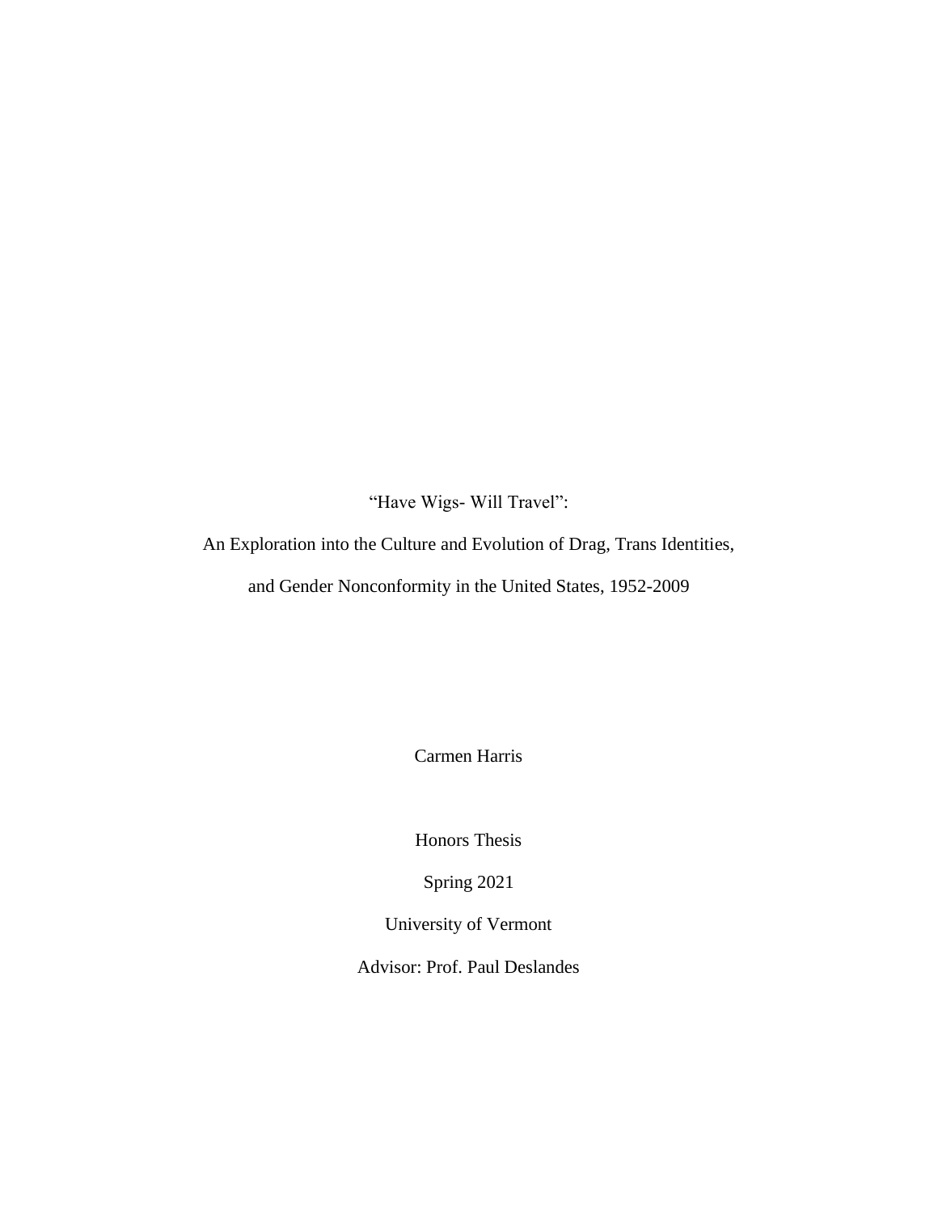# "Have Wigs- Will Travel":

# An Exploration into the Culture and Evolution of Drag, Trans Identities, and Gender Nonconformity in the United States, 1952-2009

Carmen Harris

Honors Thesis

Spring 2021

University of Vermont

Advisor: Prof. Paul Deslandes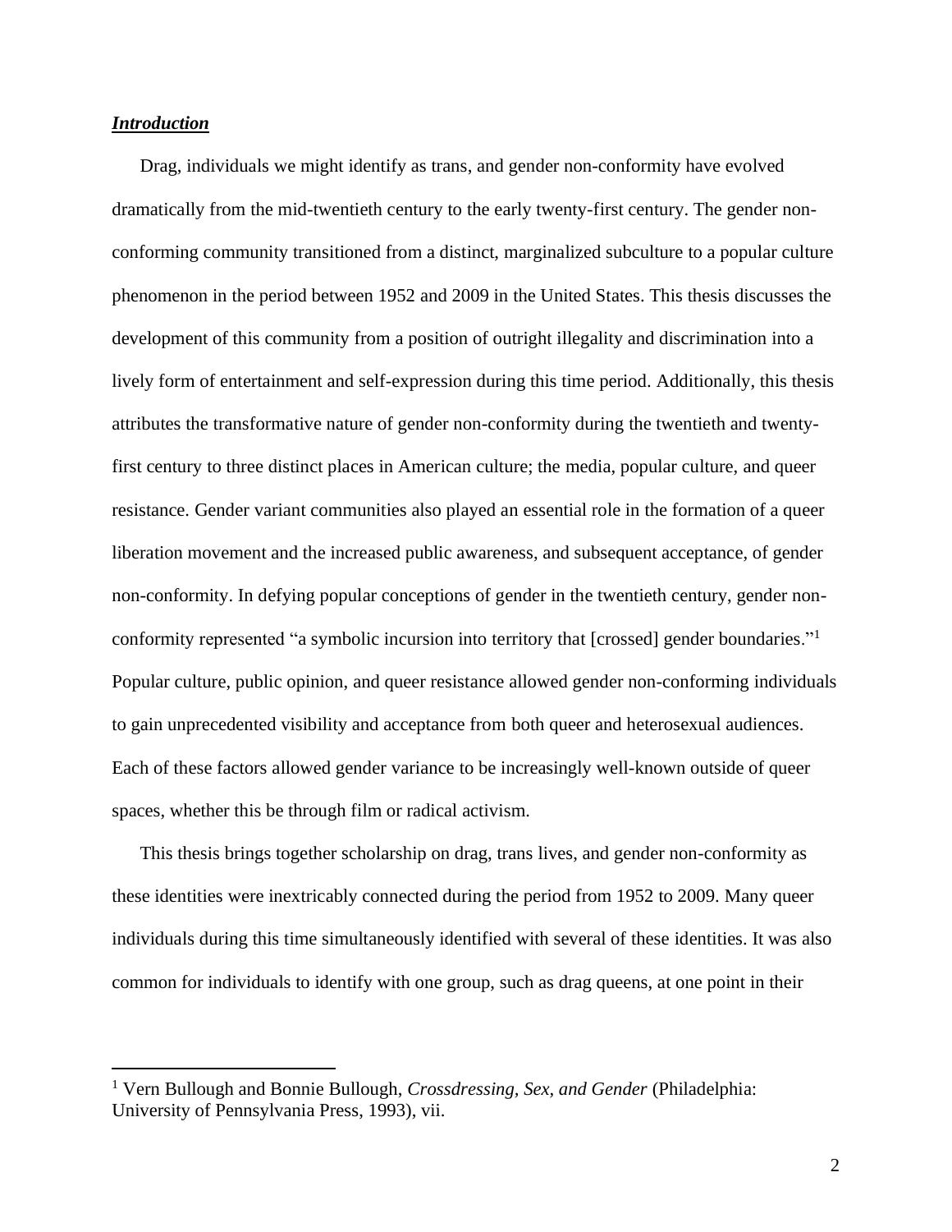## ***Introduction***

Drag, individuals we might identify as trans, and gender non-conformity have evolved dramatically from the mid-twentieth century to the early twenty-first century. The gender non-conforming community transitioned from a distinct, marginalized subculture to a popular culture phenomenon in the period between 1952 and 2009 in the United States. This thesis discusses the development of this community from a position of outright illegality and discrimination into a lively form of entertainment and self-expression during this time period. Additionally, this thesis attributes the transformative nature of gender non-conformity during the twentieth and twenty-first century to three distinct places in American culture; the media, popular culture, and queer resistance. Gender variant communities also played an essential role in the formation of a queer liberation movement and the increased public awareness, and subsequent acceptance, of gender non-conformity. In defying popular conceptions of gender in the twentieth century, gender non-conformity represented "a symbolic incursion into territory that [crossed] gender boundaries."[1] Popular culture, public opinion, and queer resistance allowed gender non-conforming individuals to gain unprecedented visibility and acceptance from both queer and heterosexual audiences. Each of these factors allowed gender variance to be increasingly well-known outside of queer spaces, whether this be through film or radical activism.

This thesis brings together scholarship on drag, trans lives, and gender non-conformity as these identities were inextricably connected during the period from 1952 to 2009. Many queer individuals during this time simultaneously identified with several of these identities. It was also common for individuals to identify with one group, such as drag queens, at one point in their

---

[1] Vern Bullough and Bonnie Bullough, *Crossdressing, Sex, and Gender* (Philadelphia: University of Pennsylvania Press, 1993), vii.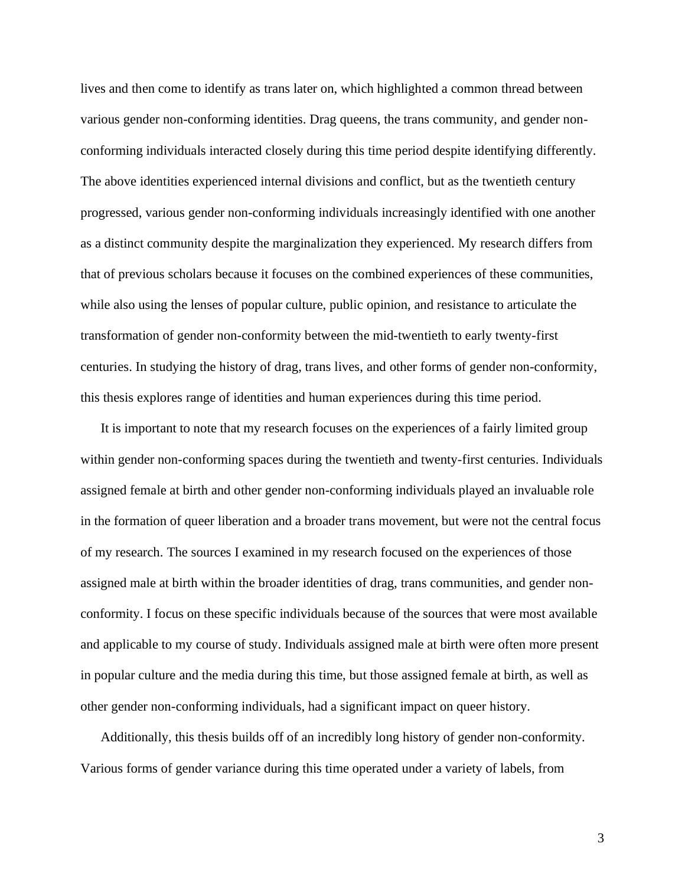lives and then come to identify as trans later on, which highlighted a common thread between various gender non-conforming identities. Drag queens, the trans community, and gender non-conforming individuals interacted closely during this time period despite identifying differently. The above identities experienced internal divisions and conflict, but as the twentieth century progressed, various gender non-conforming individuals increasingly identified with one another as a distinct community despite the marginalization they experienced. My research differs from that of previous scholars because it focuses on the combined experiences of these communities, while also using the lenses of popular culture, public opinion, and resistance to articulate the transformation of gender non-conformity between the mid-twentieth to early twenty-first centuries. In studying the history of drag, trans lives, and other forms of gender non-conformity, this thesis explores range of identities and human experiences during this time period.

It is important to note that my research focuses on the experiences of a fairly limited group within gender non-conforming spaces during the twentieth and twenty-first centuries. Individuals assigned female at birth and other gender non-conforming individuals played an invaluable role in the formation of queer liberation and a broader trans movement, but were not the central focus of my research. The sources I examined in my research focused on the experiences of those assigned male at birth within the broader identities of drag, trans communities, and gender non-conformity. I focus on these specific individuals because of the sources that were most available and applicable to my course of study. Individuals assigned male at birth were often more present in popular culture and the media during this time, but those assigned female at birth, as well as other gender non-conforming individuals, had a significant impact on queer history.

Additionally, this thesis builds off of an incredibly long history of gender non-conformity. Various forms of gender variance during this time operated under a variety of labels, from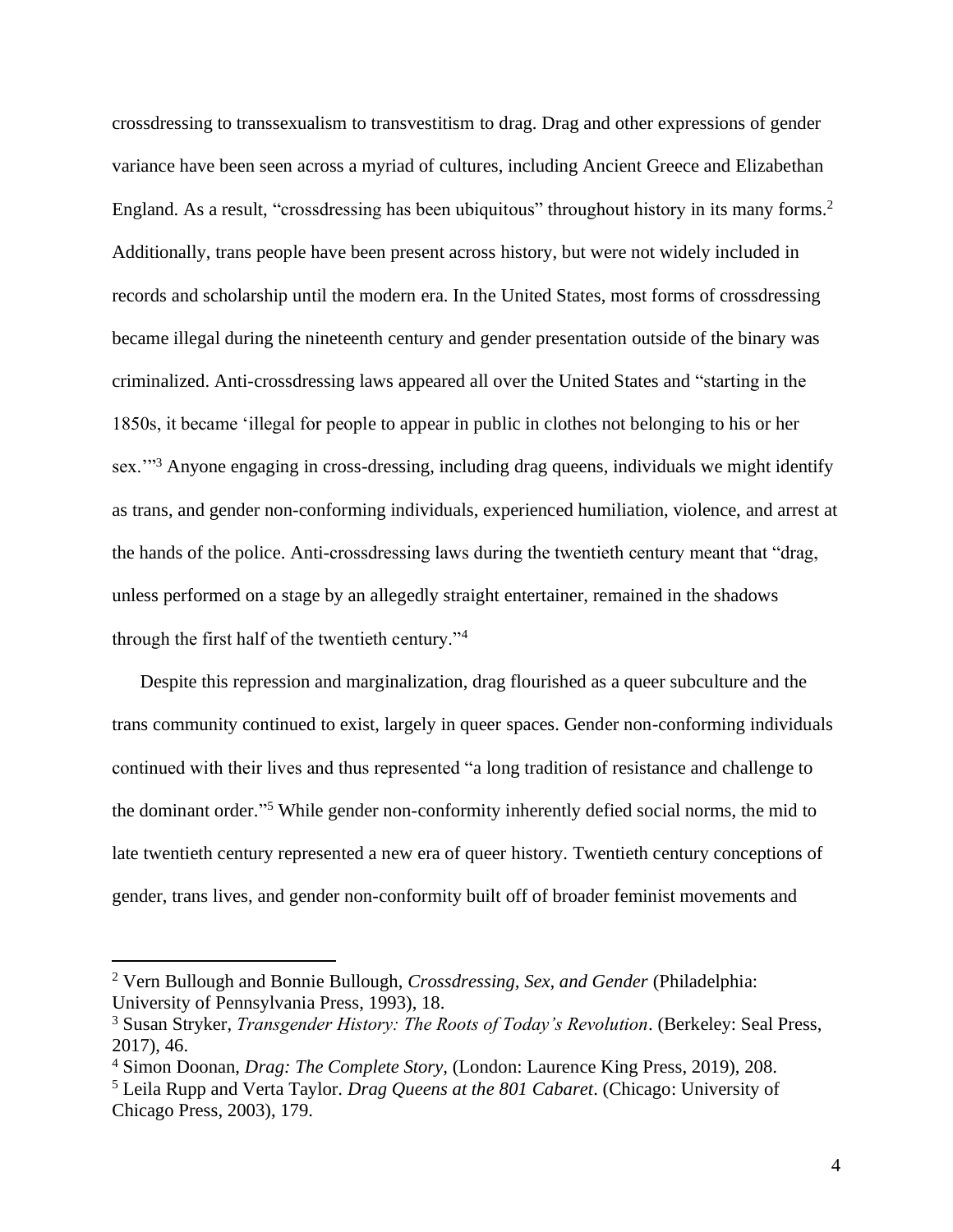crossdressing to transsexualism to transvestitism to drag. Drag and other expressions of gender variance have been seen across a myriad of cultures, including Ancient Greece and Elizabethan England. As a result, "crossdressing has been ubiquitous" throughout history in its many forms.[2] Additionally, trans people have been present across history, but were not widely included in records and scholarship until the modern era. In the United States, most forms of crossdressing became illegal during the nineteenth century and gender presentation outside of the binary was criminalized. Anti-crossdressing laws appeared all over the United States and "starting in the 1850s, it became 'illegal for people to appear in public in clothes not belonging to his or her sex.'"[3] Anyone engaging in cross-dressing, including drag queens, individuals we might identify as trans, and gender non-conforming individuals, experienced humiliation, violence, and arrest at the hands of the police. Anti-crossdressing laws during the twentieth century meant that "drag, unless performed on a stage by an allegedly straight entertainer, remained in the shadows through the first half of the twentieth century."[4]

Despite this repression and marginalization, drag flourished as a queer subculture and the trans community continued to exist, largely in queer spaces. Gender non-conforming individuals continued with their lives and thus represented "a long tradition of resistance and challenge to the dominant order."[5] While gender non-conformity inherently defied social norms, the mid to late twentieth century represented a new era of queer history. Twentieth century conceptions of gender, trans lives, and gender non-conformity built off of broader feminist movements and

---

[2] Vern Bullough and Bonnie Bullough, *Crossdressing, Sex, and Gender* (Philadelphia: University of Pennsylvania Press, 1993), 18.

[3] Susan Stryker, *Transgender History: The Roots of Today's Revolution*. (Berkeley: Seal Press, 2017), 46.

[4] Simon Doonan, *Drag: The Complete Story,* (London: Laurence King Press, 2019), 208.

[5] Leila Rupp and Verta Taylor. *Drag Queens at the 801 Cabaret*. (Chicago: University of Chicago Press, 2003), 179.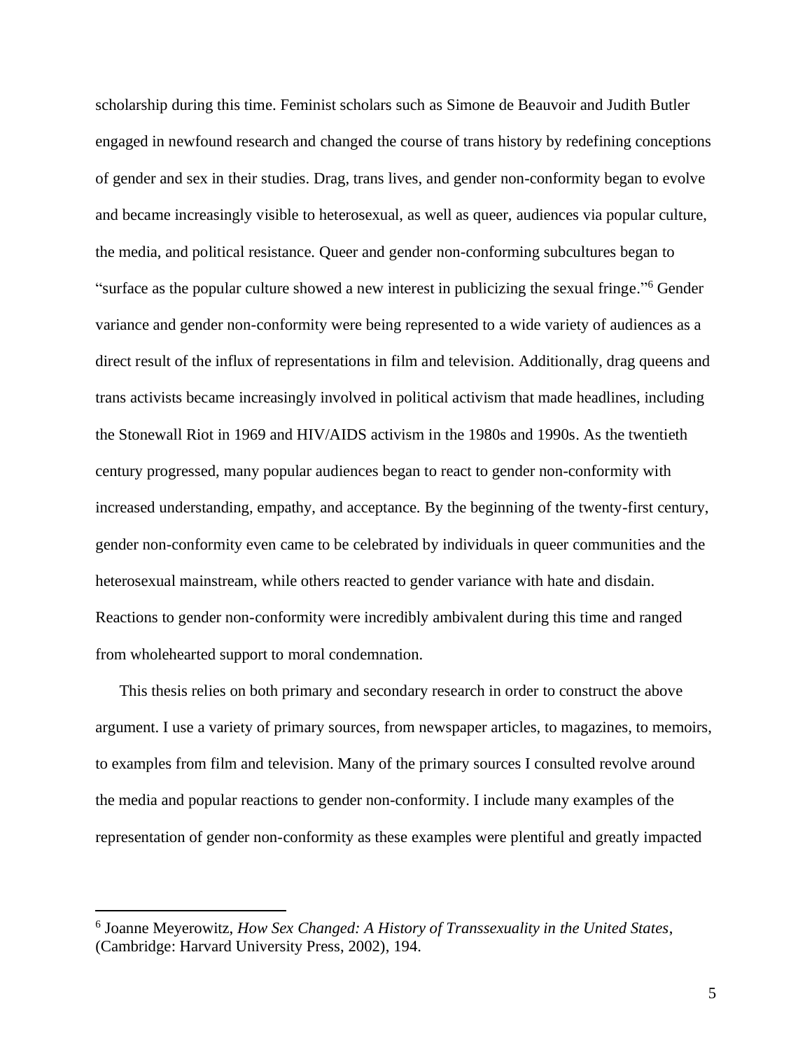scholarship during this time. Feminist scholars such as Simone de Beauvoir and Judith Butler engaged in newfound research and changed the course of trans history by redefining conceptions of gender and sex in their studies. Drag, trans lives, and gender non-conformity began to evolve and became increasingly visible to heterosexual, as well as queer, audiences via popular culture, the media, and political resistance. Queer and gender non-conforming subcultures began to "surface as the popular culture showed a new interest in publicizing the sexual fringe."[6] Gender variance and gender non-conformity were being represented to a wide variety of audiences as a direct result of the influx of representations in film and television. Additionally, drag queens and trans activists became increasingly involved in political activism that made headlines, including the Stonewall Riot in 1969 and HIV/AIDS activism in the 1980s and 1990s. As the twentieth century progressed, many popular audiences began to react to gender non-conformity with increased understanding, empathy, and acceptance. By the beginning of the twenty-first century, gender non-conformity even came to be celebrated by individuals in queer communities and the heterosexual mainstream, while others reacted to gender variance with hate and disdain. Reactions to gender non-conformity were incredibly ambivalent during this time and ranged from wholehearted support to moral condemnation.

This thesis relies on both primary and secondary research in order to construct the above argument. I use a variety of primary sources, from newspaper articles, to magazines, to memoirs, to examples from film and television. Many of the primary sources I consulted revolve around the media and popular reactions to gender non-conformity. I include many examples of the representation of gender non-conformity as these examples were plentiful and greatly impacted

---

[6] Joanne Meyerowitz, *How Sex Changed: A History of Transsexuality in the United States*, (Cambridge: Harvard University Press, 2002), 194.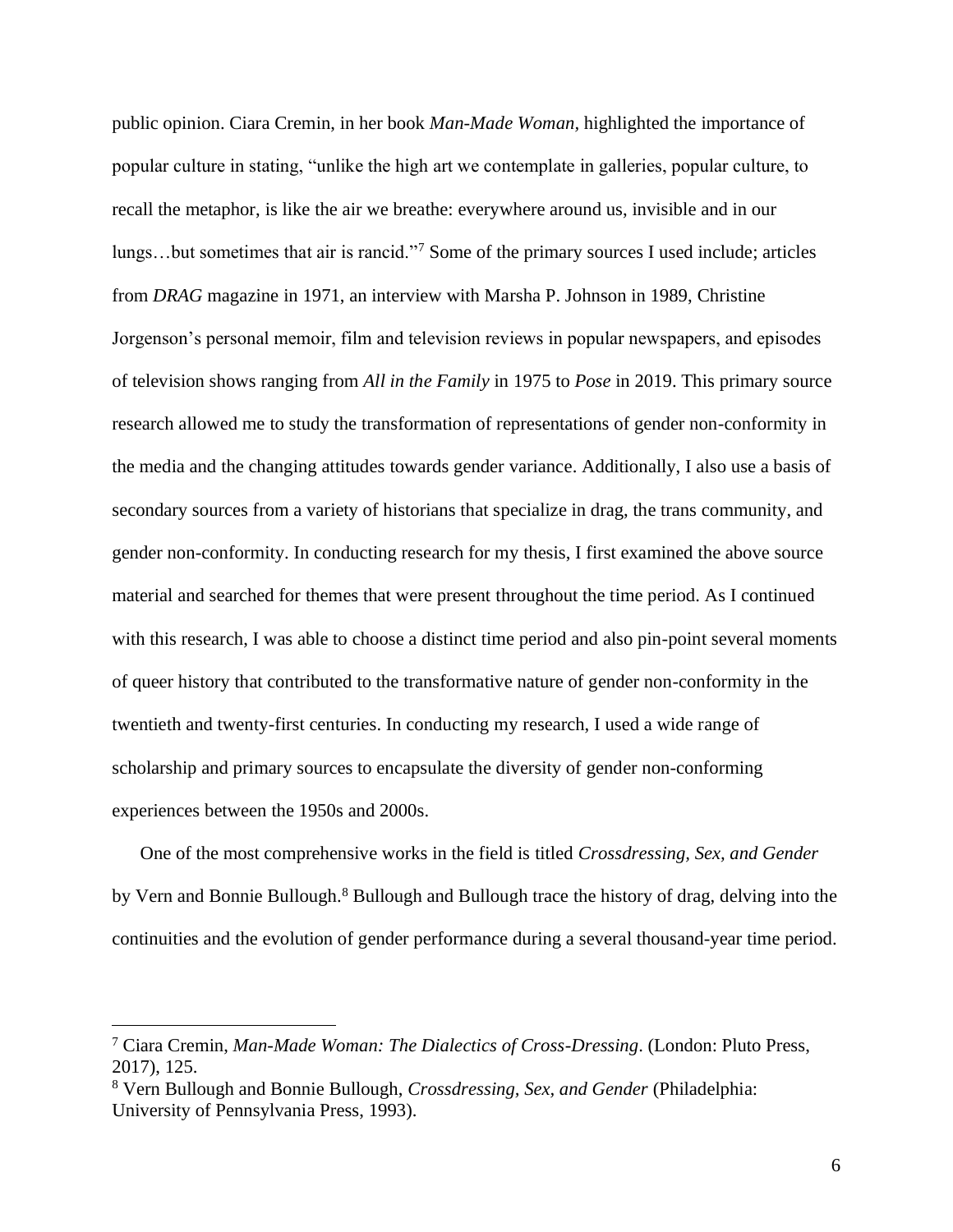public opinion. Ciara Cremin, in her book *Man-Made Woman*, highlighted the importance of popular culture in stating, "unlike the high art we contemplate in galleries, popular culture, to recall the metaphor, is like the air we breathe: everywhere around us, invisible and in our lungs…but sometimes that air is rancid."[7] Some of the primary sources I used include; articles from *DRAG* magazine in 1971, an interview with Marsha P. Johnson in 1989, Christine Jorgenson's personal memoir, film and television reviews in popular newspapers, and episodes of television shows ranging from *All in the Family* in 1975 to *Pose* in 2019. This primary source research allowed me to study the transformation of representations of gender non-conformity in the media and the changing attitudes towards gender variance. Additionally, I also use a basis of secondary sources from a variety of historians that specialize in drag, the trans community, and gender non-conformity. In conducting research for my thesis, I first examined the above source material and searched for themes that were present throughout the time period. As I continued with this research, I was able to choose a distinct time period and also pin-point several moments of queer history that contributed to the transformative nature of gender non-conformity in the twentieth and twenty-first centuries. In conducting my research, I used a wide range of scholarship and primary sources to encapsulate the diversity of gender non-conforming experiences between the 1950s and 2000s.

One of the most comprehensive works in the field is titled *Crossdressing, Sex, and Gender* by Vern and Bonnie Bullough.[8] Bullough and Bullough trace the history of drag, delving into the continuities and the evolution of gender performance during a several thousand-year time period.

---

[7] Ciara Cremin, *Man-Made Woman: The Dialectics of Cross-Dressing*. (London: Pluto Press, 2017), 125.

[8] Vern Bullough and Bonnie Bullough, *Crossdressing, Sex, and Gender* (Philadelphia: University of Pennsylvania Press, 1993).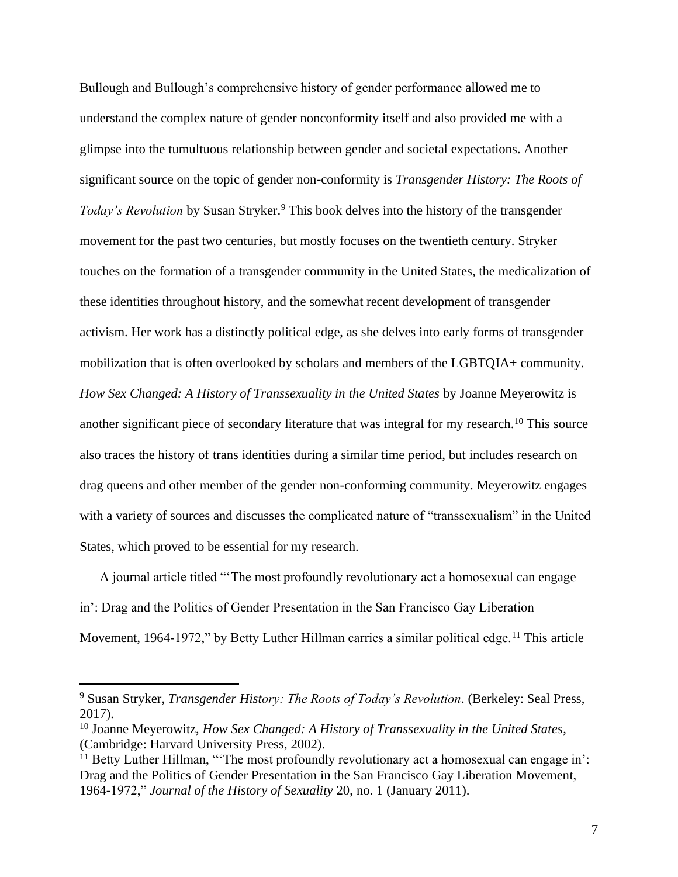Bullough and Bullough's comprehensive history of gender performance allowed me to understand the complex nature of gender nonconformity itself and also provided me with a glimpse into the tumultuous relationship between gender and societal expectations. Another significant source on the topic of gender non-conformity is *Transgender History: The Roots of Today's Revolution* by Susan Stryker.[9] This book delves into the history of the transgender movement for the past two centuries, but mostly focuses on the twentieth century. Stryker touches on the formation of a transgender community in the United States, the medicalization of these identities throughout history, and the somewhat recent development of transgender activism. Her work has a distinctly political edge, as she delves into early forms of transgender mobilization that is often overlooked by scholars and members of the LGBTQIA+ community. *How Sex Changed: A History of Transsexuality in the United States* by Joanne Meyerowitz is another significant piece of secondary literature that was integral for my research.[10] This source also traces the history of trans identities during a similar time period, but includes research on drag queens and other member of the gender non-conforming community. Meyerowitz engages with a variety of sources and discusses the complicated nature of "transsexualism" in the United States, which proved to be essential for my research.

A journal article titled "'The most profoundly revolutionary act a homosexual can engage in': Drag and the Politics of Gender Presentation in the San Francisco Gay Liberation Movement, 1964-1972," by Betty Luther Hillman carries a similar political edge.[11] This article

---

[9] Susan Stryker, *Transgender History: The Roots of Today's Revolution*. (Berkeley: Seal Press, 2017).

[10] Joanne Meyerowitz, *How Sex Changed: A History of Transsexuality in the United States*, (Cambridge: Harvard University Press, 2002).

[11] Betty Luther Hillman, "'The most profoundly revolutionary act a homosexual can engage in': Drag and the Politics of Gender Presentation in the San Francisco Gay Liberation Movement, 1964-1972," *Journal of the History of Sexuality* 20, no. 1 (January 2011).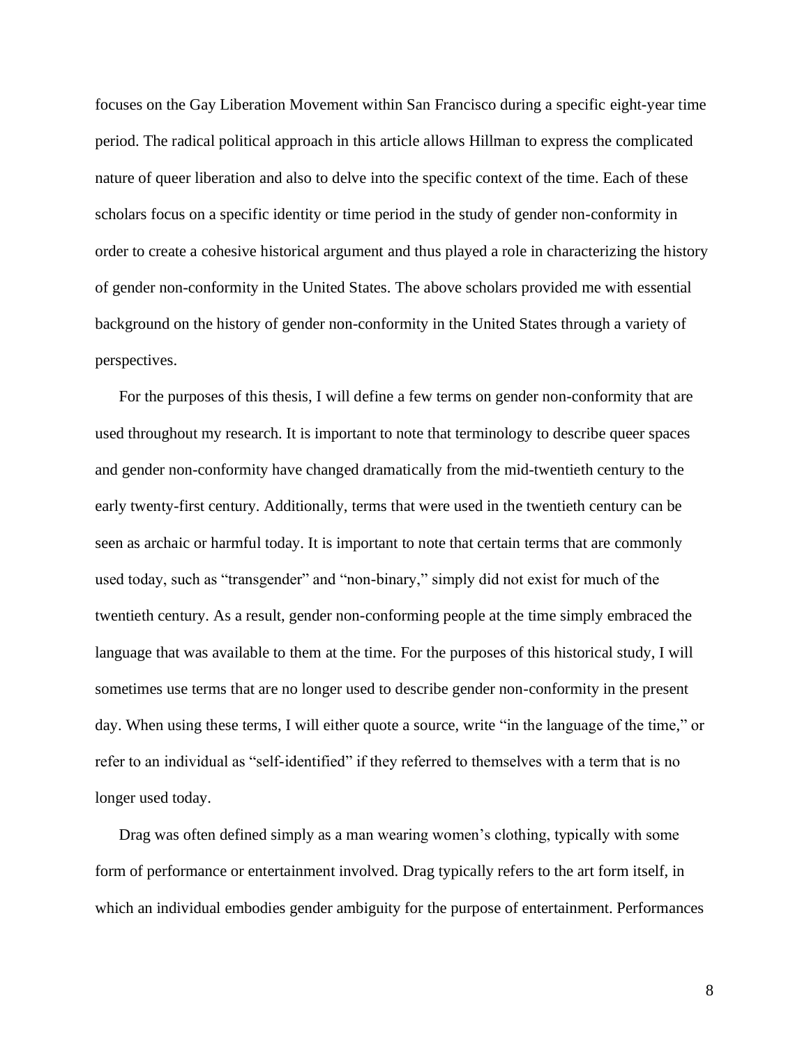focuses on the Gay Liberation Movement within San Francisco during a specific eight-year time period. The radical political approach in this article allows Hillman to express the complicated nature of queer liberation and also to delve into the specific context of the time. Each of these scholars focus on a specific identity or time period in the study of gender non-conformity in order to create a cohesive historical argument and thus played a role in characterizing the history of gender non-conformity in the United States. The above scholars provided me with essential background on the history of gender non-conformity in the United States through a variety of perspectives.

For the purposes of this thesis, I will define a few terms on gender non-conformity that are used throughout my research. It is important to note that terminology to describe queer spaces and gender non-conformity have changed dramatically from the mid-twentieth century to the early twenty-first century. Additionally, terms that were used in the twentieth century can be seen as archaic or harmful today. It is important to note that certain terms that are commonly used today, such as "transgender" and "non-binary," simply did not exist for much of the twentieth century. As a result, gender non-conforming people at the time simply embraced the language that was available to them at the time. For the purposes of this historical study, I will sometimes use terms that are no longer used to describe gender non-conformity in the present day. When using these terms, I will either quote a source, write "in the language of the time," or refer to an individual as "self-identified" if they referred to themselves with a term that is no longer used today.

Drag was often defined simply as a man wearing women's clothing, typically with some form of performance or entertainment involved. Drag typically refers to the art form itself, in which an individual embodies gender ambiguity for the purpose of entertainment. Performances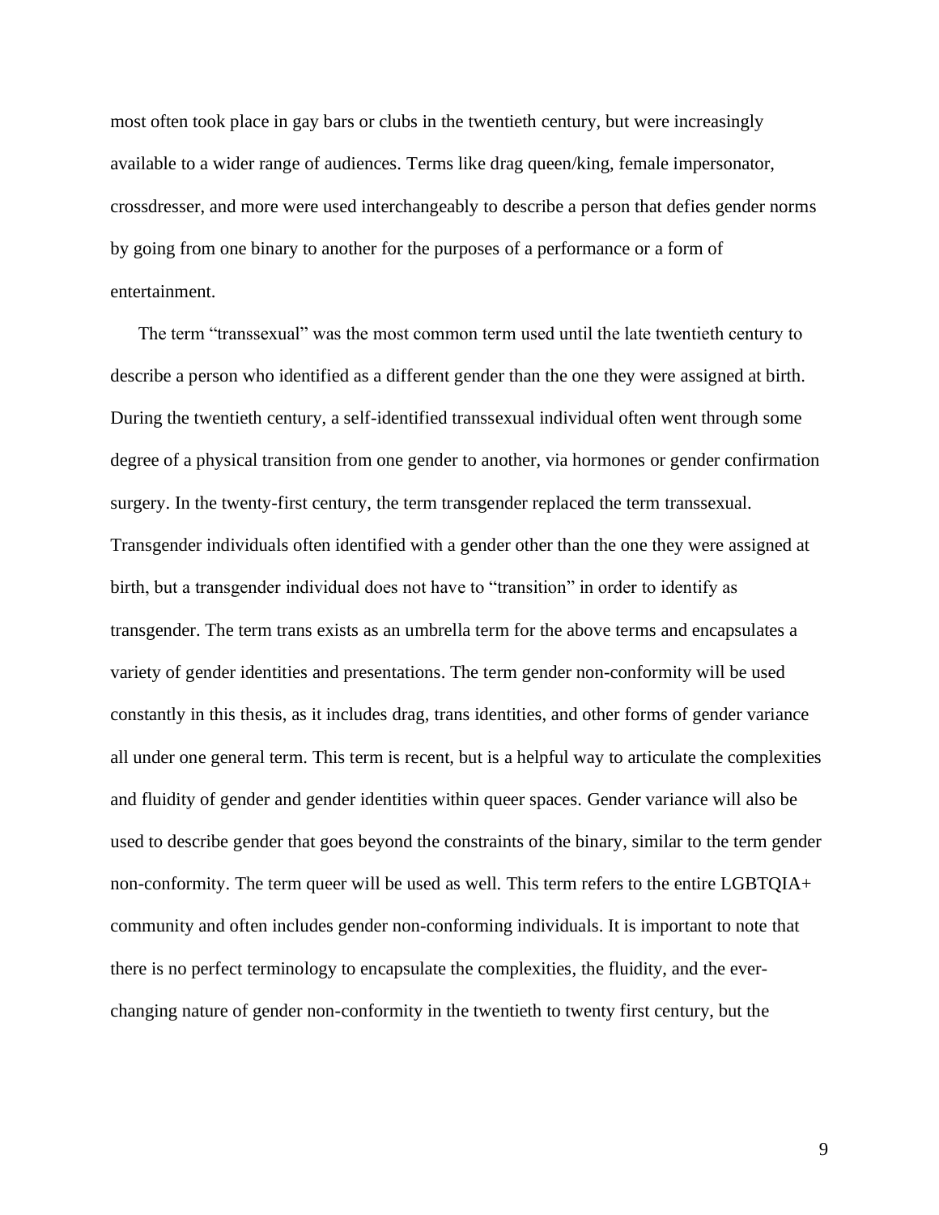most often took place in gay bars or clubs in the twentieth century, but were increasingly available to a wider range of audiences. Terms like drag queen/king, female impersonator, crossdresser, and more were used interchangeably to describe a person that defies gender norms by going from one binary to another for the purposes of a performance or a form of entertainment.

The term "transsexual" was the most common term used until the late twentieth century to describe a person who identified as a different gender than the one they were assigned at birth. During the twentieth century, a self-identified transsexual individual often went through some degree of a physical transition from one gender to another, via hormones or gender confirmation surgery. In the twenty-first century, the term transgender replaced the term transsexual. Transgender individuals often identified with a gender other than the one they were assigned at birth, but a transgender individual does not have to "transition" in order to identify as transgender. The term trans exists as an umbrella term for the above terms and encapsulates a variety of gender identities and presentations. The term gender non-conformity will be used constantly in this thesis, as it includes drag, trans identities, and other forms of gender variance all under one general term. This term is recent, but is a helpful way to articulate the complexities and fluidity of gender and gender identities within queer spaces. Gender variance will also be used to describe gender that goes beyond the constraints of the binary, similar to the term gender non-conformity. The term queer will be used as well. This term refers to the entire LGBTQIA+ community and often includes gender non-conforming individuals. It is important to note that there is no perfect terminology to encapsulate the complexities, the fluidity, and the ever-changing nature of gender non-conformity in the twentieth to twenty first century, but the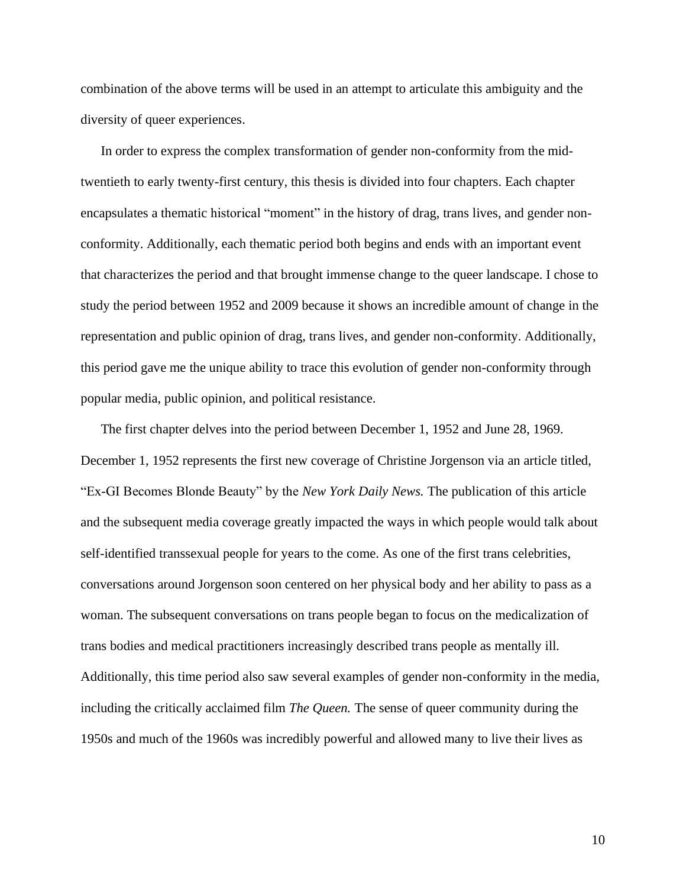combination of the above terms will be used in an attempt to articulate this ambiguity and the diversity of queer experiences.

In order to express the complex transformation of gender non-conformity from the mid-twentieth to early twenty-first century, this thesis is divided into four chapters. Each chapter encapsulates a thematic historical "moment" in the history of drag, trans lives, and gender non-conformity. Additionally, each thematic period both begins and ends with an important event that characterizes the period and that brought immense change to the queer landscape. I chose to study the period between 1952 and 2009 because it shows an incredible amount of change in the representation and public opinion of drag, trans lives, and gender non-conformity. Additionally, this period gave me the unique ability to trace this evolution of gender non-conformity through popular media, public opinion, and political resistance.

The first chapter delves into the period between December 1, 1952 and June 28, 1969. December 1, 1952 represents the first new coverage of Christine Jorgenson via an article titled, "Ex-GI Becomes Blonde Beauty" by the *New York Daily News.* The publication of this article and the subsequent media coverage greatly impacted the ways in which people would talk about self-identified transsexual people for years to the come. As one of the first trans celebrities, conversations around Jorgenson soon centered on her physical body and her ability to pass as a woman. The subsequent conversations on trans people began to focus on the medicalization of trans bodies and medical practitioners increasingly described trans people as mentally ill. Additionally, this time period also saw several examples of gender non-conformity in the media, including the critically acclaimed film *The Queen.* The sense of queer community during the 1950s and much of the 1960s was incredibly powerful and allowed many to live their lives as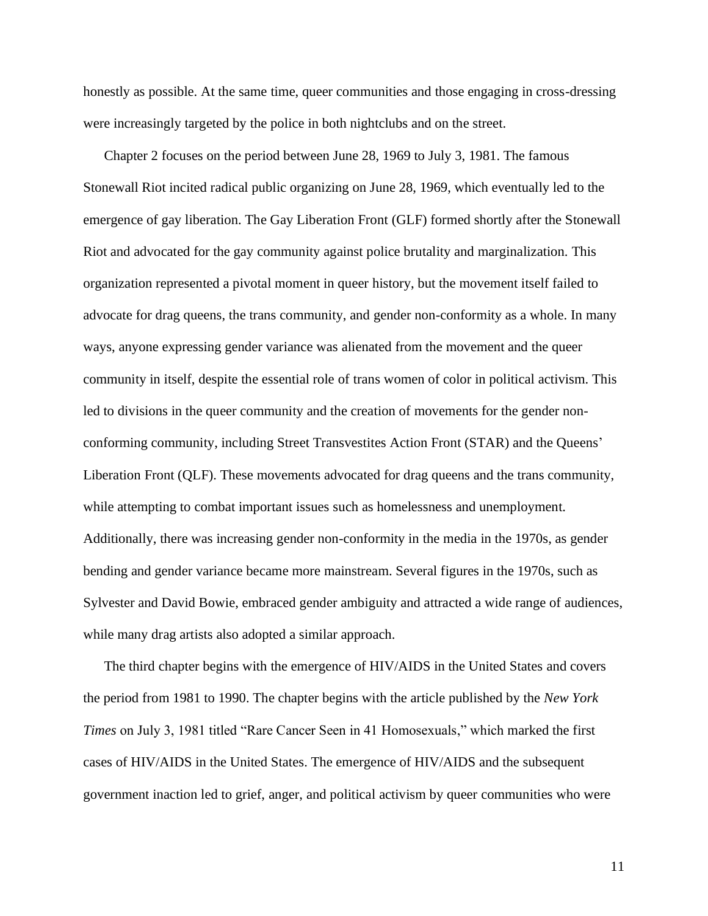honestly as possible. At the same time, queer communities and those engaging in cross-dressing were increasingly targeted by the police in both nightclubs and on the street.

Chapter 2 focuses on the period between June 28, 1969 to July 3, 1981. The famous Stonewall Riot incited radical public organizing on June 28, 1969, which eventually led to the emergence of gay liberation. The Gay Liberation Front (GLF) formed shortly after the Stonewall Riot and advocated for the gay community against police brutality and marginalization. This organization represented a pivotal moment in queer history, but the movement itself failed to advocate for drag queens, the trans community, and gender non-conformity as a whole. In many ways, anyone expressing gender variance was alienated from the movement and the queer community in itself, despite the essential role of trans women of color in political activism. This led to divisions in the queer community and the creation of movements for the gender non-conforming community, including Street Transvestites Action Front (STAR) and the Queens' Liberation Front (QLF). These movements advocated for drag queens and the trans community, while attempting to combat important issues such as homelessness and unemployment. Additionally, there was increasing gender non-conformity in the media in the 1970s, as gender bending and gender variance became more mainstream. Several figures in the 1970s, such as Sylvester and David Bowie, embraced gender ambiguity and attracted a wide range of audiences, while many drag artists also adopted a similar approach.

The third chapter begins with the emergence of HIV/AIDS in the United States and covers the period from 1981 to 1990. The chapter begins with the article published by the *New York Times* on July 3, 1981 titled "Rare Cancer Seen in 41 Homosexuals," which marked the first cases of HIV/AIDS in the United States. The emergence of HIV/AIDS and the subsequent government inaction led to grief, anger, and political activism by queer communities who were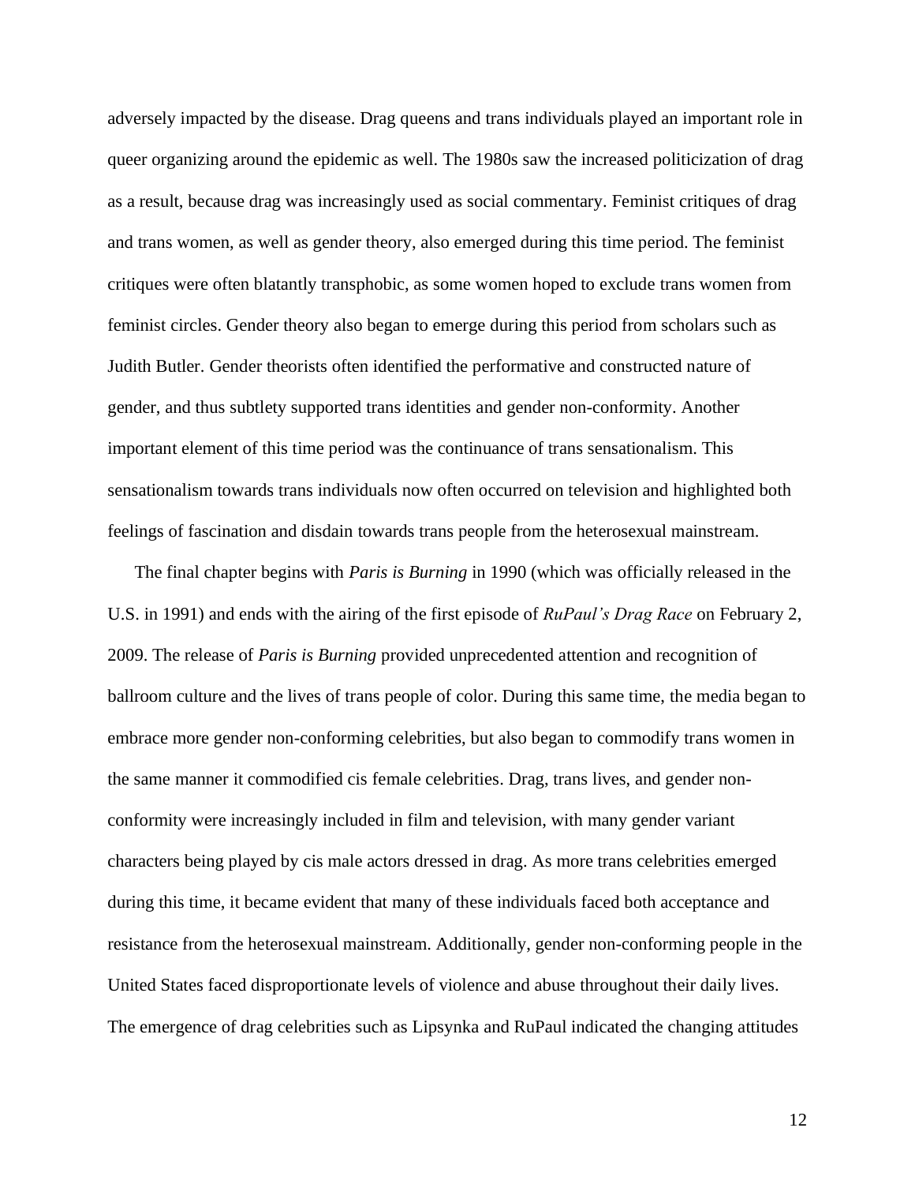adversely impacted by the disease. Drag queens and trans individuals played an important role in queer organizing around the epidemic as well. The 1980s saw the increased politicization of drag as a result, because drag was increasingly used as social commentary. Feminist critiques of drag and trans women, as well as gender theory, also emerged during this time period. The feminist critiques were often blatantly transphobic, as some women hoped to exclude trans women from feminist circles. Gender theory also began to emerge during this period from scholars such as Judith Butler. Gender theorists often identified the performative and constructed nature of gender, and thus subtlety supported trans identities and gender non-conformity. Another important element of this time period was the continuance of trans sensationalism. This sensationalism towards trans individuals now often occurred on television and highlighted both feelings of fascination and disdain towards trans people from the heterosexual mainstream.

The final chapter begins with *Paris is Burning* in 1990 (which was officially released in the U.S. in 1991) and ends with the airing of the first episode of *RuPaul's Drag Race* on February 2, 2009. The release of *Paris is Burning* provided unprecedented attention and recognition of ballroom culture and the lives of trans people of color. During this same time, the media began to embrace more gender non-conforming celebrities, but also began to commodify trans women in the same manner it commodified cis female celebrities. Drag, trans lives, and gender non-conformity were increasingly included in film and television, with many gender variant characters being played by cis male actors dressed in drag. As more trans celebrities emerged during this time, it became evident that many of these individuals faced both acceptance and resistance from the heterosexual mainstream. Additionally, gender non-conforming people in the United States faced disproportionate levels of violence and abuse throughout their daily lives. The emergence of drag celebrities such as Lipsynka and RuPaul indicated the changing attitudes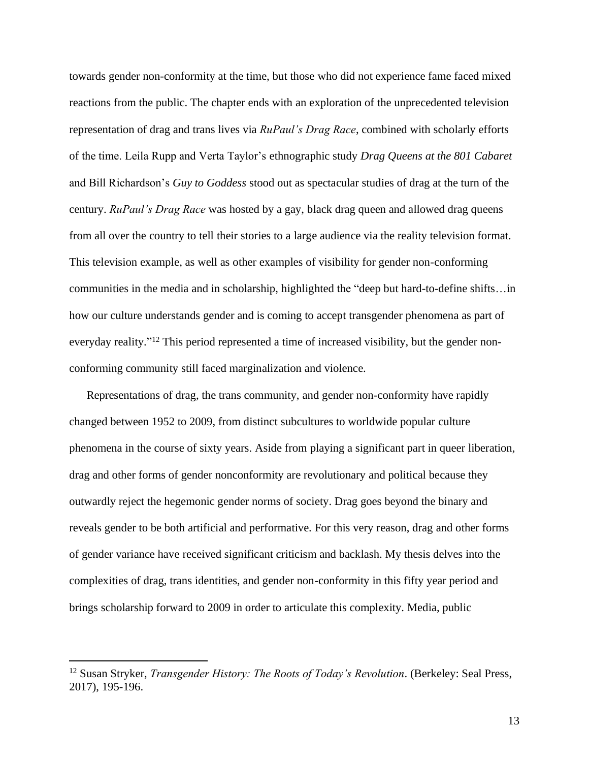towards gender non-conformity at the time, but those who did not experience fame faced mixed reactions from the public. The chapter ends with an exploration of the unprecedented television representation of drag and trans lives via *RuPaul's Drag Race*, combined with scholarly efforts of the time. Leila Rupp and Verta Taylor's ethnographic study *Drag Queens at the 801 Cabaret* and Bill Richardson's *Guy to Goddess* stood out as spectacular studies of drag at the turn of the century. *RuPaul's Drag Race* was hosted by a gay, black drag queen and allowed drag queens from all over the country to tell their stories to a large audience via the reality television format. This television example, as well as other examples of visibility for gender non-conforming communities in the media and in scholarship, highlighted the "deep but hard-to-define shifts…in how our culture understands gender and is coming to accept transgender phenomena as part of everyday reality."[12] This period represented a time of increased visibility, but the gender non-conforming community still faced marginalization and violence.

Representations of drag, the trans community, and gender non-conformity have rapidly changed between 1952 to 2009, from distinct subcultures to worldwide popular culture phenomena in the course of sixty years. Aside from playing a significant part in queer liberation, drag and other forms of gender nonconformity are revolutionary and political because they outwardly reject the hegemonic gender norms of society. Drag goes beyond the binary and reveals gender to be both artificial and performative. For this very reason, drag and other forms of gender variance have received significant criticism and backlash. My thesis delves into the complexities of drag, trans identities, and gender non-conformity in this fifty year period and brings scholarship forward to 2009 in order to articulate this complexity. Media, public

---

[12] Susan Stryker, *Transgender History: The Roots of Today's Revolution*. (Berkeley: Seal Press, 2017), 195-196.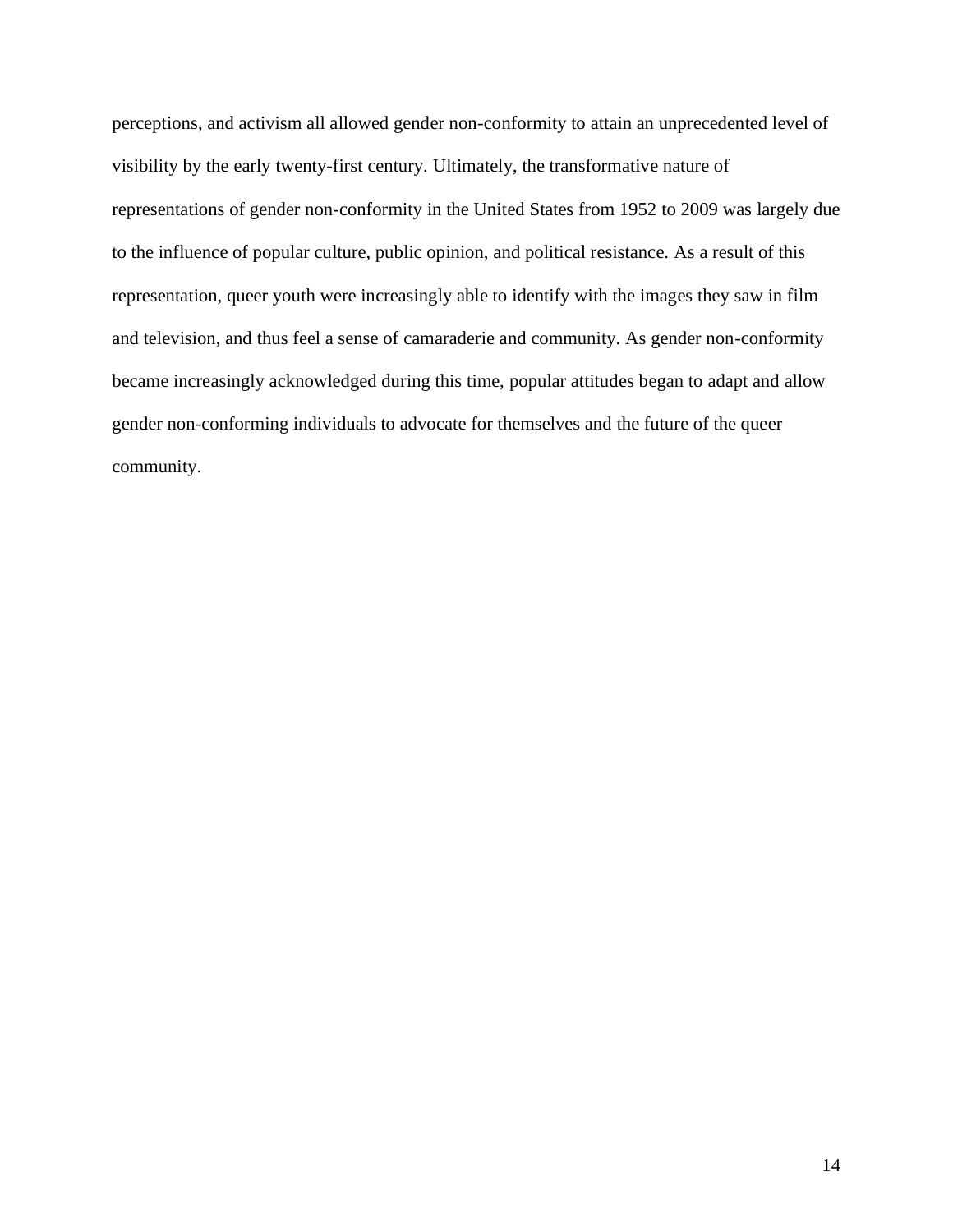perceptions, and activism all allowed gender non-conformity to attain an unprecedented level of visibility by the early twenty-first century. Ultimately, the transformative nature of representations of gender non-conformity in the United States from 1952 to 2009 was largely due to the influence of popular culture, public opinion, and political resistance. As a result of this representation, queer youth were increasingly able to identify with the images they saw in film and television, and thus feel a sense of camaraderie and community. As gender non-conformity became increasingly acknowledged during this time, popular attitudes began to adapt and allow gender non-conforming individuals to advocate for themselves and the future of the queer community.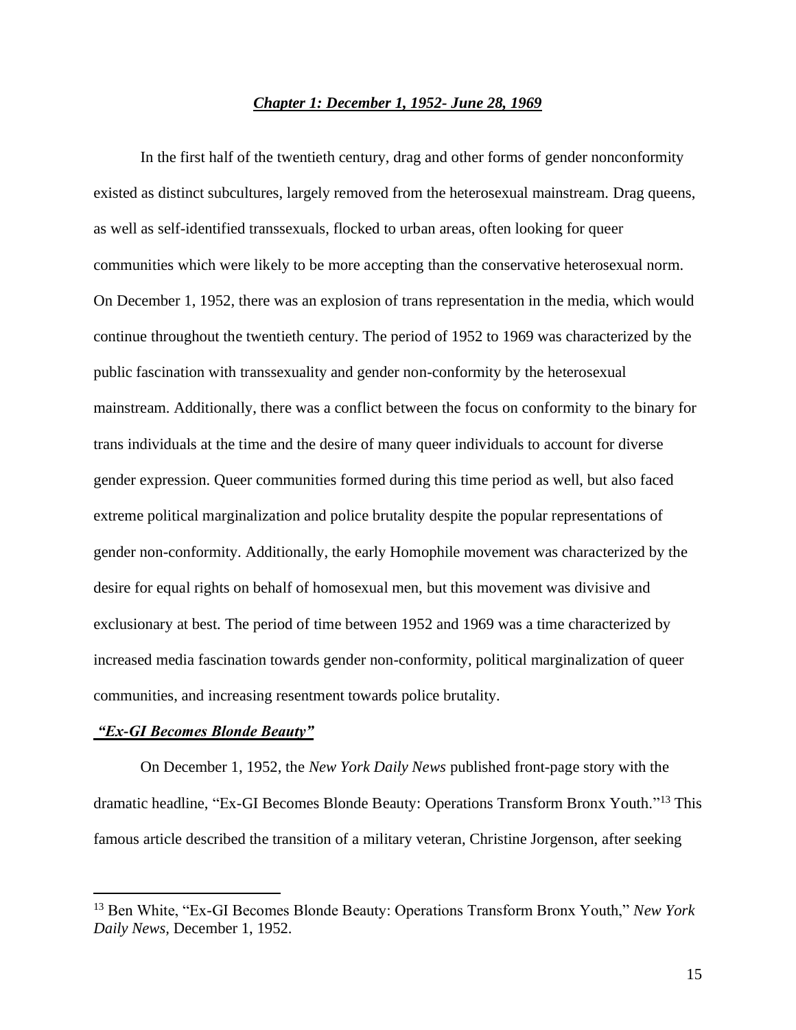## *Chapter 1: December 1, 1952- June 28, 1969*

In the first half of the twentieth century, drag and other forms of gender nonconformity existed as distinct subcultures, largely removed from the heterosexual mainstream. Drag queens, as well as self-identified transsexuals, flocked to urban areas, often looking for queer communities which were likely to be more accepting than the conservative heterosexual norm. On December 1, 1952, there was an explosion of trans representation in the media, which would continue throughout the twentieth century. The period of 1952 to 1969 was characterized by the public fascination with transsexuality and gender non-conformity by the heterosexual mainstream. Additionally, there was a conflict between the focus on conformity to the binary for trans individuals at the time and the desire of many queer individuals to account for diverse gender expression. Queer communities formed during this time period as well, but also faced extreme political marginalization and police brutality despite the popular representations of gender non-conformity. Additionally, the early Homophile movement was characterized by the desire for equal rights on behalf of homosexual men, but this movement was divisive and exclusionary at best. The period of time between 1952 and 1969 was a time characterized by increased media fascination towards gender non-conformity, political marginalization of queer communities, and increasing resentment towards police brutality.

### *"Ex-GI Becomes Blonde Beauty"*

On December 1, 1952, the *New York Daily News* published front-page story with the dramatic headline, "Ex-GI Becomes Blonde Beauty: Operations Transform Bronx Youth."[13] This famous article described the transition of a military veteran, Christine Jorgenson, after seeking

---

[13] Ben White, "Ex-GI Becomes Blonde Beauty: Operations Transform Bronx Youth," *New York Daily News,* December 1, 1952.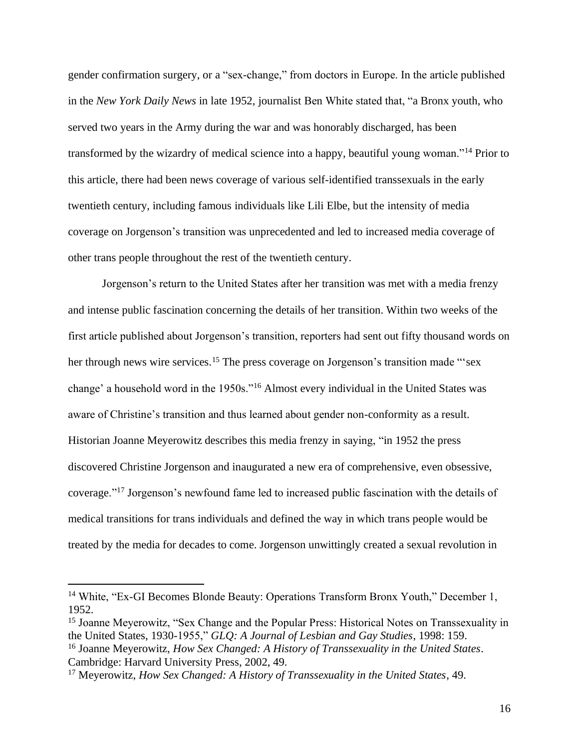gender confirmation surgery, or a "sex-change," from doctors in Europe. In the article published in the *New York Daily News* in late 1952, journalist Ben White stated that, "a Bronx youth, who served two years in the Army during the war and was honorably discharged, has been transformed by the wizardry of medical science into a happy, beautiful young woman."[14] Prior to this article, there had been news coverage of various self-identified transsexuals in the early twentieth century, including famous individuals like Lili Elbe, but the intensity of media coverage on Jorgenson's transition was unprecedented and led to increased media coverage of other trans people throughout the rest of the twentieth century.

Jorgenson's return to the United States after her transition was met with a media frenzy and intense public fascination concerning the details of her transition. Within two weeks of the first article published about Jorgenson's transition, reporters had sent out fifty thousand words on her through news wire services.[15] The press coverage on Jorgenson's transition made "'sex change' a household word in the 1950s."[16] Almost every individual in the United States was aware of Christine's transition and thus learned about gender non-conformity as a result. Historian Joanne Meyerowitz describes this media frenzy in saying, "in 1952 the press discovered Christine Jorgenson and inaugurated a new era of comprehensive, even obsessive, coverage."[17] Jorgenson's newfound fame led to increased public fascination with the details of medical transitions for trans individuals and defined the way in which trans people would be treated by the media for decades to come. Jorgenson unwittingly created a sexual revolution in

---

[14] White, "Ex-GI Becomes Blonde Beauty: Operations Transform Bronx Youth," December 1, 1952.

[15] Joanne Meyerowitz, "Sex Change and the Popular Press: Historical Notes on Transsexuality in the United States, 1930-1955," *GLQ: A Journal of Lesbian and Gay Studies*, 1998: 159.

[16] Joanne Meyerowitz, *How Sex Changed: A History of Transsexuality in the United States*. Cambridge: Harvard University Press, 2002, 49.

[17] Meyerowitz, *How Sex Changed: A History of Transsexuality in the United States*, 49.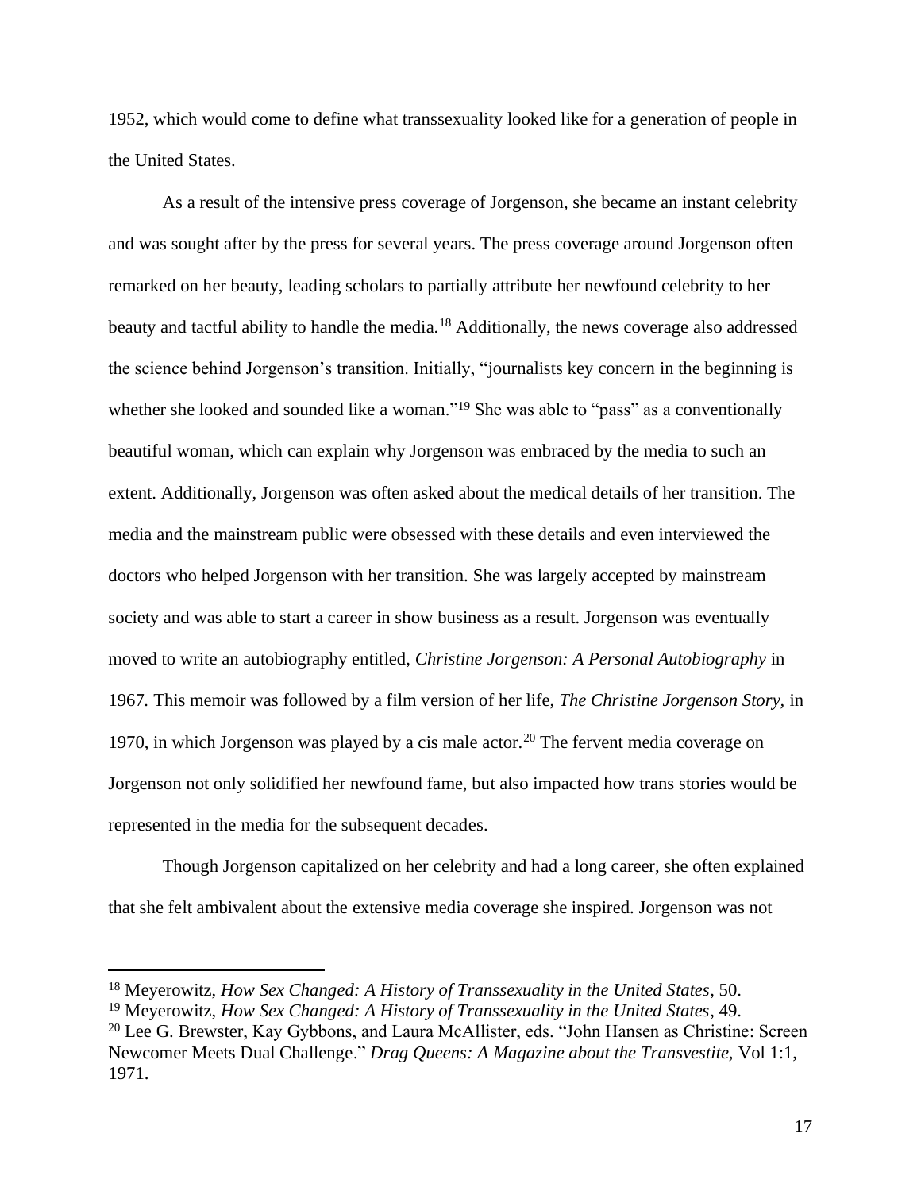1952, which would come to define what transsexuality looked like for a generation of people in the United States.

As a result of the intensive press coverage of Jorgenson, she became an instant celebrity and was sought after by the press for several years. The press coverage around Jorgenson often remarked on her beauty, leading scholars to partially attribute her newfound celebrity to her beauty and tactful ability to handle the media.[18] Additionally, the news coverage also addressed the science behind Jorgenson's transition. Initially, "journalists key concern in the beginning is whether she looked and sounded like a woman."[19] She was able to "pass" as a conventionally beautiful woman, which can explain why Jorgenson was embraced by the media to such an extent. Additionally, Jorgenson was often asked about the medical details of her transition. The media and the mainstream public were obsessed with these details and even interviewed the doctors who helped Jorgenson with her transition. She was largely accepted by mainstream society and was able to start a career in show business as a result. Jorgenson was eventually moved to write an autobiography entitled, *Christine Jorgenson: A Personal Autobiography* in 1967. This memoir was followed by a film version of her life, *The Christine Jorgenson Story,* in 1970, in which Jorgenson was played by a cis male actor.[20] The fervent media coverage on Jorgenson not only solidified her newfound fame, but also impacted how trans stories would be represented in the media for the subsequent decades.

Though Jorgenson capitalized on her celebrity and had a long career, she often explained that she felt ambivalent about the extensive media coverage she inspired. Jorgenson was not

---

[18] Meyerowitz, *How Sex Changed: A History of Transsexuality in the United States*, 50.

[19] Meyerowitz, *How Sex Changed: A History of Transsexuality in the United States*, 49.

[20] Lee G. Brewster, Kay Gybbons, and Laura McAllister, eds. "John Hansen as Christine: Screen Newcomer Meets Dual Challenge." *Drag Queens: A Magazine about the Transvestite,* Vol 1:1, 1971.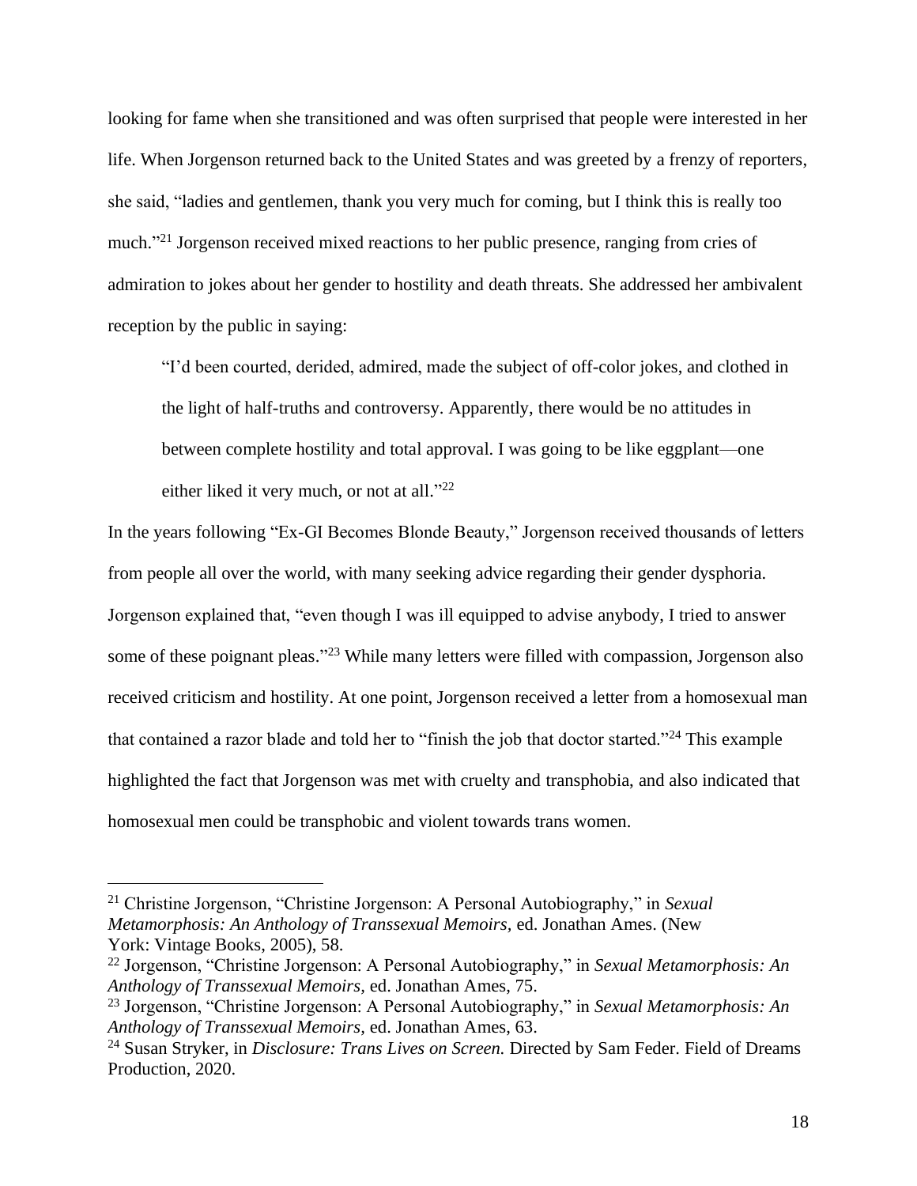looking for fame when she transitioned and was often surprised that people were interested in her life. When Jorgenson returned back to the United States and was greeted by a frenzy of reporters, she said, "ladies and gentlemen, thank you very much for coming, but I think this is really too much."[21] Jorgenson received mixed reactions to her public presence, ranging from cries of admiration to jokes about her gender to hostility and death threats. She addressed her ambivalent reception by the public in saying:

> "I'd been courted, derided, admired, made the subject of off-color jokes, and clothed in the light of half-truths and controversy. Apparently, there would be no attitudes in between complete hostility and total approval. I was going to be like eggplant—one either liked it very much, or not at all."[22]

In the years following "Ex-GI Becomes Blonde Beauty," Jorgenson received thousands of letters from people all over the world, with many seeking advice regarding their gender dysphoria. Jorgenson explained that, "even though I was ill equipped to advise anybody, I tried to answer some of these poignant pleas."[23] While many letters were filled with compassion, Jorgenson also received criticism and hostility. At one point, Jorgenson received a letter from a homosexual man that contained a razor blade and told her to "finish the job that doctor started."[24] This example highlighted the fact that Jorgenson was met with cruelty and transphobia, and also indicated that homosexual men could be transphobic and violent towards trans women.

---

[21] Christine Jorgenson, "Christine Jorgenson: A Personal Autobiography," in *Sexual Metamorphosis: An Anthology of Transsexual Memoirs*, ed. Jonathan Ames. (New York: Vintage Books, 2005), 58.

[22] Jorgenson, "Christine Jorgenson: A Personal Autobiography," in *Sexual Metamorphosis: An Anthology of Transsexual Memoirs*, ed. Jonathan Ames, 75.

[23] Jorgenson, "Christine Jorgenson: A Personal Autobiography," in *Sexual Metamorphosis: An Anthology of Transsexual Memoirs*, ed. Jonathan Ames, 63.

[24] Susan Stryker, in *Disclosure: Trans Lives on Screen.* Directed by Sam Feder. Field of Dreams Production, 2020.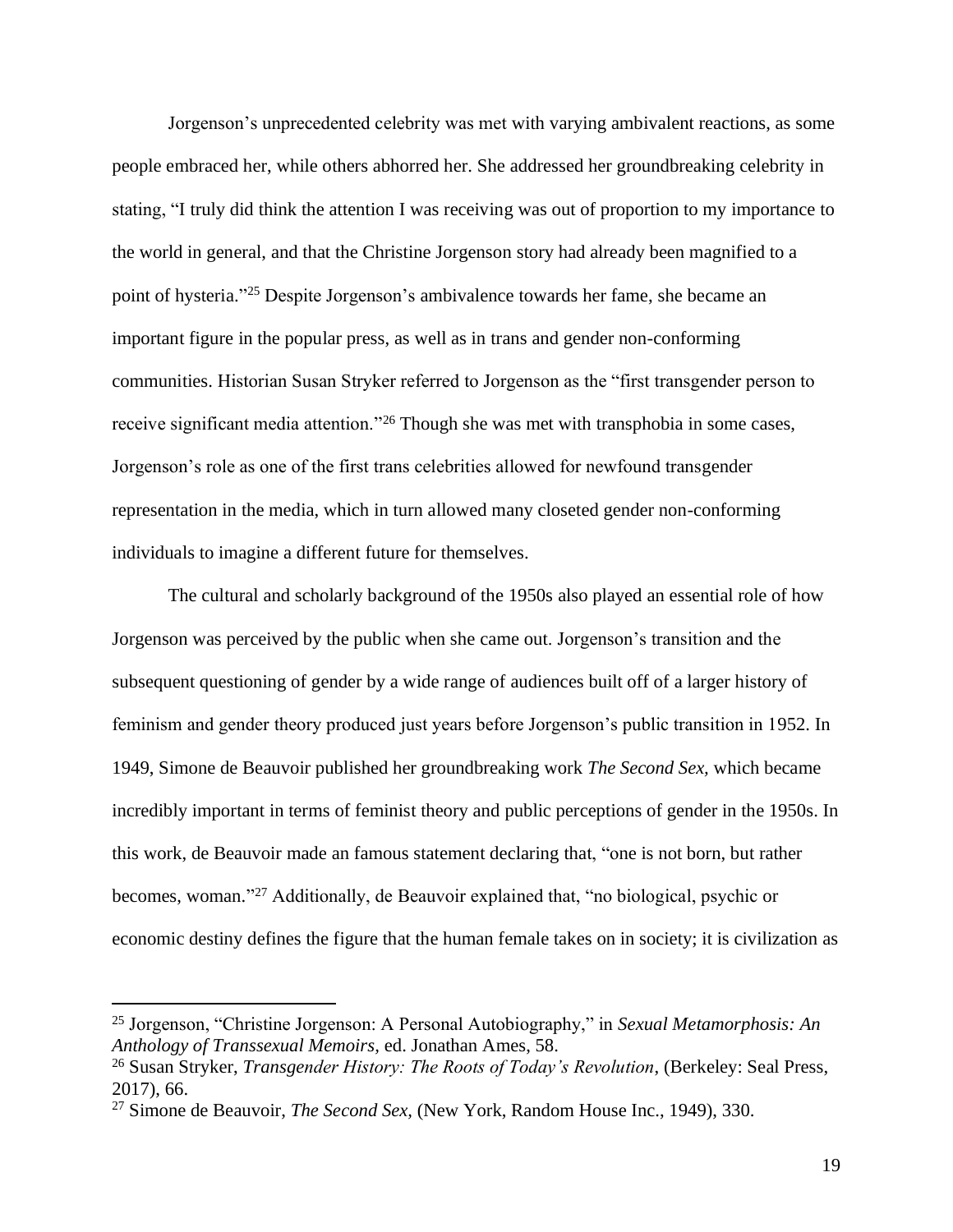Jorgenson's unprecedented celebrity was met with varying ambivalent reactions, as some people embraced her, while others abhorred her. She addressed her groundbreaking celebrity in stating, "I truly did think the attention I was receiving was out of proportion to my importance to the world in general, and that the Christine Jorgenson story had already been magnified to a point of hysteria."[25] Despite Jorgenson's ambivalence towards her fame, she became an important figure in the popular press, as well as in trans and gender non-conforming communities. Historian Susan Stryker referred to Jorgenson as the "first transgender person to receive significant media attention."[26] Though she was met with transphobia in some cases, Jorgenson's role as one of the first trans celebrities allowed for newfound transgender representation in the media, which in turn allowed many closeted gender non-conforming individuals to imagine a different future for themselves.

The cultural and scholarly background of the 1950s also played an essential role of how Jorgenson was perceived by the public when she came out. Jorgenson's transition and the subsequent questioning of gender by a wide range of audiences built off of a larger history of feminism and gender theory produced just years before Jorgenson's public transition in 1952. In 1949, Simone de Beauvoir published her groundbreaking work *The Second Sex,* which became incredibly important in terms of feminist theory and public perceptions of gender in the 1950s. In this work, de Beauvoir made an famous statement declaring that, "one is not born, but rather becomes, woman."[27] Additionally, de Beauvoir explained that, "no biological, psychic or economic destiny defines the figure that the human female takes on in society; it is civilization as

---

[25] Jorgenson, "Christine Jorgenson: A Personal Autobiography," in *Sexual Metamorphosis: An Anthology of Transsexual Memoirs,* ed. Jonathan Ames, 58.

[26] Susan Stryker, *Transgender History: The Roots of Today's Revolution*, (Berkeley: Seal Press, 2017), 66.

[27] Simone de Beauvoir, *The Second Sex,* (New York, Random House Inc., 1949), 330.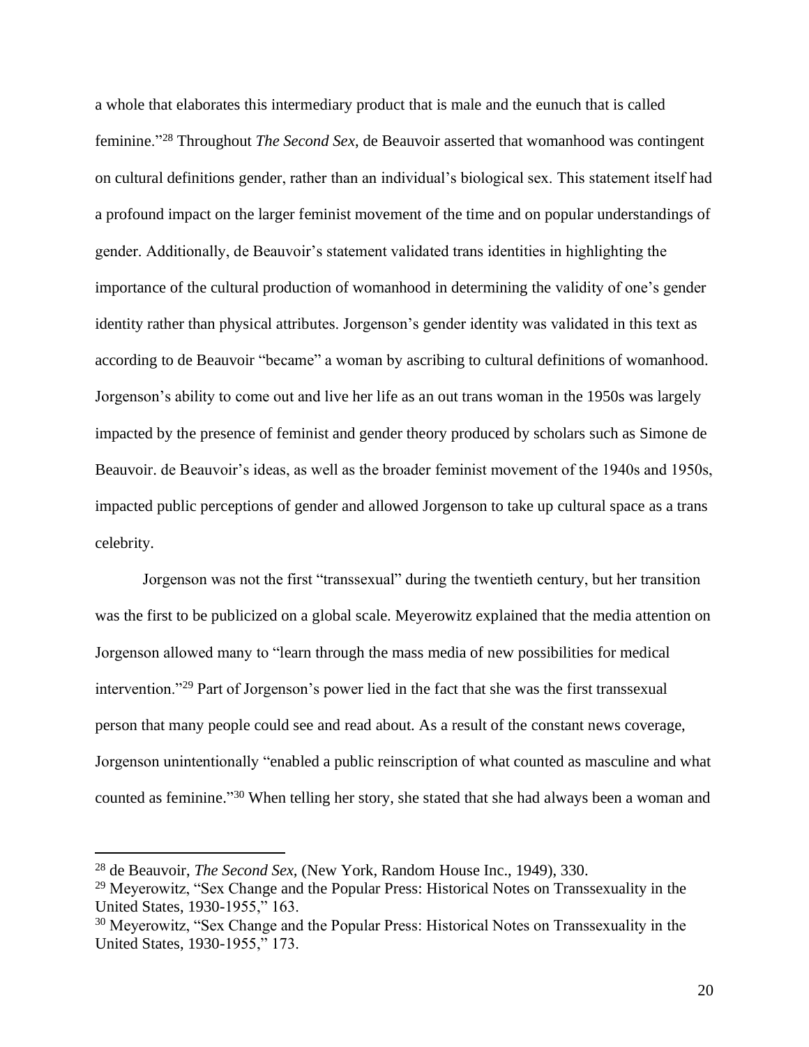a whole that elaborates this intermediary product that is male and the eunuch that is called feminine."[28] Throughout *The Second Sex*, de Beauvoir asserted that womanhood was contingent on cultural definitions gender, rather than an individual's biological sex. This statement itself had a profound impact on the larger feminist movement of the time and on popular understandings of gender. Additionally, de Beauvoir's statement validated trans identities in highlighting the importance of the cultural production of womanhood in determining the validity of one's gender identity rather than physical attributes. Jorgenson's gender identity was validated in this text as according to de Beauvoir "became" a woman by ascribing to cultural definitions of womanhood. Jorgenson's ability to come out and live her life as an out trans woman in the 1950s was largely impacted by the presence of feminist and gender theory produced by scholars such as Simone de Beauvoir. de Beauvoir's ideas, as well as the broader feminist movement of the 1940s and 1950s, impacted public perceptions of gender and allowed Jorgenson to take up cultural space as a trans celebrity.

Jorgenson was not the first "transsexual" during the twentieth century, but her transition was the first to be publicized on a global scale. Meyerowitz explained that the media attention on Jorgenson allowed many to "learn through the mass media of new possibilities for medical intervention."[29] Part of Jorgenson's power lied in the fact that she was the first transsexual person that many people could see and read about. As a result of the constant news coverage, Jorgenson unintentionally "enabled a public reinscription of what counted as masculine and what counted as feminine."[30] When telling her story, she stated that she had always been a woman and

---

[28] de Beauvoir, *The Second Sex*, (New York, Random House Inc., 1949), 330.

[29] Meyerowitz, "Sex Change and the Popular Press: Historical Notes on Transsexuality in the United States, 1930-1955," 163.

[30] Meyerowitz, "Sex Change and the Popular Press: Historical Notes on Transsexuality in the United States, 1930-1955," 173.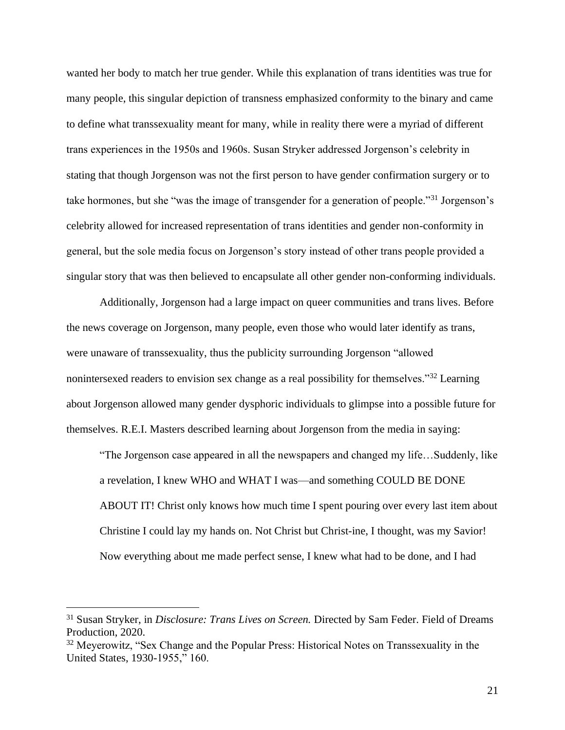wanted her body to match her true gender. While this explanation of trans identities was true for many people, this singular depiction of transness emphasized conformity to the binary and came to define what transsexuality meant for many, while in reality there were a myriad of different trans experiences in the 1950s and 1960s. Susan Stryker addressed Jorgenson's celebrity in stating that though Jorgenson was not the first person to have gender confirmation surgery or to take hormones, but she "was the image of transgender for a generation of people."[31] Jorgenson's celebrity allowed for increased representation of trans identities and gender non-conformity in general, but the sole media focus on Jorgenson's story instead of other trans people provided a singular story that was then believed to encapsulate all other gender non-conforming individuals.

Additionally, Jorgenson had a large impact on queer communities and trans lives. Before the news coverage on Jorgenson, many people, even those who would later identify as trans, were unaware of transsexuality, thus the publicity surrounding Jorgenson "allowed nonintersexed readers to envision sex change as a real possibility for themselves."[32] Learning about Jorgenson allowed many gender dysphoric individuals to glimpse into a possible future for themselves. R.E.I. Masters described learning about Jorgenson from the media in saying:

> "The Jorgenson case appeared in all the newspapers and changed my life…Suddenly, like a revelation, I knew WHO and WHAT I was—and something COULD BE DONE ABOUT IT! Christ only knows how much time I spent pouring over every last item about Christine I could lay my hands on. Not Christ but Christ-ine, I thought, was my Savior! Now everything about me made perfect sense, I knew what had to be done, and I had

---

[31] Susan Stryker, in *Disclosure: Trans Lives on Screen.* Directed by Sam Feder. Field of Dreams Production, 2020.

[32] Meyerowitz, "Sex Change and the Popular Press: Historical Notes on Transsexuality in the United States, 1930-1955," 160.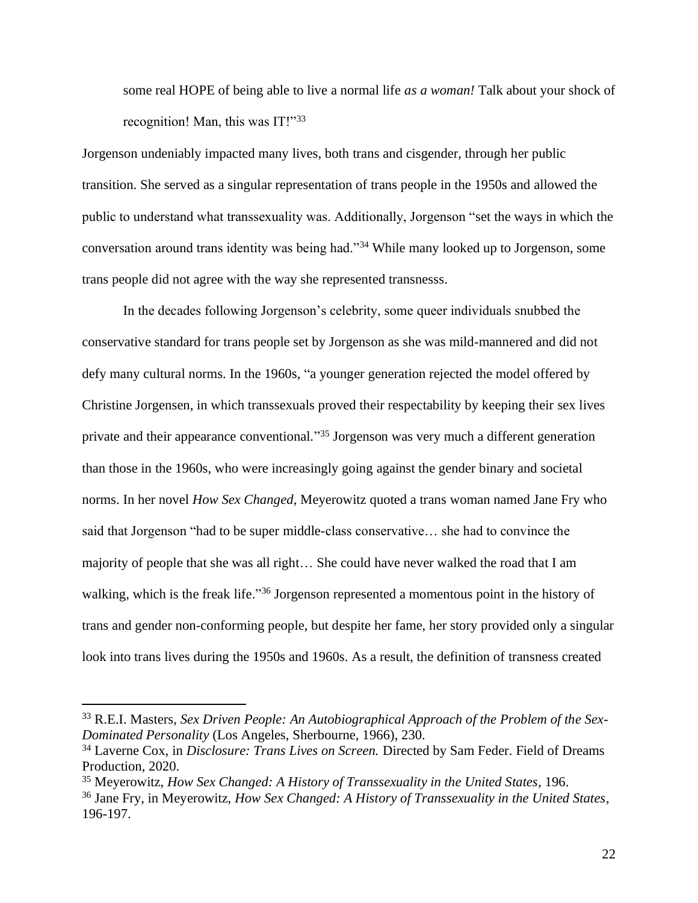some real HOPE of being able to live a normal life *as a woman!* Talk about your shock of recognition! Man, this was IT!"[33]

Jorgenson undeniably impacted many lives, both trans and cisgender, through her public transition. She served as a singular representation of trans people in the 1950s and allowed the public to understand what transsexuality was. Additionally, Jorgenson "set the ways in which the conversation around trans identity was being had."[34] While many looked up to Jorgenson, some trans people did not agree with the way she represented transnesss.

In the decades following Jorgenson's celebrity, some queer individuals snubbed the conservative standard for trans people set by Jorgenson as she was mild-mannered and did not defy many cultural norms. In the 1960s, "a younger generation rejected the model offered by Christine Jorgensen, in which transsexuals proved their respectability by keeping their sex lives private and their appearance conventional."[35] Jorgenson was very much a different generation than those in the 1960s, who were increasingly going against the gender binary and societal norms. In her novel *How Sex Changed,* Meyerowitz quoted a trans woman named Jane Fry who said that Jorgenson "had to be super middle-class conservative… she had to convince the majority of people that she was all right… She could have never walked the road that I am walking, which is the freak life."[36] Jorgenson represented a momentous point in the history of trans and gender non-conforming people, but despite her fame, her story provided only a singular look into trans lives during the 1950s and 1960s. As a result, the definition of transness created

---

[33] R.E.I. Masters, *Sex Driven People: An Autobiographical Approach of the Problem of the Sex-Dominated Personality* (Los Angeles, Sherbourne, 1966), 230.

[34] Laverne Cox, in *Disclosure: Trans Lives on Screen.* Directed by Sam Feder. Field of Dreams Production, 2020.

[35] Meyerowitz, *How Sex Changed: A History of Transsexuality in the United States*, 196.

[36] Jane Fry, in Meyerowitz, *How Sex Changed: A History of Transsexuality in the United States*, 196-197.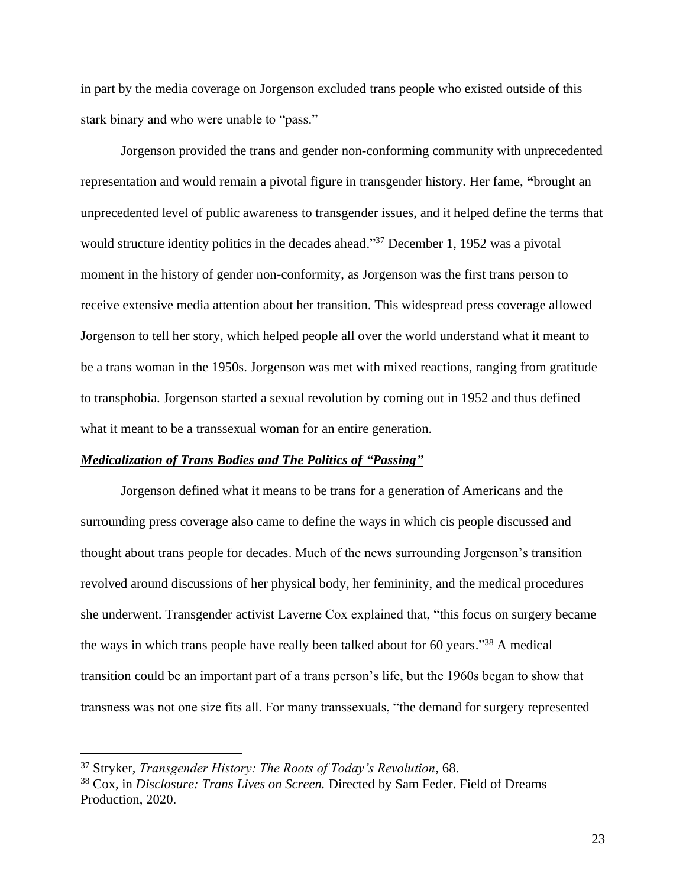in part by the media coverage on Jorgenson excluded trans people who existed outside of this stark binary and who were unable to "pass."

Jorgenson provided the trans and gender non-conforming community with unprecedented representation and would remain a pivotal figure in transgender history. Her fame, "brought an unprecedented level of public awareness to transgender issues, and it helped define the terms that would structure identity politics in the decades ahead."[37] December 1, 1952 was a pivotal moment in the history of gender non-conformity, as Jorgenson was the first trans person to receive extensive media attention about her transition. This widespread press coverage allowed Jorgenson to tell her story, which helped people all over the world understand what it meant to be a trans woman in the 1950s. Jorgenson was met with mixed reactions, ranging from gratitude to transphobia. Jorgenson started a sexual revolution by coming out in 1952 and thus defined what it meant to be a transsexual woman for an entire generation.

***<u>Medicalization of Trans Bodies and The Politics of "Passing"</u>***

Jorgenson defined what it means to be trans for a generation of Americans and the surrounding press coverage also came to define the ways in which cis people discussed and thought about trans people for decades. Much of the news surrounding Jorgenson's transition revolved around discussions of her physical body, her femininity, and the medical procedures she underwent. Transgender activist Laverne Cox explained that, "this focus on surgery became the ways in which trans people have really been talked about for 60 years."[38] A medical transition could be an important part of a trans person's life, but the 1960s began to show that transness was not one size fits all. For many transsexuals, "the demand for surgery represented

---

[37] Stryker, *Transgender History: The Roots of Today's Revolution*, 68.

[38] Cox, in *Disclosure: Trans Lives on Screen.* Directed by Sam Feder. Field of Dreams Production, 2020.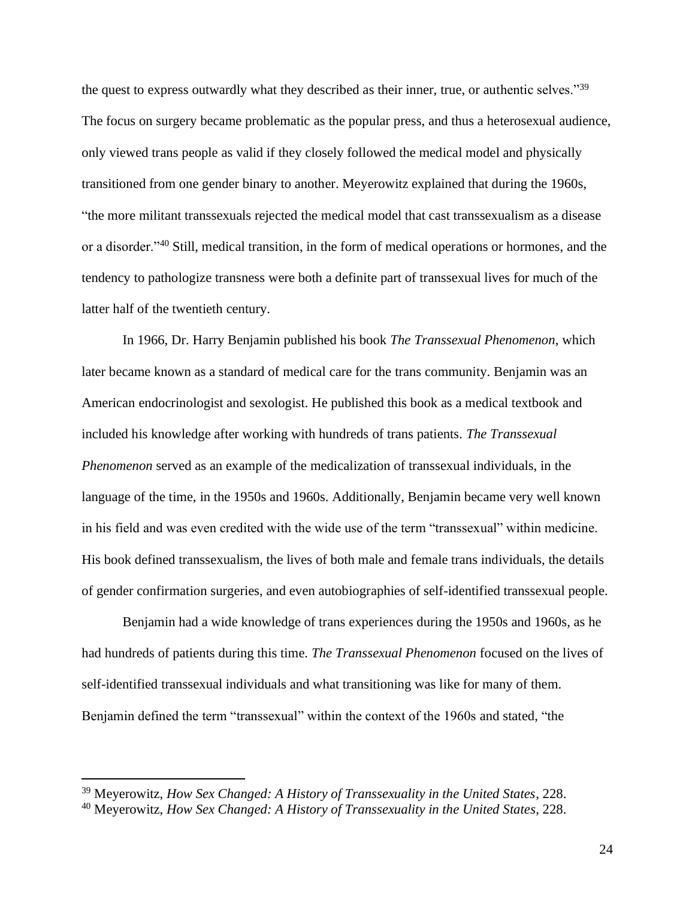the quest to express outwardly what they described as their inner, true, or authentic selves."[39] The focus on surgery became problematic as the popular press, and thus a heterosexual audience, only viewed trans people as valid if they closely followed the medical model and physically transitioned from one gender binary to another. Meyerowitz explained that during the 1960s, "the more militant transsexuals rejected the medical model that cast transsexualism as a disease or a disorder."[40] Still, medical transition, in the form of medical operations or hormones, and the tendency to pathologize transness were both a definite part of transsexual lives for much of the latter half of the twentieth century.

In 1966, Dr. Harry Benjamin published his book *The Transsexual Phenomenon*, which later became known as a standard of medical care for the trans community. Benjamin was an American endocrinologist and sexologist. He published this book as a medical textbook and included his knowledge after working with hundreds of trans patients. *The Transsexual Phenomenon* served as an example of the medicalization of transsexual individuals, in the language of the time, in the 1950s and 1960s. Additionally, Benjamin became very well known in his field and was even credited with the wide use of the term "transsexual" within medicine. His book defined transsexualism, the lives of both male and female trans individuals, the details of gender confirmation surgeries, and even autobiographies of self-identified transsexual people.

Benjamin had a wide knowledge of trans experiences during the 1950s and 1960s, as he had hundreds of patients during this time. *The Transsexual Phenomenon* focused on the lives of self-identified transsexual individuals and what transitioning was like for many of them. Benjamin defined the term "transsexual" within the context of the 1960s and stated, "the

---

[39] Meyerowitz, *How Sex Changed: A History of Transsexuality in the United States*, 228.

[40] Meyerowitz, *How Sex Changed: A History of Transsexuality in the United States*, 228.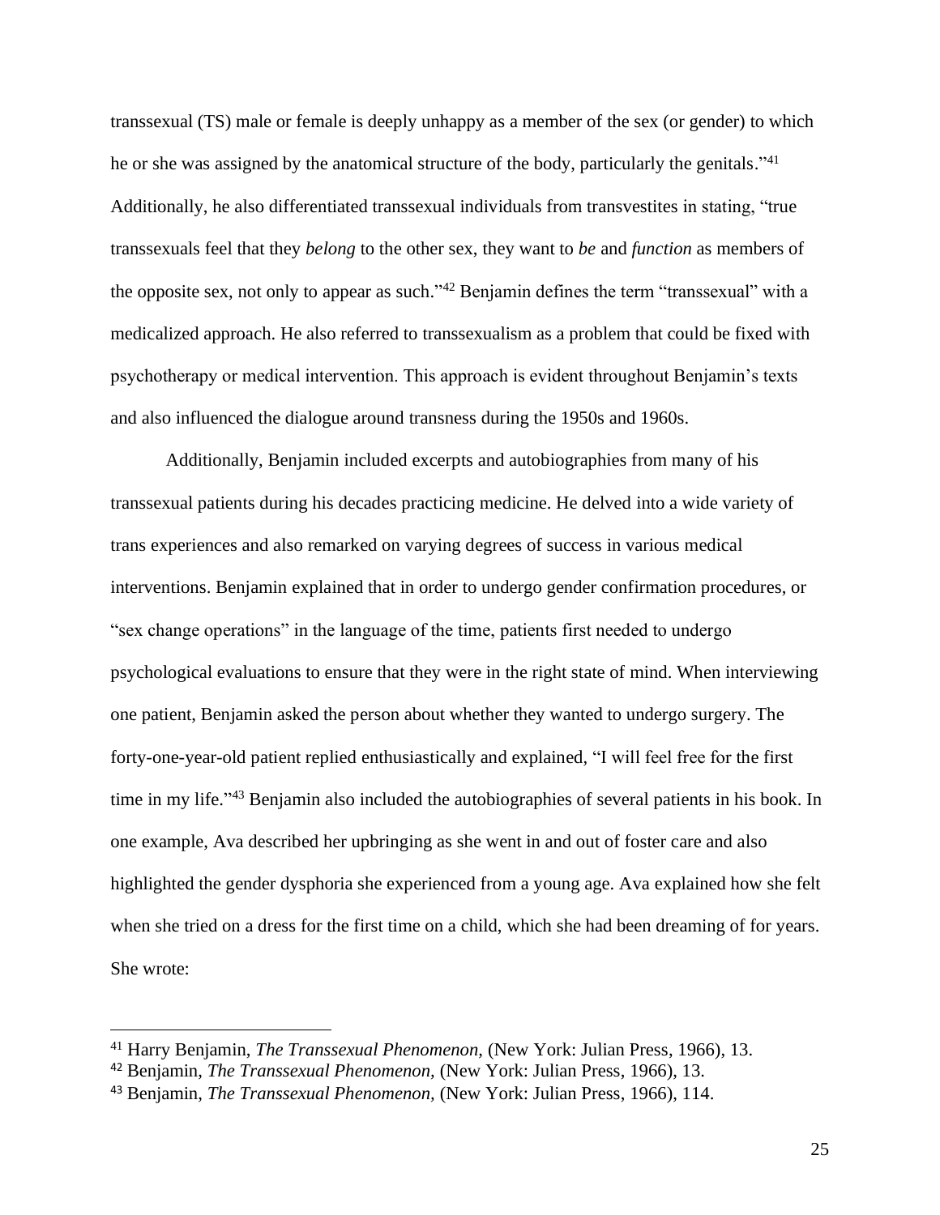transsexual (TS) male or female is deeply unhappy as a member of the sex (or gender) to which he or she was assigned by the anatomical structure of the body, particularly the genitals."[41] Additionally, he also differentiated transsexual individuals from transvestites in stating, "true transsexuals feel that they *belong* to the other sex, they want to *be* and *function* as members of the opposite sex, not only to appear as such."[42] Benjamin defines the term "transsexual" with a medicalized approach. He also referred to transsexualism as a problem that could be fixed with psychotherapy or medical intervention. This approach is evident throughout Benjamin's texts and also influenced the dialogue around transness during the 1950s and 1960s.

Additionally, Benjamin included excerpts and autobiographies from many of his transsexual patients during his decades practicing medicine. He delved into a wide variety of trans experiences and also remarked on varying degrees of success in various medical interventions. Benjamin explained that in order to undergo gender confirmation procedures, or "sex change operations" in the language of the time, patients first needed to undergo psychological evaluations to ensure that they were in the right state of mind. When interviewing one patient, Benjamin asked the person about whether they wanted to undergo surgery. The forty-one-year-old patient replied enthusiastically and explained, "I will feel free for the first time in my life."[43] Benjamin also included the autobiographies of several patients in his book. In one example, Ava described her upbringing as she went in and out of foster care and also highlighted the gender dysphoria she experienced from a young age. Ava explained how she felt when she tried on a dress for the first time on a child, which she had been dreaming of for years. She wrote:

---

[41] Harry Benjamin, *The Transsexual Phenomenon,* (New York: Julian Press, 1966), 13.

[42] Benjamin, *The Transsexual Phenomenon,* (New York: Julian Press, 1966), 13.

[43] Benjamin, *The Transsexual Phenomenon,* (New York: Julian Press, 1966), 114.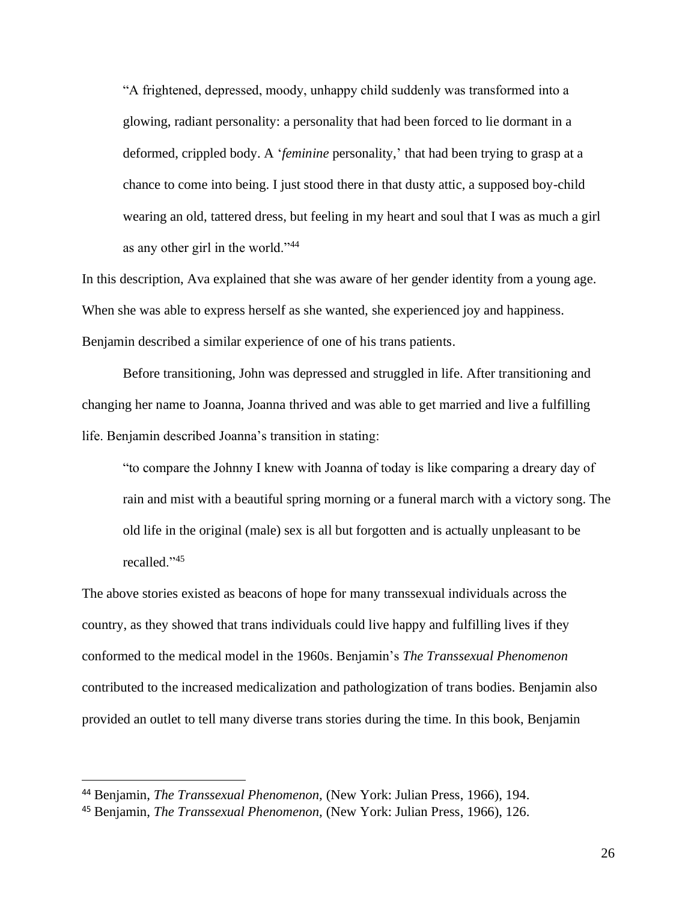> "A frightened, depressed, moody, unhappy child suddenly was transformed into a glowing, radiant personality: a personality that had been forced to lie dormant in a deformed, crippled body. A '*feminine* personality,' that had been trying to grasp at a chance to come into being. I just stood there in that dusty attic, a supposed boy-child wearing an old, tattered dress, but feeling in my heart and soul that I was as much a girl as any other girl in the world."[44]

In this description, Ava explained that she was aware of her gender identity from a young age. When she was able to express herself as she wanted, she experienced joy and happiness. Benjamin described a similar experience of one of his trans patients.

Before transitioning, John was depressed and struggled in life. After transitioning and changing her name to Joanna, Joanna thrived and was able to get married and live a fulfilling life. Benjamin described Joanna's transition in stating:

> "to compare the Johnny I knew with Joanna of today is like comparing a dreary day of rain and mist with a beautiful spring morning or a funeral march with a victory song. The old life in the original (male) sex is all but forgotten and is actually unpleasant to be recalled."[45]

The above stories existed as beacons of hope for many transsexual individuals across the country, as they showed that trans individuals could live happy and fulfilling lives if they conformed to the medical model in the 1960s. Benjamin's *The Transsexual Phenomenon* contributed to the increased medicalization and pathologization of trans bodies. Benjamin also provided an outlet to tell many diverse trans stories during the time. In this book, Benjamin

---

[44] Benjamin, *The Transsexual Phenomenon,* (New York: Julian Press, 1966), 194.

[45] Benjamin, *The Transsexual Phenomenon,* (New York: Julian Press, 1966), 126.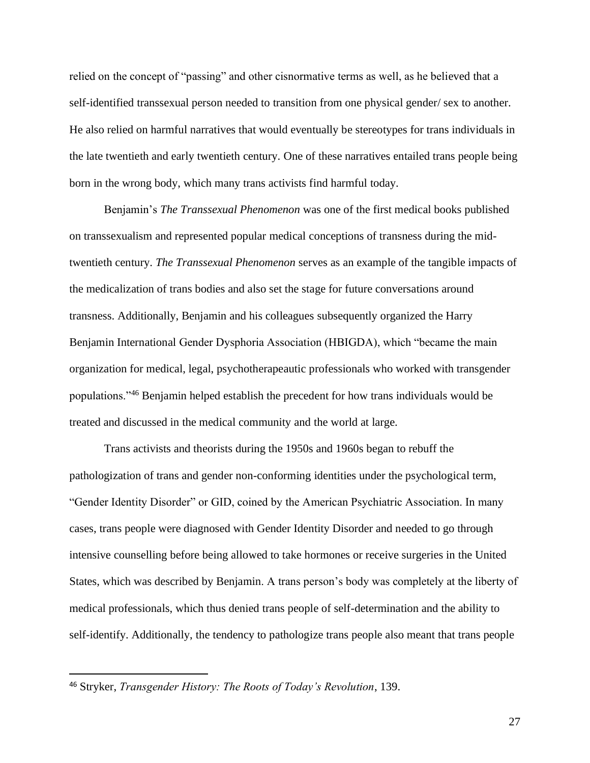relied on the concept of "passing" and other cisnormative terms as well, as he believed that a self-identified transsexual person needed to transition from one physical gender/ sex to another. He also relied on harmful narratives that would eventually be stereotypes for trans individuals in the late twentieth and early twentieth century. One of these narratives entailed trans people being born in the wrong body, which many trans activists find harmful today.

Benjamin's *The Transsexual Phenomenon* was one of the first medical books published on transsexualism and represented popular medical conceptions of transness during the mid-twentieth century. *The Transsexual Phenomenon* serves as an example of the tangible impacts of the medicalization of trans bodies and also set the stage for future conversations around transness. Additionally, Benjamin and his colleagues subsequently organized the Harry Benjamin International Gender Dysphoria Association (HBIGDA), which "became the main organization for medical, legal, psychotherapeautic professionals who worked with transgender populations."[46] Benjamin helped establish the precedent for how trans individuals would be treated and discussed in the medical community and the world at large.

Trans activists and theorists during the 1950s and 1960s began to rebuff the pathologization of trans and gender non-conforming identities under the psychological term, "Gender Identity Disorder" or GID, coined by the American Psychiatric Association. In many cases, trans people were diagnosed with Gender Identity Disorder and needed to go through intensive counselling before being allowed to take hormones or receive surgeries in the United States, which was described by Benjamin. A trans person's body was completely at the liberty of medical professionals, which thus denied trans people of self-determination and the ability to self-identify. Additionally, the tendency to pathologize trans people also meant that trans people

[46] Stryker, *Transgender History: The Roots of Today's Revolution*, 139.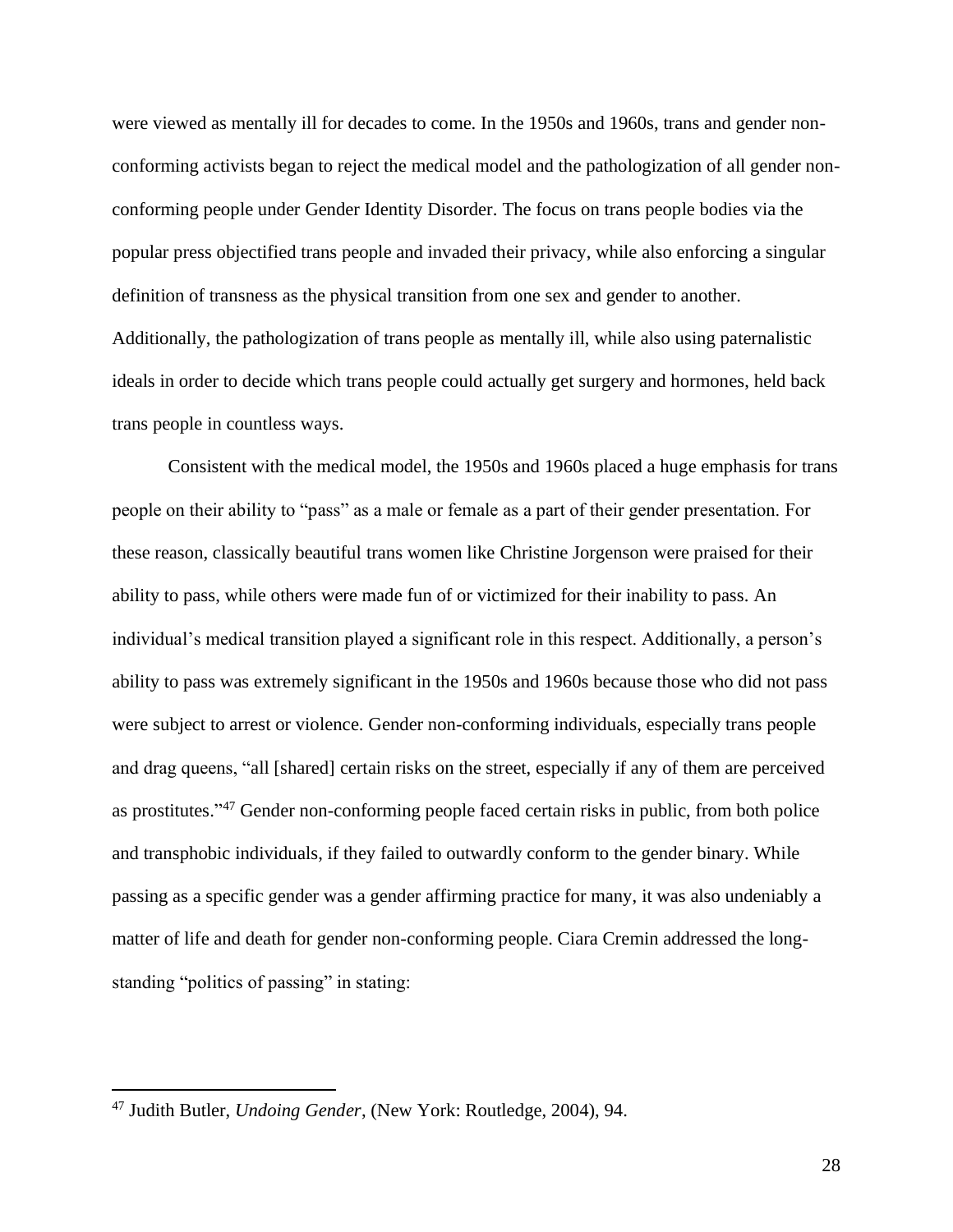were viewed as mentally ill for decades to come. In the 1950s and 1960s, trans and gender non-conforming activists began to reject the medical model and the pathologization of all gender non-conforming people under Gender Identity Disorder. The focus on trans people bodies via the popular press objectified trans people and invaded their privacy, while also enforcing a singular definition of transness as the physical transition from one sex and gender to another. Additionally, the pathologization of trans people as mentally ill, while also using paternalistic ideals in order to decide which trans people could actually get surgery and hormones, held back trans people in countless ways.

Consistent with the medical model, the 1950s and 1960s placed a huge emphasis for trans people on their ability to "pass" as a male or female as a part of their gender presentation. For these reason, classically beautiful trans women like Christine Jorgenson were praised for their ability to pass, while others were made fun of or victimized for their inability to pass. An individual's medical transition played a significant role in this respect. Additionally, a person's ability to pass was extremely significant in the 1950s and 1960s because those who did not pass were subject to arrest or violence. Gender non-conforming individuals, especially trans people and drag queens, "all [shared] certain risks on the street, especially if any of them are perceived as prostitutes."[47] Gender non-conforming people faced certain risks in public, from both police and transphobic individuals, if they failed to outwardly conform to the gender binary. While passing as a specific gender was a gender affirming practice for many, it was also undeniably a matter of life and death for gender non-conforming people. Ciara Cremin addressed the long-standing "politics of passing" in stating:

---

[47] Judith Butler, *Undoing Gender*, (New York: Routledge, 2004), 94.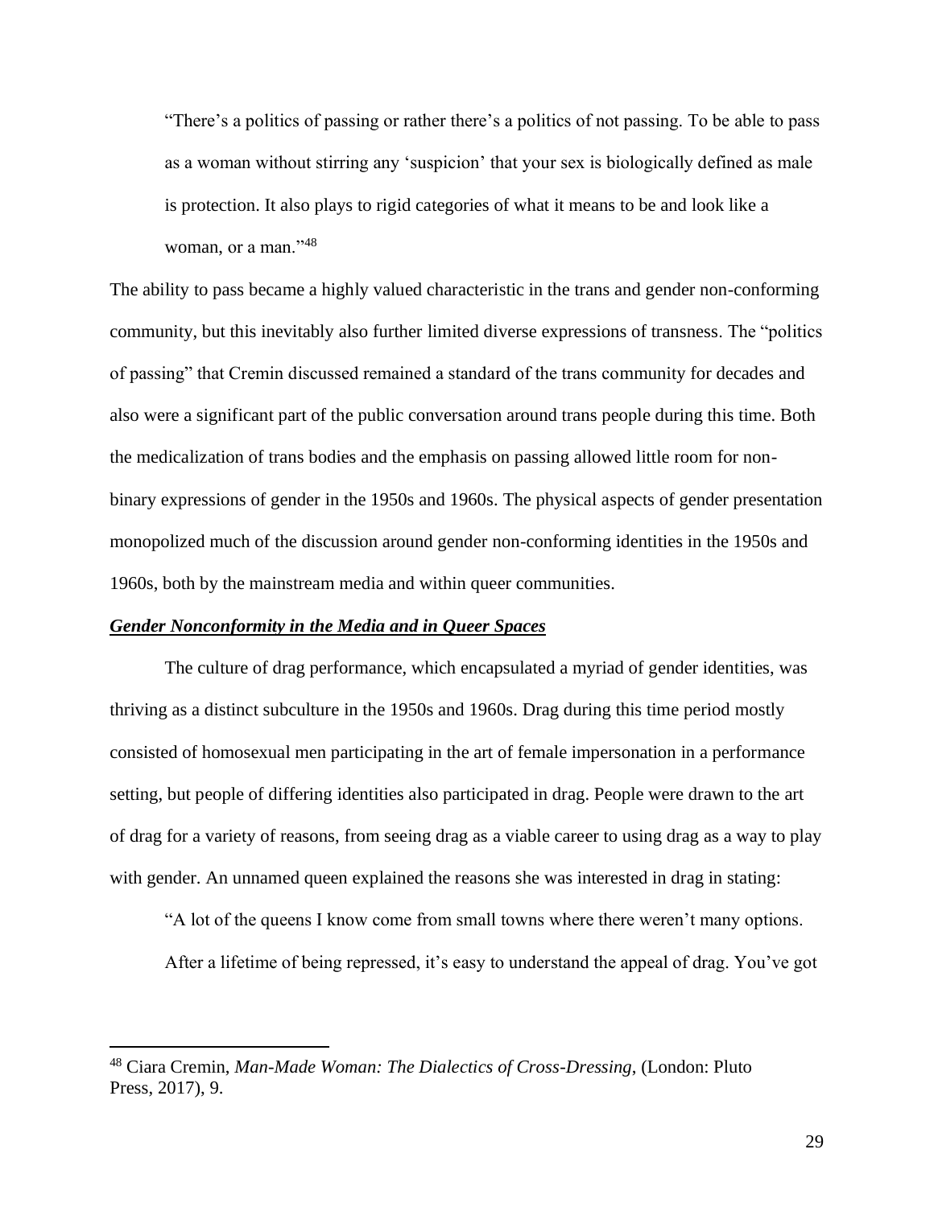> "There's a politics of passing or rather there's a politics of not passing. To be able to pass as a woman without stirring any 'suspicion' that your sex is biologically defined as male is protection. It also plays to rigid categories of what it means to be and look like a woman, or a man."[48]

The ability to pass became a highly valued characteristic in the trans and gender non-conforming community, but this inevitably also further limited diverse expressions of transness. The "politics of passing" that Cremin discussed remained a standard of the trans community for decades and also were a significant part of the public conversation around trans people during this time. Both the medicalization of trans bodies and the emphasis on passing allowed little room for non-binary expressions of gender in the 1950s and 1960s. The physical aspects of gender presentation monopolized much of the discussion around gender non-conforming identities in the 1950s and 1960s, both by the mainstream media and within queer communities.

### ***<u>Gender Nonconformity in the Media and in Queer Spaces</u>***

The culture of drag performance, which encapsulated a myriad of gender identities, was thriving as a distinct subculture in the 1950s and 1960s. Drag during this time period mostly consisted of homosexual men participating in the art of female impersonation in a performance setting, but people of differing identities also participated in drag. People were drawn to the art of drag for a variety of reasons, from seeing drag as a viable career to using drag as a way to play with gender. An unnamed queen explained the reasons she was interested in drag in stating:

> "A lot of the queens I know come from small towns where there weren't many options. After a lifetime of being repressed, it's easy to understand the appeal of drag. You've got

---

[48] Ciara Cremin, *Man-Made Woman: The Dialectics of Cross-Dressing*, (London: Pluto Press, 2017), 9.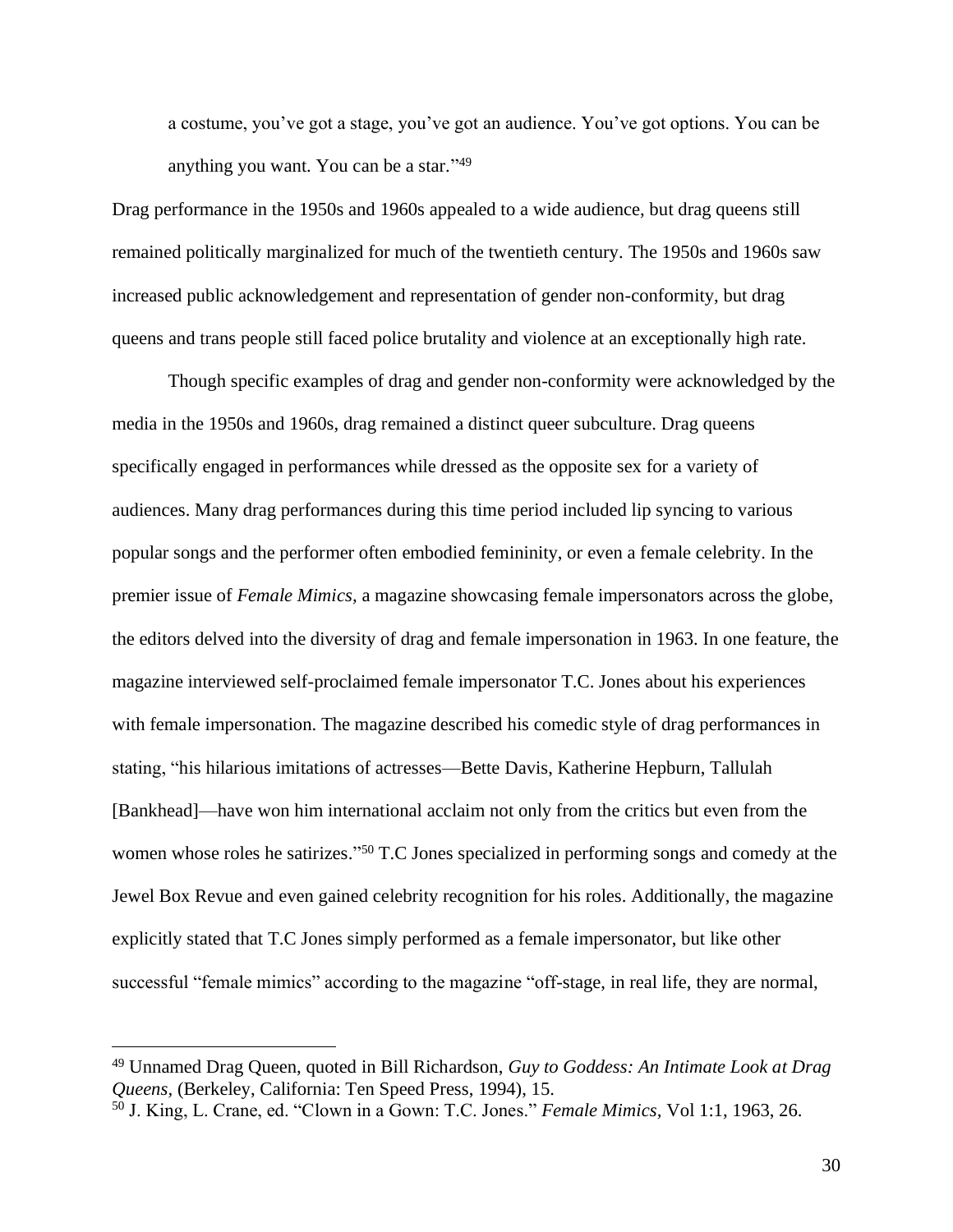a costume, you've got a stage, you've got an audience. You've got options. You can be anything you want. You can be a star."[49]

Drag performance in the 1950s and 1960s appealed to a wide audience, but drag queens still remained politically marginalized for much of the twentieth century. The 1950s and 1960s saw increased public acknowledgement and representation of gender non-conformity, but drag queens and trans people still faced police brutality and violence at an exceptionally high rate.

Though specific examples of drag and gender non-conformity were acknowledged by the media in the 1950s and 1960s, drag remained a distinct queer subculture. Drag queens specifically engaged in performances while dressed as the opposite sex for a variety of audiences. Many drag performances during this time period included lip syncing to various popular songs and the performer often embodied femininity, or even a female celebrity. In the premier issue of *Female Mimics*, a magazine showcasing female impersonators across the globe, the editors delved into the diversity of drag and female impersonation in 1963. In one feature, the magazine interviewed self-proclaimed female impersonator T.C. Jones about his experiences with female impersonation. The magazine described his comedic style of drag performances in stating, "his hilarious imitations of actresses—Bette Davis, Katherine Hepburn, Tallulah [Bankhead]—have won him international acclaim not only from the critics but even from the women whose roles he satirizes."[50] T.C Jones specialized in performing songs and comedy at the Jewel Box Revue and even gained celebrity recognition for his roles. Additionally, the magazine explicitly stated that T.C Jones simply performed as a female impersonator, but like other successful "female mimics" according to the magazine "off-stage, in real life, they are normal,

[49] Unnamed Drag Queen, quoted in Bill Richardson, *Guy to Goddess: An Intimate Look at Drag Queens*, (Berkeley, California: Ten Speed Press, 1994), 15.

[50] J. King, L. Crane, ed. "Clown in a Gown: T.C. Jones." *Female Mimics*, Vol 1:1, 1963, 26.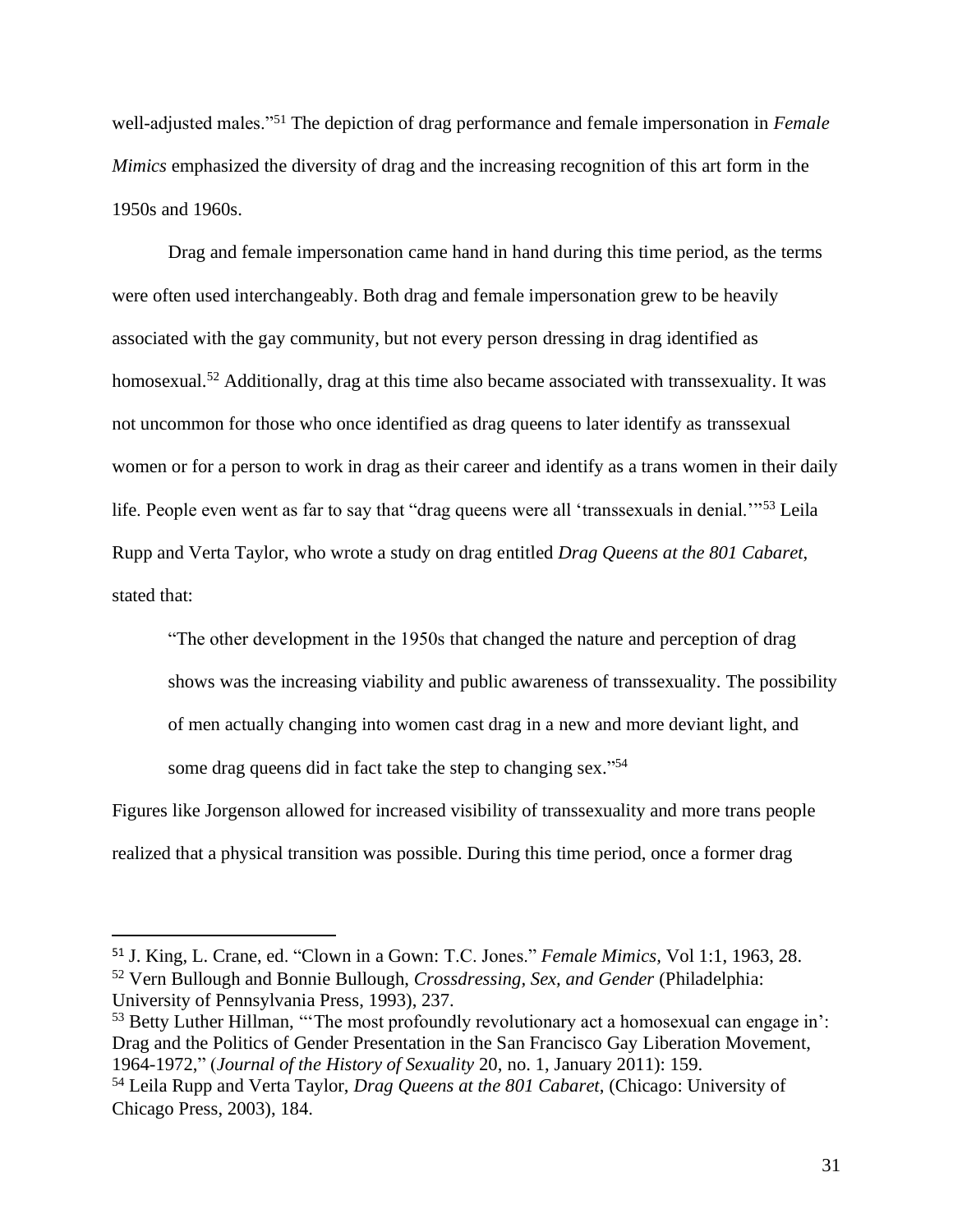well-adjusted males."[51] The depiction of drag performance and female impersonation in *Female Mimics* emphasized the diversity of drag and the increasing recognition of this art form in the 1950s and 1960s.

Drag and female impersonation came hand in hand during this time period, as the terms were often used interchangeably. Both drag and female impersonation grew to be heavily associated with the gay community, but not every person dressing in drag identified as homosexual.[52] Additionally, drag at this time also became associated with transsexuality. It was not uncommon for those who once identified as drag queens to later identify as transsexual women or for a person to work in drag as their career and identify as a trans women in their daily life. People even went as far to say that "drag queens were all 'transsexuals in denial.'"[53] Leila Rupp and Verta Taylor, who wrote a study on drag entitled *Drag Queens at the 801 Cabaret*, stated that:

> "The other development in the 1950s that changed the nature and perception of drag shows was the increasing viability and public awareness of transsexuality. The possibility of men actually changing into women cast drag in a new and more deviant light, and some drag queens did in fact take the step to changing sex."[54]

Figures like Jorgenson allowed for increased visibility of transsexuality and more trans people realized that a physical transition was possible. During this time period, once a former drag

---

[51] J. King, L. Crane, ed. "Clown in a Gown: T.C. Jones." *Female Mimics*, Vol 1:1, 1963, 28.

[52] Vern Bullough and Bonnie Bullough, *Crossdressing, Sex, and Gender* (Philadelphia: University of Pennsylvania Press, 1993), 237.

[53] Betty Luther Hillman, "'The most profoundly revolutionary act a homosexual can engage in': Drag and the Politics of Gender Presentation in the San Francisco Gay Liberation Movement, 1964-1972," (*Journal of the History of Sexuality* 20, no. 1, January 2011): 159.

[54] Leila Rupp and Verta Taylor, *Drag Queens at the 801 Cabaret*, (Chicago: University of Chicago Press, 2003), 184.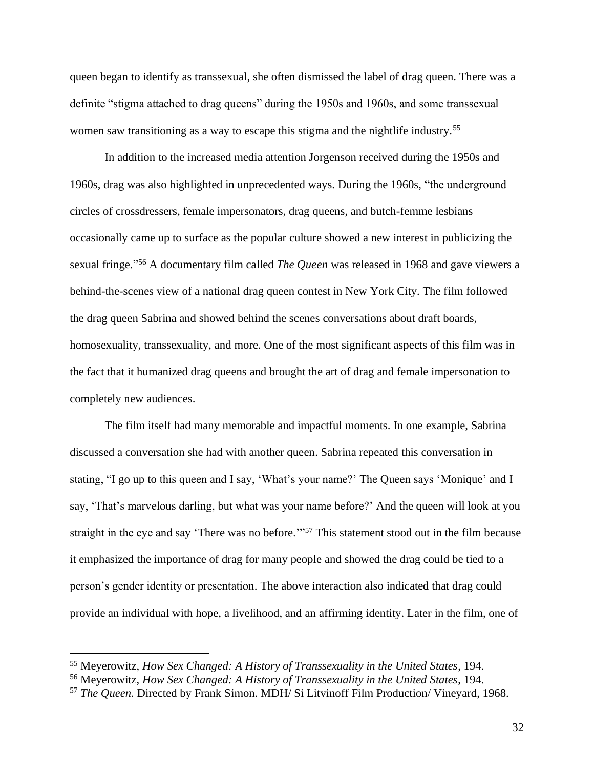queen began to identify as transsexual, she often dismissed the label of drag queen. There was a definite "stigma attached to drag queens" during the 1950s and 1960s, and some transsexual women saw transitioning as a way to escape this stigma and the nightlife industry.[55]

In addition to the increased media attention Jorgenson received during the 1950s and 1960s, drag was also highlighted in unprecedented ways. During the 1960s, "the underground circles of crossdressers, female impersonators, drag queens, and butch-femme lesbians occasionally came up to surface as the popular culture showed a new interest in publicizing the sexual fringe."[56] A documentary film called *The Queen* was released in 1968 and gave viewers a behind-the-scenes view of a national drag queen contest in New York City. The film followed the drag queen Sabrina and showed behind the scenes conversations about draft boards, homosexuality, transsexuality, and more. One of the most significant aspects of this film was in the fact that it humanized drag queens and brought the art of drag and female impersonation to completely new audiences.

The film itself had many memorable and impactful moments. In one example, Sabrina discussed a conversation she had with another queen. Sabrina repeated this conversation in stating, "I go up to this queen and I say, 'What's your name?' The Queen says 'Monique' and I say, 'That's marvelous darling, but what was your name before?' And the queen will look at you straight in the eye and say 'There was no before.'"[57] This statement stood out in the film because it emphasized the importance of drag for many people and showed the drag could be tied to a person's gender identity or presentation. The above interaction also indicated that drag could provide an individual with hope, a livelihood, and an affirming identity. Later in the film, one of

---

[55] Meyerowitz, *How Sex Changed: A History of Transsexuality in the United States*, 194.

[56] Meyerowitz, *How Sex Changed: A History of Transsexuality in the United States*, 194.

[57] *The Queen.* Directed by Frank Simon. MDH/ Si Litvinoff Film Production/ Vineyard, 1968.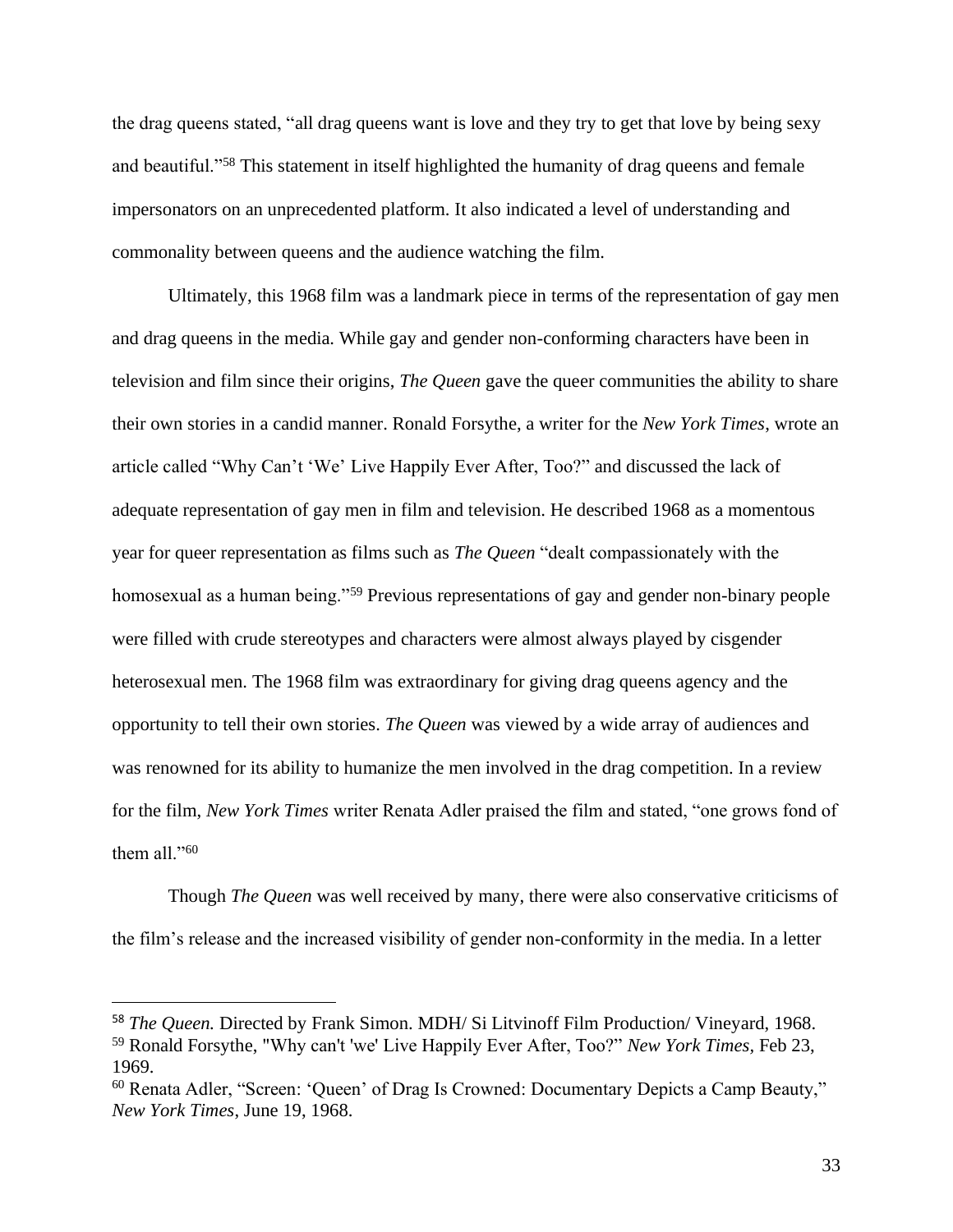the drag queens stated, "all drag queens want is love and they try to get that love by being sexy and beautiful."[58] This statement in itself highlighted the humanity of drag queens and female impersonators on an unprecedented platform. It also indicated a level of understanding and commonality between queens and the audience watching the film.

Ultimately, this 1968 film was a landmark piece in terms of the representation of gay men and drag queens in the media. While gay and gender non-conforming characters have been in television and film since their origins, *The Queen* gave the queer communities the ability to share their own stories in a candid manner. Ronald Forsythe, a writer for the *New York Times*, wrote an article called "Why Can't 'We' Live Happily Ever After, Too?" and discussed the lack of adequate representation of gay men in film and television. He described 1968 as a momentous year for queer representation as films such as *The Queen* "dealt compassionately with the homosexual as a human being."[59] Previous representations of gay and gender non-binary people were filled with crude stereotypes and characters were almost always played by cisgender heterosexual men. The 1968 film was extraordinary for giving drag queens agency and the opportunity to tell their own stories. *The Queen* was viewed by a wide array of audiences and was renowned for its ability to humanize the men involved in the drag competition. In a review for the film, *New York Times* writer Renata Adler praised the film and stated, "one grows fond of them all."[60]

Though *The Queen* was well received by many, there were also conservative criticisms of the film's release and the increased visibility of gender non-conformity in the media. In a letter

---

[58] *The Queen.* Directed by Frank Simon. MDH/ Si Litvinoff Film Production/ Vineyard, 1968.

[59] Ronald Forsythe, "Why can't 'we' Live Happily Ever After, Too?" *New York Times*, Feb 23, 1969.

[60] Renata Adler, "Screen: 'Queen' of Drag Is Crowned: Documentary Depicts a Camp Beauty," *New York Times*, June 19, 1968.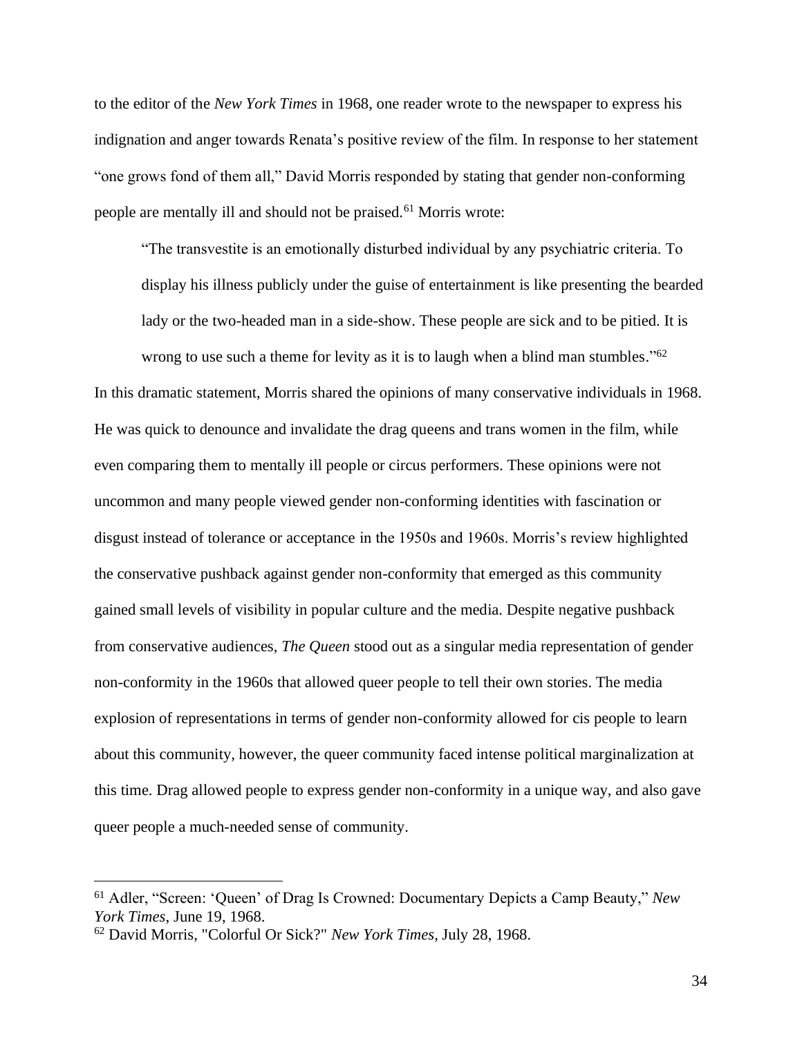to the editor of the *New York Times* in 1968, one reader wrote to the newspaper to express his indignation and anger towards Renata's positive review of the film. In response to her statement "one grows fond of them all," David Morris responded by stating that gender non-conforming people are mentally ill and should not be praised.[61] Morris wrote:

> "The transvestite is an emotionally disturbed individual by any psychiatric criteria. To display his illness publicly under the guise of entertainment is like presenting the bearded lady or the two-headed man in a side-show. These people are sick and to be pitied. It is wrong to use such a theme for levity as it is to laugh when a blind man stumbles."[62]

In this dramatic statement, Morris shared the opinions of many conservative individuals in 1968. He was quick to denounce and invalidate the drag queens and trans women in the film, while even comparing them to mentally ill people or circus performers. These opinions were not uncommon and many people viewed gender non-conforming identities with fascination or disgust instead of tolerance or acceptance in the 1950s and 1960s. Morris's review highlighted the conservative pushback against gender non-conformity that emerged as this community gained small levels of visibility in popular culture and the media. Despite negative pushback from conservative audiences, *The Queen* stood out as a singular media representation of gender non-conformity in the 1960s that allowed queer people to tell their own stories. The media explosion of representations in terms of gender non-conformity allowed for cis people to learn about this community, however, the queer community faced intense political marginalization at this time. Drag allowed people to express gender non-conformity in a unique way, and also gave queer people a much-needed sense of community.

---

[61] Adler, "Screen: 'Queen' of Drag Is Crowned: Documentary Depicts a Camp Beauty," *New York Times*, June 19, 1968.

[62] David Morris, "Colorful Or Sick?" *New York Times*, July 28, 1968.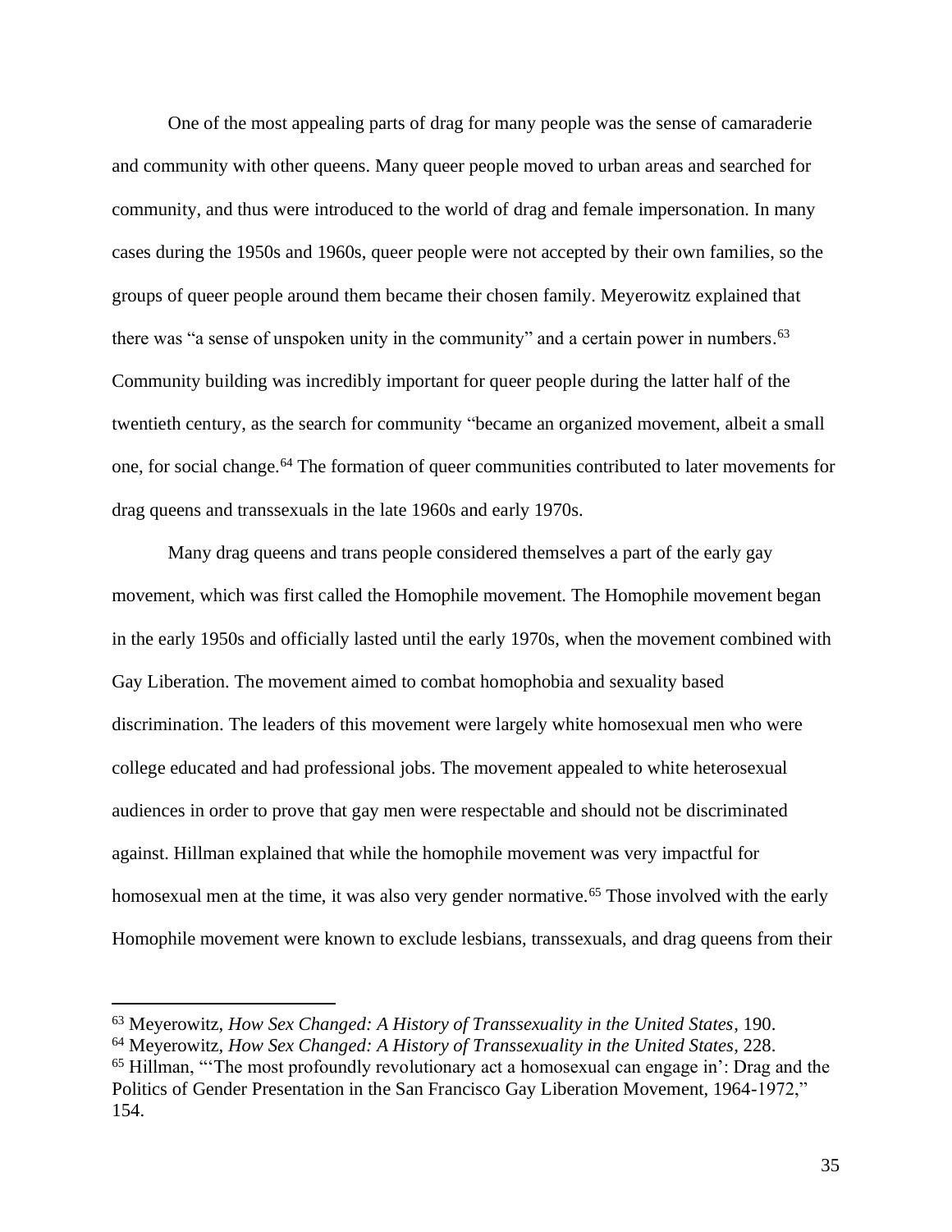One of the most appealing parts of drag for many people was the sense of camaraderie and community with other queens. Many queer people moved to urban areas and searched for community, and thus were introduced to the world of drag and female impersonation. In many cases during the 1950s and 1960s, queer people were not accepted by their own families, so the groups of queer people around them became their chosen family. Meyerowitz explained that there was "a sense of unspoken unity in the community" and a certain power in numbers.[63] Community building was incredibly important for queer people during the latter half of the twentieth century, as the search for community "became an organized movement, albeit a small one, for social change.[64] The formation of queer communities contributed to later movements for drag queens and transsexuals in the late 1960s and early 1970s.

Many drag queens and trans people considered themselves a part of the early gay movement, which was first called the Homophile movement. The Homophile movement began in the early 1950s and officially lasted until the early 1970s, when the movement combined with Gay Liberation. The movement aimed to combat homophobia and sexuality based discrimination. The leaders of this movement were largely white homosexual men who were college educated and had professional jobs. The movement appealed to white heterosexual audiences in order to prove that gay men were respectable and should not be discriminated against. Hillman explained that while the homophile movement was very impactful for homosexual men at the time, it was also very gender normative.[65] Those involved with the early Homophile movement were known to exclude lesbians, transsexuals, and drag queens from their

---

[63] Meyerowitz, *How Sex Changed: A History of Transsexuality in the United States*, 190.

[64] Meyerowitz, *How Sex Changed: A History of Transsexuality in the United States*, 228.

[65] Hillman, "'The most profoundly revolutionary act a homosexual can engage in': Drag and the Politics of Gender Presentation in the San Francisco Gay Liberation Movement, 1964-1972," 154.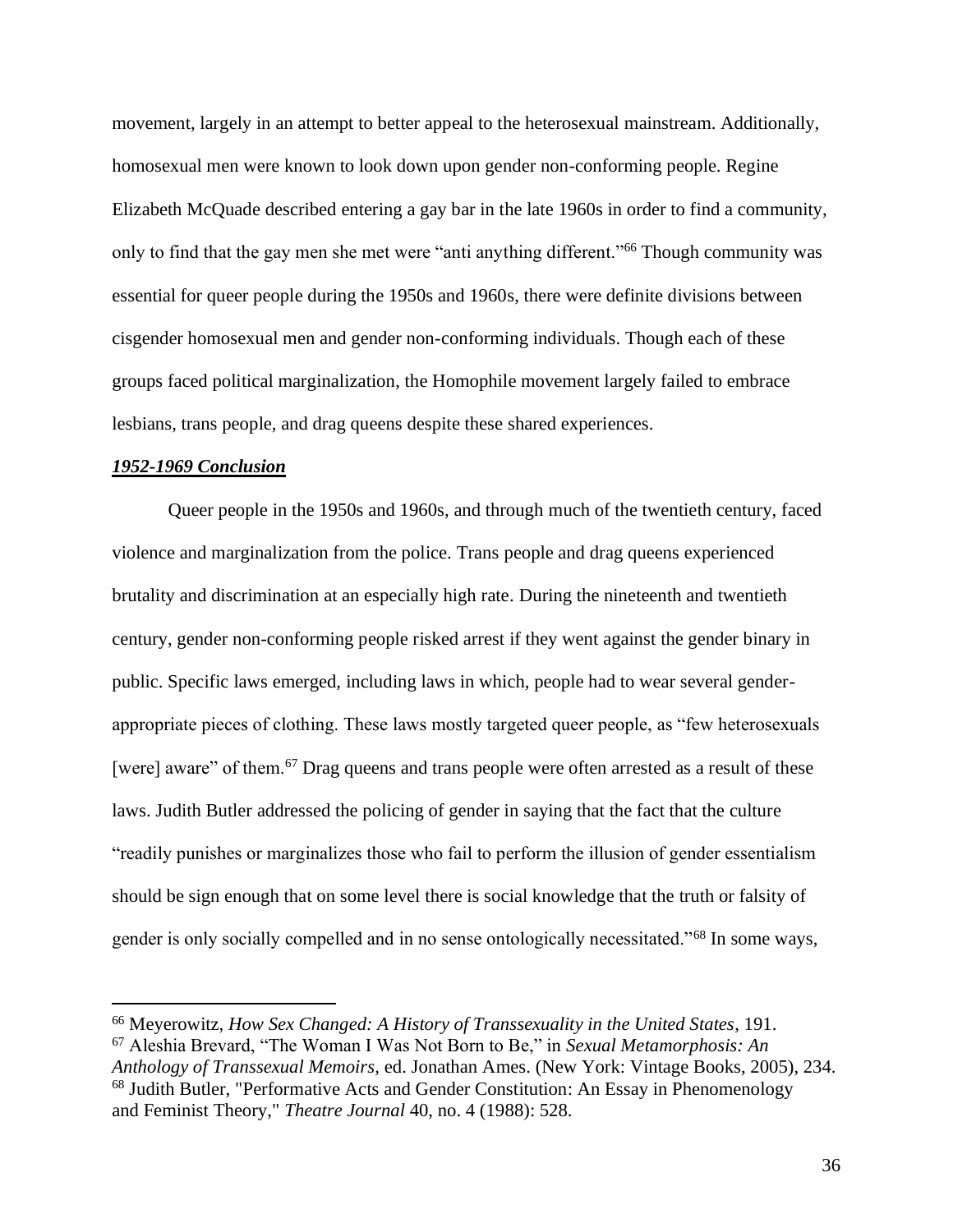movement, largely in an attempt to better appeal to the heterosexual mainstream. Additionally, homosexual men were known to look down upon gender non-conforming people. Regine Elizabeth McQuade described entering a gay bar in the late 1960s in order to find a community, only to find that the gay men she met were "anti anything different."[66] Though community was essential for queer people during the 1950s and 1960s, there were definite divisions between cisgender homosexual men and gender non-conforming individuals. Though each of these groups faced political marginalization, the Homophile movement largely failed to embrace lesbians, trans people, and drag queens despite these shared experiences.

***1952-1969 Conclusion***

Queer people in the 1950s and 1960s, and through much of the twentieth century, faced violence and marginalization from the police. Trans people and drag queens experienced brutality and discrimination at an especially high rate. During the nineteenth and twentieth century, gender non-conforming people risked arrest if they went against the gender binary in public. Specific laws emerged, including laws in which, people had to wear several gender-appropriate pieces of clothing. These laws mostly targeted queer people, as "few heterosexuals [were] aware" of them.[67] Drag queens and trans people were often arrested as a result of these laws. Judith Butler addressed the policing of gender in saying that the fact that the culture "readily punishes or marginalizes those who fail to perform the illusion of gender essentialism should be sign enough that on some level there is social knowledge that the truth or falsity of gender is only socially compelled and in no sense ontologically necessitated."[68] In some ways,

---

[66] Meyerowitz, *How Sex Changed: A History of Transsexuality in the United States*, 191.

[67] Aleshia Brevard, "The Woman I Was Not Born to Be," in *Sexual Metamorphosis: An Anthology of Transsexual Memoirs,* ed. Jonathan Ames. (New York: Vintage Books, 2005), 234.

[68] Judith Butler, "Performative Acts and Gender Constitution: An Essay in Phenomenology and Feminist Theory," *Theatre Journal* 40, no. 4 (1988): 528.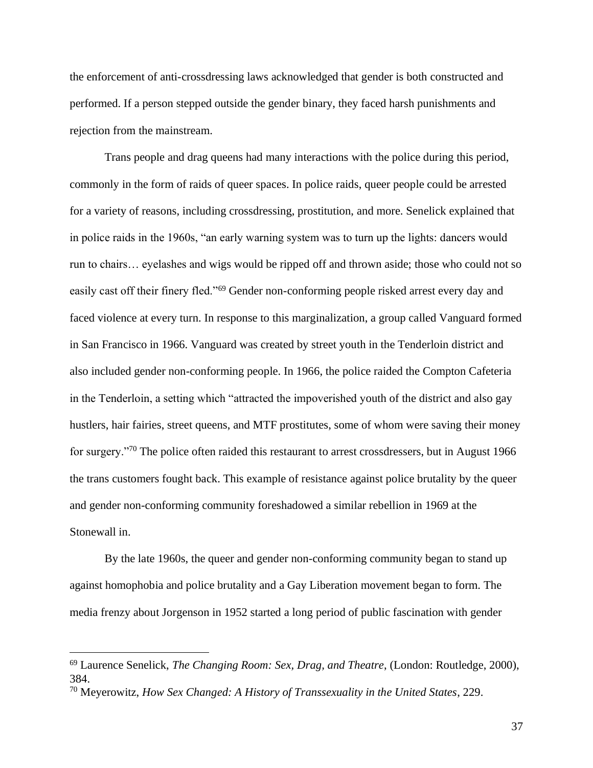the enforcement of anti-crossdressing laws acknowledged that gender is both constructed and performed. If a person stepped outside the gender binary, they faced harsh punishments and rejection from the mainstream.

Trans people and drag queens had many interactions with the police during this period, commonly in the form of raids of queer spaces. In police raids, queer people could be arrested for a variety of reasons, including crossdressing, prostitution, and more. Senelick explained that in police raids in the 1960s, "an early warning system was to turn up the lights: dancers would run to chairs… eyelashes and wigs would be ripped off and thrown aside; those who could not so easily cast off their finery fled."[69] Gender non-conforming people risked arrest every day and faced violence at every turn. In response to this marginalization, a group called Vanguard formed in San Francisco in 1966. Vanguard was created by street youth in the Tenderloin district and also included gender non-conforming people. In 1966, the police raided the Compton Cafeteria in the Tenderloin, a setting which "attracted the impoverished youth of the district and also gay hustlers, hair fairies, street queens, and MTF prostitutes, some of whom were saving their money for surgery."[70] The police often raided this restaurant to arrest crossdressers, but in August 1966 the trans customers fought back. This example of resistance against police brutality by the queer and gender non-conforming community foreshadowed a similar rebellion in 1969 at the Stonewall in.

By the late 1960s, the queer and gender non-conforming community began to stand up against homophobia and police brutality and a Gay Liberation movement began to form. The media frenzy about Jorgenson in 1952 started a long period of public fascination with gender

---

[69] Laurence Senelick, *The Changing Room: Sex, Drag, and Theatre*, (London: Routledge, 2000), 384.

[70] Meyerowitz, *How Sex Changed: A History of Transsexuality in the United States*, 229.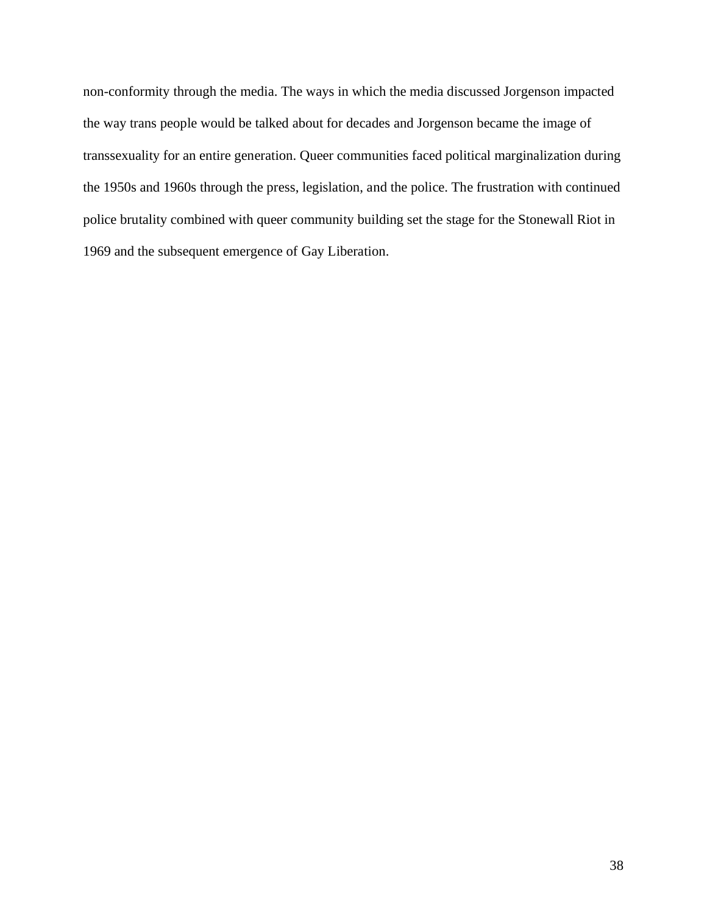non-conformity through the media. The ways in which the media discussed Jorgenson impacted the way trans people would be talked about for decades and Jorgenson became the image of transsexuality for an entire generation. Queer communities faced political marginalization during the 1950s and 1960s through the press, legislation, and the police. The frustration with continued police brutality combined with queer community building set the stage for the Stonewall Riot in 1969 and the subsequent emergence of Gay Liberation.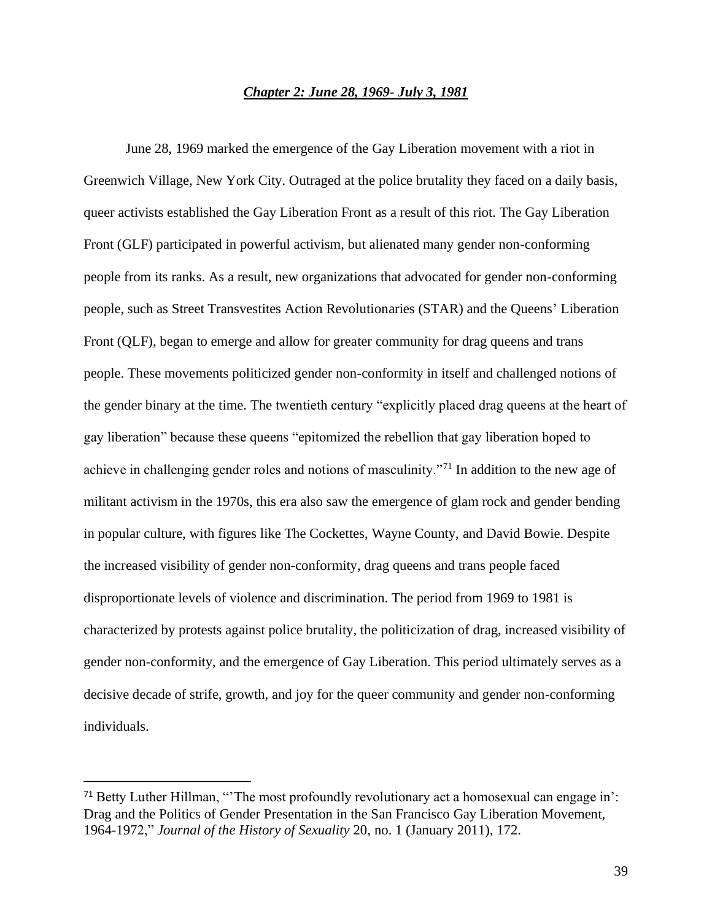## *Chapter 2: June 28, 1969- July 3, 1981*

June 28, 1969 marked the emergence of the Gay Liberation movement with a riot in Greenwich Village, New York City. Outraged at the police brutality they faced on a daily basis, queer activists established the Gay Liberation Front as a result of this riot. The Gay Liberation Front (GLF) participated in powerful activism, but alienated many gender non-conforming people from its ranks. As a result, new organizations that advocated for gender non-conforming people, such as Street Transvestites Action Revolutionaries (STAR) and the Queens' Liberation Front (QLF), began to emerge and allow for greater community for drag queens and trans people. These movements politicized gender non-conformity in itself and challenged notions of the gender binary at the time. The twentieth century "explicitly placed drag queens at the heart of gay liberation" because these queens "epitomized the rebellion that gay liberation hoped to achieve in challenging gender roles and notions of masculinity."[71] In addition to the new age of militant activism in the 1970s, this era also saw the emergence of glam rock and gender bending in popular culture, with figures like The Cockettes, Wayne County, and David Bowie. Despite the increased visibility of gender non-conformity, drag queens and trans people faced disproportionate levels of violence and discrimination. The period from 1969 to 1981 is characterized by protests against police brutality, the politicization of drag, increased visibility of gender non-conformity, and the emergence of Gay Liberation. This period ultimately serves as a decisive decade of strife, growth, and joy for the queer community and gender non-conforming individuals.

---

[71] Betty Luther Hillman, "'The most profoundly revolutionary act a homosexual can engage in': Drag and the Politics of Gender Presentation in the San Francisco Gay Liberation Movement, 1964-1972," *Journal of the History of Sexuality* 20, no. 1 (January 2011), 172.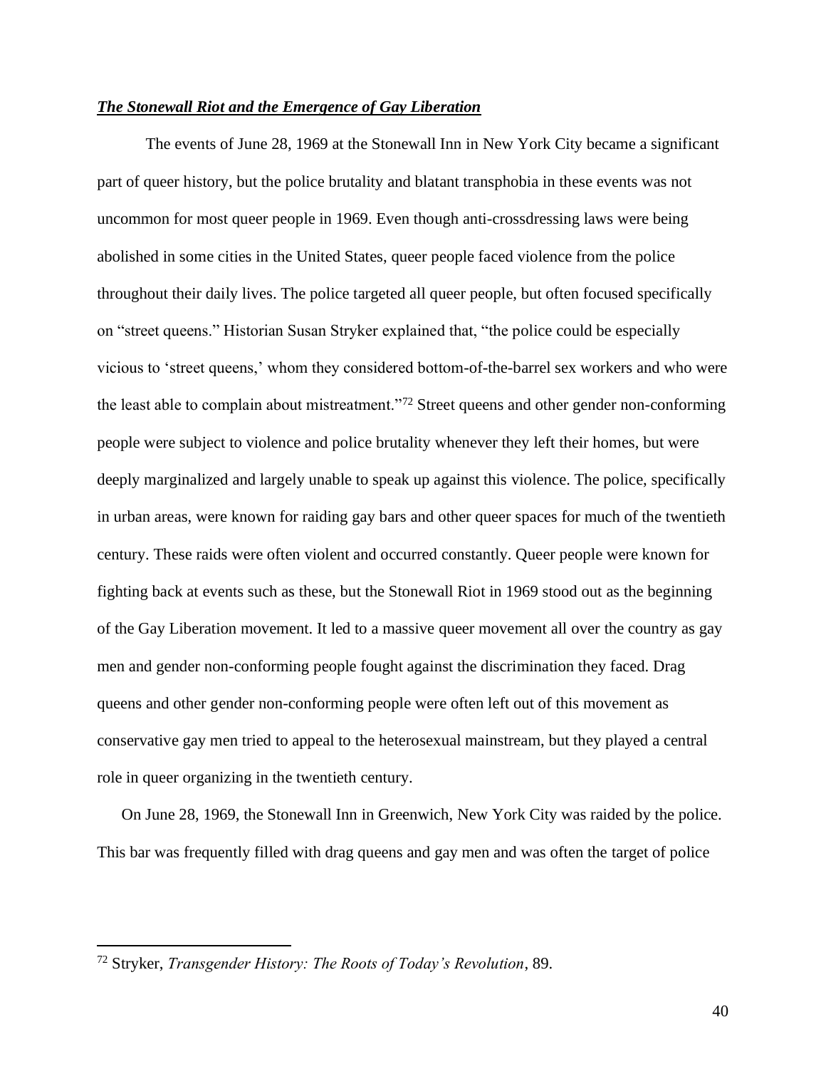## ***The Stonewall Riot and the Emergence of Gay Liberation***

The events of June 28, 1969 at the Stonewall Inn in New York City became a significant part of queer history, but the police brutality and blatant transphobia in these events was not uncommon for most queer people in 1969. Even though anti-crossdressing laws were being abolished in some cities in the United States, queer people faced violence from the police throughout their daily lives. The police targeted all queer people, but often focused specifically on "street queens." Historian Susan Stryker explained that, "the police could be especially vicious to 'street queens,' whom they considered bottom-of-the-barrel sex workers and who were the least able to complain about mistreatment."[72] Street queens and other gender non-conforming people were subject to violence and police brutality whenever they left their homes, but were deeply marginalized and largely unable to speak up against this violence. The police, specifically in urban areas, were known for raiding gay bars and other queer spaces for much of the twentieth century. These raids were often violent and occurred constantly. Queer people were known for fighting back at events such as these, but the Stonewall Riot in 1969 stood out as the beginning of the Gay Liberation movement. It led to a massive queer movement all over the country as gay men and gender non-conforming people fought against the discrimination they faced. Drag queens and other gender non-conforming people were often left out of this movement as conservative gay men tried to appeal to the heterosexual mainstream, but they played a central role in queer organizing in the twentieth century.

On June 28, 1969, the Stonewall Inn in Greenwich, New York City was raided by the police. This bar was frequently filled with drag queens and gay men and was often the target of police

[72] Stryker, *Transgender History: The Roots of Today's Revolution*, 89.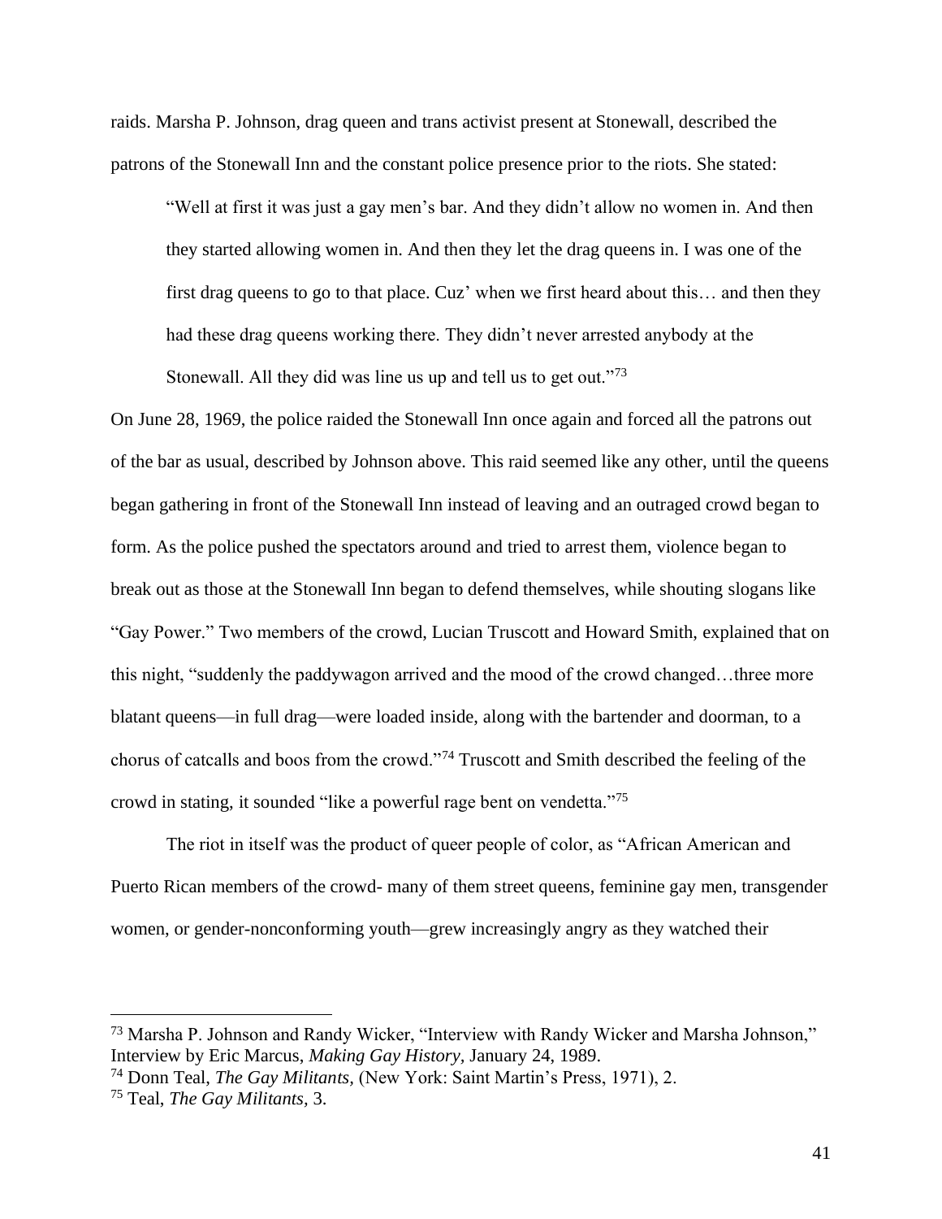raids. Marsha P. Johnson, drag queen and trans activist present at Stonewall, described the patrons of the Stonewall Inn and the constant police presence prior to the riots. She stated:

> "Well at first it was just a gay men's bar. And they didn't allow no women in. And then they started allowing women in. And then they let the drag queens in. I was one of the first drag queens to go to that place. Cuz' when we first heard about this… and then they had these drag queens working there. They didn't never arrested anybody at the Stonewall. All they did was line us up and tell us to get out."[73]

On June 28, 1969, the police raided the Stonewall Inn once again and forced all the patrons out of the bar as usual, described by Johnson above. This raid seemed like any other, until the queens began gathering in front of the Stonewall Inn instead of leaving and an outraged crowd began to form. As the police pushed the spectators around and tried to arrest them, violence began to break out as those at the Stonewall Inn began to defend themselves, while shouting slogans like "Gay Power." Two members of the crowd, Lucian Truscott and Howard Smith, explained that on this night, "suddenly the paddywagon arrived and the mood of the crowd changed…three more blatant queens—in full drag—were loaded inside, along with the bartender and doorman, to a chorus of catcalls and boos from the crowd."[74] Truscott and Smith described the feeling of the crowd in stating, it sounded "like a powerful rage bent on vendetta."[75]

The riot in itself was the product of queer people of color, as "African American and Puerto Rican members of the crowd- many of them street queens, feminine gay men, transgender women, or gender-nonconforming youth—grew increasingly angry as they watched their

---

[73] Marsha P. Johnson and Randy Wicker, "Interview with Randy Wicker and Marsha Johnson," Interview by Eric Marcus, *Making Gay History,* January 24, 1989.

[74] Donn Teal, *The Gay Militants,* (New York: Saint Martin's Press, 1971), 2.

[75] Teal, *The Gay Militants,* 3.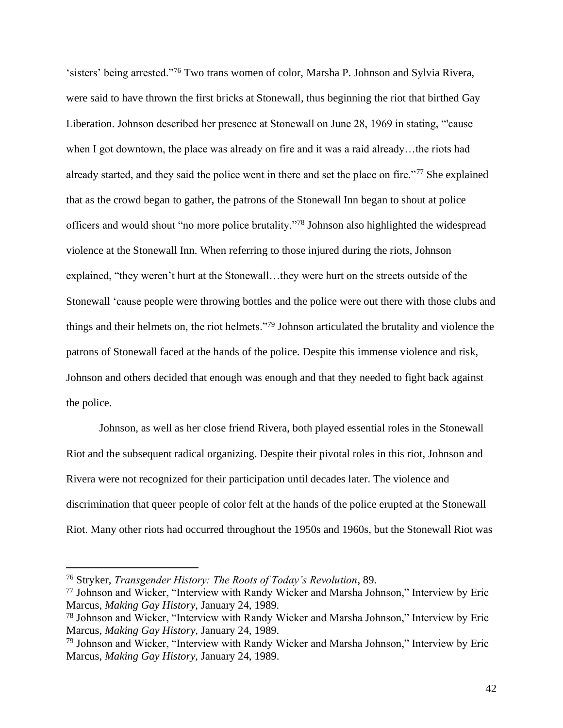'sisters' being arrested."[76] Two trans women of color, Marsha P. Johnson and Sylvia Rivera, were said to have thrown the first bricks at Stonewall, thus beginning the riot that birthed Gay Liberation. Johnson described her presence at Stonewall on June 28, 1969 in stating, "'cause when I got downtown, the place was already on fire and it was a raid already…the riots had already started, and they said the police went in there and set the place on fire."[77] She explained that as the crowd began to gather, the patrons of the Stonewall Inn began to shout at police officers and would shout "no more police brutality."[78] Johnson also highlighted the widespread violence at the Stonewall Inn. When referring to those injured during the riots, Johnson explained, "they weren't hurt at the Stonewall…they were hurt on the streets outside of the Stonewall 'cause people were throwing bottles and the police were out there with those clubs and things and their helmets on, the riot helmets."[79] Johnson articulated the brutality and violence the patrons of Stonewall faced at the hands of the police. Despite this immense violence and risk, Johnson and others decided that enough was enough and that they needed to fight back against the police.

Johnson, as well as her close friend Rivera, both played essential roles in the Stonewall Riot and the subsequent radical organizing. Despite their pivotal roles in this riot, Johnson and Rivera were not recognized for their participation until decades later. The violence and discrimination that queer people of color felt at the hands of the police erupted at the Stonewall Riot. Many other riots had occurred throughout the 1950s and 1960s, but the Stonewall Riot was

---

[76] Stryker, *Transgender History: The Roots of Today's Revolution*, 89.

[77] Johnson and Wicker, "Interview with Randy Wicker and Marsha Johnson," Interview by Eric Marcus, *Making Gay History*, January 24, 1989.

[78] Johnson and Wicker, "Interview with Randy Wicker and Marsha Johnson," Interview by Eric Marcus, *Making Gay History*, January 24, 1989.

[79] Johnson and Wicker, "Interview with Randy Wicker and Marsha Johnson," Interview by Eric Marcus, *Making Gay History*, January 24, 1989.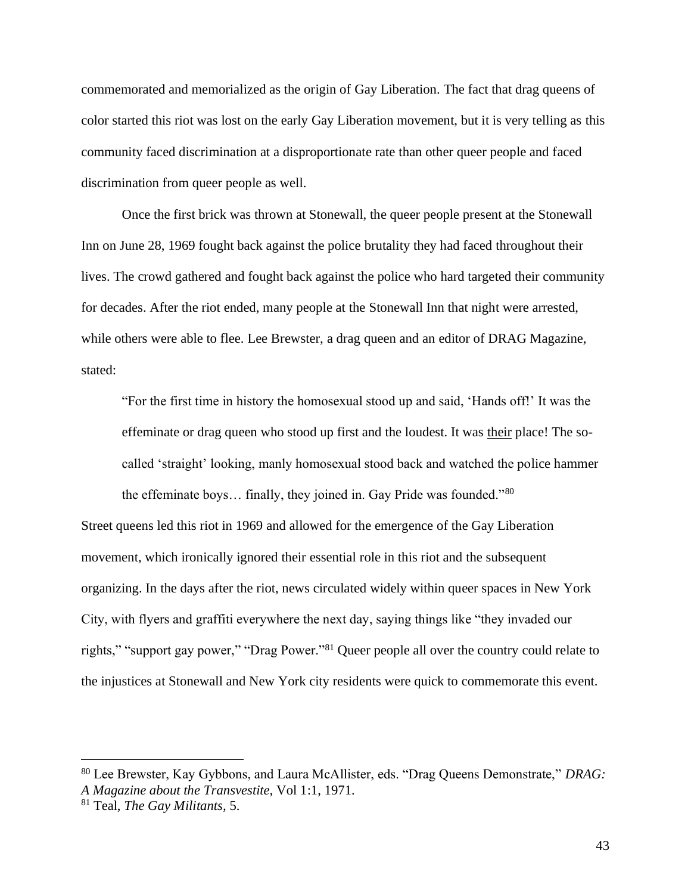commemorated and memorialized as the origin of Gay Liberation. The fact that drag queens of color started this riot was lost on the early Gay Liberation movement, but it is very telling as this community faced discrimination at a disproportionate rate than other queer people and faced discrimination from queer people as well.

Once the first brick was thrown at Stonewall, the queer people present at the Stonewall Inn on June 28, 1969 fought back against the police brutality they had faced throughout their lives. The crowd gathered and fought back against the police who hard targeted their community for decades. After the riot ended, many people at the Stonewall Inn that night were arrested, while others were able to flee. Lee Brewster, a drag queen and an editor of DRAG Magazine, stated:

> "For the first time in history the homosexual stood up and said, 'Hands off!' It was the effeminate or drag queen who stood up first and the loudest. It was <u>their</u> place! The so-called 'straight' looking, manly homosexual stood back and watched the police hammer the effeminate boys… finally, they joined in. Gay Pride was founded."[80]

Street queens led this riot in 1969 and allowed for the emergence of the Gay Liberation movement, which ironically ignored their essential role in this riot and the subsequent organizing. In the days after the riot, news circulated widely within queer spaces in New York City, with flyers and graffiti everywhere the next day, saying things like "they invaded our rights," "support gay power," "Drag Power."[81] Queer people all over the country could relate to the injustices at Stonewall and New York city residents were quick to commemorate this event.

---

[80] Lee Brewster, Kay Gybbons, and Laura McAllister, eds. "Drag Queens Demonstrate," *DRAG: A Magazine about the Transvestite,* Vol 1:1, 1971.

[81] Teal, *The Gay Militants,* 5.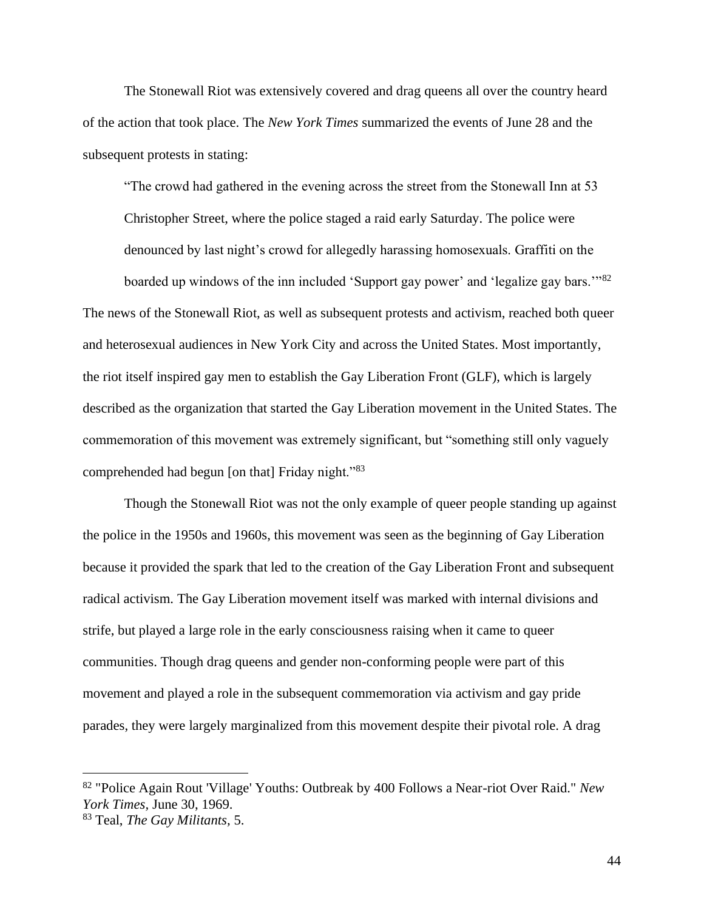The Stonewall Riot was extensively covered and drag queens all over the country heard of the action that took place. The *New York Times* summarized the events of June 28 and the subsequent protests in stating:

> "The crowd had gathered in the evening across the street from the Stonewall Inn at 53 Christopher Street, where the police staged a raid early Saturday. The police were denounced by last night's crowd for allegedly harassing homosexuals. Graffiti on the boarded up windows of the inn included 'Support gay power' and 'legalize gay bars.'"[82]

The news of the Stonewall Riot, as well as subsequent protests and activism, reached both queer and heterosexual audiences in New York City and across the United States. Most importantly, the riot itself inspired gay men to establish the Gay Liberation Front (GLF), which is largely described as the organization that started the Gay Liberation movement in the United States. The commemoration of this movement was extremely significant, but "something still only vaguely comprehended had begun [on that] Friday night."[83]

Though the Stonewall Riot was not the only example of queer people standing up against the police in the 1950s and 1960s, this movement was seen as the beginning of Gay Liberation because it provided the spark that led to the creation of the Gay Liberation Front and subsequent radical activism. The Gay Liberation movement itself was marked with internal divisions and strife, but played a large role in the early consciousness raising when it came to queer communities. Though drag queens and gender non-conforming people were part of this movement and played a role in the subsequent commemoration via activism and gay pride parades, they were largely marginalized from this movement despite their pivotal role. A drag

---

[82] "Police Again Rout 'Village' Youths: Outbreak by 400 Follows a Near-riot Over Raid." *New York Times*, June 30, 1969.

[83] Teal, *The Gay Militants*, 5.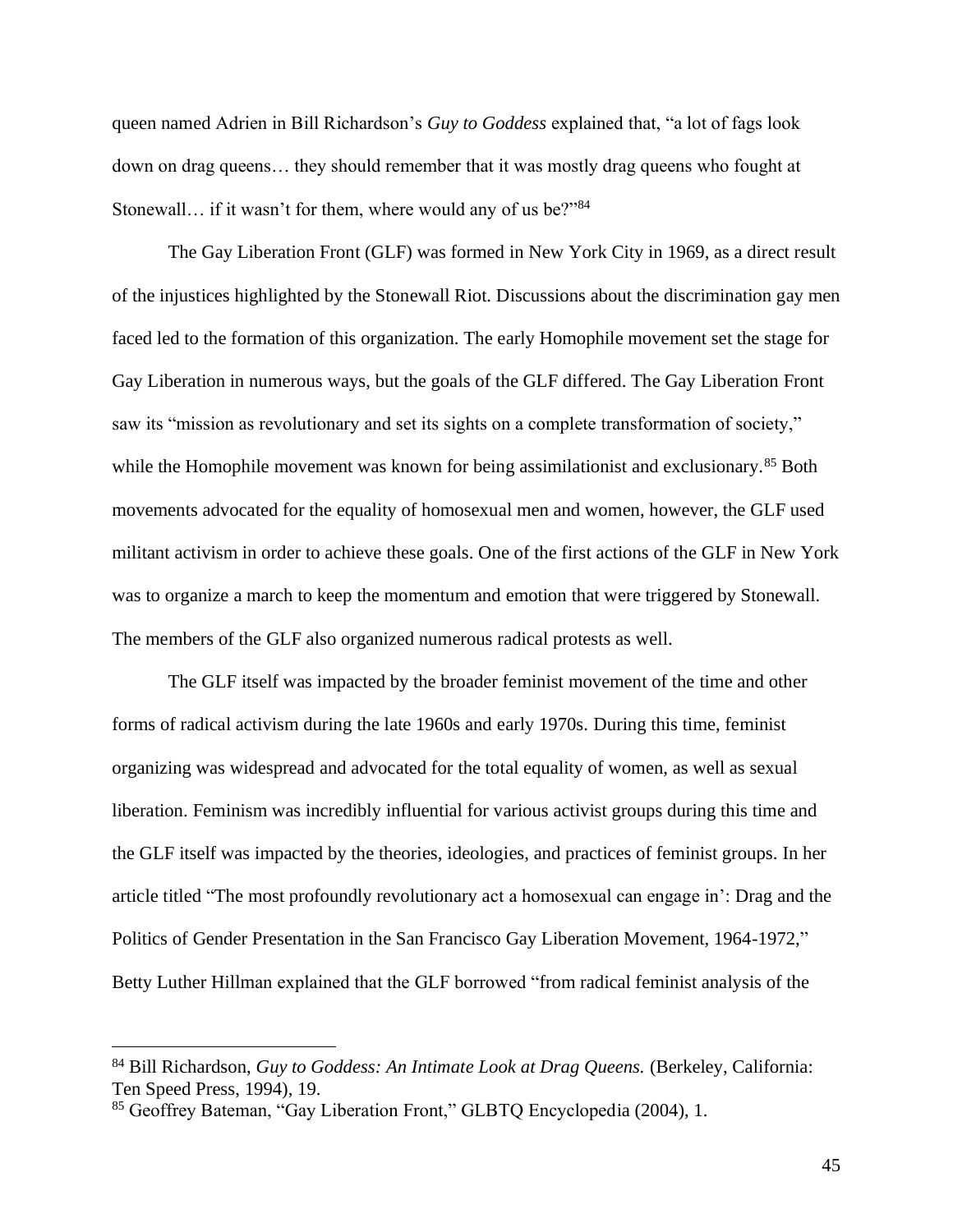queen named Adrien in Bill Richardson's *Guy to Goddess* explained that, "a lot of fags look down on drag queens… they should remember that it was mostly drag queens who fought at Stonewall… if it wasn't for them, where would any of us be?"[84]

The Gay Liberation Front (GLF) was formed in New York City in 1969, as a direct result of the injustices highlighted by the Stonewall Riot. Discussions about the discrimination gay men faced led to the formation of this organization. The early Homophile movement set the stage for Gay Liberation in numerous ways, but the goals of the GLF differed. The Gay Liberation Front saw its "mission as revolutionary and set its sights on a complete transformation of society," while the Homophile movement was known for being assimilationist and exclusionary.[85] Both movements advocated for the equality of homosexual men and women, however, the GLF used militant activism in order to achieve these goals. One of the first actions of the GLF in New York was to organize a march to keep the momentum and emotion that were triggered by Stonewall. The members of the GLF also organized numerous radical protests as well.

The GLF itself was impacted by the broader feminist movement of the time and other forms of radical activism during the late 1960s and early 1970s. During this time, feminist organizing was widespread and advocated for the total equality of women, as well as sexual liberation. Feminism was incredibly influential for various activist groups during this time and the GLF itself was impacted by the theories, ideologies, and practices of feminist groups. In her article titled "The most profoundly revolutionary act a homosexual can engage in': Drag and the Politics of Gender Presentation in the San Francisco Gay Liberation Movement, 1964-1972," Betty Luther Hillman explained that the GLF borrowed "from radical feminist analysis of the

---

[84] Bill Richardson, *Guy to Goddess: An Intimate Look at Drag Queens.* (Berkeley, California: Ten Speed Press, 1994), 19.

[85] Geoffrey Bateman, "Gay Liberation Front," GLBTQ Encyclopedia (2004), 1.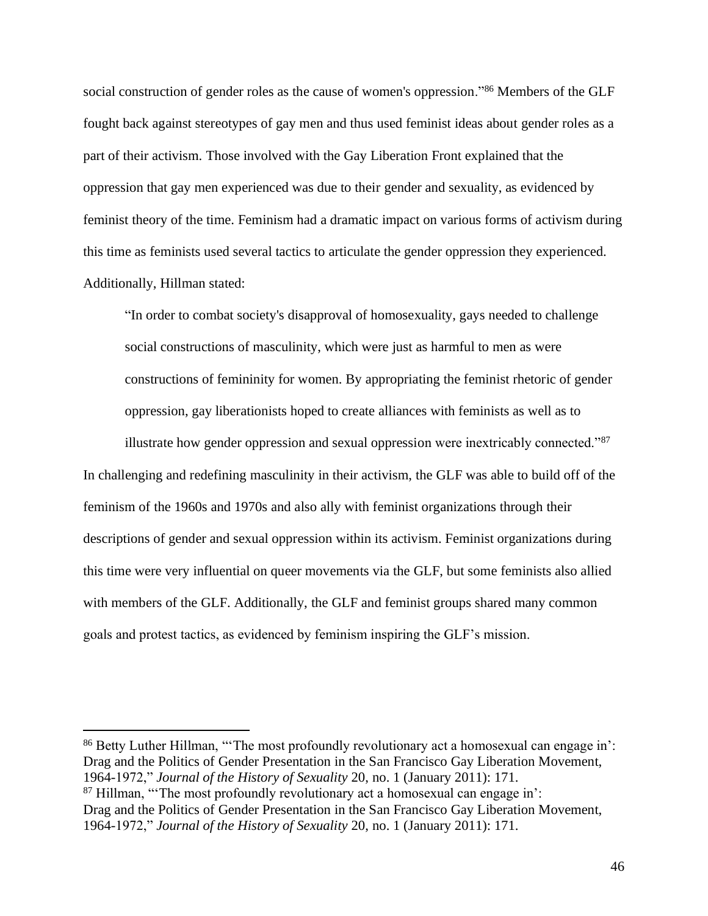social construction of gender roles as the cause of women's oppression."[86] Members of the GLF fought back against stereotypes of gay men and thus used feminist ideas about gender roles as a part of their activism. Those involved with the Gay Liberation Front explained that the oppression that gay men experienced was due to their gender and sexuality, as evidenced by feminist theory of the time. Feminism had a dramatic impact on various forms of activism during this time as feminists used several tactics to articulate the gender oppression they experienced. Additionally, Hillman stated:

> "In order to combat society's disapproval of homosexuality, gays needed to challenge social constructions of masculinity, which were just as harmful to men as were constructions of femininity for women. By appropriating the feminist rhetoric of gender oppression, gay liberationists hoped to create alliances with feminists as well as to illustrate how gender oppression and sexual oppression were inextricably connected."[87]

In challenging and redefining masculinity in their activism, the GLF was able to build off of the feminism of the 1960s and 1970s and also ally with feminist organizations through their descriptions of gender and sexual oppression within its activism. Feminist organizations during this time were very influential on queer movements via the GLF, but some feminists also allied with members of the GLF. Additionally, the GLF and feminist groups shared many common goals and protest tactics, as evidenced by feminism inspiring the GLF's mission.

---

[86] Betty Luther Hillman, "'The most profoundly revolutionary act a homosexual can engage in': Drag and the Politics of Gender Presentation in the San Francisco Gay Liberation Movement, 1964-1972," *Journal of the History of Sexuality* 20, no. 1 (January 2011): 171.

[87] Hillman, "'The most profoundly revolutionary act a homosexual can engage in': Drag and the Politics of Gender Presentation in the San Francisco Gay Liberation Movement, 1964-1972," *Journal of the History of Sexuality* 20, no. 1 (January 2011): 171.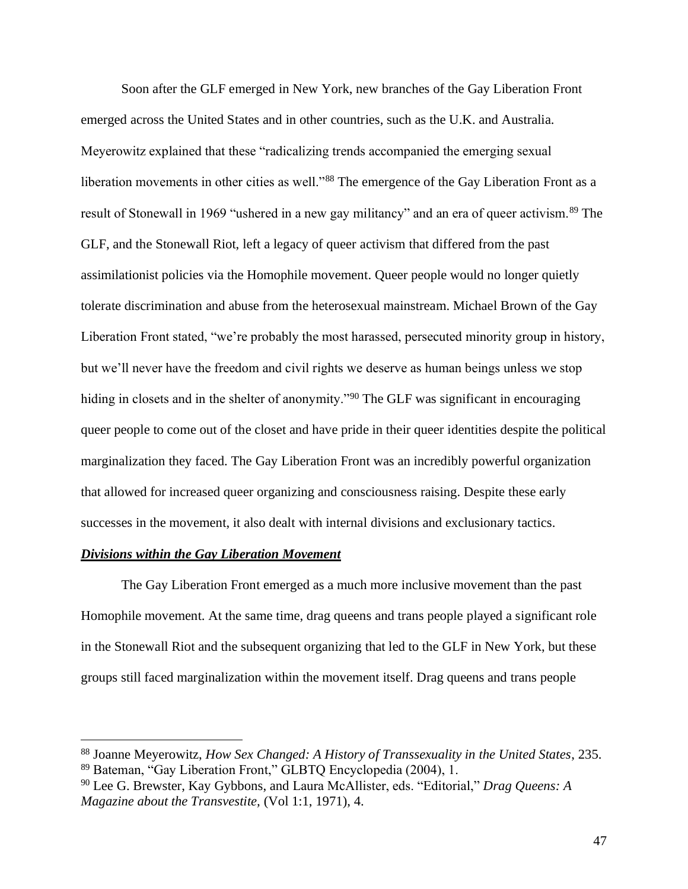Soon after the GLF emerged in New York, new branches of the Gay Liberation Front emerged across the United States and in other countries, such as the U.K. and Australia. Meyerowitz explained that these "radicalizing trends accompanied the emerging sexual liberation movements in other cities as well."[88] The emergence of the Gay Liberation Front as a result of Stonewall in 1969 "ushered in a new gay militancy" and an era of queer activism.[89] The GLF, and the Stonewall Riot, left a legacy of queer activism that differed from the past assimilationist policies via the Homophile movement. Queer people would no longer quietly tolerate discrimination and abuse from the heterosexual mainstream. Michael Brown of the Gay Liberation Front stated, "we're probably the most harassed, persecuted minority group in history, but we'll never have the freedom and civil rights we deserve as human beings unless we stop hiding in closets and in the shelter of anonymity."[90] The GLF was significant in encouraging queer people to come out of the closet and have pride in their queer identities despite the political marginalization they faced. The Gay Liberation Front was an incredibly powerful organization that allowed for increased queer organizing and consciousness raising. Despite these early successes in the movement, it also dealt with internal divisions and exclusionary tactics.

***<u>Divisions within the Gay Liberation Movement</u>***

The Gay Liberation Front emerged as a much more inclusive movement than the past Homophile movement. At the same time, drag queens and trans people played a significant role in the Stonewall Riot and the subsequent organizing that led to the GLF in New York, but these groups still faced marginalization within the movement itself. Drag queens and trans people

---

[88] Joanne Meyerowitz, *How Sex Changed: A History of Transsexuality in the United States*, 235.

[89] Bateman, "Gay Liberation Front," GLBTQ Encyclopedia (2004), 1.

[90] Lee G. Brewster, Kay Gybbons, and Laura McAllister, eds. "Editorial," *Drag Queens: A Magazine about the Transvestite*, (Vol 1:1, 1971), 4.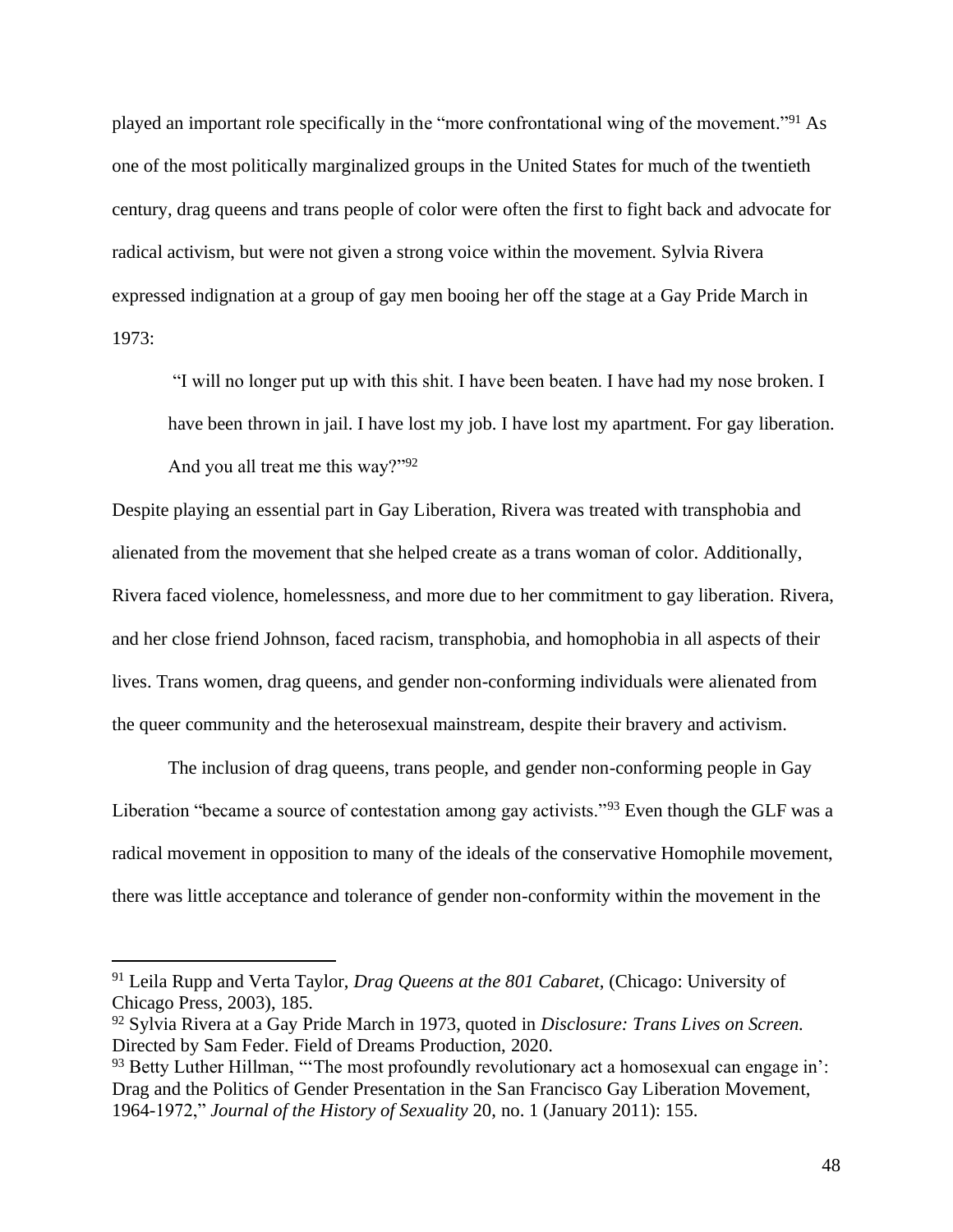played an important role specifically in the "more confrontational wing of the movement."[91] As one of the most politically marginalized groups in the United States for much of the twentieth century, drag queens and trans people of color were often the first to fight back and advocate for radical activism, but were not given a strong voice within the movement. Sylvia Rivera expressed indignation at a group of gay men booing her off the stage at a Gay Pride March in 1973:

> "I will no longer put up with this shit. I have been beaten. I have had my nose broken. I have been thrown in jail. I have lost my job. I have lost my apartment. For gay liberation. And you all treat me this way?"[92]

Despite playing an essential part in Gay Liberation, Rivera was treated with transphobia and alienated from the movement that she helped create as a trans woman of color. Additionally, Rivera faced violence, homelessness, and more due to her commitment to gay liberation. Rivera, and her close friend Johnson, faced racism, transphobia, and homophobia in all aspects of their lives. Trans women, drag queens, and gender non-conforming individuals were alienated from the queer community and the heterosexual mainstream, despite their bravery and activism.

The inclusion of drag queens, trans people, and gender non-conforming people in Gay Liberation "became a source of contestation among gay activists."[93] Even though the GLF was a radical movement in opposition to many of the ideals of the conservative Homophile movement, there was little acceptance and tolerance of gender non-conformity within the movement in the

---

[91] Leila Rupp and Verta Taylor, *Drag Queens at the 801 Cabaret*, (Chicago: University of Chicago Press, 2003), 185.

[92] Sylvia Rivera at a Gay Pride March in 1973, quoted in *Disclosure: Trans Lives on Screen.* Directed by Sam Feder. Field of Dreams Production, 2020.

[93] Betty Luther Hillman, "'The most profoundly revolutionary act a homosexual can engage in': Drag and the Politics of Gender Presentation in the San Francisco Gay Liberation Movement, 1964-1972," *Journal of the History of Sexuality* 20, no. 1 (January 2011): 155.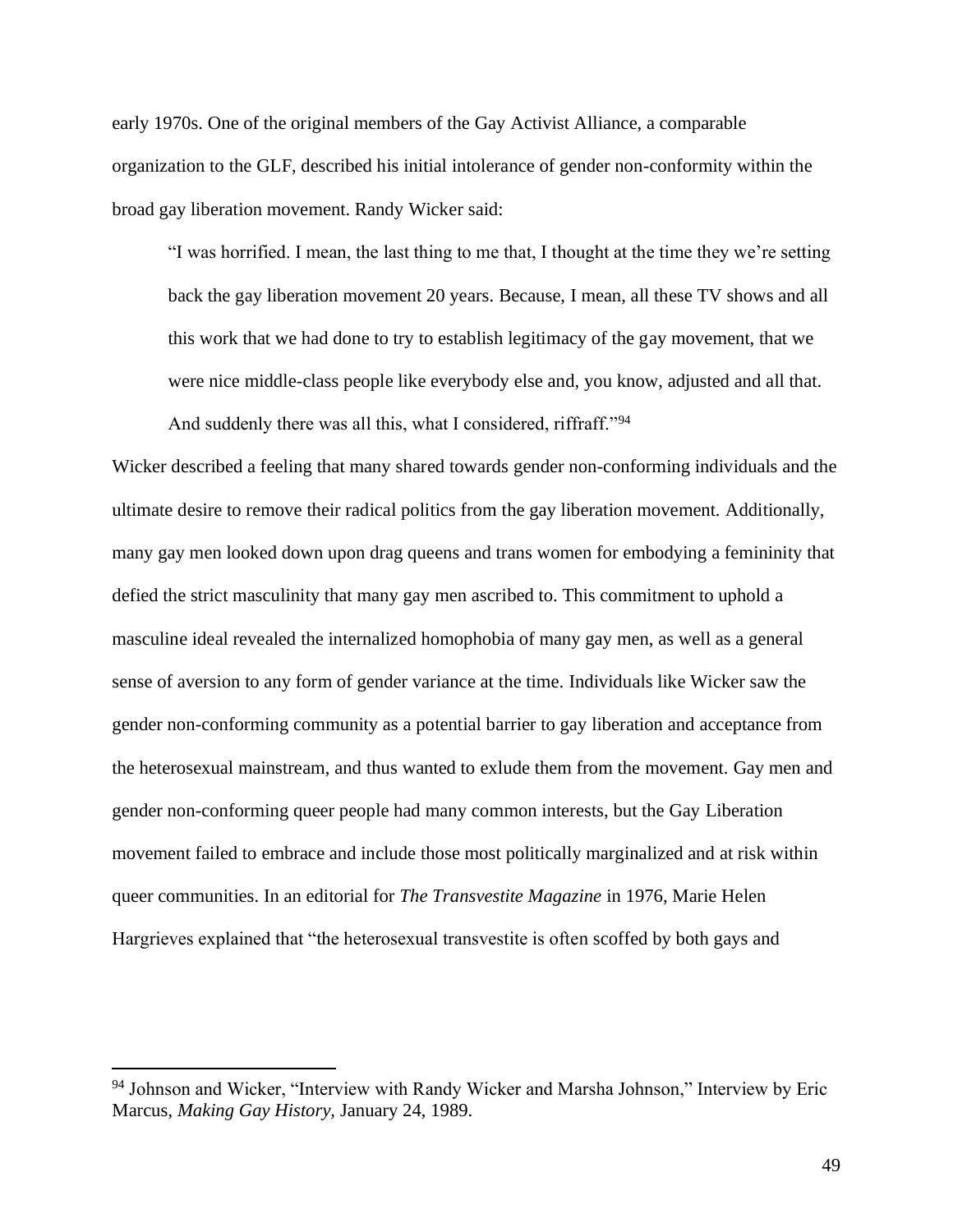early 1970s. One of the original members of the Gay Activist Alliance, a comparable organization to the GLF, described his initial intolerance of gender non-conformity within the broad gay liberation movement. Randy Wicker said:

> "I was horrified. I mean, the last thing to me that, I thought at the time they we're setting back the gay liberation movement 20 years. Because, I mean, all these TV shows and all this work that we had done to try to establish legitimacy of the gay movement, that we were nice middle-class people like everybody else and, you know, adjusted and all that. And suddenly there was all this, what I considered, riffraff."[94]

Wicker described a feeling that many shared towards gender non-conforming individuals and the ultimate desire to remove their radical politics from the gay liberation movement. Additionally, many gay men looked down upon drag queens and trans women for embodying a femininity that defied the strict masculinity that many gay men ascribed to. This commitment to uphold a masculine ideal revealed the internalized homophobia of many gay men, as well as a general sense of aversion to any form of gender variance at the time. Individuals like Wicker saw the gender non-conforming community as a potential barrier to gay liberation and acceptance from the heterosexual mainstream, and thus wanted to exlude them from the movement. Gay men and gender non-conforming queer people had many common interests, but the Gay Liberation movement failed to embrace and include those most politically marginalized and at risk within queer communities. In an editorial for *The Transvestite Magazine* in 1976, Marie Helen Hargrieves explained that "the heterosexual transvestite is often scoffed by both gays and

---

[94] Johnson and Wicker, "Interview with Randy Wicker and Marsha Johnson," Interview by Eric Marcus, *Making Gay History*, January 24, 1989.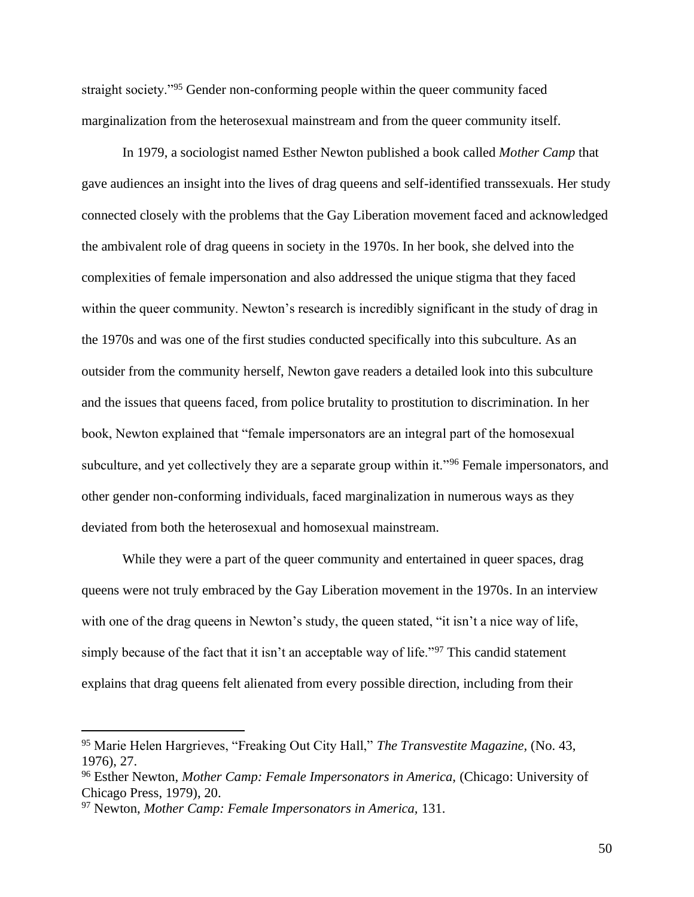straight society."[95] Gender non-conforming people within the queer community faced marginalization from the heterosexual mainstream and from the queer community itself.

In 1979, a sociologist named Esther Newton published a book called *Mother Camp* that gave audiences an insight into the lives of drag queens and self-identified transsexuals. Her study connected closely with the problems that the Gay Liberation movement faced and acknowledged the ambivalent role of drag queens in society in the 1970s. In her book, she delved into the complexities of female impersonation and also addressed the unique stigma that they faced within the queer community. Newton's research is incredibly significant in the study of drag in the 1970s and was one of the first studies conducted specifically into this subculture. As an outsider from the community herself, Newton gave readers a detailed look into this subculture and the issues that queens faced, from police brutality to prostitution to discrimination. In her book, Newton explained that "female impersonators are an integral part of the homosexual subculture, and yet collectively they are a separate group within it."[96] Female impersonators, and other gender non-conforming individuals, faced marginalization in numerous ways as they deviated from both the heterosexual and homosexual mainstream.

While they were a part of the queer community and entertained in queer spaces, drag queens were not truly embraced by the Gay Liberation movement in the 1970s. In an interview with one of the drag queens in Newton's study, the queen stated, "it isn't a nice way of life, simply because of the fact that it isn't an acceptable way of life."[97] This candid statement explains that drag queens felt alienated from every possible direction, including from their

---

[95] Marie Helen Hargrieves, "Freaking Out City Hall," *The Transvestite Magazine,* (No. 43, 1976), 27.

[96] Esther Newton, *Mother Camp: Female Impersonators in America,* (Chicago: University of Chicago Press, 1979), 20.

[97] Newton, *Mother Camp: Female Impersonators in America,* 131.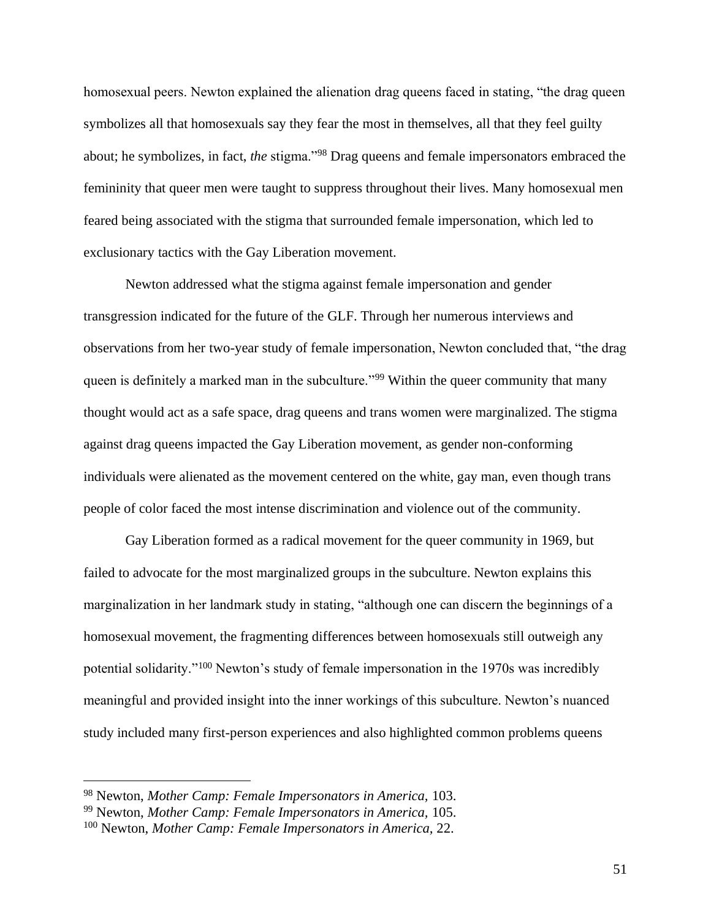homosexual peers. Newton explained the alienation drag queens faced in stating, "the drag queen symbolizes all that homosexuals say they fear the most in themselves, all that they feel guilty about; he symbolizes, in fact, *the* stigma."[98] Drag queens and female impersonators embraced the femininity that queer men were taught to suppress throughout their lives. Many homosexual men feared being associated with the stigma that surrounded female impersonation, which led to exclusionary tactics with the Gay Liberation movement.

Newton addressed what the stigma against female impersonation and gender transgression indicated for the future of the GLF. Through her numerous interviews and observations from her two-year study of female impersonation, Newton concluded that, "the drag queen is definitely a marked man in the subculture."[99] Within the queer community that many thought would act as a safe space, drag queens and trans women were marginalized. The stigma against drag queens impacted the Gay Liberation movement, as gender non-conforming individuals were alienated as the movement centered on the white, gay man, even though trans people of color faced the most intense discrimination and violence out of the community.

Gay Liberation formed as a radical movement for the queer community in 1969, but failed to advocate for the most marginalized groups in the subculture. Newton explains this marginalization in her landmark study in stating, "although one can discern the beginnings of a homosexual movement, the fragmenting differences between homosexuals still outweigh any potential solidarity."[100] Newton's study of female impersonation in the 1970s was incredibly meaningful and provided insight into the inner workings of this subculture. Newton's nuanced study included many first-person experiences and also highlighted common problems queens

---

[98] Newton, *Mother Camp: Female Impersonators in America,* 103.

[99] Newton, *Mother Camp: Female Impersonators in America,* 105.

[100] Newton, *Mother Camp: Female Impersonators in America,* 22.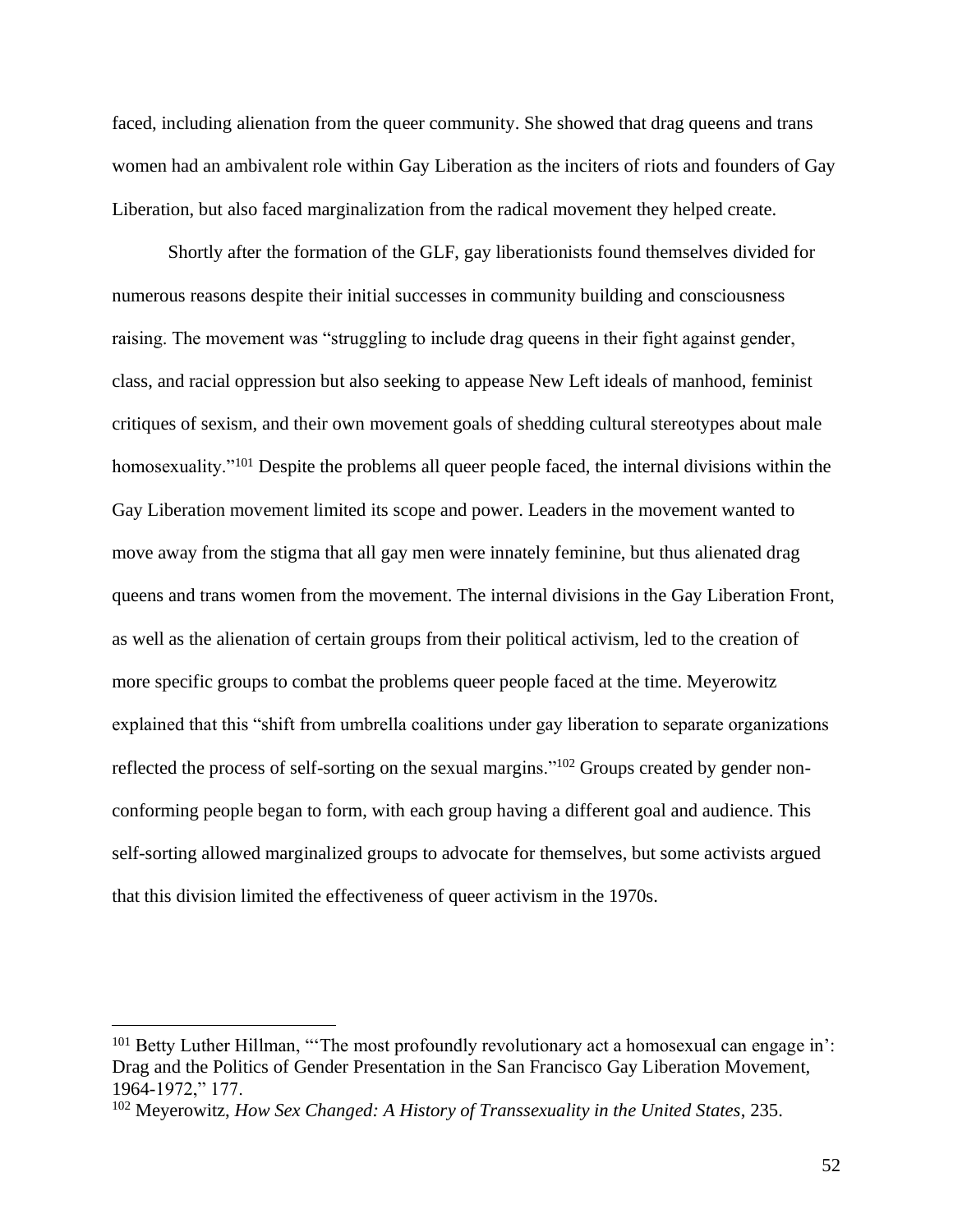faced, including alienation from the queer community. She showed that drag queens and trans women had an ambivalent role within Gay Liberation as the inciters of riots and founders of Gay Liberation, but also faced marginalization from the radical movement they helped create.

Shortly after the formation of the GLF, gay liberationists found themselves divided for numerous reasons despite their initial successes in community building and consciousness raising. The movement was "struggling to include drag queens in their fight against gender, class, and racial oppression but also seeking to appease New Left ideals of manhood, feminist critiques of sexism, and their own movement goals of shedding cultural stereotypes about male homosexuality."[101] Despite the problems all queer people faced, the internal divisions within the Gay Liberation movement limited its scope and power. Leaders in the movement wanted to move away from the stigma that all gay men were innately feminine, but thus alienated drag queens and trans women from the movement. The internal divisions in the Gay Liberation Front, as well as the alienation of certain groups from their political activism, led to the creation of more specific groups to combat the problems queer people faced at the time. Meyerowitz explained that this "shift from umbrella coalitions under gay liberation to separate organizations reflected the process of self-sorting on the sexual margins."[102] Groups created by gender non-conforming people began to form, with each group having a different goal and audience. This self-sorting allowed marginalized groups to advocate for themselves, but some activists argued that this division limited the effectiveness of queer activism in the 1970s.

---

[101] Betty Luther Hillman, "'The most profoundly revolutionary act a homosexual can engage in': Drag and the Politics of Gender Presentation in the San Francisco Gay Liberation Movement, 1964-1972," 177.

[102] Meyerowitz, *How Sex Changed: A History of Transsexuality in the United States*, 235.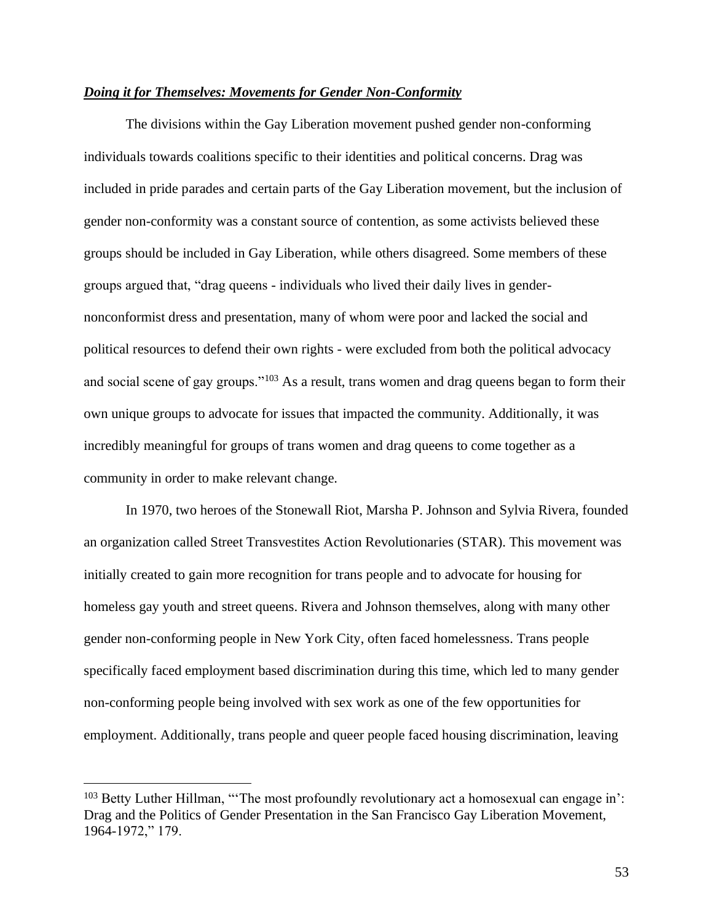***Doing it for Themselves: Movements for Gender Non-Conformity***

The divisions within the Gay Liberation movement pushed gender non-conforming individuals towards coalitions specific to their identities and political concerns. Drag was included in pride parades and certain parts of the Gay Liberation movement, but the inclusion of gender non-conformity was a constant source of contention, as some activists believed these groups should be included in Gay Liberation, while others disagreed. Some members of these groups argued that, "drag queens - individuals who lived their daily lives in gender-nonconformist dress and presentation, many of whom were poor and lacked the social and political resources to defend their own rights - were excluded from both the political advocacy and social scene of gay groups."[103] As a result, trans women and drag queens began to form their own unique groups to advocate for issues that impacted the community. Additionally, it was incredibly meaningful for groups of trans women and drag queens to come together as a community in order to make relevant change.

In 1970, two heroes of the Stonewall Riot, Marsha P. Johnson and Sylvia Rivera, founded an organization called Street Transvestites Action Revolutionaries (STAR). This movement was initially created to gain more recognition for trans people and to advocate for housing for homeless gay youth and street queens. Rivera and Johnson themselves, along with many other gender non-conforming people in New York City, often faced homelessness. Trans people specifically faced employment based discrimination during this time, which led to many gender non-conforming people being involved with sex work as one of the few opportunities for employment. Additionally, trans people and queer people faced housing discrimination, leaving

---

[103] Betty Luther Hillman, "'The most profoundly revolutionary act a homosexual can engage in': Drag and the Politics of Gender Presentation in the San Francisco Gay Liberation Movement, 1964-1972," 179.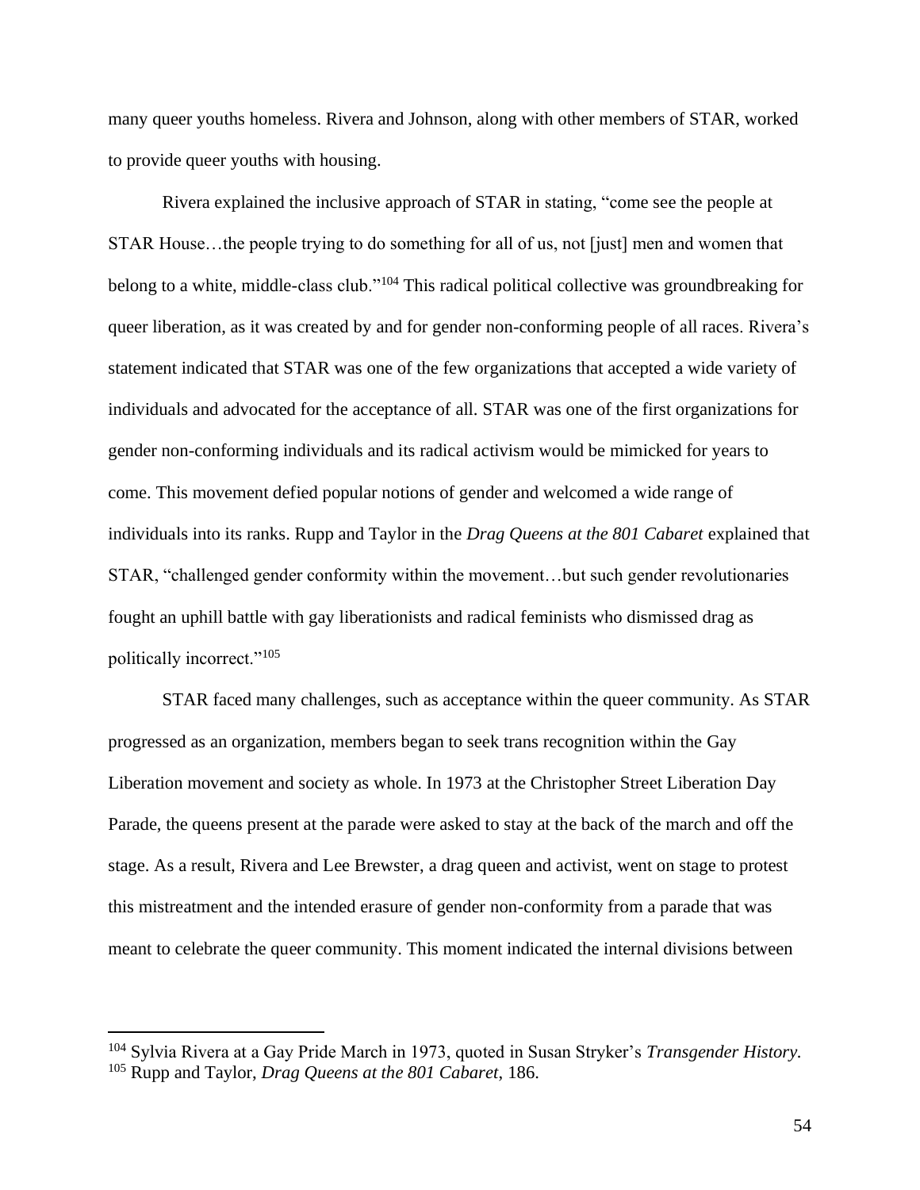many queer youths homeless. Rivera and Johnson, along with other members of STAR, worked to provide queer youths with housing.

Rivera explained the inclusive approach of STAR in stating, "come see the people at STAR House…the people trying to do something for all of us, not [just] men and women that belong to a white, middle-class club."[104] This radical political collective was groundbreaking for queer liberation, as it was created by and for gender non-conforming people of all races. Rivera's statement indicated that STAR was one of the few organizations that accepted a wide variety of individuals and advocated for the acceptance of all. STAR was one of the first organizations for gender non-conforming individuals and its radical activism would be mimicked for years to come. This movement defied popular notions of gender and welcomed a wide range of individuals into its ranks. Rupp and Taylor in the *Drag Queens at the 801 Cabaret* explained that STAR, "challenged gender conformity within the movement…but such gender revolutionaries fought an uphill battle with gay liberationists and radical feminists who dismissed drag as politically incorrect."[105]

STAR faced many challenges, such as acceptance within the queer community. As STAR progressed as an organization, members began to seek trans recognition within the Gay Liberation movement and society as whole. In 1973 at the Christopher Street Liberation Day Parade, the queens present at the parade were asked to stay at the back of the march and off the stage. As a result, Rivera and Lee Brewster, a drag queen and activist, went on stage to protest this mistreatment and the intended erasure of gender non-conformity from a parade that was meant to celebrate the queer community. This moment indicated the internal divisions between

---

[104] Sylvia Rivera at a Gay Pride March in 1973, quoted in Susan Stryker's *Transgender History.*

[105] Rupp and Taylor, *Drag Queens at the 801 Cabaret*, 186.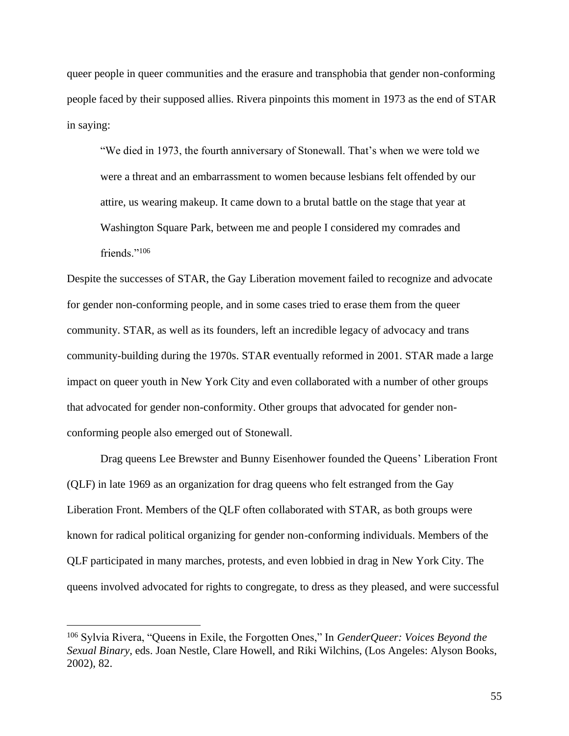queer people in queer communities and the erasure and transphobia that gender non-conforming people faced by their supposed allies. Rivera pinpoints this moment in 1973 as the end of STAR in saying:

> "We died in 1973, the fourth anniversary of Stonewall. That's when we were told we were a threat and an embarrassment to women because lesbians felt offended by our attire, us wearing makeup. It came down to a brutal battle on the stage that year at Washington Square Park, between me and people I considered my comrades and friends."[106]

Despite the successes of STAR, the Gay Liberation movement failed to recognize and advocate for gender non-conforming people, and in some cases tried to erase them from the queer community. STAR, as well as its founders, left an incredible legacy of advocacy and trans community-building during the 1970s. STAR eventually reformed in 2001. STAR made a large impact on queer youth in New York City and even collaborated with a number of other groups that advocated for gender non-conformity. Other groups that advocated for gender non-conforming people also emerged out of Stonewall.

Drag queens Lee Brewster and Bunny Eisenhower founded the Queens' Liberation Front (QLF) in late 1969 as an organization for drag queens who felt estranged from the Gay Liberation Front. Members of the QLF often collaborated with STAR, as both groups were known for radical political organizing for gender non-conforming individuals. Members of the QLF participated in many marches, protests, and even lobbied in drag in New York City. The queens involved advocated for rights to congregate, to dress as they pleased, and were successful

---

[106] Sylvia Rivera, "Queens in Exile, the Forgotten Ones," In *GenderQueer: Voices Beyond the Sexual Binary*, eds. Joan Nestle, Clare Howell, and Riki Wilchins, (Los Angeles: Alyson Books, 2002), 82.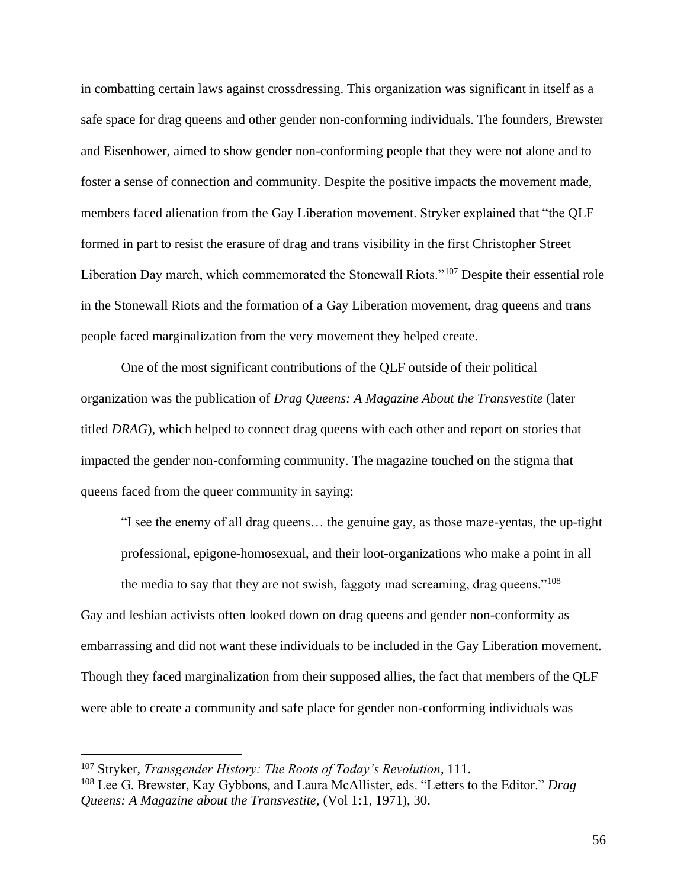in combatting certain laws against crossdressing. This organization was significant in itself as a safe space for drag queens and other gender non-conforming individuals. The founders, Brewster and Eisenhower, aimed to show gender non-conforming people that they were not alone and to foster a sense of connection and community. Despite the positive impacts the movement made, members faced alienation from the Gay Liberation movement. Stryker explained that "the QLF formed in part to resist the erasure of drag and trans visibility in the first Christopher Street Liberation Day march, which commemorated the Stonewall Riots."[107] Despite their essential role in the Stonewall Riots and the formation of a Gay Liberation movement, drag queens and trans people faced marginalization from the very movement they helped create.

One of the most significant contributions of the QLF outside of their political organization was the publication of *Drag Queens: A Magazine About the Transvestite* (later titled *DRAG*), which helped to connect drag queens with each other and report on stories that impacted the gender non-conforming community. The magazine touched on the stigma that queens faced from the queer community in saying:

> "I see the enemy of all drag queens… the genuine gay, as those maze-yentas, the up-tight professional, epigone-homosexual, and their loot-organizations who make a point in all the media to say that they are not swish, faggoty mad screaming, drag queens."[108]

Gay and lesbian activists often looked down on drag queens and gender non-conformity as embarrassing and did not want these individuals to be included in the Gay Liberation movement. Though they faced marginalization from their supposed allies, the fact that members of the QLF were able to create a community and safe place for gender non-conforming individuals was

---

[107] Stryker, *Transgender History: The Roots of Today's Revolution*, 111.

[108] Lee G. Brewster, Kay Gybbons, and Laura McAllister, eds. "Letters to the Editor." *Drag Queens: A Magazine about the Transvestite,* (Vol 1:1, 1971), 30.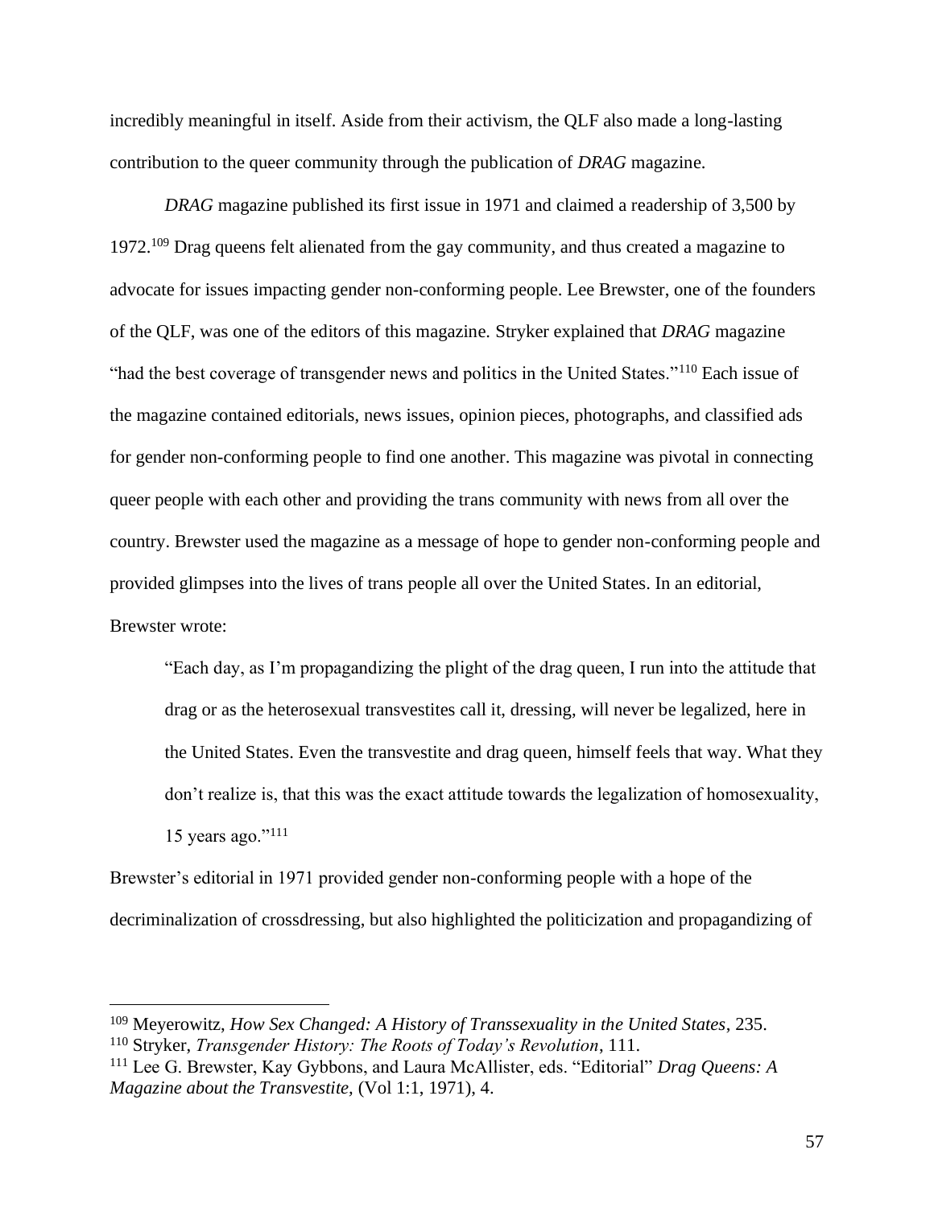incredibly meaningful in itself. Aside from their activism, the QLF also made a long-lasting contribution to the queer community through the publication of *DRAG* magazine.

*DRAG* magazine published its first issue in 1971 and claimed a readership of 3,500 by 1972.[109] Drag queens felt alienated from the gay community, and thus created a magazine to advocate for issues impacting gender non-conforming people. Lee Brewster, one of the founders of the QLF, was one of the editors of this magazine. Stryker explained that *DRAG* magazine "had the best coverage of transgender news and politics in the United States."[110] Each issue of the magazine contained editorials, news issues, opinion pieces, photographs, and classified ads for gender non-conforming people to find one another. This magazine was pivotal in connecting queer people with each other and providing the trans community with news from all over the country. Brewster used the magazine as a message of hope to gender non-conforming people and provided glimpses into the lives of trans people all over the United States. In an editorial, Brewster wrote:

> "Each day, as I'm propagandizing the plight of the drag queen, I run into the attitude that drag or as the heterosexual transvestites call it, dressing, will never be legalized, here in the United States. Even the transvestite and drag queen, himself feels that way. What they don't realize is, that this was the exact attitude towards the legalization of homosexuality, 15 years ago."[111]

Brewster's editorial in 1971 provided gender non-conforming people with a hope of the decriminalization of crossdressing, but also highlighted the politicization and propagandizing of

---

[109] Meyerowitz, *How Sex Changed: A History of Transsexuality in the United States*, 235.

[110] Stryker, *Transgender History: The Roots of Today's Revolution*, 111.

[111] Lee G. Brewster, Kay Gybbons, and Laura McAllister, eds. "Editorial" *Drag Queens: A Magazine about the Transvestite,* (Vol 1:1, 1971), 4.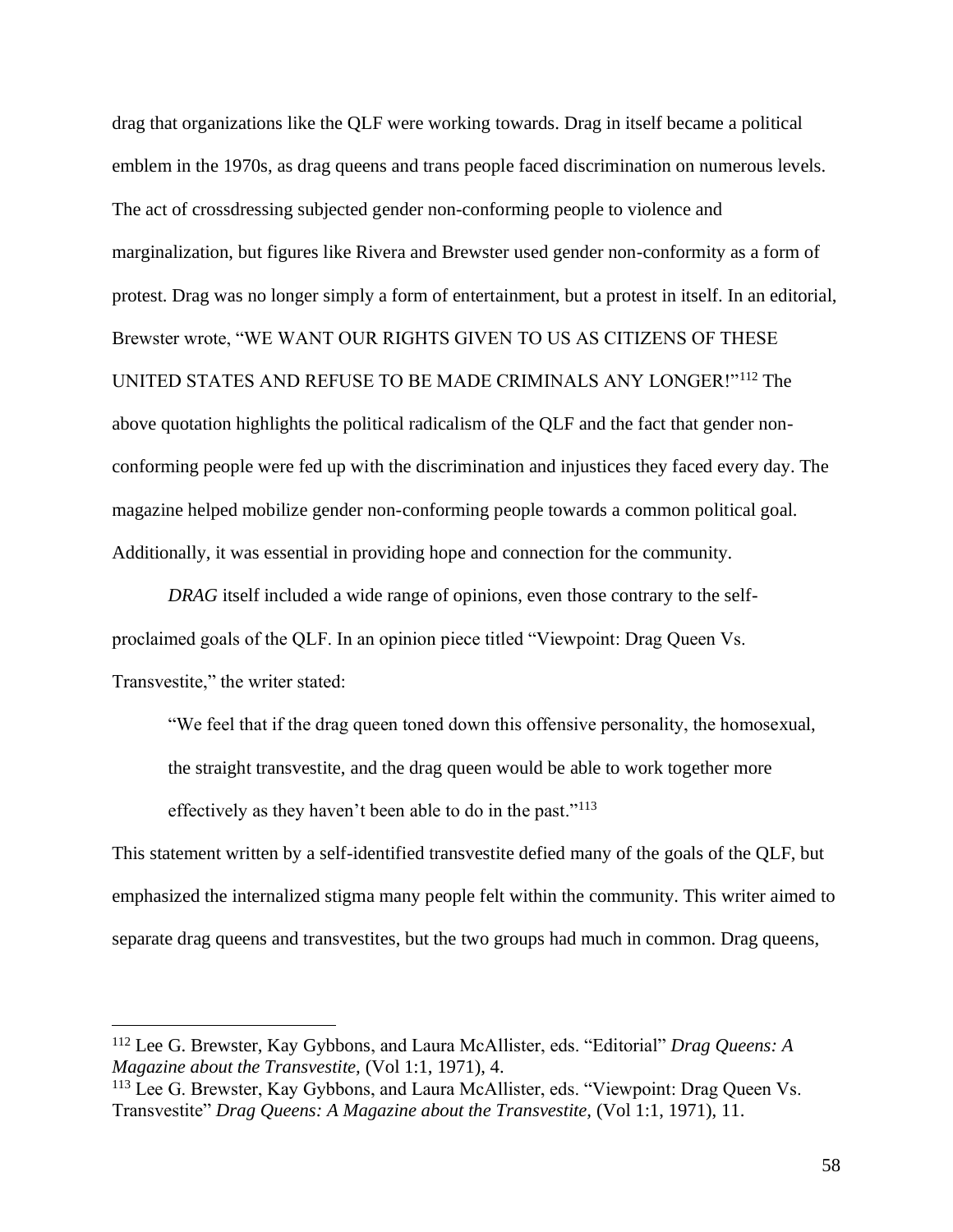drag that organizations like the QLF were working towards. Drag in itself became a political emblem in the 1970s, as drag queens and trans people faced discrimination on numerous levels. The act of crossdressing subjected gender non-conforming people to violence and marginalization, but figures like Rivera and Brewster used gender non-conformity as a form of protest. Drag was no longer simply a form of entertainment, but a protest in itself. In an editorial, Brewster wrote, "WE WANT OUR RIGHTS GIVEN TO US AS CITIZENS OF THESE UNITED STATES AND REFUSE TO BE MADE CRIMINALS ANY LONGER!"[112] The above quotation highlights the political radicalism of the QLF and the fact that gender non-conforming people were fed up with the discrimination and injustices they faced every day. The magazine helped mobilize gender non-conforming people towards a common political goal. Additionally, it was essential in providing hope and connection for the community.

*DRAG* itself included a wide range of opinions, even those contrary to the self-proclaimed goals of the QLF. In an opinion piece titled "Viewpoint: Drag Queen Vs. Transvestite," the writer stated:

> "We feel that if the drag queen toned down this offensive personality, the homosexual, the straight transvestite, and the drag queen would be able to work together more effectively as they haven't been able to do in the past."[113]

This statement written by a self-identified transvestite defied many of the goals of the QLF, but emphasized the internalized stigma many people felt within the community. This writer aimed to separate drag queens and transvestites, but the two groups had much in common. Drag queens,

---

[112] Lee G. Brewster, Kay Gybbons, and Laura McAllister, eds. "Editorial" *Drag Queens: A Magazine about the Transvestite,* (Vol 1:1, 1971), 4.

[113] Lee G. Brewster, Kay Gybbons, and Laura McAllister, eds. "Viewpoint: Drag Queen Vs. Transvestite" *Drag Queens: A Magazine about the Transvestite,* (Vol 1:1, 1971), 11.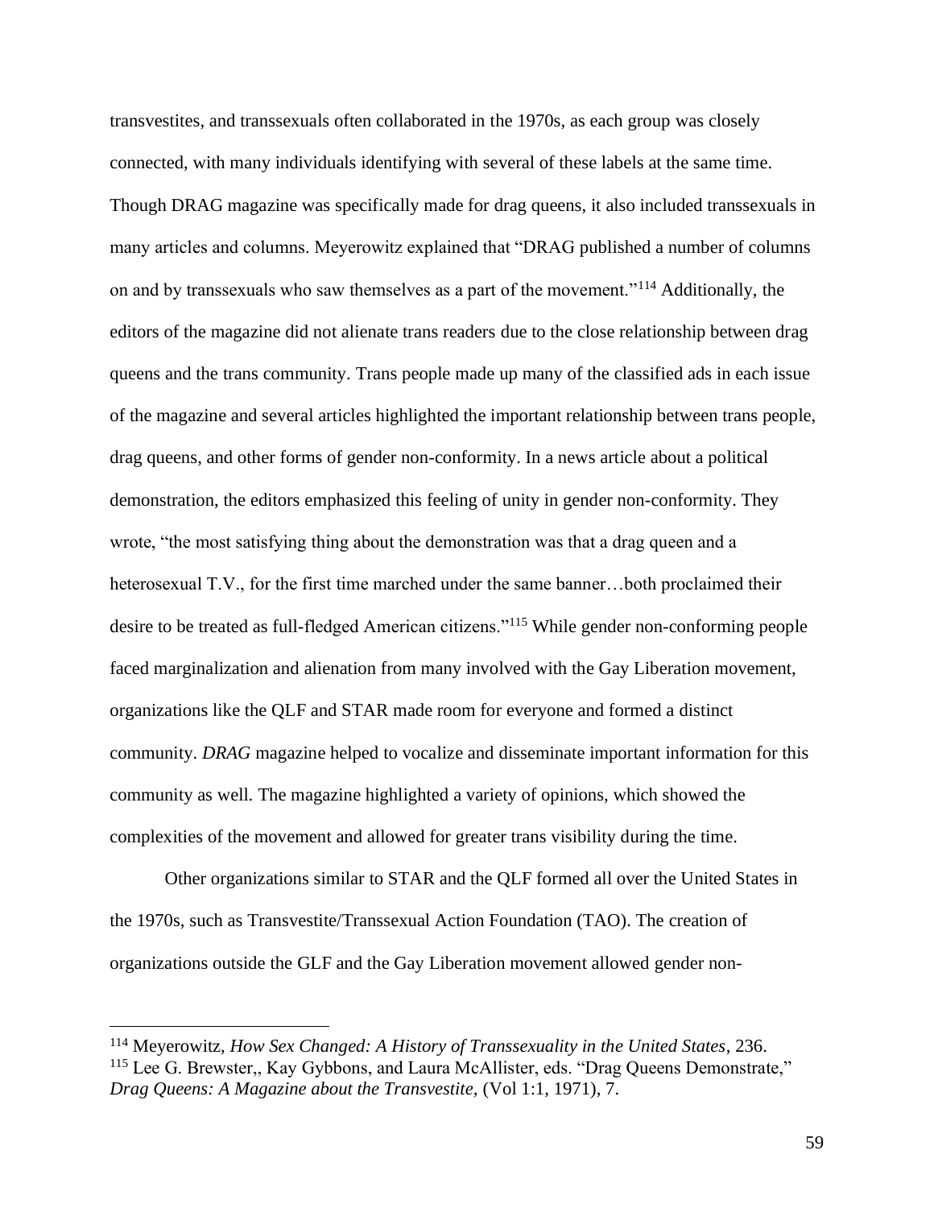transvestites, and transsexuals often collaborated in the 1970s, as each group was closely connected, with many individuals identifying with several of these labels at the same time. Though DRAG magazine was specifically made for drag queens, it also included transsexuals in many articles and columns. Meyerowitz explained that "DRAG published a number of columns on and by transsexuals who saw themselves as a part of the movement."[114] Additionally, the editors of the magazine did not alienate trans readers due to the close relationship between drag queens and the trans community. Trans people made up many of the classified ads in each issue of the magazine and several articles highlighted the important relationship between trans people, drag queens, and other forms of gender non-conformity. In a news article about a political demonstration, the editors emphasized this feeling of unity in gender non-conformity. They wrote, "the most satisfying thing about the demonstration was that a drag queen and a heterosexual T.V., for the first time marched under the same banner…both proclaimed their desire to be treated as full-fledged American citizens."[115] While gender non-conforming people faced marginalization and alienation from many involved with the Gay Liberation movement, organizations like the QLF and STAR made room for everyone and formed a distinct community. *DRAG* magazine helped to vocalize and disseminate important information for this community as well. The magazine highlighted a variety of opinions, which showed the complexities of the movement and allowed for greater trans visibility during the time.

Other organizations similar to STAR and the QLF formed all over the United States in the 1970s, such as Transvestite/Transsexual Action Foundation (TAO). The creation of organizations outside the GLF and the Gay Liberation movement allowed gender non-

---

[114] Meyerowitz, *How Sex Changed: A History of Transsexuality in the United States*, 236.

[115] Lee G. Brewster,, Kay Gybbons, and Laura McAllister, eds. "Drag Queens Demonstrate," *Drag Queens: A Magazine about the Transvestite,* (Vol 1:1, 1971), 7.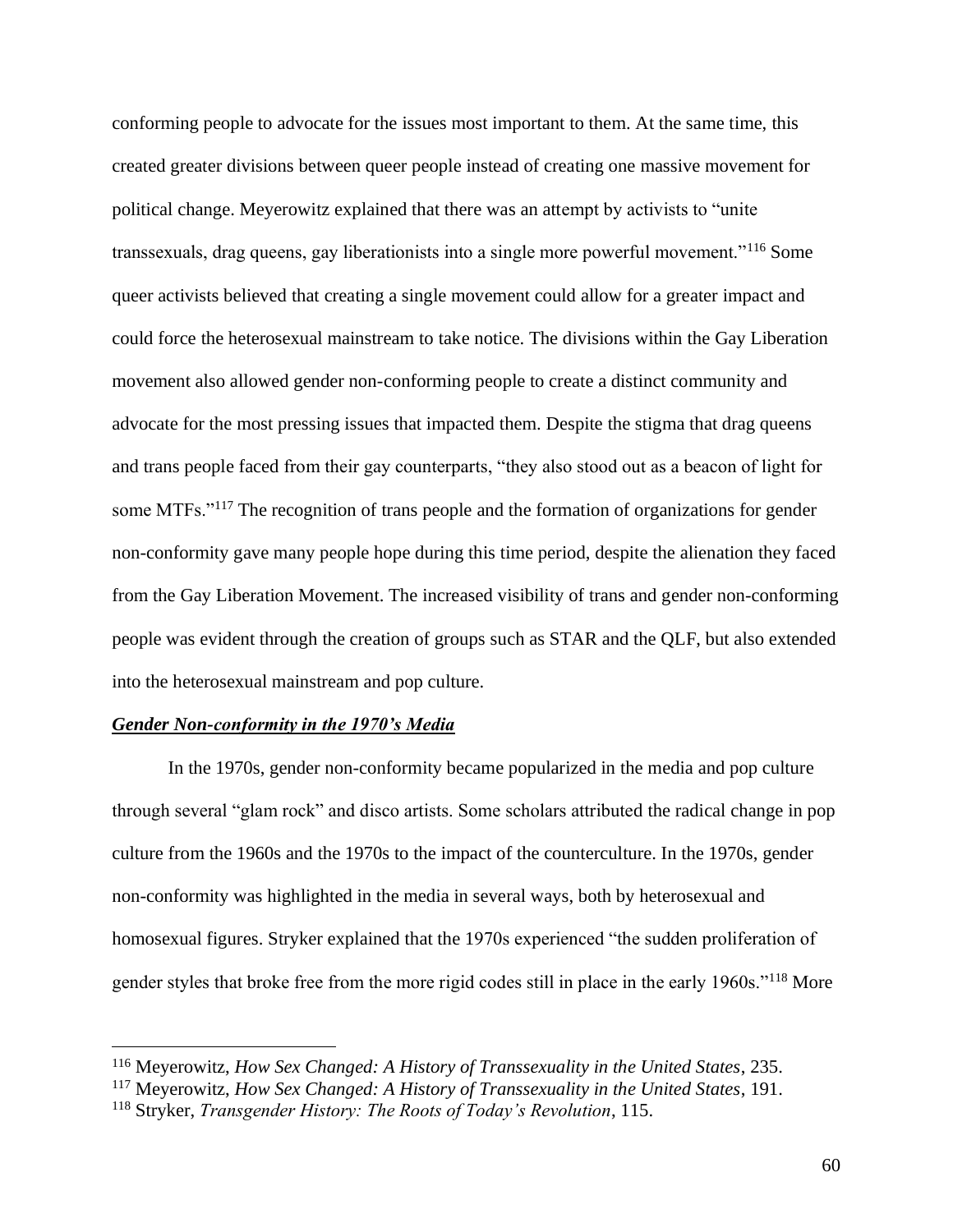conforming people to advocate for the issues most important to them. At the same time, this created greater divisions between queer people instead of creating one massive movement for political change. Meyerowitz explained that there was an attempt by activists to "unite transsexuals, drag queens, gay liberationists into a single more powerful movement."[116] Some queer activists believed that creating a single movement could allow for a greater impact and could force the heterosexual mainstream to take notice. The divisions within the Gay Liberation movement also allowed gender non-conforming people to create a distinct community and advocate for the most pressing issues that impacted them. Despite the stigma that drag queens and trans people faced from their gay counterparts, "they also stood out as a beacon of light for some MTFs."[117] The recognition of trans people and the formation of organizations for gender non-conformity gave many people hope during this time period, despite the alienation they faced from the Gay Liberation Movement. The increased visibility of trans and gender non-conforming people was evident through the creation of groups such as STAR and the QLF, but also extended into the heterosexual mainstream and pop culture.

### ***Gender Non-conformity in the 1970's Media***

In the 1970s, gender non-conformity became popularized in the media and pop culture through several "glam rock" and disco artists. Some scholars attributed the radical change in pop culture from the 1960s and the 1970s to the impact of the counterculture. In the 1970s, gender non-conformity was highlighted in the media in several ways, both by heterosexual and homosexual figures. Stryker explained that the 1970s experienced "the sudden proliferation of gender styles that broke free from the more rigid codes still in place in the early 1960s."[118] More

---

[116] Meyerowitz, *How Sex Changed: A History of Transsexuality in the United States*, 235.

[117] Meyerowitz, *How Sex Changed: A History of Transsexuality in the United States*, 191.

[118] Stryker, *Transgender History: The Roots of Today's Revolution*, 115.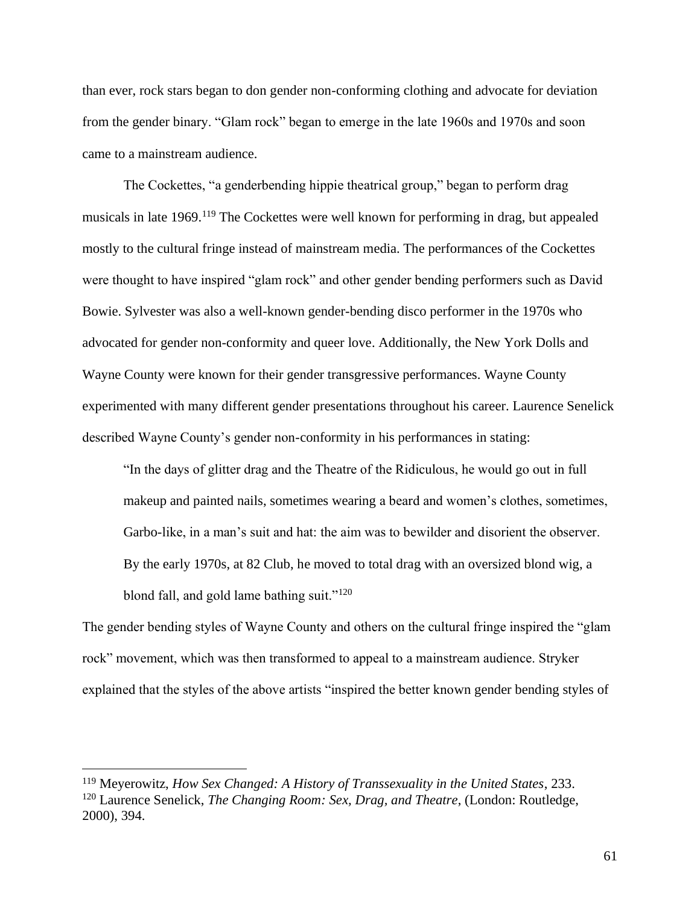than ever, rock stars began to don gender non-conforming clothing and advocate for deviation from the gender binary. "Glam rock" began to emerge in the late 1960s and 1970s and soon came to a mainstream audience.

The Cockettes, "a genderbending hippie theatrical group," began to perform drag musicals in late 1969.[119] The Cockettes were well known for performing in drag, but appealed mostly to the cultural fringe instead of mainstream media. The performances of the Cockettes were thought to have inspired "glam rock" and other gender bending performers such as David Bowie. Sylvester was also a well-known gender-bending disco performer in the 1970s who advocated for gender non-conformity and queer love. Additionally, the New York Dolls and Wayne County were known for their gender transgressive performances. Wayne County experimented with many different gender presentations throughout his career. Laurence Senelick described Wayne County's gender non-conformity in his performances in stating:

> "In the days of glitter drag and the Theatre of the Ridiculous, he would go out in full makeup and painted nails, sometimes wearing a beard and women's clothes, sometimes, Garbo-like, in a man's suit and hat: the aim was to bewilder and disorient the observer. By the early 1970s, at 82 Club, he moved to total drag with an oversized blond wig, a blond fall, and gold lame bathing suit."[120]

The gender bending styles of Wayne County and others on the cultural fringe inspired the "glam rock" movement, which was then transformed to appeal to a mainstream audience. Stryker explained that the styles of the above artists "inspired the better known gender bending styles of

---

[119] Meyerowitz, *How Sex Changed: A History of Transsexuality in the United States*, 233.

[120] Laurence Senelick, *The Changing Room: Sex, Drag, and Theatre*, (London: Routledge, 2000), 394.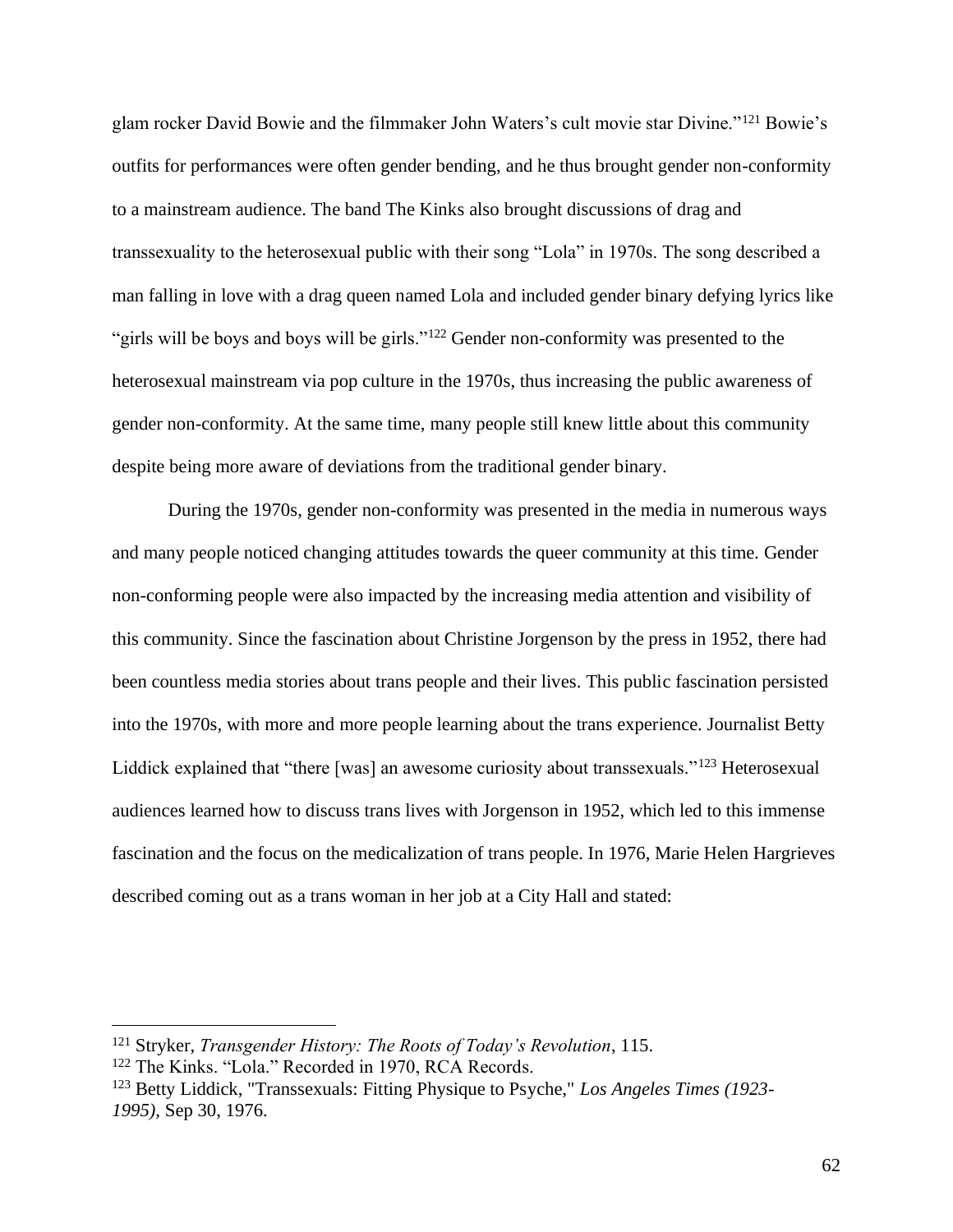glam rocker David Bowie and the filmmaker John Waters's cult movie star Divine."[121] Bowie's outfits for performances were often gender bending, and he thus brought gender non-conformity to a mainstream audience. The band The Kinks also brought discussions of drag and transsexuality to the heterosexual public with their song "Lola" in 1970s. The song described a man falling in love with a drag queen named Lola and included gender binary defying lyrics like "girls will be boys and boys will be girls."[122] Gender non-conformity was presented to the heterosexual mainstream via pop culture in the 1970s, thus increasing the public awareness of gender non-conformity. At the same time, many people still knew little about this community despite being more aware of deviations from the traditional gender binary.

During the 1970s, gender non-conformity was presented in the media in numerous ways and many people noticed changing attitudes towards the queer community at this time. Gender non-conforming people were also impacted by the increasing media attention and visibility of this community. Since the fascination about Christine Jorgenson by the press in 1952, there had been countless media stories about trans people and their lives. This public fascination persisted into the 1970s, with more and more people learning about the trans experience. Journalist Betty Liddick explained that "there [was] an awesome curiosity about transsexuals."[123] Heterosexual audiences learned how to discuss trans lives with Jorgenson in 1952, which led to this immense fascination and the focus on the medicalization of trans people. In 1976, Marie Helen Hargrieves described coming out as a trans woman in her job at a City Hall and stated:

---

[121] Stryker, *Transgender History: The Roots of Today's Revolution*, 115.

[122] The Kinks. "Lola." Recorded in 1970, RCA Records.

[123] Betty Liddick, "Transsexuals: Fitting Physique to Psyche," *Los Angeles Times (1923-1995)*, Sep 30, 1976.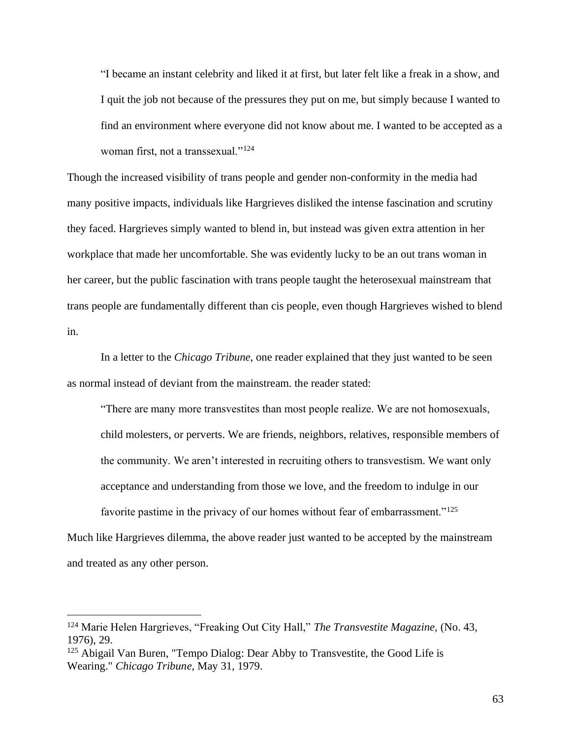> "I became an instant celebrity and liked it at first, but later felt like a freak in a show, and I quit the job not because of the pressures they put on me, but simply because I wanted to find an environment where everyone did not know about me. I wanted to be accepted as a woman first, not a transsexual."[124]

Though the increased visibility of trans people and gender non-conformity in the media had many positive impacts, individuals like Hargrieves disliked the intense fascination and scrutiny they faced. Hargrieves simply wanted to blend in, but instead was given extra attention in her workplace that made her uncomfortable. She was evidently lucky to be an out trans woman in her career, but the public fascination with trans people taught the heterosexual mainstream that trans people are fundamentally different than cis people, even though Hargrieves wished to blend in.

In a letter to the *Chicago Tribune*, one reader explained that they just wanted to be seen as normal instead of deviant from the mainstream. the reader stated:

> "There are many more transvestites than most people realize. We are not homosexuals, child molesters, or perverts. We are friends, neighbors, relatives, responsible members of the community. We aren't interested in recruiting others to transvestism. We want only acceptance and understanding from those we love, and the freedom to indulge in our favorite pastime in the privacy of our homes without fear of embarrassment."[125]

Much like Hargrieves dilemma, the above reader just wanted to be accepted by the mainstream and treated as any other person.

---

[124] Marie Helen Hargrieves, "Freaking Out City Hall," *The Transvestite Magazine,* (No. 43, 1976), 29.

[125] Abigail Van Buren, "Tempo Dialog: Dear Abby to Transvestite, the Good Life is Wearing." *Chicago Tribune,* May 31, 1979.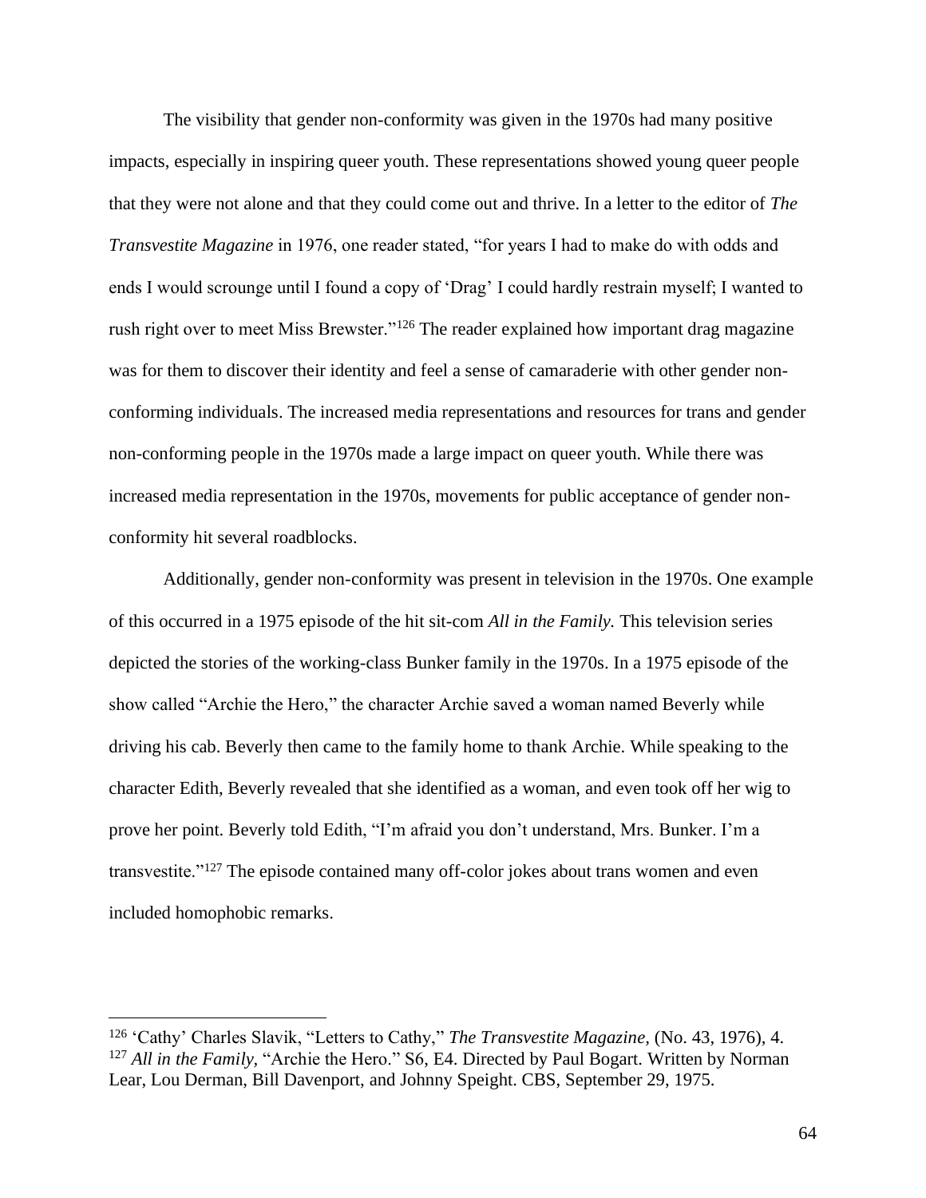The visibility that gender non-conformity was given in the 1970s had many positive impacts, especially in inspiring queer youth. These representations showed young queer people that they were not alone and that they could come out and thrive. In a letter to the editor of *The Transvestite Magazine* in 1976, one reader stated, "for years I had to make do with odds and ends I would scrounge until I found a copy of 'Drag' I could hardly restrain myself; I wanted to rush right over to meet Miss Brewster."[126] The reader explained how important drag magazine was for them to discover their identity and feel a sense of camaraderie with other gender non-conforming individuals. The increased media representations and resources for trans and gender non-conforming people in the 1970s made a large impact on queer youth. While there was increased media representation in the 1970s, movements for public acceptance of gender non-conformity hit several roadblocks.

Additionally, gender non-conformity was present in television in the 1970s. One example of this occurred in a 1975 episode of the hit sit-com *All in the Family.* This television series depicted the stories of the working-class Bunker family in the 1970s. In a 1975 episode of the show called "Archie the Hero," the character Archie saved a woman named Beverly while driving his cab. Beverly then came to the family home to thank Archie. While speaking to the character Edith, Beverly revealed that she identified as a woman, and even took off her wig to prove her point. Beverly told Edith, "I'm afraid you don't understand, Mrs. Bunker. I'm a transvestite."[127] The episode contained many off-color jokes about trans women and even included homophobic remarks.

---

[126] 'Cathy' Charles Slavik, "Letters to Cathy," *The Transvestite Magazine,* (No. 43, 1976), 4.

[127] *All in the Family,* "Archie the Hero." S6, E4. Directed by Paul Bogart. Written by Norman Lear, Lou Derman, Bill Davenport, and Johnny Speight. CBS, September 29, 1975.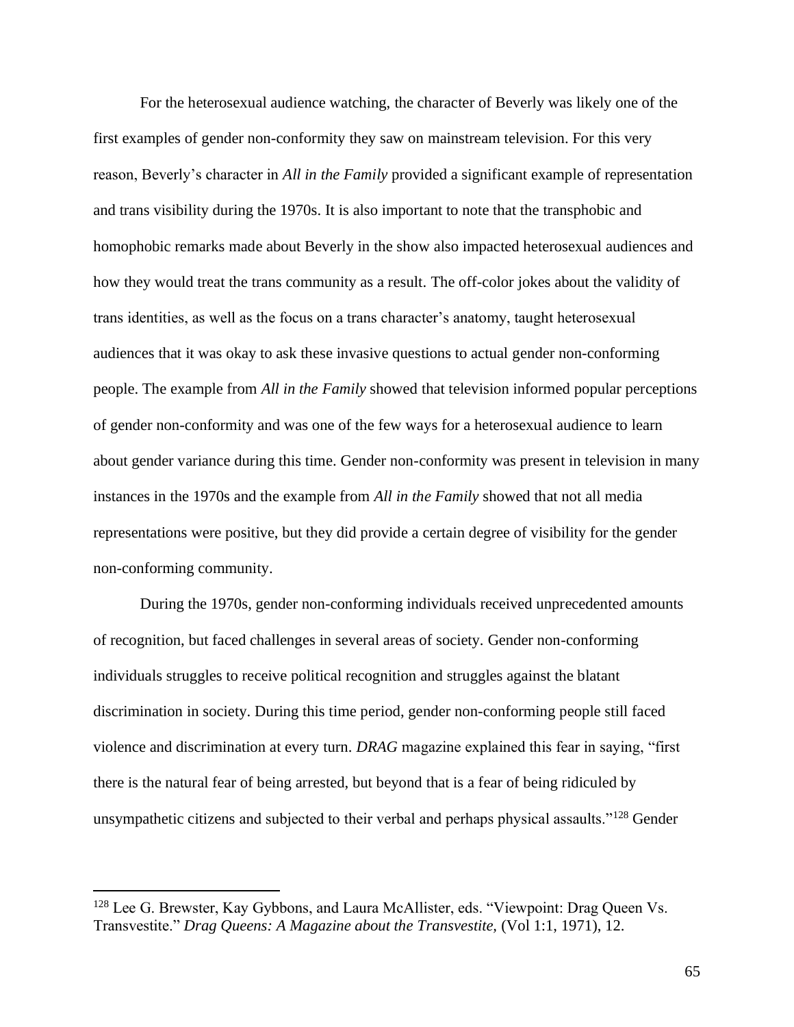For the heterosexual audience watching, the character of Beverly was likely one of the first examples of gender non-conformity they saw on mainstream television. For this very reason, Beverly's character in *All in the Family* provided a significant example of representation and trans visibility during the 1970s. It is also important to note that the transphobic and homophobic remarks made about Beverly in the show also impacted heterosexual audiences and how they would treat the trans community as a result. The off-color jokes about the validity of trans identities, as well as the focus on a trans character's anatomy, taught heterosexual audiences that it was okay to ask these invasive questions to actual gender non-conforming people. The example from *All in the Family* showed that television informed popular perceptions of gender non-conformity and was one of the few ways for a heterosexual audience to learn about gender variance during this time. Gender non-conformity was present in television in many instances in the 1970s and the example from *All in the Family* showed that not all media representations were positive, but they did provide a certain degree of visibility for the gender non-conforming community.

During the 1970s, gender non-conforming individuals received unprecedented amounts of recognition, but faced challenges in several areas of society. Gender non-conforming individuals struggles to receive political recognition and struggles against the blatant discrimination in society. During this time period, gender non-conforming people still faced violence and discrimination at every turn. *DRAG* magazine explained this fear in saying, "first there is the natural fear of being arrested, but beyond that is a fear of being ridiculed by unsympathetic citizens and subjected to their verbal and perhaps physical assaults."[128] Gender

[128] Lee G. Brewster, Kay Gybbons, and Laura McAllister, eds. "Viewpoint: Drag Queen Vs. Transvestite." *Drag Queens: A Magazine about the Transvestite,* (Vol 1:1, 1971), 12.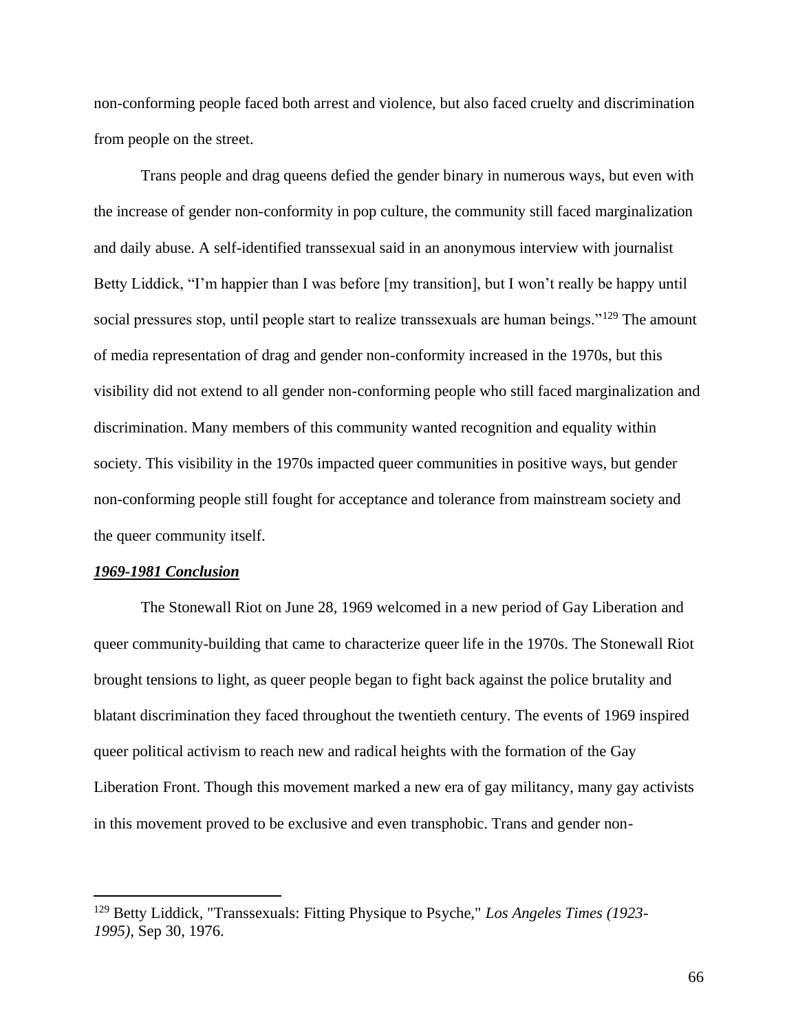non-conforming people faced both arrest and violence, but also faced cruelty and discrimination from people on the street.

Trans people and drag queens defied the gender binary in numerous ways, but even with the increase of gender non-conformity in pop culture, the community still faced marginalization and daily abuse. A self-identified transsexual said in an anonymous interview with journalist Betty Liddick, "I'm happier than I was before [my transition], but I won't really be happy until social pressures stop, until people start to realize transsexuals are human beings."[129] The amount of media representation of drag and gender non-conformity increased in the 1970s, but this visibility did not extend to all gender non-conforming people who still faced marginalization and discrimination. Many members of this community wanted recognition and equality within society. This visibility in the 1970s impacted queer communities in positive ways, but gender non-conforming people still fought for acceptance and tolerance from mainstream society and the queer community itself.

### ***1969-1981 Conclusion***

The Stonewall Riot on June 28, 1969 welcomed in a new period of Gay Liberation and queer community-building that came to characterize queer life in the 1970s. The Stonewall Riot brought tensions to light, as queer people began to fight back against the police brutality and blatant discrimination they faced throughout the twentieth century. The events of 1969 inspired queer political activism to reach new and radical heights with the formation of the Gay Liberation Front. Though this movement marked a new era of gay militancy, many gay activists in this movement proved to be exclusive and even transphobic. Trans and gender non-

---

[129] Betty Liddick, "Transsexuals: Fitting Physique to Psyche," *Los Angeles Times (1923-1995)*, Sep 30, 1976.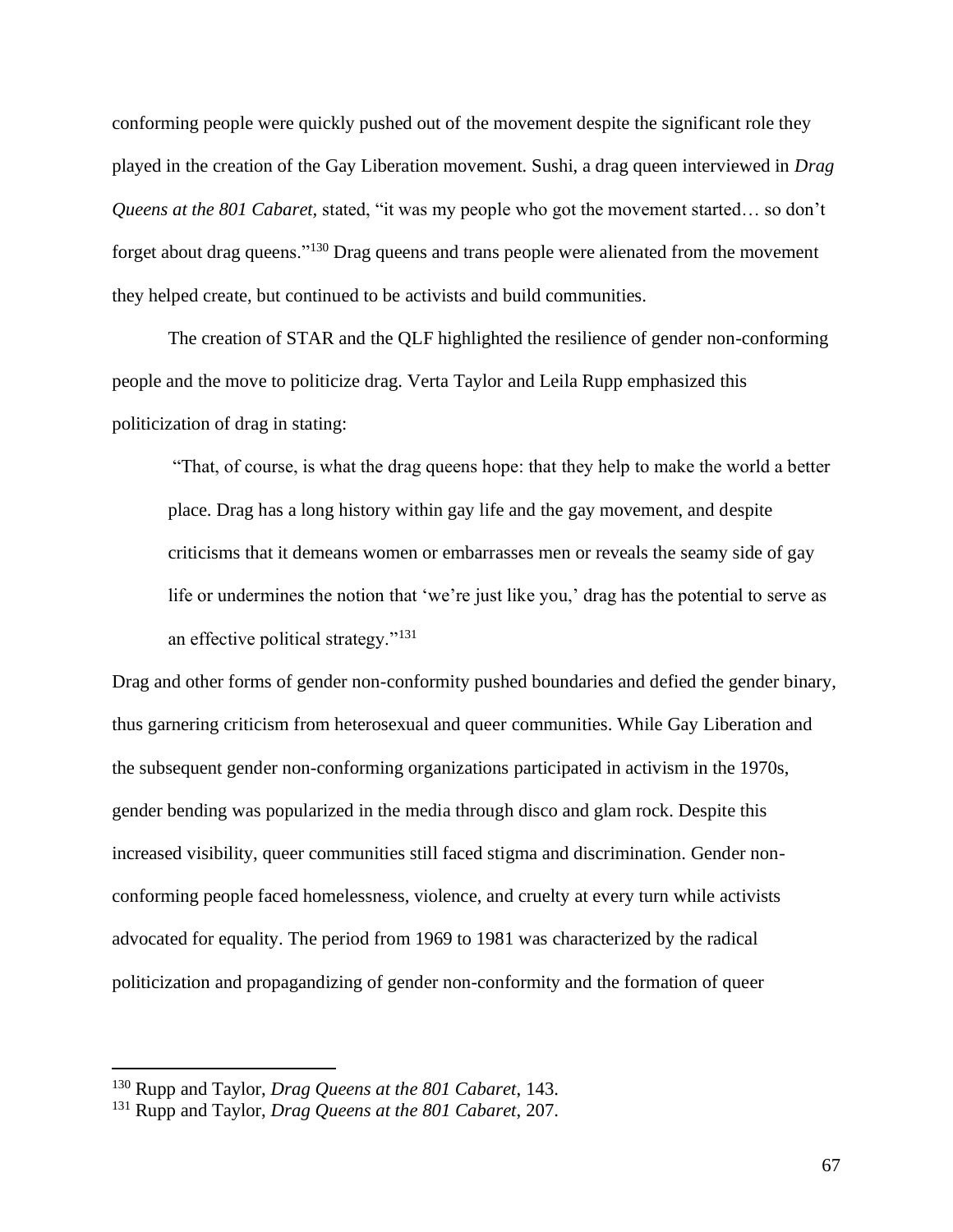conforming people were quickly pushed out of the movement despite the significant role they played in the creation of the Gay Liberation movement. Sushi, a drag queen interviewed in *Drag Queens at the 801 Cabaret*, stated, "it was my people who got the movement started… so don't forget about drag queens."[130] Drag queens and trans people were alienated from the movement they helped create, but continued to be activists and build communities.

The creation of STAR and the QLF highlighted the resilience of gender non-conforming people and the move to politicize drag. Verta Taylor and Leila Rupp emphasized this politicization of drag in stating:

> "That, of course, is what the drag queens hope: that they help to make the world a better place. Drag has a long history within gay life and the gay movement, and despite criticisms that it demeans women or embarrasses men or reveals the seamy side of gay life or undermines the notion that 'we're just like you,' drag has the potential to serve as an effective political strategy."[131]

Drag and other forms of gender non-conformity pushed boundaries and defied the gender binary, thus garnering criticism from heterosexual and queer communities. While Gay Liberation and the subsequent gender non-conforming organizations participated in activism in the 1970s, gender bending was popularized in the media through disco and glam rock. Despite this increased visibility, queer communities still faced stigma and discrimination. Gender non-conforming people faced homelessness, violence, and cruelty at every turn while activists advocated for equality. The period from 1969 to 1981 was characterized by the radical politicization and propagandizing of gender non-conformity and the formation of queer

---

[130] Rupp and Taylor, *Drag Queens at the 801 Cabaret*, 143.

[131] Rupp and Taylor, *Drag Queens at the 801 Cabaret*, 207.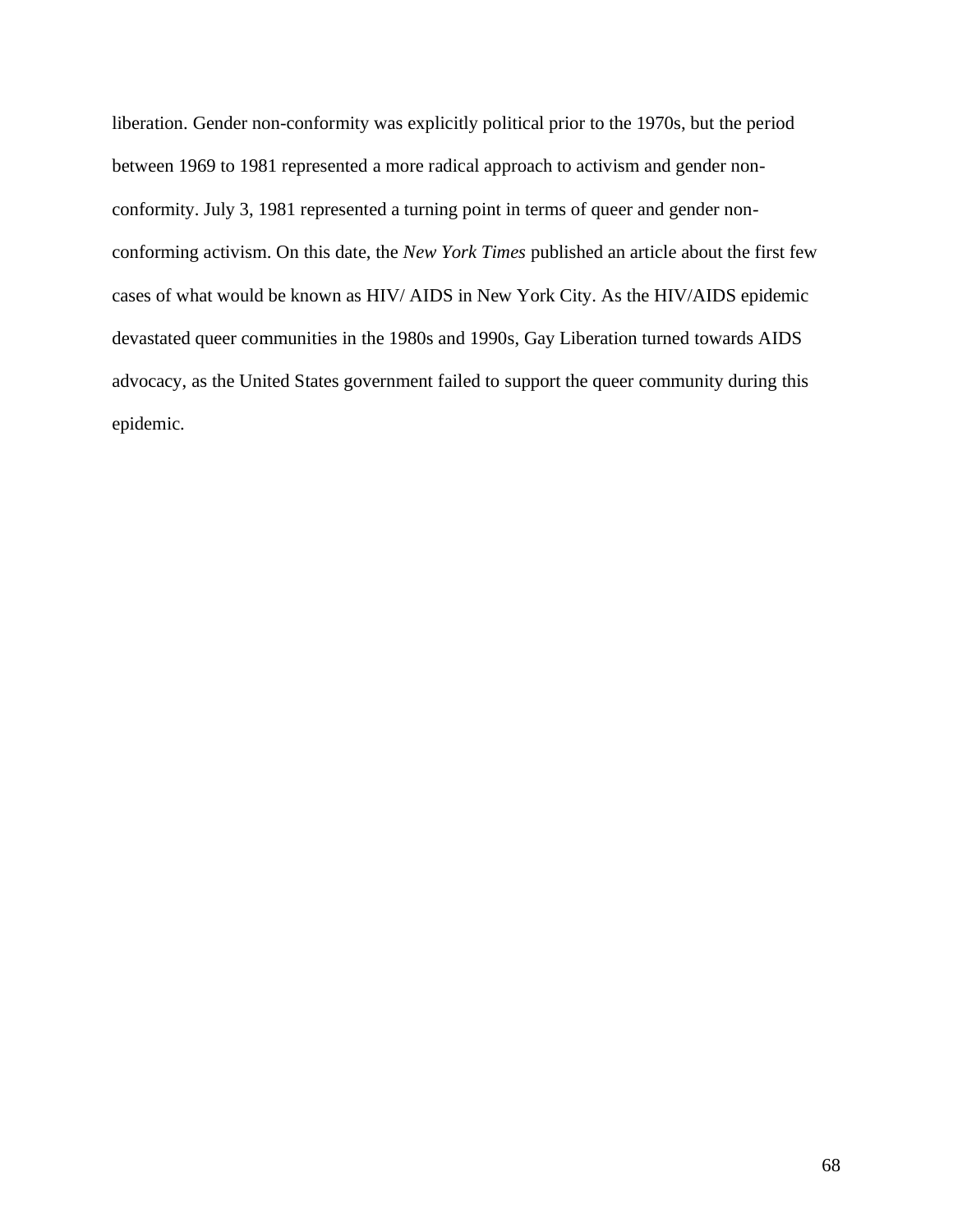liberation. Gender non-conformity was explicitly political prior to the 1970s, but the period between 1969 to 1981 represented a more radical approach to activism and gender non-conformity. July 3, 1981 represented a turning point in terms of queer and gender non-conforming activism. On this date, the *New York Times* published an article about the first few cases of what would be known as HIV/ AIDS in New York City. As the HIV/AIDS epidemic devastated queer communities in the 1980s and 1990s, Gay Liberation turned towards AIDS advocacy, as the United States government failed to support the queer community during this epidemic.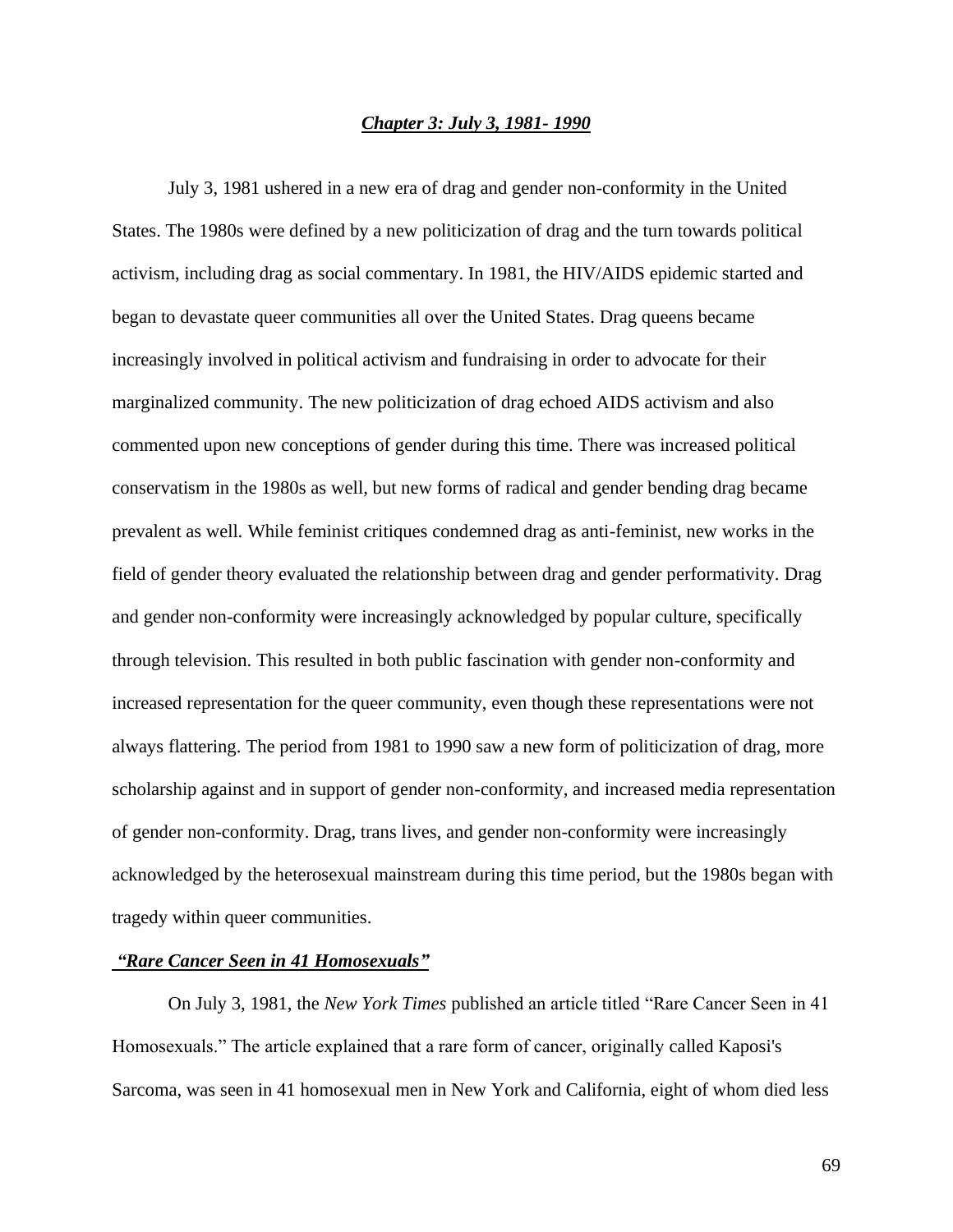## ***Chapter 3: July 3, 1981- 1990***

July 3, 1981 ushered in a new era of drag and gender non-conformity in the United States. The 1980s were defined by a new politicization of drag and the turn towards political activism, including drag as social commentary. In 1981, the HIV/AIDS epidemic started and began to devastate queer communities all over the United States. Drag queens became increasingly involved in political activism and fundraising in order to advocate for their marginalized community. The new politicization of drag echoed AIDS activism and also commented upon new conceptions of gender during this time. There was increased political conservatism in the 1980s as well, but new forms of radical and gender bending drag became prevalent as well. While feminist critiques condemned drag as anti-feminist, new works in the field of gender theory evaluated the relationship between drag and gender performativity. Drag and gender non-conformity were increasingly acknowledged by popular culture, specifically through television. This resulted in both public fascination with gender non-conformity and increased representation for the queer community, even though these representations were not always flattering. The period from 1981 to 1990 saw a new form of politicization of drag, more scholarship against and in support of gender non-conformity, and increased media representation of gender non-conformity. Drag, trans lives, and gender non-conformity were increasingly acknowledged by the heterosexual mainstream during this time period, but the 1980s began with tragedy within queer communities.

### ***"Rare Cancer Seen in 41 Homosexuals"***

On July 3, 1981, the *New York Times* published an article titled "Rare Cancer Seen in 41 Homosexuals." The article explained that a rare form of cancer, originally called Kaposi's Sarcoma, was seen in 41 homosexual men in New York and California, eight of whom died less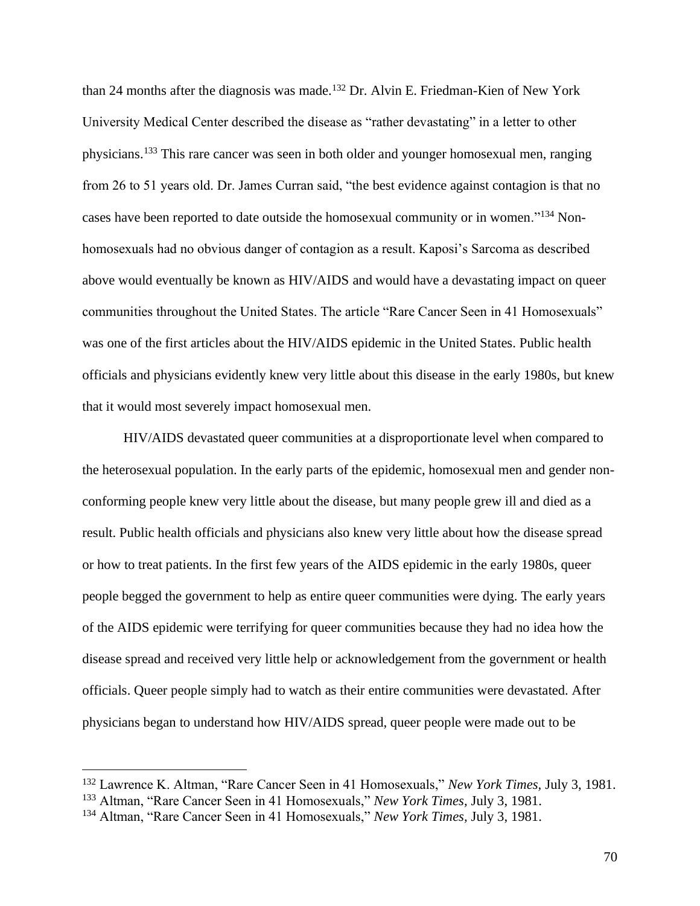than 24 months after the diagnosis was made.[132] Dr. Alvin E. Friedman-Kien of New York University Medical Center described the disease as "rather devastating" in a letter to other physicians.[133] This rare cancer was seen in both older and younger homosexual men, ranging from 26 to 51 years old. Dr. James Curran said, "the best evidence against contagion is that no cases have been reported to date outside the homosexual community or in women."[134] Non-homosexuals had no obvious danger of contagion as a result. Kaposi's Sarcoma as described above would eventually be known as HIV/AIDS and would have a devastating impact on queer communities throughout the United States. The article "Rare Cancer Seen in 41 Homosexuals" was one of the first articles about the HIV/AIDS epidemic in the United States. Public health officials and physicians evidently knew very little about this disease in the early 1980s, but knew that it would most severely impact homosexual men.

HIV/AIDS devastated queer communities at a disproportionate level when compared to the heterosexual population. In the early parts of the epidemic, homosexual men and gender non-conforming people knew very little about the disease, but many people grew ill and died as a result. Public health officials and physicians also knew very little about how the disease spread or how to treat patients. In the first few years of the AIDS epidemic in the early 1980s, queer people begged the government to help as entire queer communities were dying. The early years of the AIDS epidemic were terrifying for queer communities because they had no idea how the disease spread and received very little help or acknowledgement from the government or health officials. Queer people simply had to watch as their entire communities were devastated. After physicians began to understand how HIV/AIDS spread, queer people were made out to be

---

[132] Lawrence K. Altman, "Rare Cancer Seen in 41 Homosexuals," *New York Times,* July 3, 1981.
[133] Altman, "Rare Cancer Seen in 41 Homosexuals," *New York Times,* July 3, 1981.
[134] Altman, "Rare Cancer Seen in 41 Homosexuals," *New York Times,* July 3, 1981.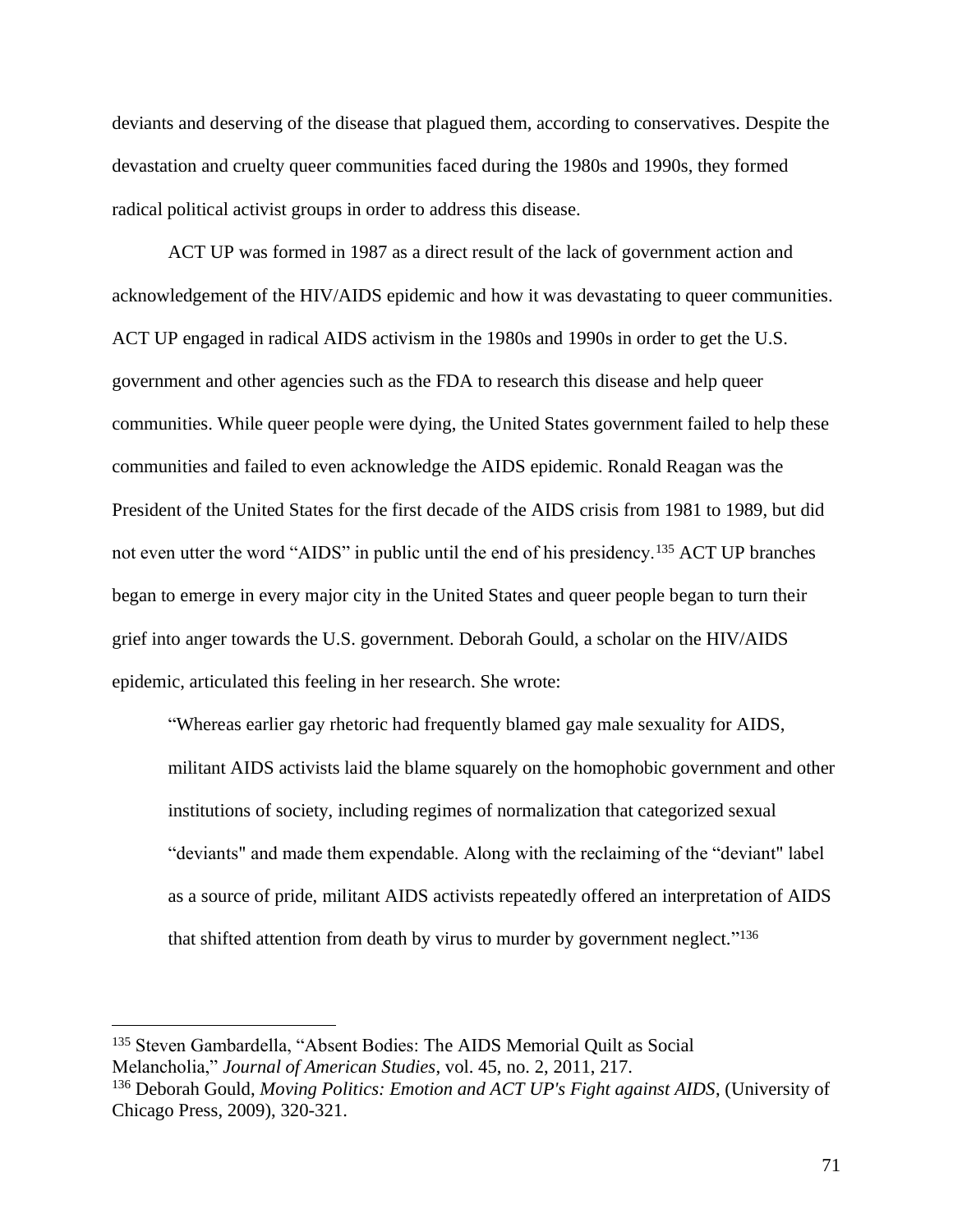deviants and deserving of the disease that plagued them, according to conservatives. Despite the devastation and cruelty queer communities faced during the 1980s and 1990s, they formed radical political activist groups in order to address this disease.

ACT UP was formed in 1987 as a direct result of the lack of government action and acknowledgement of the HIV/AIDS epidemic and how it was devastating to queer communities. ACT UP engaged in radical AIDS activism in the 1980s and 1990s in order to get the U.S. government and other agencies such as the FDA to research this disease and help queer communities. While queer people were dying, the United States government failed to help these communities and failed to even acknowledge the AIDS epidemic. Ronald Reagan was the President of the United States for the first decade of the AIDS crisis from 1981 to 1989, but did not even utter the word "AIDS" in public until the end of his presidency.[135] ACT UP branches began to emerge in every major city in the United States and queer people began to turn their grief into anger towards the U.S. government. Deborah Gould, a scholar on the HIV/AIDS epidemic, articulated this feeling in her research. She wrote:

> "Whereas earlier gay rhetoric had frequently blamed gay male sexuality for AIDS, militant AIDS activists laid the blame squarely on the homophobic government and other institutions of society, including regimes of normalization that categorized sexual "deviants" and made them expendable. Along with the reclaiming of the "deviant" label as a source of pride, militant AIDS activists repeatedly offered an interpretation of AIDS that shifted attention from death by virus to murder by government neglect."[136]

---

[135] Steven Gambardella, "Absent Bodies: The AIDS Memorial Quilt as Social Melancholia," *Journal of American Studies*, vol. 45, no. 2, 2011, 217.

[136] Deborah Gould, *Moving Politics: Emotion and ACT UP's Fight against AIDS*, (University of Chicago Press, 2009), 320-321.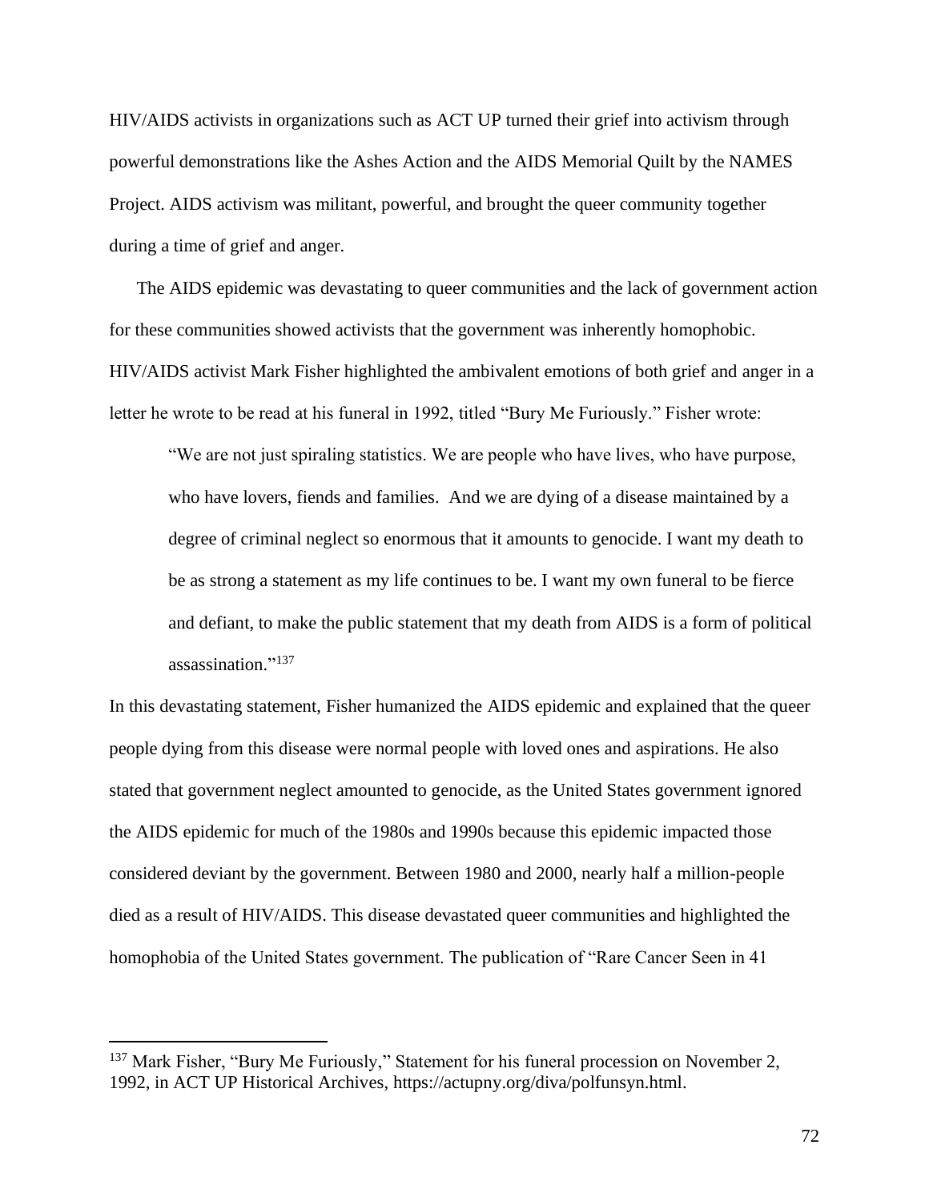HIV/AIDS activists in organizations such as ACT UP turned their grief into activism through powerful demonstrations like the Ashes Action and the AIDS Memorial Quilt by the NAMES Project. AIDS activism was militant, powerful, and brought the queer community together during a time of grief and anger.

The AIDS epidemic was devastating to queer communities and the lack of government action for these communities showed activists that the government was inherently homophobic. HIV/AIDS activist Mark Fisher highlighted the ambivalent emotions of both grief and anger in a letter he wrote to be read at his funeral in 1992, titled "Bury Me Furiously." Fisher wrote:

> "We are not just spiraling statistics. We are people who have lives, who have purpose, who have lovers, fiends and families. And we are dying of a disease maintained by a degree of criminal neglect so enormous that it amounts to genocide. I want my death to be as strong a statement as my life continues to be. I want my own funeral to be fierce and defiant, to make the public statement that my death from AIDS is a form of political assassination."[137]

In this devastating statement, Fisher humanized the AIDS epidemic and explained that the queer people dying from this disease were normal people with loved ones and aspirations. He also stated that government neglect amounted to genocide, as the United States government ignored the AIDS epidemic for much of the 1980s and 1990s because this epidemic impacted those considered deviant by the government. Between 1980 and 2000, nearly half a million-people died as a result of HIV/AIDS. This disease devastated queer communities and highlighted the homophobia of the United States government. The publication of "Rare Cancer Seen in 41

---

[137] Mark Fisher, "Bury Me Furiously," Statement for his funeral procession on November 2, 1992, in ACT UP Historical Archives, https://actupny.org/diva/polfunsyn.html.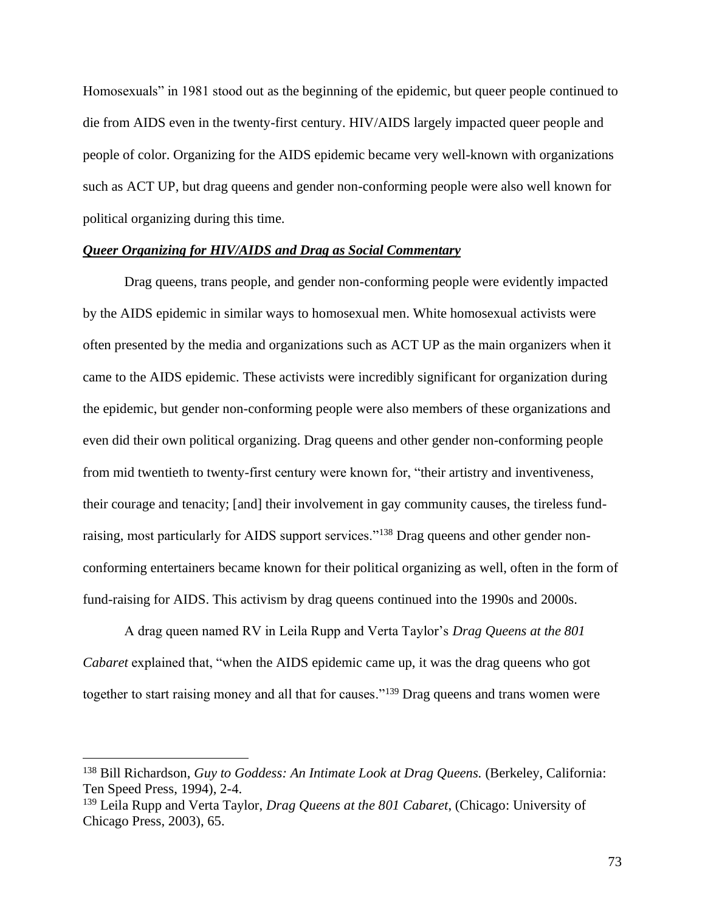Homosexuals" in 1981 stood out as the beginning of the epidemic, but queer people continued to die from AIDS even in the twenty-first century. HIV/AIDS largely impacted queer people and people of color. Organizing for the AIDS epidemic became very well-known with organizations such as ACT UP, but drag queens and gender non-conforming people were also well known for political organizing during this time.

### ***Queer Organizing for HIV/AIDS and Drag as Social Commentary***

Drag queens, trans people, and gender non-conforming people were evidently impacted by the AIDS epidemic in similar ways to homosexual men. White homosexual activists were often presented by the media and organizations such as ACT UP as the main organizers when it came to the AIDS epidemic. These activists were incredibly significant for organization during the epidemic, but gender non-conforming people were also members of these organizations and even did their own political organizing. Drag queens and other gender non-conforming people from mid twentieth to twenty-first century were known for, "their artistry and inventiveness, their courage and tenacity; [and] their involvement in gay community causes, the tireless fund-raising, most particularly for AIDS support services."[138] Drag queens and other gender non-conforming entertainers became known for their political organizing as well, often in the form of fund-raising for AIDS. This activism by drag queens continued into the 1990s and 2000s.

A drag queen named RV in Leila Rupp and Verta Taylor's *Drag Queens at the 801 Cabaret* explained that, "when the AIDS epidemic came up, it was the drag queens who got together to start raising money and all that for causes."[139] Drag queens and trans women were

---

[138] Bill Richardson, *Guy to Goddess: An Intimate Look at Drag Queens.* (Berkeley, California: Ten Speed Press, 1994), 2-4.

[139] Leila Rupp and Verta Taylor, *Drag Queens at the 801 Cabaret*, (Chicago: University of Chicago Press, 2003), 65.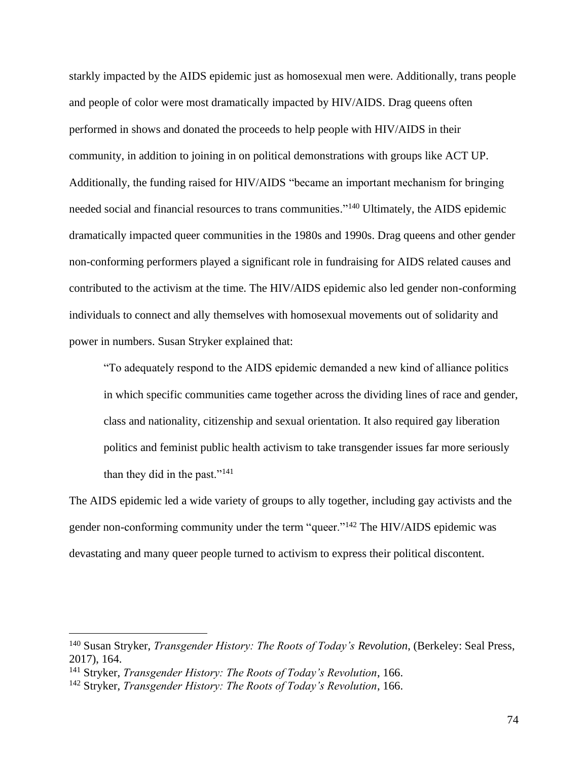starkly impacted by the AIDS epidemic just as homosexual men were. Additionally, trans people and people of color were most dramatically impacted by HIV/AIDS. Drag queens often performed in shows and donated the proceeds to help people with HIV/AIDS in their community, in addition to joining in on political demonstrations with groups like ACT UP. Additionally, the funding raised for HIV/AIDS "became an important mechanism for bringing needed social and financial resources to trans communities."[140] Ultimately, the AIDS epidemic dramatically impacted queer communities in the 1980s and 1990s. Drag queens and other gender non-conforming performers played a significant role in fundraising for AIDS related causes and contributed to the activism at the time. The HIV/AIDS epidemic also led gender non-conforming individuals to connect and ally themselves with homosexual movements out of solidarity and power in numbers. Susan Stryker explained that:

> "To adequately respond to the AIDS epidemic demanded a new kind of alliance politics in which specific communities came together across the dividing lines of race and gender, class and nationality, citizenship and sexual orientation. It also required gay liberation politics and feminist public health activism to take transgender issues far more seriously than they did in the past."[141]

The AIDS epidemic led a wide variety of groups to ally together, including gay activists and the gender non-conforming community under the term "queer."[142] The HIV/AIDS epidemic was devastating and many queer people turned to activism to express their political discontent.

---

[140] Susan Stryker, *Transgender History: The Roots of Today's Revolution*, (Berkeley: Seal Press, 2017), 164.

[141] Stryker, *Transgender History: The Roots of Today's Revolution*, 166.

[142] Stryker, *Transgender History: The Roots of Today's Revolution*, 166.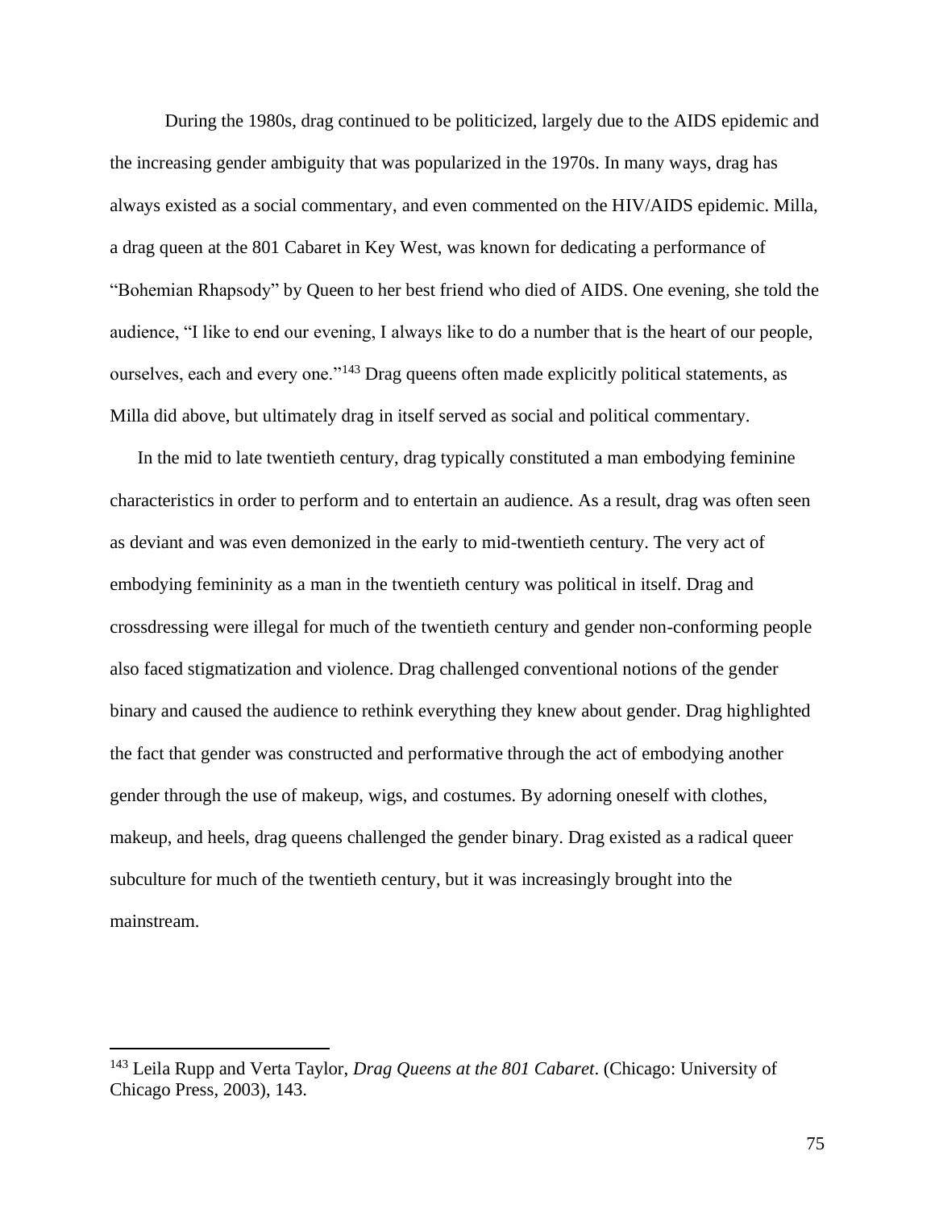During the 1980s, drag continued to be politicized, largely due to the AIDS epidemic and the increasing gender ambiguity that was popularized in the 1970s. In many ways, drag has always existed as a social commentary, and even commented on the HIV/AIDS epidemic. Milla, a drag queen at the 801 Cabaret in Key West, was known for dedicating a performance of "Bohemian Rhapsody" by Queen to her best friend who died of AIDS. One evening, she told the audience, "I like to end our evening, I always like to do a number that is the heart of our people, ourselves, each and every one."[143] Drag queens often made explicitly political statements, as Milla did above, but ultimately drag in itself served as social and political commentary.

In the mid to late twentieth century, drag typically constituted a man embodying feminine characteristics in order to perform and to entertain an audience. As a result, drag was often seen as deviant and was even demonized in the early to mid-twentieth century. The very act of embodying femininity as a man in the twentieth century was political in itself. Drag and crossdressing were illegal for much of the twentieth century and gender non-conforming people also faced stigmatization and violence. Drag challenged conventional notions of the gender binary and caused the audience to rethink everything they knew about gender. Drag highlighted the fact that gender was constructed and performative through the act of embodying another gender through the use of makeup, wigs, and costumes. By adorning oneself with clothes, makeup, and heels, drag queens challenged the gender binary. Drag existed as a radical queer subculture for much of the twentieth century, but it was increasingly brought into the mainstream.

---

[143] Leila Rupp and Verta Taylor, *Drag Queens at the 801 Cabaret*. (Chicago: University of Chicago Press, 2003), 143.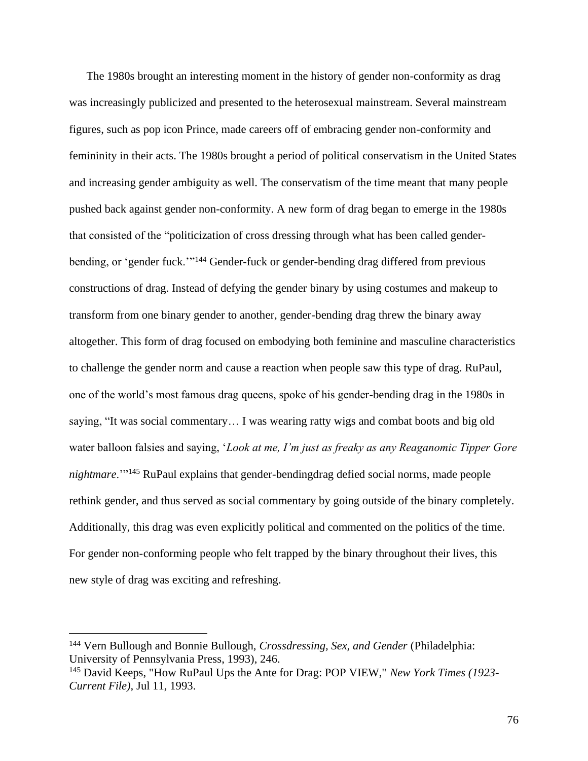The 1980s brought an interesting moment in the history of gender non-conformity as drag was increasingly publicized and presented to the heterosexual mainstream. Several mainstream figures, such as pop icon Prince, made careers off of embracing gender non-conformity and femininity in their acts. The 1980s brought a period of political conservatism in the United States and increasing gender ambiguity as well. The conservatism of the time meant that many people pushed back against gender non-conformity. A new form of drag began to emerge in the 1980s that consisted of the "politicization of cross dressing through what has been called gender-bending, or 'gender fuck.'"[144] Gender-fuck or gender-bending drag differed from previous constructions of drag. Instead of defying the gender binary by using costumes and makeup to transform from one binary gender to another, gender-bending drag threw the binary away altogether. This form of drag focused on embodying both feminine and masculine characteristics to challenge the gender norm and cause a reaction when people saw this type of drag. RuPaul, one of the world's most famous drag queens, spoke of his gender-bending drag in the 1980s in saying, "It was social commentary… I was wearing ratty wigs and combat boots and big old water balloon falsies and saying, '*Look at me, I'm just as freaky as any Reaganomic Tipper Gore nightmare*.'"[145] RuPaul explains that gender-bendingdrag defied social norms, made people rethink gender, and thus served as social commentary by going outside of the binary completely. Additionally, this drag was even explicitly political and commented on the politics of the time. For gender non-conforming people who felt trapped by the binary throughout their lives, this new style of drag was exciting and refreshing.

---

[144] Vern Bullough and Bonnie Bullough, *Crossdressing, Sex, and Gender* (Philadelphia: University of Pennsylvania Press, 1993), 246.

[145] David Keeps, "How RuPaul Ups the Ante for Drag: POP VIEW," *New York Times (1923-Current File),* Jul 11, 1993.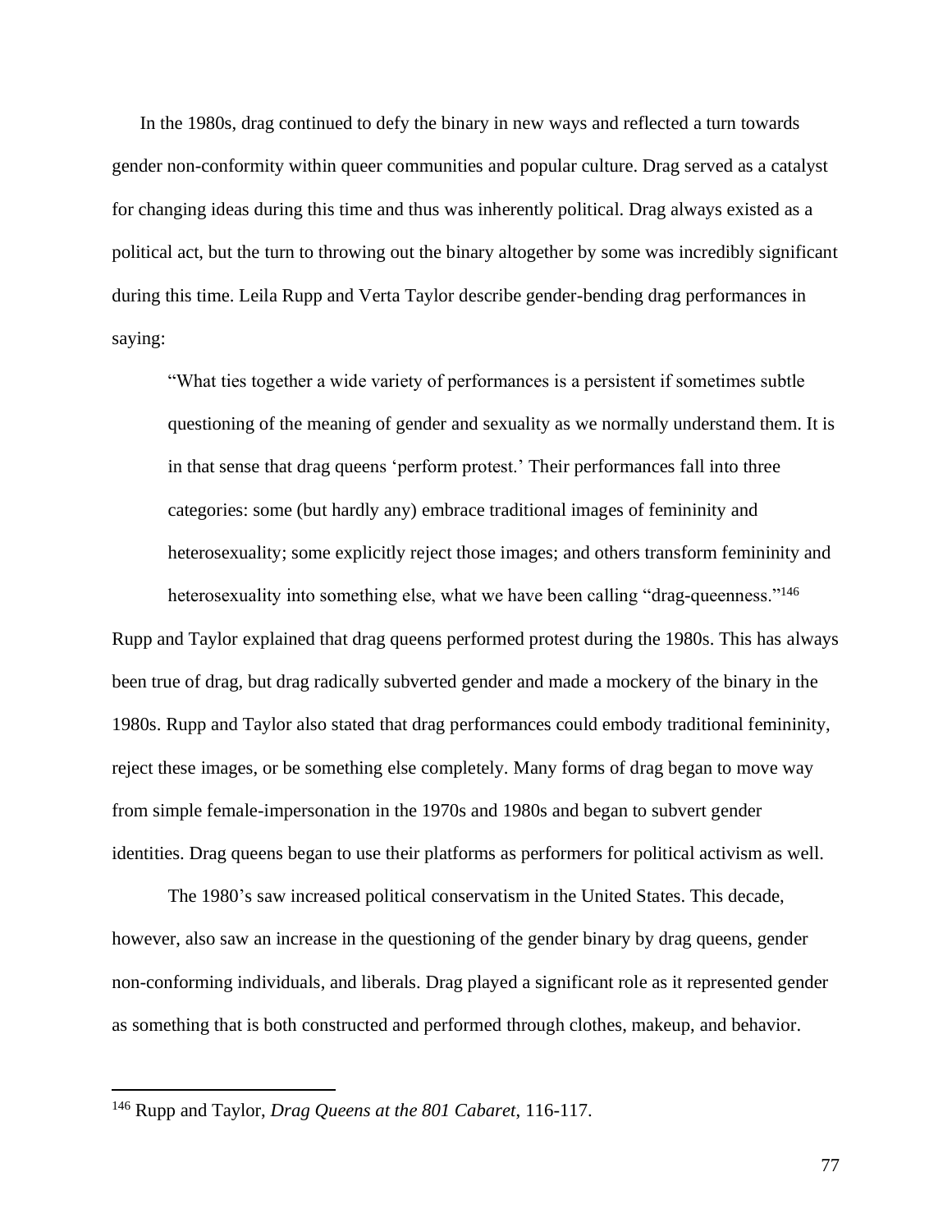In the 1980s, drag continued to defy the binary in new ways and reflected a turn towards gender non-conformity within queer communities and popular culture. Drag served as a catalyst for changing ideas during this time and thus was inherently political. Drag always existed as a political act, but the turn to throwing out the binary altogether by some was incredibly significant during this time. Leila Rupp and Verta Taylor describe gender-bending drag performances in saying:

> "What ties together a wide variety of performances is a persistent if sometimes subtle questioning of the meaning of gender and sexuality as we normally understand them. It is in that sense that drag queens 'perform protest.' Their performances fall into three categories: some (but hardly any) embrace traditional images of femininity and heterosexuality; some explicitly reject those images; and others transform femininity and heterosexuality into something else, what we have been calling "drag-queenness."[146]

Rupp and Taylor explained that drag queens performed protest during the 1980s. This has always been true of drag, but drag radically subverted gender and made a mockery of the binary in the 1980s. Rupp and Taylor also stated that drag performances could embody traditional femininity, reject these images, or be something else completely. Many forms of drag began to move way from simple female-impersonation in the 1970s and 1980s and began to subvert gender identities. Drag queens began to use their platforms as performers for political activism as well.

The 1980's saw increased political conservatism in the United States. This decade, however, also saw an increase in the questioning of the gender binary by drag queens, gender non-conforming individuals, and liberals. Drag played a significant role as it represented gender as something that is both constructed and performed through clothes, makeup, and behavior.

---

[146] Rupp and Taylor, *Drag Queens at the 801 Cabaret*, 116-117.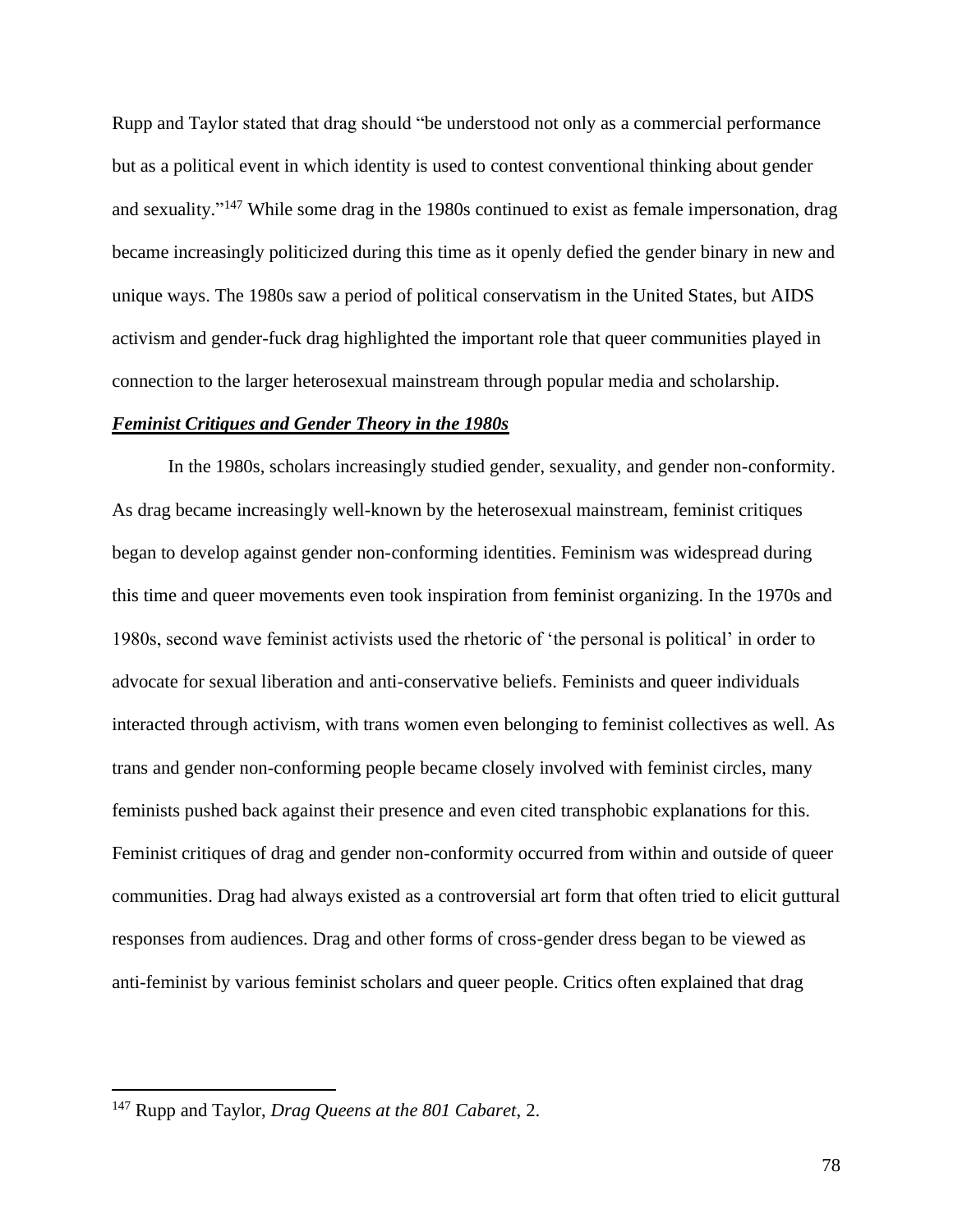Rupp and Taylor stated that drag should "be understood not only as a commercial performance but as a political event in which identity is used to contest conventional thinking about gender and sexuality."[147] While some drag in the 1980s continued to exist as female impersonation, drag became increasingly politicized during this time as it openly defied the gender binary in new and unique ways. The 1980s saw a period of political conservatism in the United States, but AIDS activism and gender-fuck drag highlighted the important role that queer communities played in connection to the larger heterosexual mainstream through popular media and scholarship.

### ***<u>Feminist Critiques and Gender Theory in the 1980s</u>***

In the 1980s, scholars increasingly studied gender, sexuality, and gender non-conformity. As drag became increasingly well-known by the heterosexual mainstream, feminist critiques began to develop against gender non-conforming identities. Feminism was widespread during this time and queer movements even took inspiration from feminist organizing. In the 1970s and 1980s, second wave feminist activists used the rhetoric of 'the personal is political' in order to advocate for sexual liberation and anti-conservative beliefs. Feminists and queer individuals interacted through activism, with trans women even belonging to feminist collectives as well. As trans and gender non-conforming people became closely involved with feminist circles, many feminists pushed back against their presence and even cited transphobic explanations for this. Feminist critiques of drag and gender non-conformity occurred from within and outside of queer communities. Drag had always existed as a controversial art form that often tried to elicit guttural responses from audiences. Drag and other forms of cross-gender dress began to be viewed as anti-feminist by various feminist scholars and queer people. Critics often explained that drag

---

[147] Rupp and Taylor, *Drag Queens at the 801 Cabaret*, 2.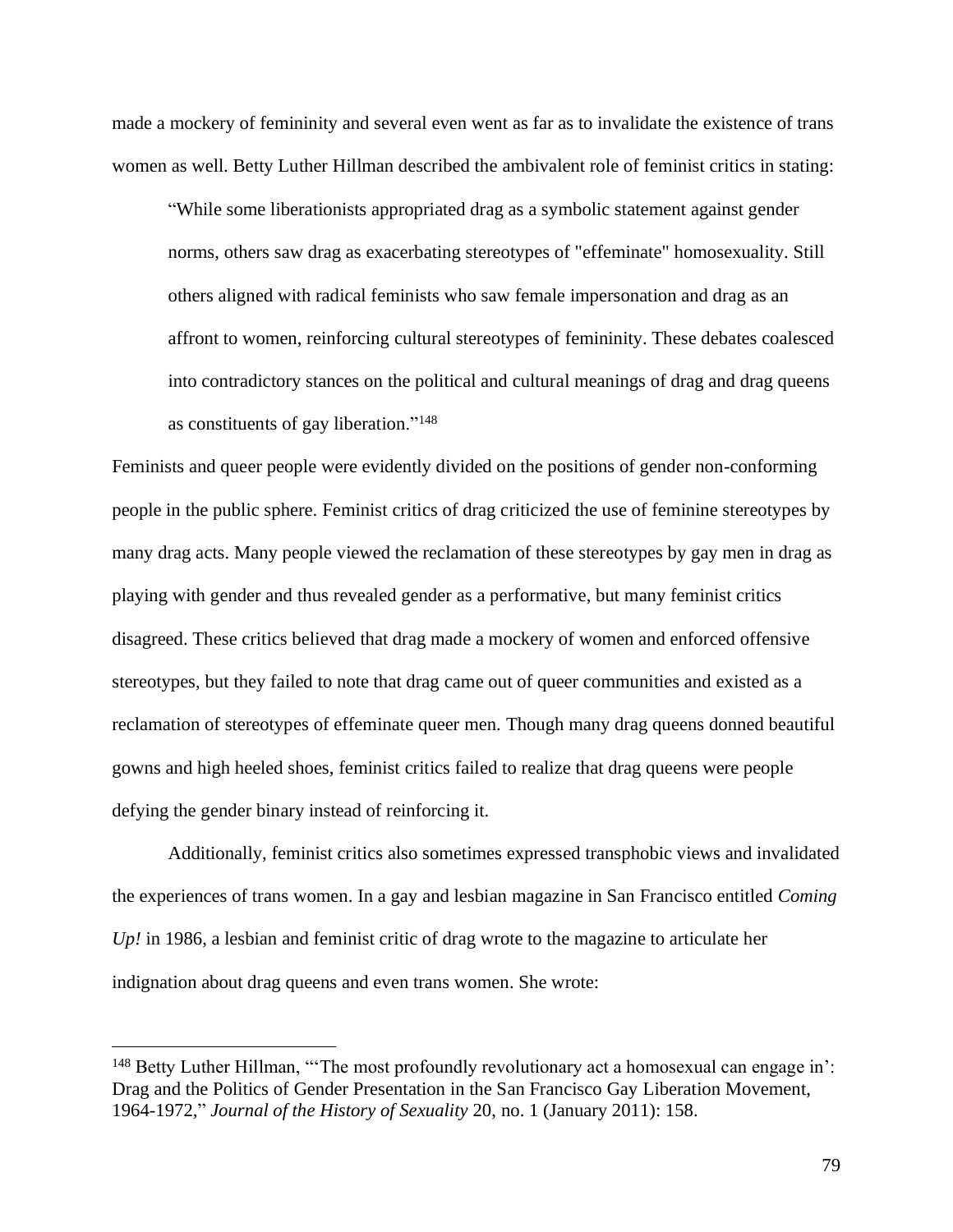made a mockery of femininity and several even went as far as to invalidate the existence of trans women as well. Betty Luther Hillman described the ambivalent role of feminist critics in stating:

> "While some liberationists appropriated drag as a symbolic statement against gender norms, others saw drag as exacerbating stereotypes of "effeminate" homosexuality. Still others aligned with radical feminists who saw female impersonation and drag as an affront to women, reinforcing cultural stereotypes of femininity. These debates coalesced into contradictory stances on the political and cultural meanings of drag and drag queens as constituents of gay liberation."[148]

Feminists and queer people were evidently divided on the positions of gender non-conforming people in the public sphere. Feminist critics of drag criticized the use of feminine stereotypes by many drag acts. Many people viewed the reclamation of these stereotypes by gay men in drag as playing with gender and thus revealed gender as a performative, but many feminist critics disagreed. These critics believed that drag made a mockery of women and enforced offensive stereotypes, but they failed to note that drag came out of queer communities and existed as a reclamation of stereotypes of effeminate queer men. Though many drag queens donned beautiful gowns and high heeled shoes, feminist critics failed to realize that drag queens were people defying the gender binary instead of reinforcing it.

Additionally, feminist critics also sometimes expressed transphobic views and invalidated the experiences of trans women. In a gay and lesbian magazine in San Francisco entitled *Coming Up!* in 1986, a lesbian and feminist critic of drag wrote to the magazine to articulate her indignation about drag queens and even trans women. She wrote:

---

[148] Betty Luther Hillman, "'The most profoundly revolutionary act a homosexual can engage in': Drag and the Politics of Gender Presentation in the San Francisco Gay Liberation Movement, 1964-1972," *Journal of the History of Sexuality* 20, no. 1 (January 2011): 158.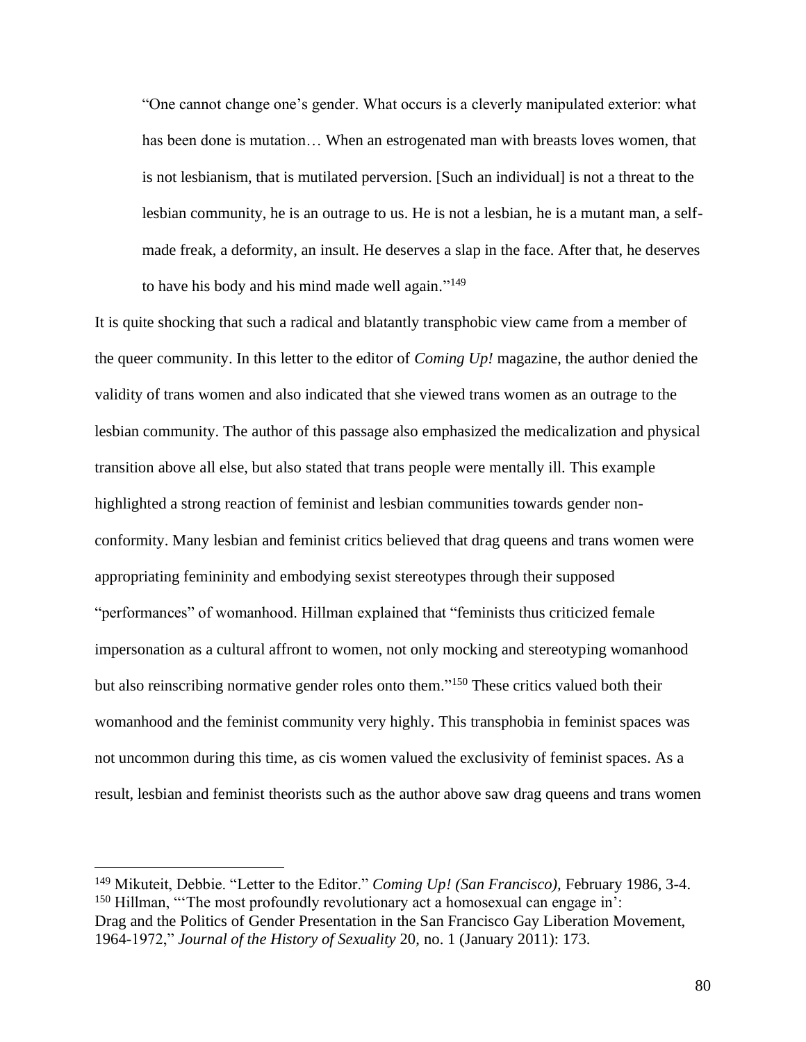> "One cannot change one's gender. What occurs is a cleverly manipulated exterior: what has been done is mutation… When an estrogenated man with breasts loves women, that is not lesbianism, that is mutilated perversion. [Such an individual] is not a threat to the lesbian community, he is an outrage to us. He is not a lesbian, he is a mutant man, a self-made freak, a deformity, an insult. He deserves a slap in the face. After that, he deserves to have his body and his mind made well again."[149]

It is quite shocking that such a radical and blatantly transphobic view came from a member of the queer community. In this letter to the editor of *Coming Up!* magazine, the author denied the validity of trans women and also indicated that she viewed trans women as an outrage to the lesbian community. The author of this passage also emphasized the medicalization and physical transition above all else, but also stated that trans people were mentally ill. This example highlighted a strong reaction of feminist and lesbian communities towards gender non-conformity. Many lesbian and feminist critics believed that drag queens and trans women were appropriating femininity and embodying sexist stereotypes through their supposed "performances" of womanhood. Hillman explained that "feminists thus criticized female impersonation as a cultural affront to women, not only mocking and stereotyping womanhood but also reinscribing normative gender roles onto them."[150] These critics valued both their womanhood and the feminist community very highly. This transphobia in feminist spaces was not uncommon during this time, as cis women valued the exclusivity of feminist spaces. As a result, lesbian and feminist theorists such as the author above saw drag queens and trans women

---

[149] Mikuteit, Debbie. "Letter to the Editor." *Coming Up! (San Francisco),* February 1986, 3-4.

[150] Hillman, "'The most profoundly revolutionary act a homosexual can engage in': Drag and the Politics of Gender Presentation in the San Francisco Gay Liberation Movement, 1964-1972," *Journal of the History of Sexuality* 20, no. 1 (January 2011): 173.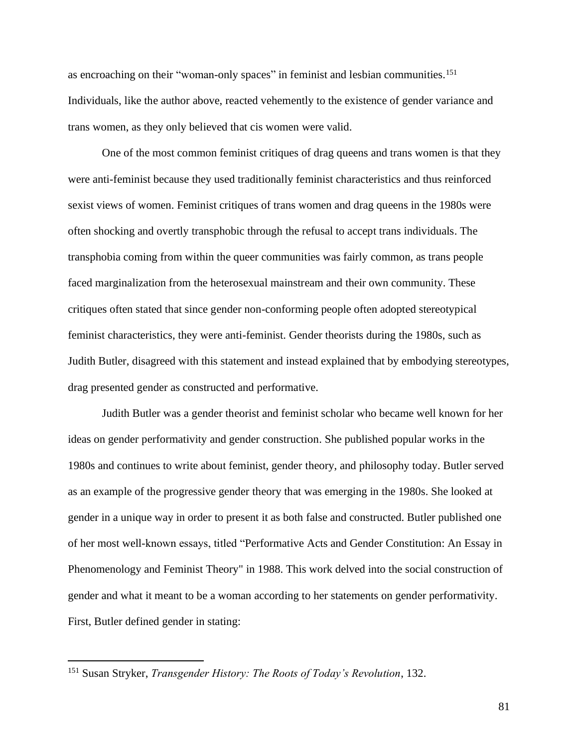as encroaching on their "woman-only spaces" in feminist and lesbian communities.[151] Individuals, like the author above, reacted vehemently to the existence of gender variance and trans women, as they only believed that cis women were valid.

One of the most common feminist critiques of drag queens and trans women is that they were anti-feminist because they used traditionally feminist characteristics and thus reinforced sexist views of women. Feminist critiques of trans women and drag queens in the 1980s were often shocking and overtly transphobic through the refusal to accept trans individuals. The transphobia coming from within the queer communities was fairly common, as trans people faced marginalization from the heterosexual mainstream and their own community. These critiques often stated that since gender non-conforming people often adopted stereotypical feminist characteristics, they were anti-feminist. Gender theorists during the 1980s, such as Judith Butler, disagreed with this statement and instead explained that by embodying stereotypes, drag presented gender as constructed and performative.

Judith Butler was a gender theorist and feminist scholar who became well known for her ideas on gender performativity and gender construction. She published popular works in the 1980s and continues to write about feminist, gender theory, and philosophy today. Butler served as an example of the progressive gender theory that was emerging in the 1980s. She looked at gender in a unique way in order to present it as both false and constructed. Butler published one of her most well-known essays, titled "Performative Acts and Gender Constitution: An Essay in Phenomenology and Feminist Theory" in 1988. This work delved into the social construction of gender and what it meant to be a woman according to her statements on gender performativity. First, Butler defined gender in stating:

[151] Susan Stryker, *Transgender History: The Roots of Today's Revolution*, 132.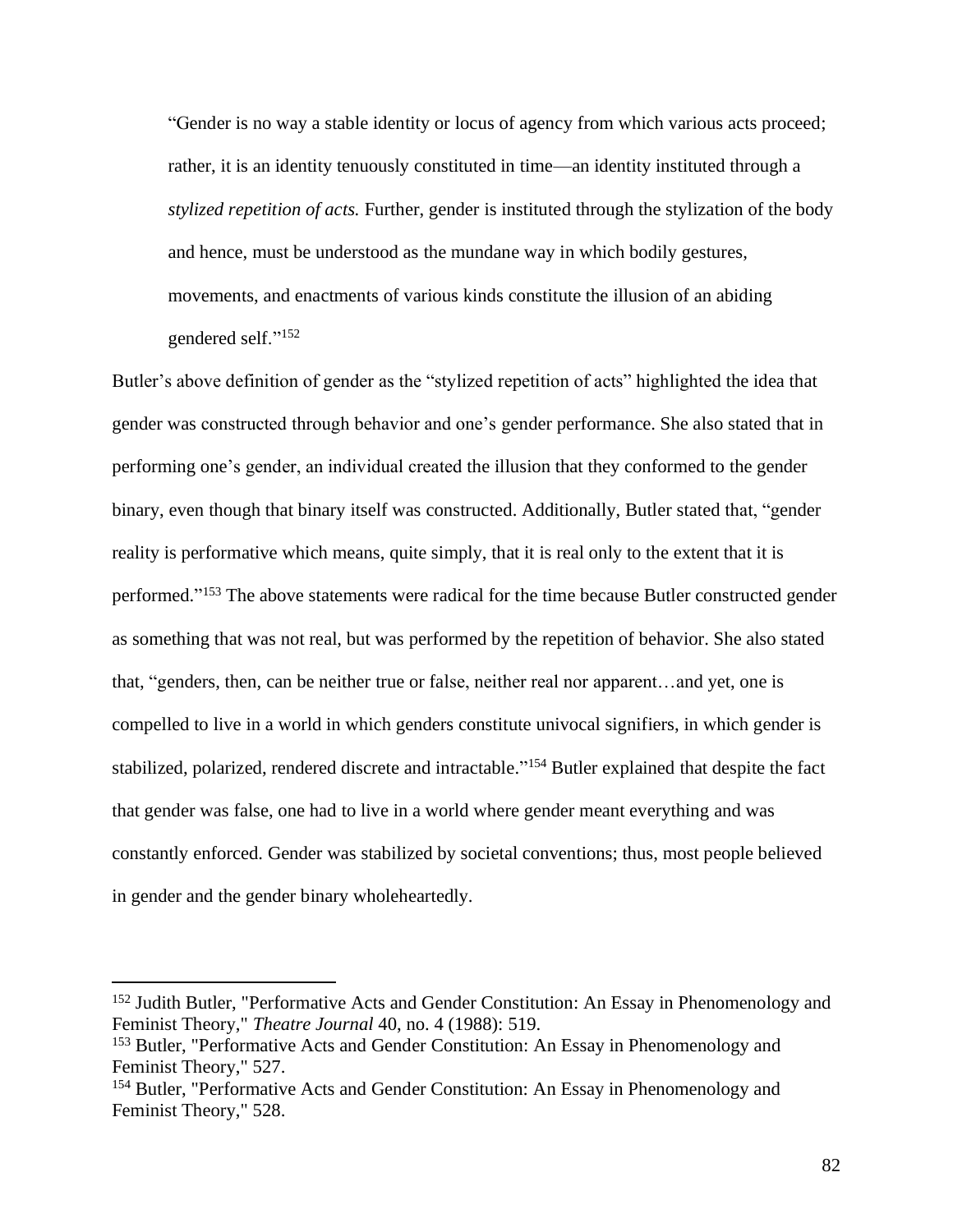> "Gender is no way a stable identity or locus of agency from which various acts proceed; rather, it is an identity tenuously constituted in time—an identity instituted through a *stylized repetition of acts.* Further, gender is instituted through the stylization of the body and hence, must be understood as the mundane way in which bodily gestures, movements, and enactments of various kinds constitute the illusion of an abiding gendered self."[152]

Butler's above definition of gender as the "stylized repetition of acts" highlighted the idea that gender was constructed through behavior and one's gender performance. She also stated that in performing one's gender, an individual created the illusion that they conformed to the gender binary, even though that binary itself was constructed. Additionally, Butler stated that, "gender reality is performative which means, quite simply, that it is real only to the extent that it is performed."[153] The above statements were radical for the time because Butler constructed gender as something that was not real, but was performed by the repetition of behavior. She also stated that, "genders, then, can be neither true or false, neither real nor apparent…and yet, one is compelled to live in a world in which genders constitute univocal signifiers, in which gender is stabilized, polarized, rendered discrete and intractable."[154] Butler explained that despite the fact that gender was false, one had to live in a world where gender meant everything and was constantly enforced. Gender was stabilized by societal conventions; thus, most people believed in gender and the gender binary wholeheartedly.

---

[152] Judith Butler, "Performative Acts and Gender Constitution: An Essay in Phenomenology and Feminist Theory," *Theatre Journal* 40, no. 4 (1988): 519.

[153] Butler, "Performative Acts and Gender Constitution: An Essay in Phenomenology and Feminist Theory," 527.

[154] Butler, "Performative Acts and Gender Constitution: An Essay in Phenomenology and Feminist Theory," 528.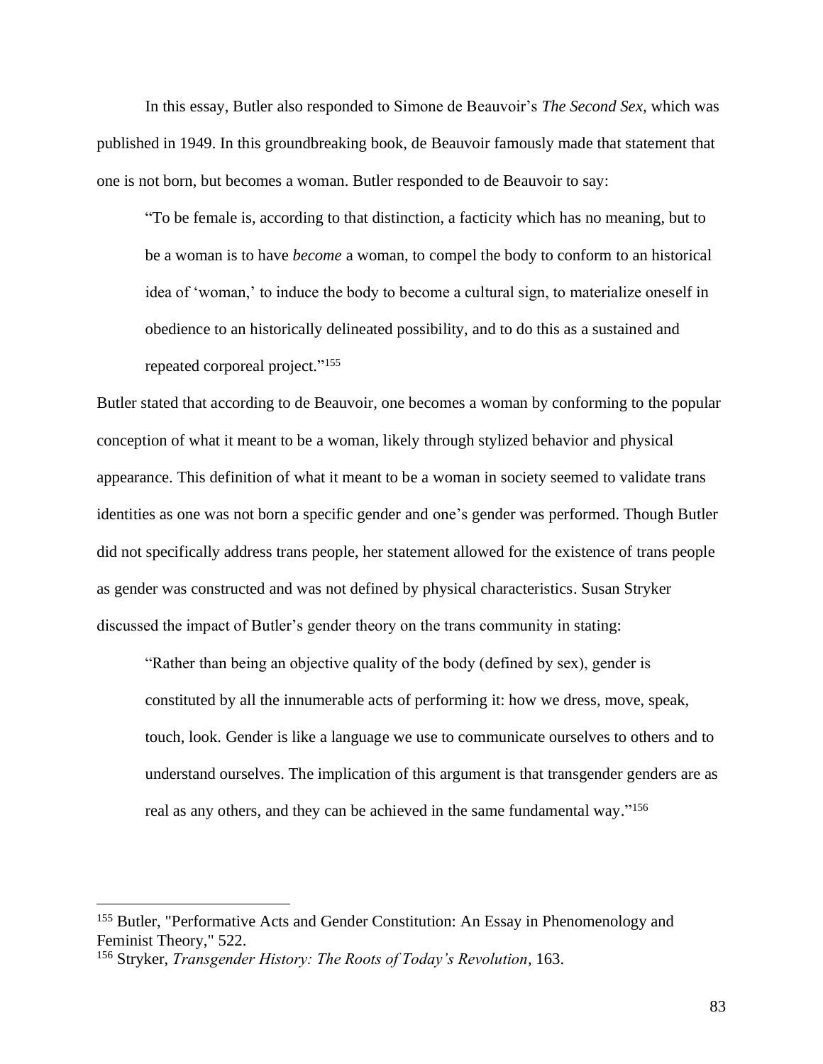In this essay, Butler also responded to Simone de Beauvoir's *The Second Sex,* which was published in 1949. In this groundbreaking book, de Beauvoir famously made that statement that one is not born, but becomes a woman. Butler responded to de Beauvoir to say:

> "To be female is, according to that distinction, a facticity which has no meaning, but to be a woman is to have *become* a woman, to compel the body to conform to an historical idea of 'woman,' to induce the body to become a cultural sign, to materialize oneself in obedience to an historically delineated possibility, and to do this as a sustained and repeated corporeal project."[155]

Butler stated that according to de Beauvoir, one becomes a woman by conforming to the popular conception of what it meant to be a woman, likely through stylized behavior and physical appearance. This definition of what it meant to be a woman in society seemed to validate trans identities as one was not born a specific gender and one's gender was performed. Though Butler did not specifically address trans people, her statement allowed for the existence of trans people as gender was constructed and was not defined by physical characteristics. Susan Stryker discussed the impact of Butler's gender theory on the trans community in stating:

> "Rather than being an objective quality of the body (defined by sex), gender is constituted by all the innumerable acts of performing it: how we dress, move, speak, touch, look. Gender is like a language we use to communicate ourselves to others and to understand ourselves. The implication of this argument is that transgender genders are as real as any others, and they can be achieved in the same fundamental way."[156]

---

[155] Butler, "Performative Acts and Gender Constitution: An Essay in Phenomenology and Feminist Theory," 522.

[156] Stryker, *Transgender History: The Roots of Today's Revolution*, 163.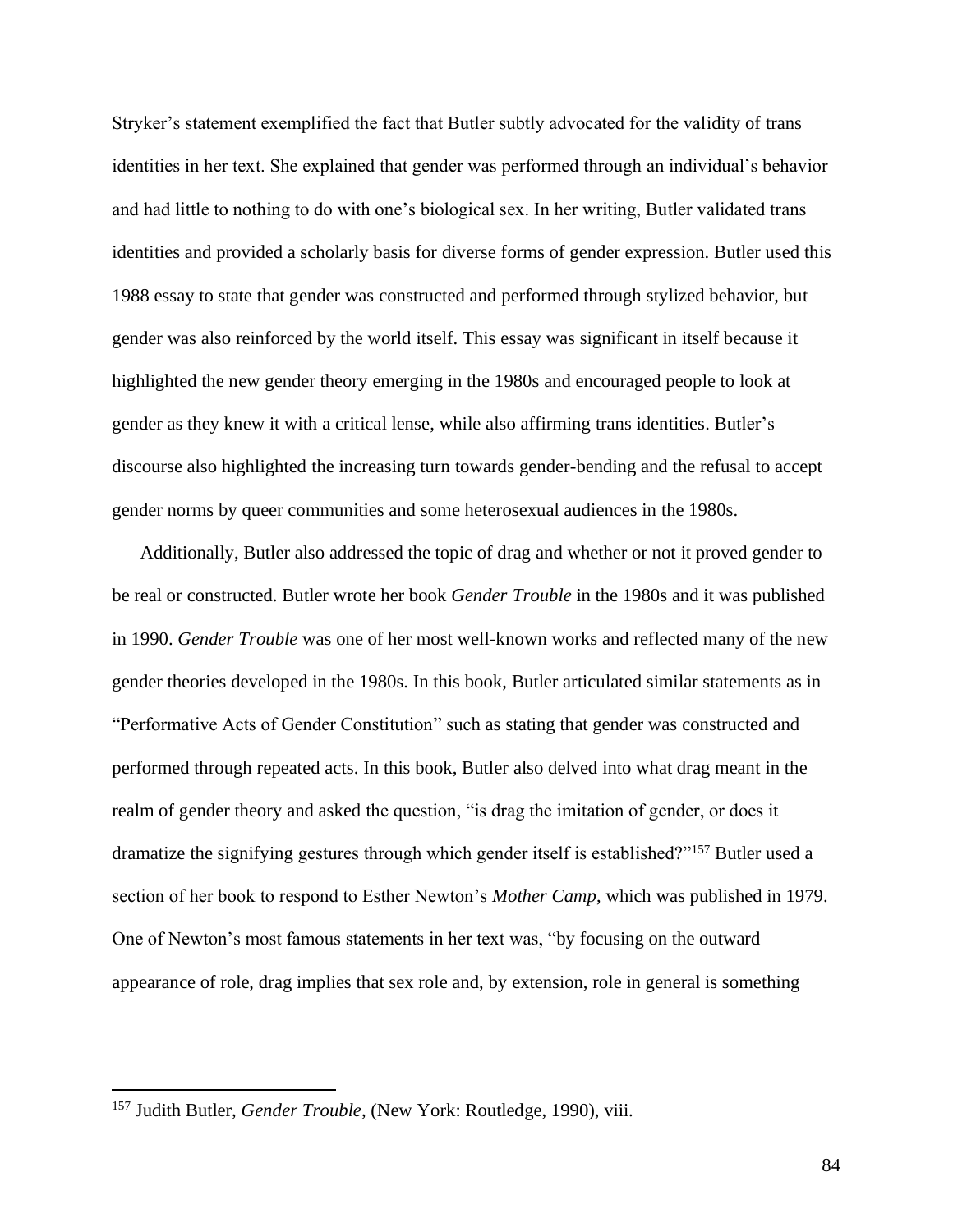Stryker's statement exemplified the fact that Butler subtly advocated for the validity of trans identities in her text. She explained that gender was performed through an individual's behavior and had little to nothing to do with one's biological sex. In her writing, Butler validated trans identities and provided a scholarly basis for diverse forms of gender expression. Butler used this 1988 essay to state that gender was constructed and performed through stylized behavior, but gender was also reinforced by the world itself. This essay was significant in itself because it highlighted the new gender theory emerging in the 1980s and encouraged people to look at gender as they knew it with a critical lense, while also affirming trans identities. Butler's discourse also highlighted the increasing turn towards gender-bending and the refusal to accept gender norms by queer communities and some heterosexual audiences in the 1980s.

Additionally, Butler also addressed the topic of drag and whether or not it proved gender to be real or constructed. Butler wrote her book *Gender Trouble* in the 1980s and it was published in 1990. *Gender Trouble* was one of her most well-known works and reflected many of the new gender theories developed in the 1980s. In this book, Butler articulated similar statements as in "Performative Acts of Gender Constitution" such as stating that gender was constructed and performed through repeated acts. In this book, Butler also delved into what drag meant in the realm of gender theory and asked the question, "is drag the imitation of gender, or does it dramatize the signifying gestures through which gender itself is established?"[157] Butler used a section of her book to respond to Esther Newton's *Mother Camp*, which was published in 1979. One of Newton's most famous statements in her text was, "by focusing on the outward appearance of role, drag implies that sex role and, by extension, role in general is something

---

[157] Judith Butler, *Gender Trouble*, (New York: Routledge, 1990), viii.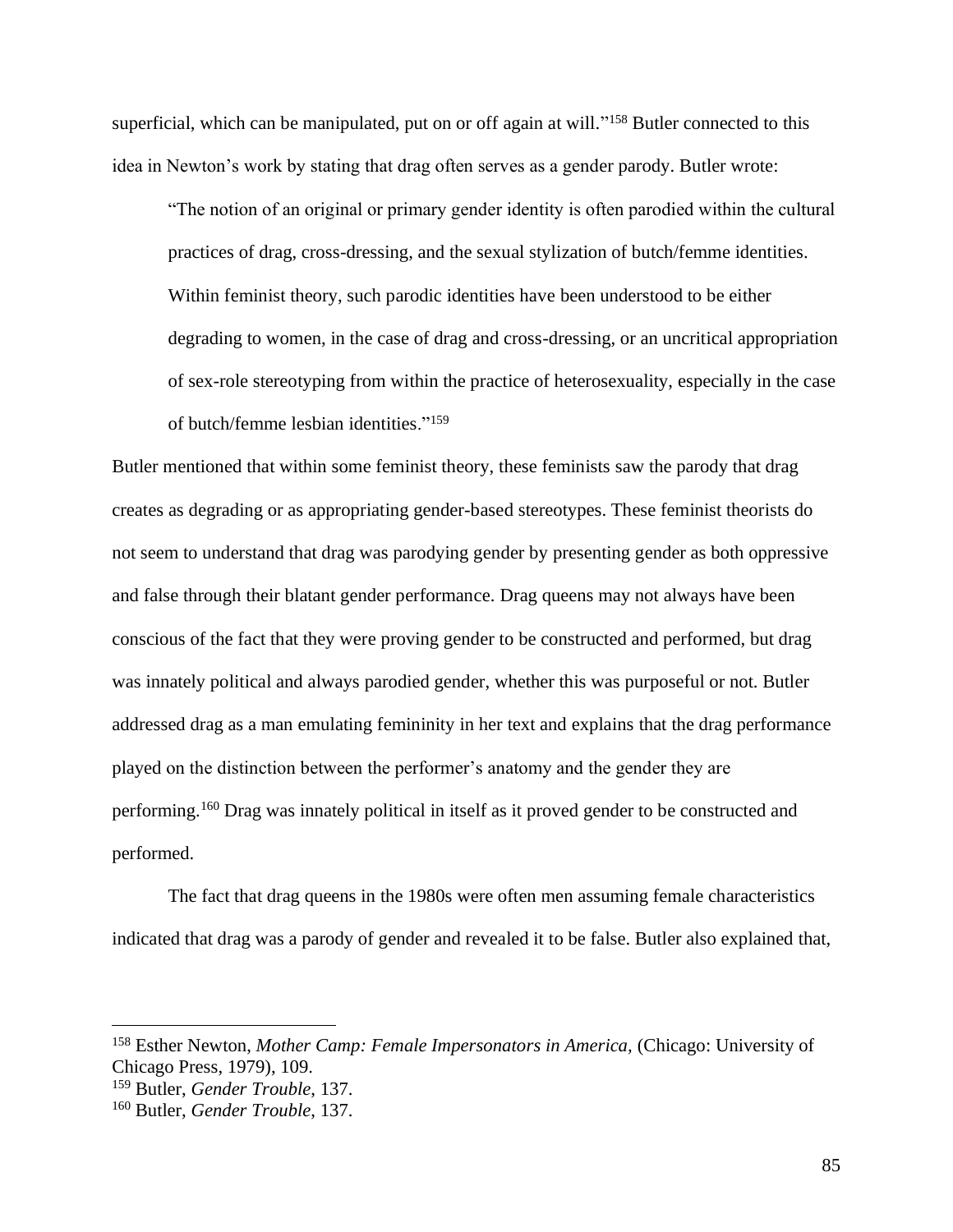superficial, which can be manipulated, put on or off again at will."[158] Butler connected to this idea in Newton's work by stating that drag often serves as a gender parody. Butler wrote:

> "The notion of an original or primary gender identity is often parodied within the cultural practices of drag, cross-dressing, and the sexual stylization of butch/femme identities. Within feminist theory, such parodic identities have been understood to be either degrading to women, in the case of drag and cross-dressing, or an uncritical appropriation of sex-role stereotyping from within the practice of heterosexuality, especially in the case of butch/femme lesbian identities."[159]

Butler mentioned that within some feminist theory, these feminists saw the parody that drag creates as degrading or as appropriating gender-based stereotypes. These feminist theorists do not seem to understand that drag was parodying gender by presenting gender as both oppressive and false through their blatant gender performance. Drag queens may not always have been conscious of the fact that they were proving gender to be constructed and performed, but drag was innately political and always parodied gender, whether this was purposeful or not. Butler addressed drag as a man emulating femininity in her text and explains that the drag performance played on the distinction between the performer's anatomy and the gender they are performing.[160] Drag was innately political in itself as it proved gender to be constructed and performed.

The fact that drag queens in the 1980s were often men assuming female characteristics indicated that drag was a parody of gender and revealed it to be false. Butler also explained that,

---

[158] Esther Newton, *Mother Camp: Female Impersonators in America,* (Chicago: University of Chicago Press, 1979), 109.

[159] Butler, *Gender Trouble*, 137.

[160] Butler, *Gender Trouble*, 137.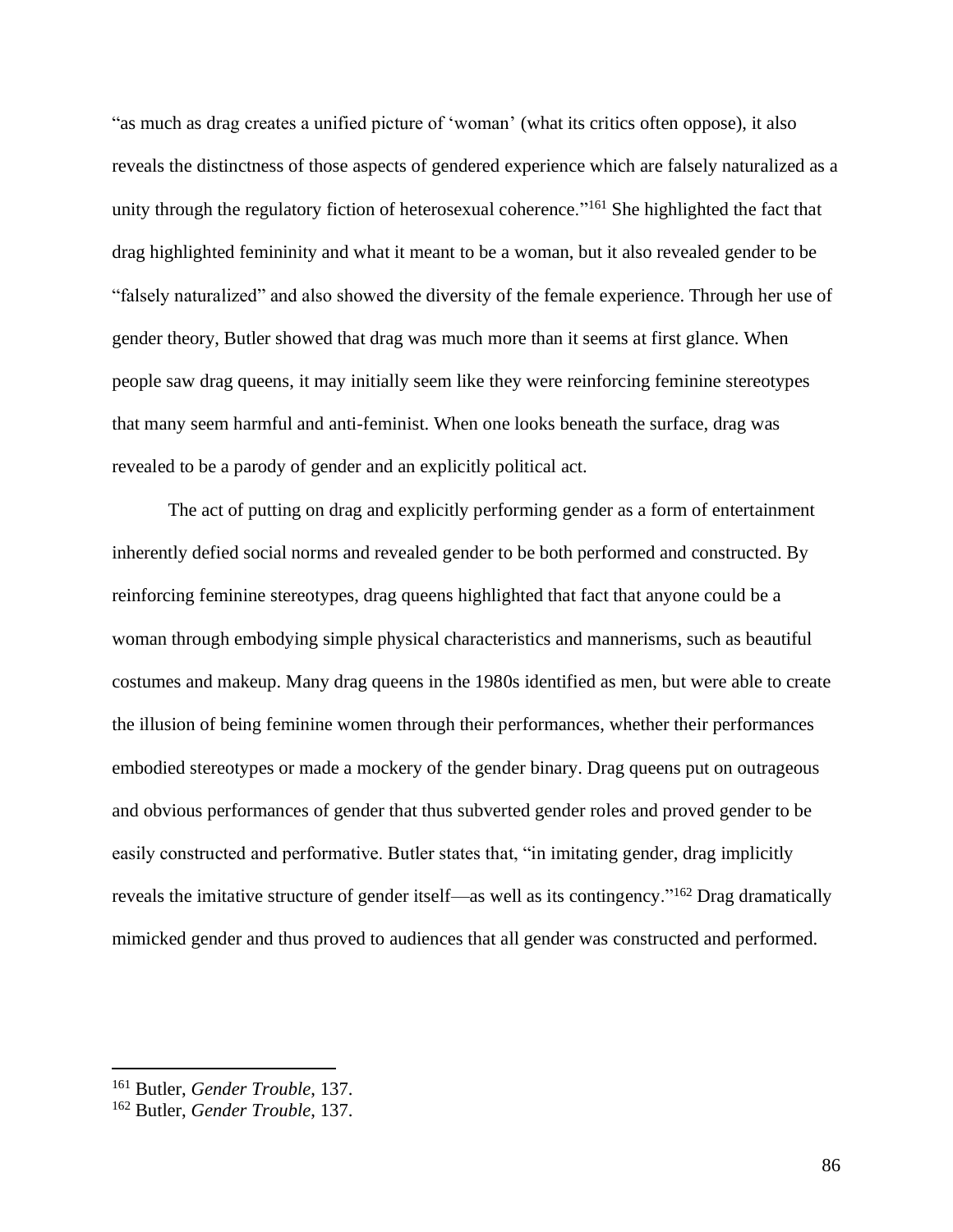"as much as drag creates a unified picture of 'woman' (what its critics often oppose), it also reveals the distinctness of those aspects of gendered experience which are falsely naturalized as a unity through the regulatory fiction of heterosexual coherence."[161] She highlighted the fact that drag highlighted femininity and what it meant to be a woman, but it also revealed gender to be "falsely naturalized" and also showed the diversity of the female experience. Through her use of gender theory, Butler showed that drag was much more than it seems at first glance. When people saw drag queens, it may initially seem like they were reinforcing feminine stereotypes that many seem harmful and anti-feminist. When one looks beneath the surface, drag was revealed to be a parody of gender and an explicitly political act.

The act of putting on drag and explicitly performing gender as a form of entertainment inherently defied social norms and revealed gender to be both performed and constructed. By reinforcing feminine stereotypes, drag queens highlighted that fact that anyone could be a woman through embodying simple physical characteristics and mannerisms, such as beautiful costumes and makeup. Many drag queens in the 1980s identified as men, but were able to create the illusion of being feminine women through their performances, whether their performances embodied stereotypes or made a mockery of the gender binary. Drag queens put on outrageous and obvious performances of gender that thus subverted gender roles and proved gender to be easily constructed and performative. Butler states that, "in imitating gender, drag implicitly reveals the imitative structure of gender itself—as well as its contingency."[162] Drag dramatically mimicked gender and thus proved to audiences that all gender was constructed and performed.

---

[161] Butler, *Gender Trouble*, 137.

[162] Butler, *Gender Trouble*, 137.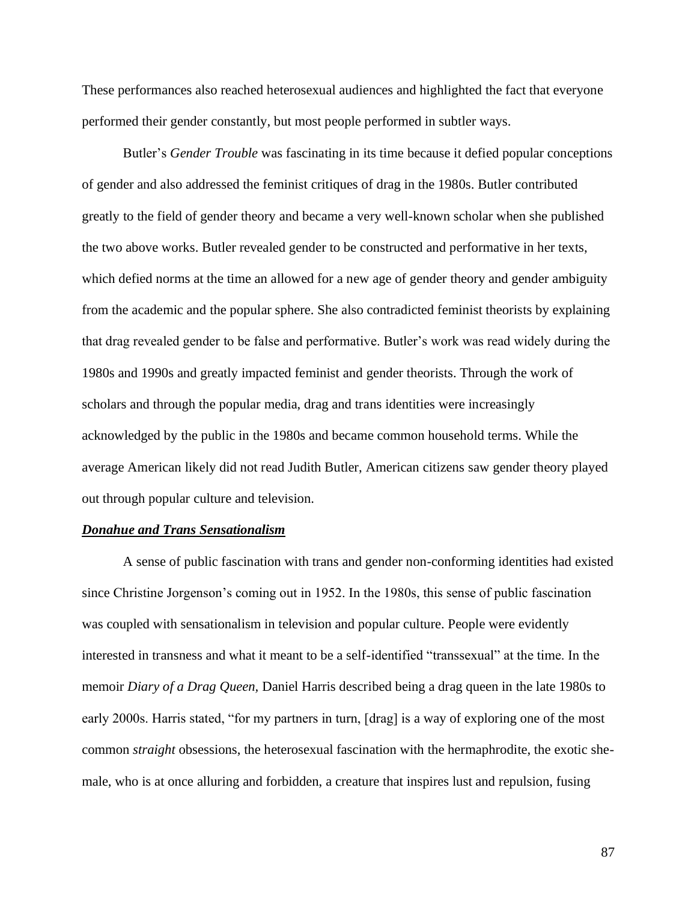These performances also reached heterosexual audiences and highlighted the fact that everyone performed their gender constantly, but most people performed in subtler ways.

Butler's *Gender Trouble* was fascinating in its time because it defied popular conceptions of gender and also addressed the feminist critiques of drag in the 1980s. Butler contributed greatly to the field of gender theory and became a very well-known scholar when she published the two above works. Butler revealed gender to be constructed and performative in her texts, which defied norms at the time an allowed for a new age of gender theory and gender ambiguity from the academic and the popular sphere. She also contradicted feminist theorists by explaining that drag revealed gender to be false and performative. Butler's work was read widely during the 1980s and 1990s and greatly impacted feminist and gender theorists. Through the work of scholars and through the popular media, drag and trans identities were increasingly acknowledged by the public in the 1980s and became common household terms. While the average American likely did not read Judith Butler, American citizens saw gender theory played out through popular culture and television.

***Donahue and Trans Sensationalism***

A sense of public fascination with trans and gender non-conforming identities had existed since Christine Jorgenson's coming out in 1952. In the 1980s, this sense of public fascination was coupled with sensationalism in television and popular culture. People were evidently interested in transness and what it meant to be a self-identified "transsexual" at the time. In the memoir *Diary of a Drag Queen,* Daniel Harris described being a drag queen in the late 1980s to early 2000s. Harris stated, "for my partners in turn, [drag] is a way of exploring one of the most common *straight* obsessions, the heterosexual fascination with the hermaphrodite, the exotic she-male, who is at once alluring and forbidden, a creature that inspires lust and repulsion, fusing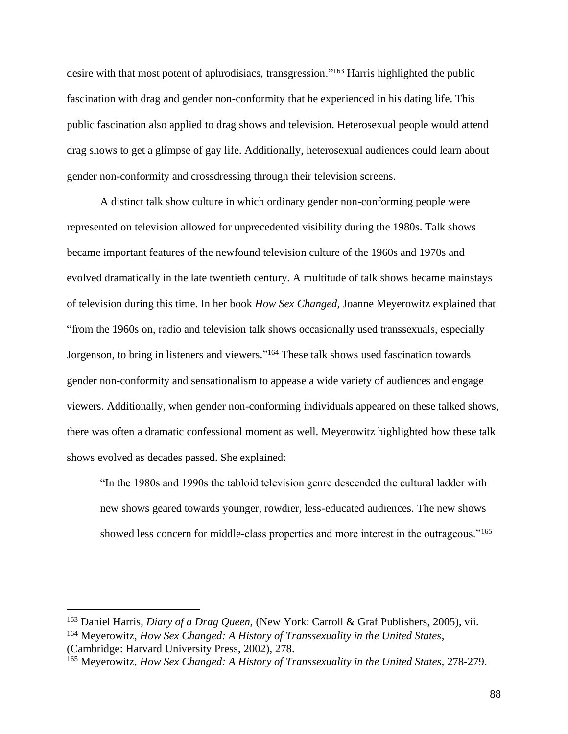desire with that most potent of aphrodisiacs, transgression."[163] Harris highlighted the public fascination with drag and gender non-conformity that he experienced in his dating life. This public fascination also applied to drag shows and television. Heterosexual people would attend drag shows to get a glimpse of gay life. Additionally, heterosexual audiences could learn about gender non-conformity and crossdressing through their television screens.

A distinct talk show culture in which ordinary gender non-conforming people were represented on television allowed for unprecedented visibility during the 1980s. Talk shows became important features of the newfound television culture of the 1960s and 1970s and evolved dramatically in the late twentieth century. A multitude of talk shows became mainstays of television during this time. In her book *How Sex Changed*, Joanne Meyerowitz explained that "from the 1960s on, radio and television talk shows occasionally used transsexuals, especially Jorgenson, to bring in listeners and viewers."[164] These talk shows used fascination towards gender non-conformity and sensationalism to appease a wide variety of audiences and engage viewers. Additionally, when gender non-conforming individuals appeared on these talked shows, there was often a dramatic confessional moment as well. Meyerowitz highlighted how these talk shows evolved as decades passed. She explained:

> "In the 1980s and 1990s the tabloid television genre descended the cultural ladder with new shows geared towards younger, rowdier, less-educated audiences. The new shows showed less concern for middle-class properties and more interest in the outrageous."[165]

---

[163] Daniel Harris, *Diary of a Drag Queen*, (New York: Carroll & Graf Publishers, 2005), vii.

[164] Meyerowitz, *How Sex Changed: A History of Transsexuality in the United States*, (Cambridge: Harvard University Press, 2002), 278.

[165] Meyerowitz, *How Sex Changed: A History of Transsexuality in the United States*, 278-279.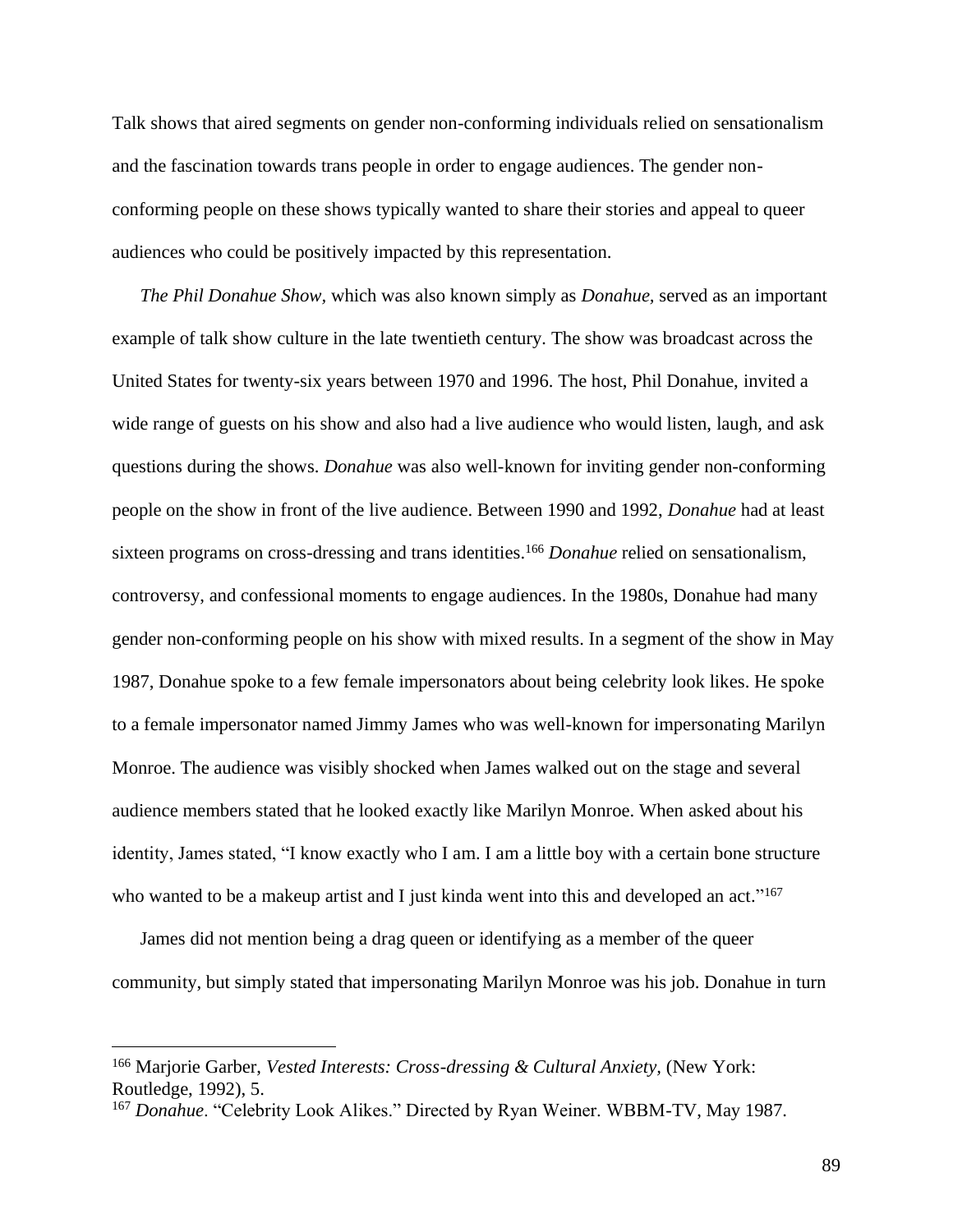Talk shows that aired segments on gender non-conforming individuals relied on sensationalism and the fascination towards trans people in order to engage audiences. The gender non-conforming people on these shows typically wanted to share their stories and appeal to queer audiences who could be positively impacted by this representation.

*The Phil Donahue Show*, which was also known simply as *Donahue,* served as an important example of talk show culture in the late twentieth century. The show was broadcast across the United States for twenty-six years between 1970 and 1996. The host, Phil Donahue, invited a wide range of guests on his show and also had a live audience who would listen, laugh, and ask questions during the shows. *Donahue* was also well-known for inviting gender non-conforming people on the show in front of the live audience. Between 1990 and 1992, *Donahue* had at least sixteen programs on cross-dressing and trans identities.[166] *Donahue* relied on sensationalism, controversy, and confessional moments to engage audiences. In the 1980s, Donahue had many gender non-conforming people on his show with mixed results. In a segment of the show in May 1987, Donahue spoke to a few female impersonators about being celebrity look likes. He spoke to a female impersonator named Jimmy James who was well-known for impersonating Marilyn Monroe. The audience was visibly shocked when James walked out on the stage and several audience members stated that he looked exactly like Marilyn Monroe. When asked about his identity, James stated, "I know exactly who I am. I am a little boy with a certain bone structure who wanted to be a makeup artist and I just kinda went into this and developed an act."[167]

James did not mention being a drag queen or identifying as a member of the queer community, but simply stated that impersonating Marilyn Monroe was his job. Donahue in turn

---

[166] Marjorie Garber, *Vested Interests: Cross-dressing & Cultural Anxiety,* (New York: Routledge, 1992), 5.

[167] *Donahue*. "Celebrity Look Alikes." Directed by Ryan Weiner. WBBM-TV, May 1987.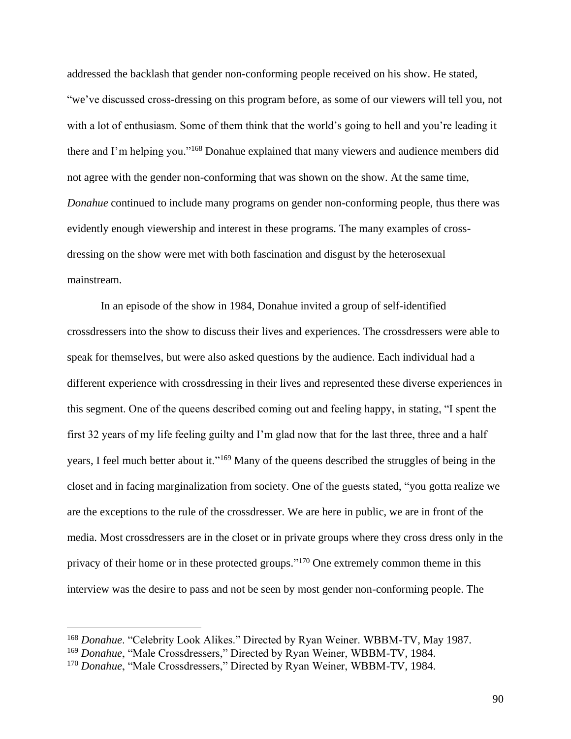addressed the backlash that gender non-conforming people received on his show. He stated, "we've discussed cross-dressing on this program before, as some of our viewers will tell you, not with a lot of enthusiasm. Some of them think that the world's going to hell and you're leading it there and I'm helping you."[168] Donahue explained that many viewers and audience members did not agree with the gender non-conforming that was shown on the show. At the same time, *Donahue* continued to include many programs on gender non-conforming people, thus there was evidently enough viewership and interest in these programs. The many examples of cross-dressing on the show were met with both fascination and disgust by the heterosexual mainstream.

In an episode of the show in 1984, Donahue invited a group of self-identified crossdressers into the show to discuss their lives and experiences. The crossdressers were able to speak for themselves, but were also asked questions by the audience. Each individual had a different experience with crossdressing in their lives and represented these diverse experiences in this segment. One of the queens described coming out and feeling happy, in stating, "I spent the first 32 years of my life feeling guilty and I'm glad now that for the last three, three and a half years, I feel much better about it."[169] Many of the queens described the struggles of being in the closet and in facing marginalization from society. One of the guests stated, "you gotta realize we are the exceptions to the rule of the crossdresser. We are here in public, we are in front of the media. Most crossdressers are in the closet or in private groups where they cross dress only in the privacy of their home or in these protected groups."[170] One extremely common theme in this interview was the desire to pass and not be seen by most gender non-conforming people. The

---

[168] *Donahue*. "Celebrity Look Alikes." Directed by Ryan Weiner. WBBM-TV, May 1987.

[169] *Donahue*, "Male Crossdressers," Directed by Ryan Weiner, WBBM-TV, 1984.

[170] *Donahue*, "Male Crossdressers," Directed by Ryan Weiner, WBBM-TV, 1984.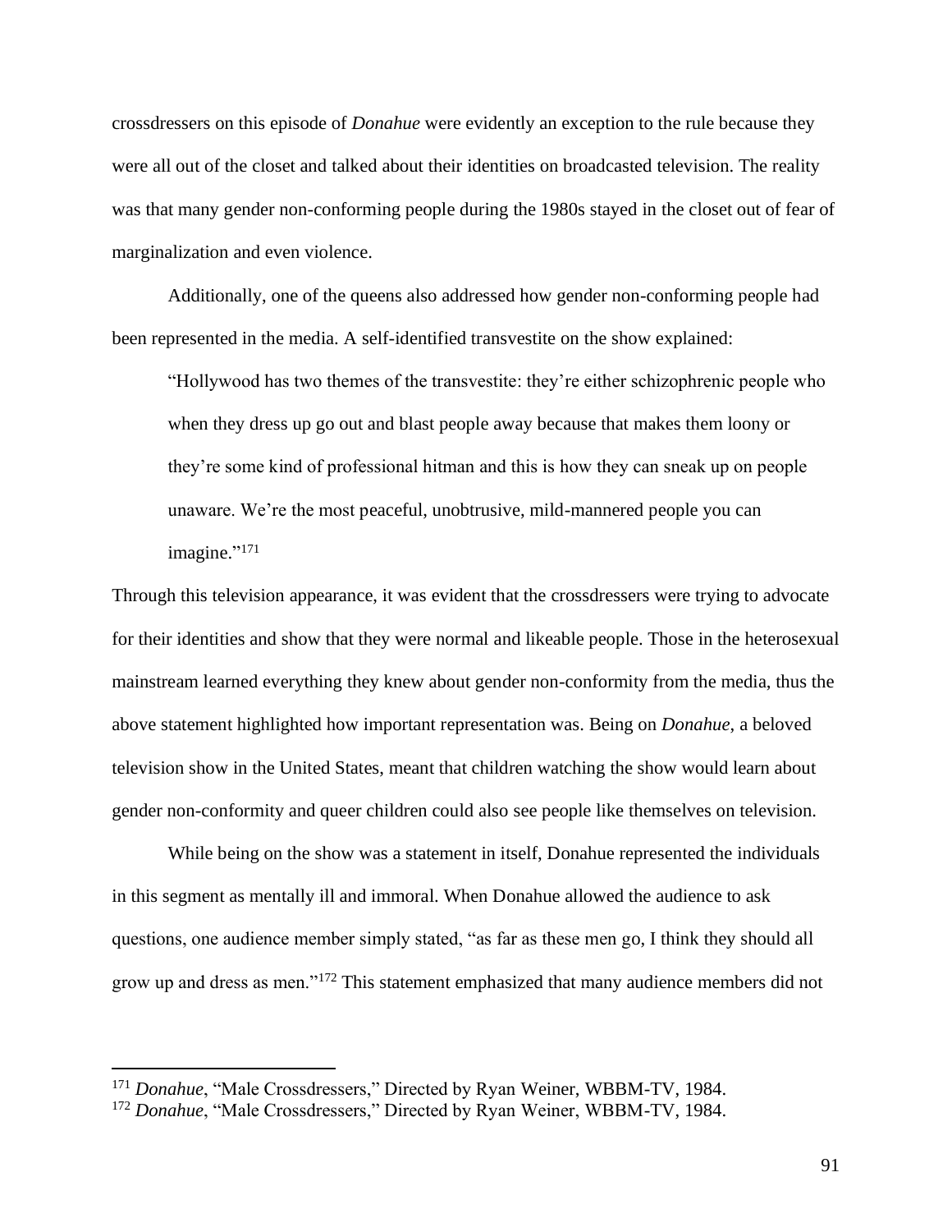crossdressers on this episode of *Donahue* were evidently an exception to the rule because they were all out of the closet and talked about their identities on broadcasted television. The reality was that many gender non-conforming people during the 1980s stayed in the closet out of fear of marginalization and even violence.

Additionally, one of the queens also addressed how gender non-conforming people had been represented in the media. A self-identified transvestite on the show explained:

> "Hollywood has two themes of the transvestite: they're either schizophrenic people who when they dress up go out and blast people away because that makes them loony or they're some kind of professional hitman and this is how they can sneak up on people unaware. We're the most peaceful, unobtrusive, mild-mannered people you can imagine."[171]

Through this television appearance, it was evident that the crossdressers were trying to advocate for their identities and show that they were normal and likeable people. Those in the heterosexual mainstream learned everything they knew about gender non-conformity from the media, thus the above statement highlighted how important representation was. Being on *Donahue*, a beloved television show in the United States, meant that children watching the show would learn about gender non-conformity and queer children could also see people like themselves on television.

While being on the show was a statement in itself, Donahue represented the individuals in this segment as mentally ill and immoral. When Donahue allowed the audience to ask questions, one audience member simply stated, "as far as these men go, I think they should all grow up and dress as men."[172] This statement emphasized that many audience members did not

---

[171] *Donahue*, "Male Crossdressers," Directed by Ryan Weiner, WBBM-TV, 1984.

[172] *Donahue*, "Male Crossdressers," Directed by Ryan Weiner, WBBM-TV, 1984.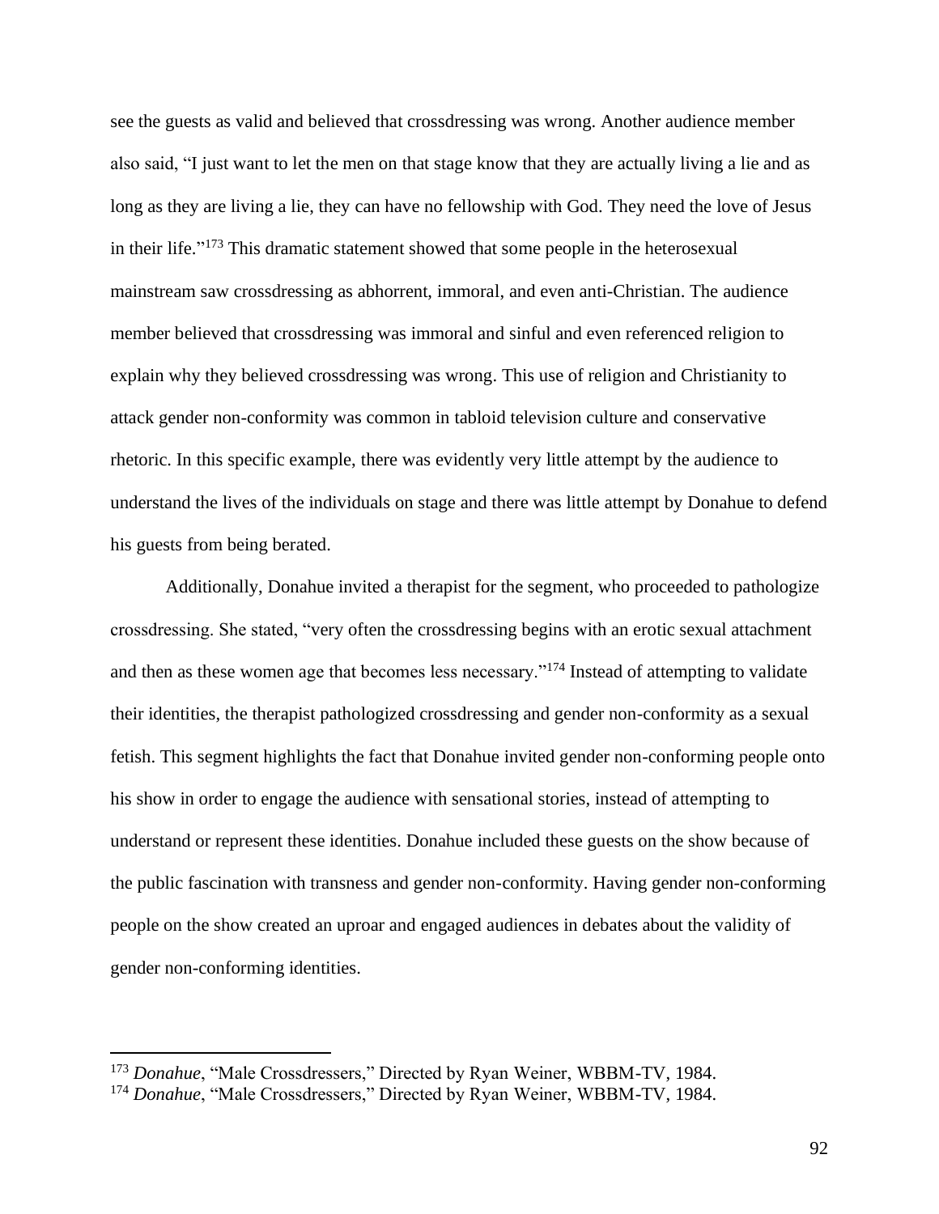see the guests as valid and believed that crossdressing was wrong. Another audience member also said, "I just want to let the men on that stage know that they are actually living a lie and as long as they are living a lie, they can have no fellowship with God. They need the love of Jesus in their life."[173] This dramatic statement showed that some people in the heterosexual mainstream saw crossdressing as abhorrent, immoral, and even anti-Christian. The audience member believed that crossdressing was immoral and sinful and even referenced religion to explain why they believed crossdressing was wrong. This use of religion and Christianity to attack gender non-conformity was common in tabloid television culture and conservative rhetoric. In this specific example, there was evidently very little attempt by the audience to understand the lives of the individuals on stage and there was little attempt by Donahue to defend his guests from being berated.

Additionally, Donahue invited a therapist for the segment, who proceeded to pathologize crossdressing. She stated, "very often the crossdressing begins with an erotic sexual attachment and then as these women age that becomes less necessary."[174] Instead of attempting to validate their identities, the therapist pathologized crossdressing and gender non-conformity as a sexual fetish. This segment highlights the fact that Donahue invited gender non-conforming people onto his show in order to engage the audience with sensational stories, instead of attempting to understand or represent these identities. Donahue included these guests on the show because of the public fascination with transness and gender non-conformity. Having gender non-conforming people on the show created an uproar and engaged audiences in debates about the validity of gender non-conforming identities.

---

[173] *Donahue*, "Male Crossdressers," Directed by Ryan Weiner, WBBM-TV, 1984.

[174] *Donahue*, "Male Crossdressers," Directed by Ryan Weiner, WBBM-TV, 1984.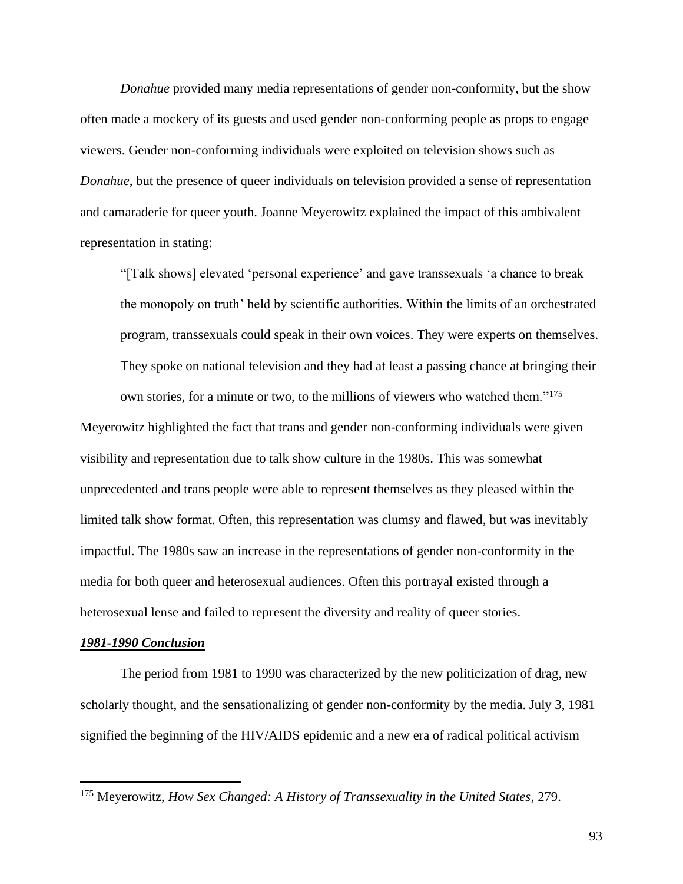*Donahue* provided many media representations of gender non-conformity, but the show often made a mockery of its guests and used gender non-conforming people as props to engage viewers. Gender non-conforming individuals were exploited on television shows such as *Donahue*, but the presence of queer individuals on television provided a sense of representation and camaraderie for queer youth. Joanne Meyerowitz explained the impact of this ambivalent representation in stating:

> "[Talk shows] elevated 'personal experience' and gave transsexuals 'a chance to break the monopoly on truth' held by scientific authorities. Within the limits of an orchestrated program, transsexuals could speak in their own voices. They were experts on themselves. They spoke on national television and they had at least a passing chance at bringing their own stories, for a minute or two, to the millions of viewers who watched them."[175]

Meyerowitz highlighted the fact that trans and gender non-conforming individuals were given visibility and representation due to talk show culture in the 1980s. This was somewhat unprecedented and trans people were able to represent themselves as they pleased within the limited talk show format. Often, this representation was clumsy and flawed, but was inevitably impactful. The 1980s saw an increase in the representations of gender non-conformity in the media for both queer and heterosexual audiences. Often this portrayal existed through a heterosexual lense and failed to represent the diversity and reality of queer stories.

### ***1981-1990 Conclusion***

The period from 1981 to 1990 was characterized by the new politicization of drag, new scholarly thought, and the sensationalizing of gender non-conformity by the media. July 3, 1981 signified the beginning of the HIV/AIDS epidemic and a new era of radical political activism

---

[175] Meyerowitz, *How Sex Changed: A History of Transsexuality in the United States*, 279.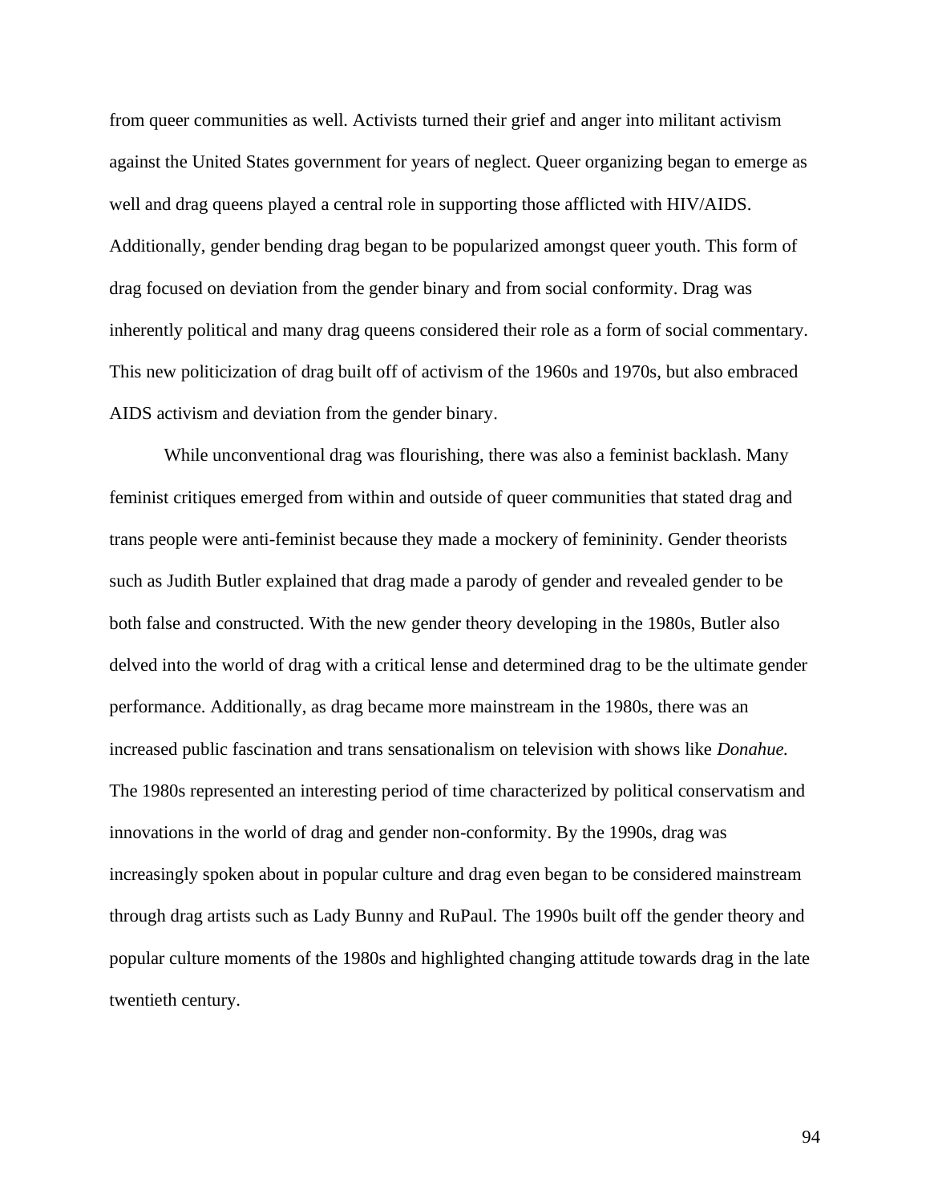from queer communities as well. Activists turned their grief and anger into militant activism against the United States government for years of neglect. Queer organizing began to emerge as well and drag queens played a central role in supporting those afflicted with HIV/AIDS. Additionally, gender bending drag began to be popularized amongst queer youth. This form of drag focused on deviation from the gender binary and from social conformity. Drag was inherently political and many drag queens considered their role as a form of social commentary. This new politicization of drag built off of activism of the 1960s and 1970s, but also embraced AIDS activism and deviation from the gender binary.

While unconventional drag was flourishing, there was also a feminist backlash. Many feminist critiques emerged from within and outside of queer communities that stated drag and trans people were anti-feminist because they made a mockery of femininity. Gender theorists such as Judith Butler explained that drag made a parody of gender and revealed gender to be both false and constructed. With the new gender theory developing in the 1980s, Butler also delved into the world of drag with a critical lense and determined drag to be the ultimate gender performance. Additionally, as drag became more mainstream in the 1980s, there was an increased public fascination and trans sensationalism on television with shows like *Donahue.* The 1980s represented an interesting period of time characterized by political conservatism and innovations in the world of drag and gender non-conformity. By the 1990s, drag was increasingly spoken about in popular culture and drag even began to be considered mainstream through drag artists such as Lady Bunny and RuPaul. The 1990s built off the gender theory and popular culture moments of the 1980s and highlighted changing attitude towards drag in the late twentieth century.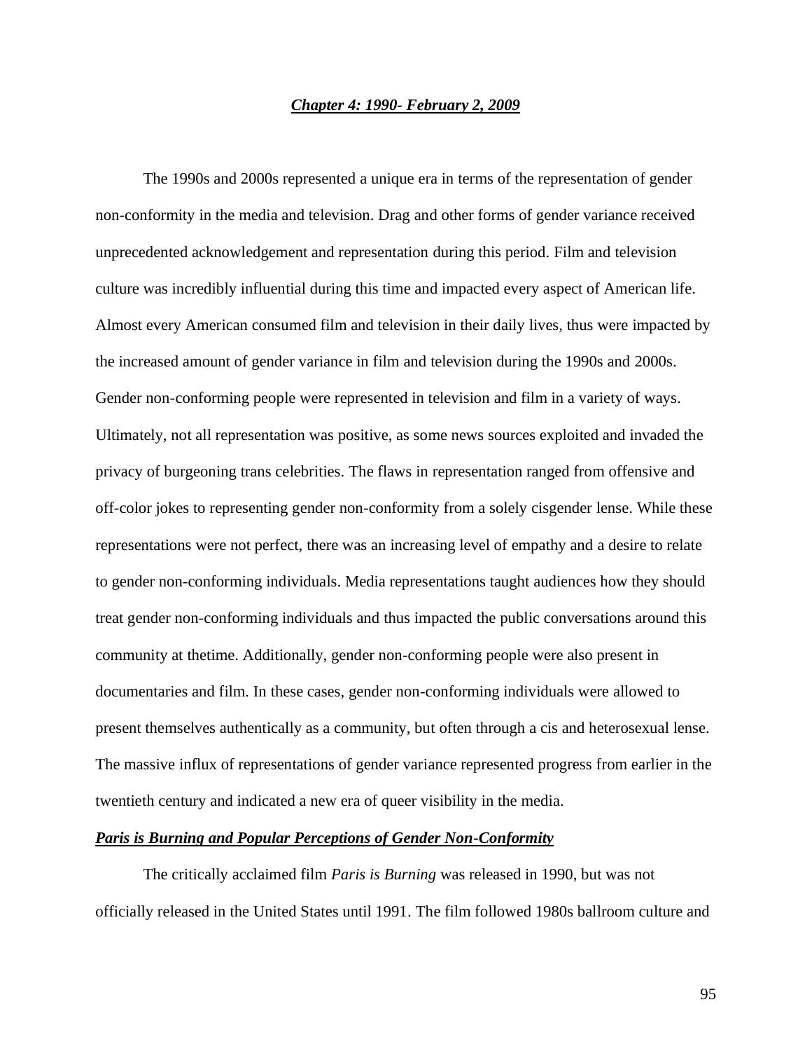## ***Chapter 4: 1990- February 2, 2009***

The 1990s and 2000s represented a unique era in terms of the representation of gender non-conformity in the media and television. Drag and other forms of gender variance received unprecedented acknowledgement and representation during this period. Film and television culture was incredibly influential during this time and impacted every aspect of American life. Almost every American consumed film and television in their daily lives, thus were impacted by the increased amount of gender variance in film and television during the 1990s and 2000s. Gender non-conforming people were represented in television and film in a variety of ways. Ultimately, not all representation was positive, as some news sources exploited and invaded the privacy of burgeoning trans celebrities. The flaws in representation ranged from offensive and off-color jokes to representing gender non-conformity from a solely cisgender lense. While these representations were not perfect, there was an increasing level of empathy and a desire to relate to gender non-conforming individuals. Media representations taught audiences how they should treat gender non-conforming individuals and thus impacted the public conversations around this community at thetime. Additionally, gender non-conforming people were also present in documentaries and film. In these cases, gender non-conforming individuals were allowed to present themselves authentically as a community, but often through a cis and heterosexual lense. The massive influx of representations of gender variance represented progress from earlier in the twentieth century and indicated a new era of queer visibility in the media.

### ***Paris is Burning and Popular Perceptions of Gender Non-Conformity***

The critically acclaimed film *Paris is Burning* was released in 1990, but was not officially released in the United States until 1991. The film followed 1980s ballroom culture and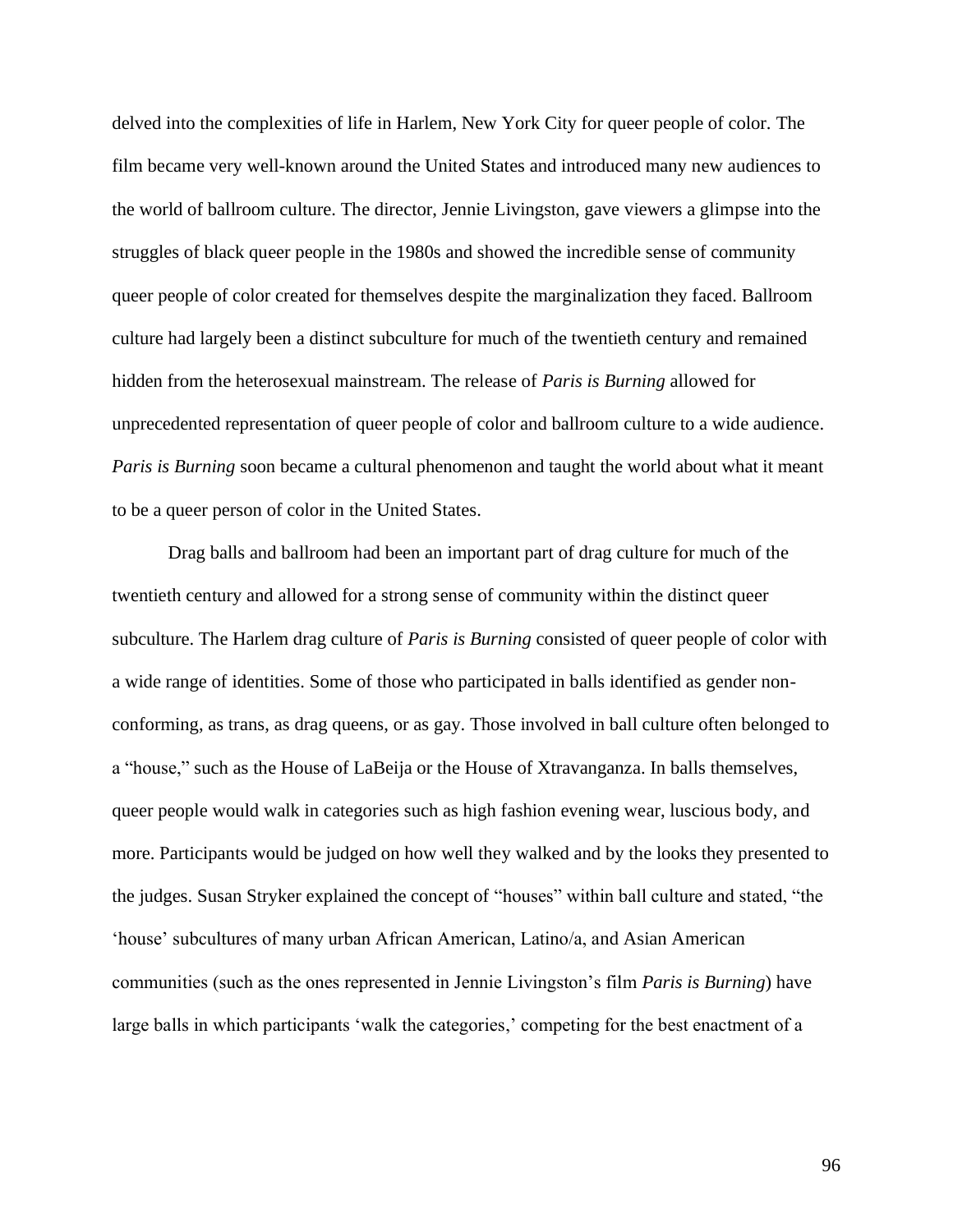delved into the complexities of life in Harlem, New York City for queer people of color. The film became very well-known around the United States and introduced many new audiences to the world of ballroom culture. The director, Jennie Livingston, gave viewers a glimpse into the struggles of black queer people in the 1980s and showed the incredible sense of community queer people of color created for themselves despite the marginalization they faced. Ballroom culture had largely been a distinct subculture for much of the twentieth century and remained hidden from the heterosexual mainstream. The release of *Paris is Burning* allowed for unprecedented representation of queer people of color and ballroom culture to a wide audience. *Paris is Burning* soon became a cultural phenomenon and taught the world about what it meant to be a queer person of color in the United States.

Drag balls and ballroom had been an important part of drag culture for much of the twentieth century and allowed for a strong sense of community within the distinct queer subculture. The Harlem drag culture of *Paris is Burning* consisted of queer people of color with a wide range of identities. Some of those who participated in balls identified as gender non-conforming, as trans, as drag queens, or as gay. Those involved in ball culture often belonged to a "house," such as the House of LaBeija or the House of Xtravanganza. In balls themselves, queer people would walk in categories such as high fashion evening wear, luscious body, and more. Participants would be judged on how well they walked and by the looks they presented to the judges. Susan Stryker explained the concept of "houses" within ball culture and stated, "the 'house' subcultures of many urban African American, Latino/a, and Asian American communities (such as the ones represented in Jennie Livingston's film *Paris is Burning*) have large balls in which participants 'walk the categories,' competing for the best enactment of a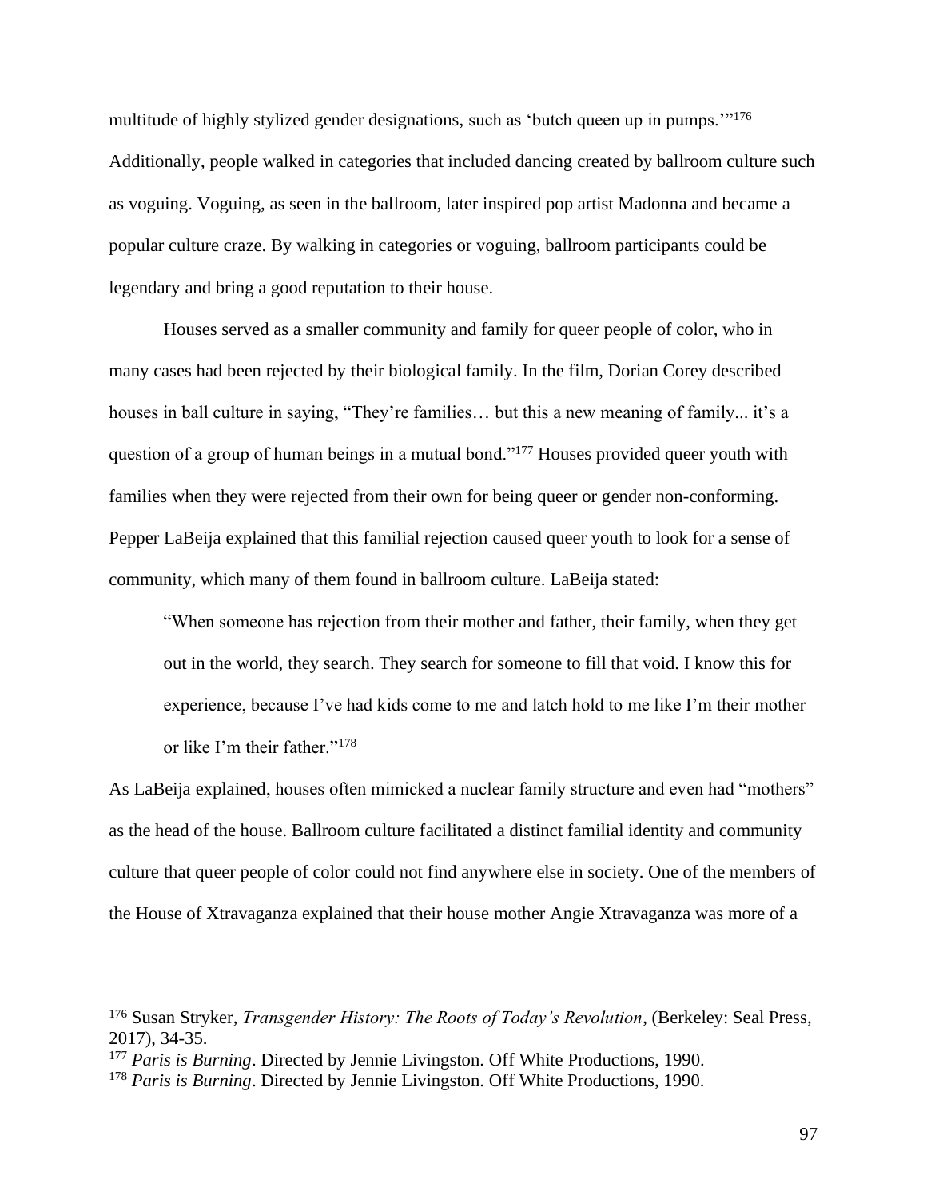multitude of highly stylized gender designations, such as 'butch queen up in pumps.'"[176] Additionally, people walked in categories that included dancing created by ballroom culture such as voguing. Voguing, as seen in the ballroom, later inspired pop artist Madonna and became a popular culture craze. By walking in categories or voguing, ballroom participants could be legendary and bring a good reputation to their house.

Houses served as a smaller community and family for queer people of color, who in many cases had been rejected by their biological family. In the film, Dorian Corey described houses in ball culture in saying, "They're families… but this a new meaning of family... it's a question of a group of human beings in a mutual bond."[177] Houses provided queer youth with families when they were rejected from their own for being queer or gender non-conforming. Pepper LaBeija explained that this familial rejection caused queer youth to look for a sense of community, which many of them found in ballroom culture. LaBeija stated:

> "When someone has rejection from their mother and father, their family, when they get out in the world, they search. They search for someone to fill that void. I know this for experience, because I've had kids come to me and latch hold to me like I'm their mother or like I'm their father."[178]

As LaBeija explained, houses often mimicked a nuclear family structure and even had "mothers" as the head of the house. Ballroom culture facilitated a distinct familial identity and community culture that queer people of color could not find anywhere else in society. One of the members of the House of Xtravaganza explained that their house mother Angie Xtravaganza was more of a

---

[176] Susan Stryker, *Transgender History: The Roots of Today's Revolution*, (Berkeley: Seal Press, 2017), 34-35.

[177] *Paris is Burning*. Directed by Jennie Livingston. Off White Productions, 1990.

[178] *Paris is Burning*. Directed by Jennie Livingston. Off White Productions, 1990.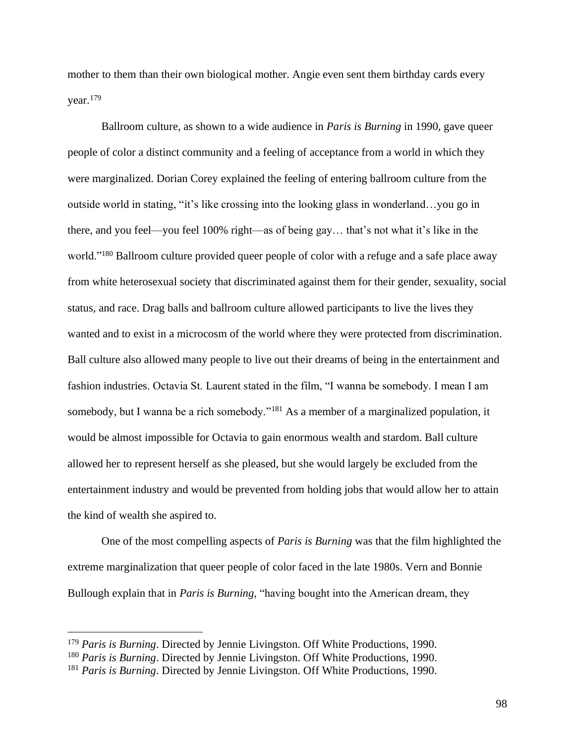mother to them than their own biological mother. Angie even sent them birthday cards every year.[179]

Ballroom culture, as shown to a wide audience in *Paris is Burning* in 1990, gave queer people of color a distinct community and a feeling of acceptance from a world in which they were marginalized. Dorian Corey explained the feeling of entering ballroom culture from the outside world in stating, "it's like crossing into the looking glass in wonderland…you go in there, and you feel—you feel 100% right—as of being gay… that's not what it's like in the world."[180] Ballroom culture provided queer people of color with a refuge and a safe place away from white heterosexual society that discriminated against them for their gender, sexuality, social status, and race. Drag balls and ballroom culture allowed participants to live the lives they wanted and to exist in a microcosm of the world where they were protected from discrimination. Ball culture also allowed many people to live out their dreams of being in the entertainment and fashion industries. Octavia St. Laurent stated in the film, "I wanna be somebody. I mean I am somebody, but I wanna be a rich somebody."[181] As a member of a marginalized population, it would be almost impossible for Octavia to gain enormous wealth and stardom. Ball culture allowed her to represent herself as she pleased, but she would largely be excluded from the entertainment industry and would be prevented from holding jobs that would allow her to attain the kind of wealth she aspired to.

One of the most compelling aspects of *Paris is Burning* was that the film highlighted the extreme marginalization that queer people of color faced in the late 1980s. Vern and Bonnie Bullough explain that in *Paris is Burning*, "having bought into the American dream, they

---

[179] *Paris is Burning*. Directed by Jennie Livingston. Off White Productions, 1990.

[180] *Paris is Burning*. Directed by Jennie Livingston. Off White Productions, 1990.

[181] *Paris is Burning*. Directed by Jennie Livingston. Off White Productions, 1990.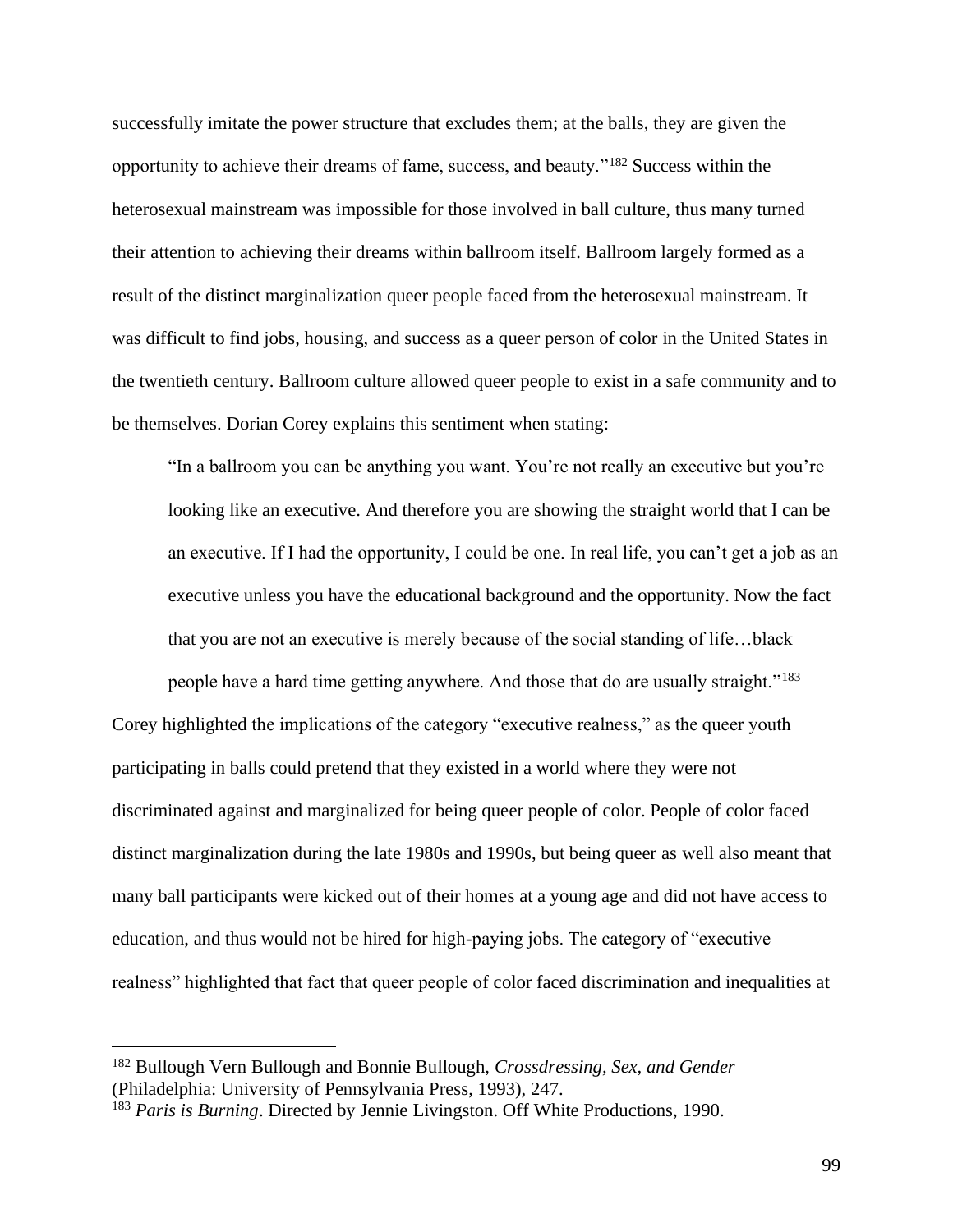successfully imitate the power structure that excludes them; at the balls, they are given the opportunity to achieve their dreams of fame, success, and beauty."[182] Success within the heterosexual mainstream was impossible for those involved in ball culture, thus many turned their attention to achieving their dreams within ballroom itself. Ballroom largely formed as a result of the distinct marginalization queer people faced from the heterosexual mainstream. It was difficult to find jobs, housing, and success as a queer person of color in the United States in the twentieth century. Ballroom culture allowed queer people to exist in a safe community and to be themselves. Dorian Corey explains this sentiment when stating:

> "In a ballroom you can be anything you want. You're not really an executive but you're looking like an executive. And therefore you are showing the straight world that I can be an executive. If I had the opportunity, I could be one. In real life, you can't get a job as an executive unless you have the educational background and the opportunity. Now the fact that you are not an executive is merely because of the social standing of life…black people have a hard time getting anywhere. And those that do are usually straight."[183]

Corey highlighted the implications of the category "executive realness," as the queer youth participating in balls could pretend that they existed in a world where they were not discriminated against and marginalized for being queer people of color. People of color faced distinct marginalization during the late 1980s and 1990s, but being queer as well also meant that many ball participants were kicked out of their homes at a young age and did not have access to education, and thus would not be hired for high-paying jobs. The category of "executive realness" highlighted that fact that queer people of color faced discrimination and inequalities at

---

[182] Bullough Vern Bullough and Bonnie Bullough, *Crossdressing, Sex, and Gender* (Philadelphia: University of Pennsylvania Press, 1993), 247.

[183] *Paris is Burning*. Directed by Jennie Livingston. Off White Productions, 1990.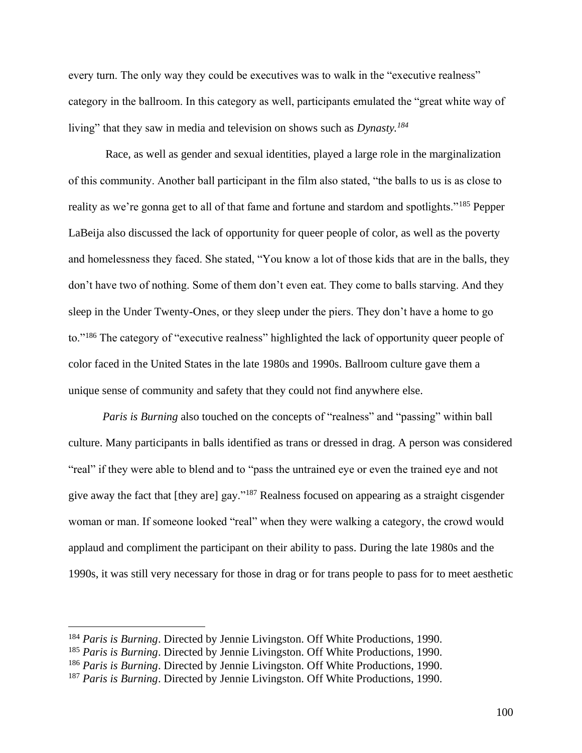every turn. The only way they could be executives was to walk in the "executive realness" category in the ballroom. In this category as well, participants emulated the "great white way of living" that they saw in media and television on shows such as *Dynasty.*[184]

Race, as well as gender and sexual identities, played a large role in the marginalization of this community. Another ball participant in the film also stated, "the balls to us is as close to reality as we're gonna get to all of that fame and fortune and stardom and spotlights."[185] Pepper LaBeija also discussed the lack of opportunity for queer people of color, as well as the poverty and homelessness they faced. She stated, "You know a lot of those kids that are in the balls, they don't have two of nothing. Some of them don't even eat. They come to balls starving. And they sleep in the Under Twenty-Ones, or they sleep under the piers. They don't have a home to go to."[186] The category of "executive realness" highlighted the lack of opportunity queer people of color faced in the United States in the late 1980s and 1990s. Ballroom culture gave them a unique sense of community and safety that they could not find anywhere else.

*Paris is Burning* also touched on the concepts of "realness" and "passing" within ball culture. Many participants in balls identified as trans or dressed in drag. A person was considered "real" if they were able to blend and to "pass the untrained eye or even the trained eye and not give away the fact that [they are] gay."[187] Realness focused on appearing as a straight cisgender woman or man. If someone looked "real" when they were walking a category, the crowd would applaud and compliment the participant on their ability to pass. During the late 1980s and the 1990s, it was still very necessary for those in drag or for trans people to pass for to meet aesthetic

---

[184] *Paris is Burning*. Directed by Jennie Livingston. Off White Productions, 1990.
[185] *Paris is Burning*. Directed by Jennie Livingston. Off White Productions, 1990.
[186] *Paris is Burning*. Directed by Jennie Livingston. Off White Productions, 1990.
[187] *Paris is Burning*. Directed by Jennie Livingston. Off White Productions, 1990.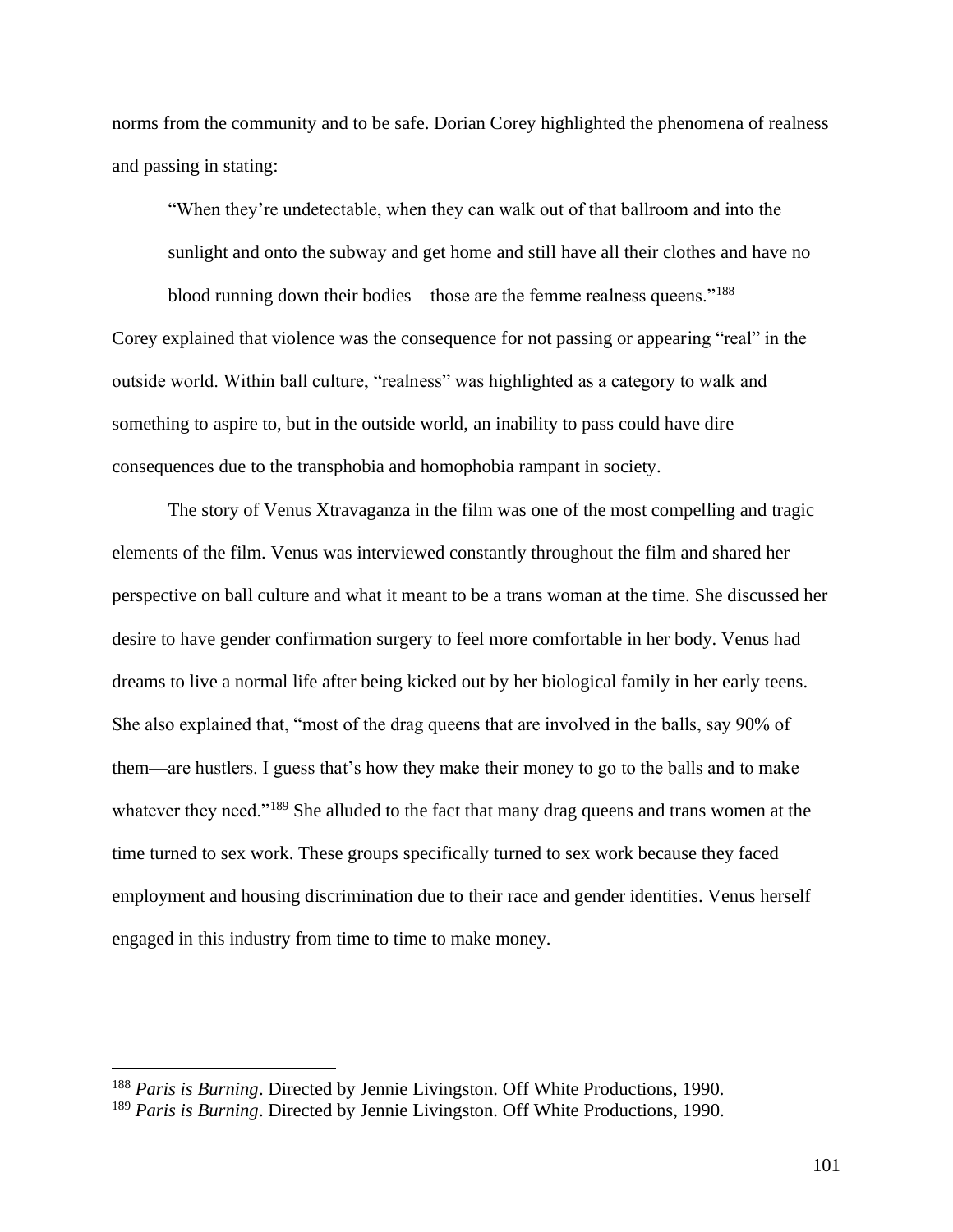norms from the community and to be safe. Dorian Corey highlighted the phenomena of realness and passing in stating:

> "When they're undetectable, when they can walk out of that ballroom and into the sunlight and onto the subway and get home and still have all their clothes and have no blood running down their bodies—those are the femme realness queens."[188]

Corey explained that violence was the consequence for not passing or appearing "real" in the outside world. Within ball culture, "realness" was highlighted as a category to walk and something to aspire to, but in the outside world, an inability to pass could have dire consequences due to the transphobia and homophobia rampant in society.

The story of Venus Xtravaganza in the film was one of the most compelling and tragic elements of the film. Venus was interviewed constantly throughout the film and shared her perspective on ball culture and what it meant to be a trans woman at the time. She discussed her desire to have gender confirmation surgery to feel more comfortable in her body. Venus had dreams to live a normal life after being kicked out by her biological family in her early teens. She also explained that, "most of the drag queens that are involved in the balls, say 90% of them—are hustlers. I guess that's how they make their money to go to the balls and to make whatever they need."[189] She alluded to the fact that many drag queens and trans women at the time turned to sex work. These groups specifically turned to sex work because they faced employment and housing discrimination due to their race and gender identities. Venus herself engaged in this industry from time to time to make money.

---

[188] *Paris is Burning*. Directed by Jennie Livingston. Off White Productions, 1990.

[189] *Paris is Burning*. Directed by Jennie Livingston. Off White Productions, 1990.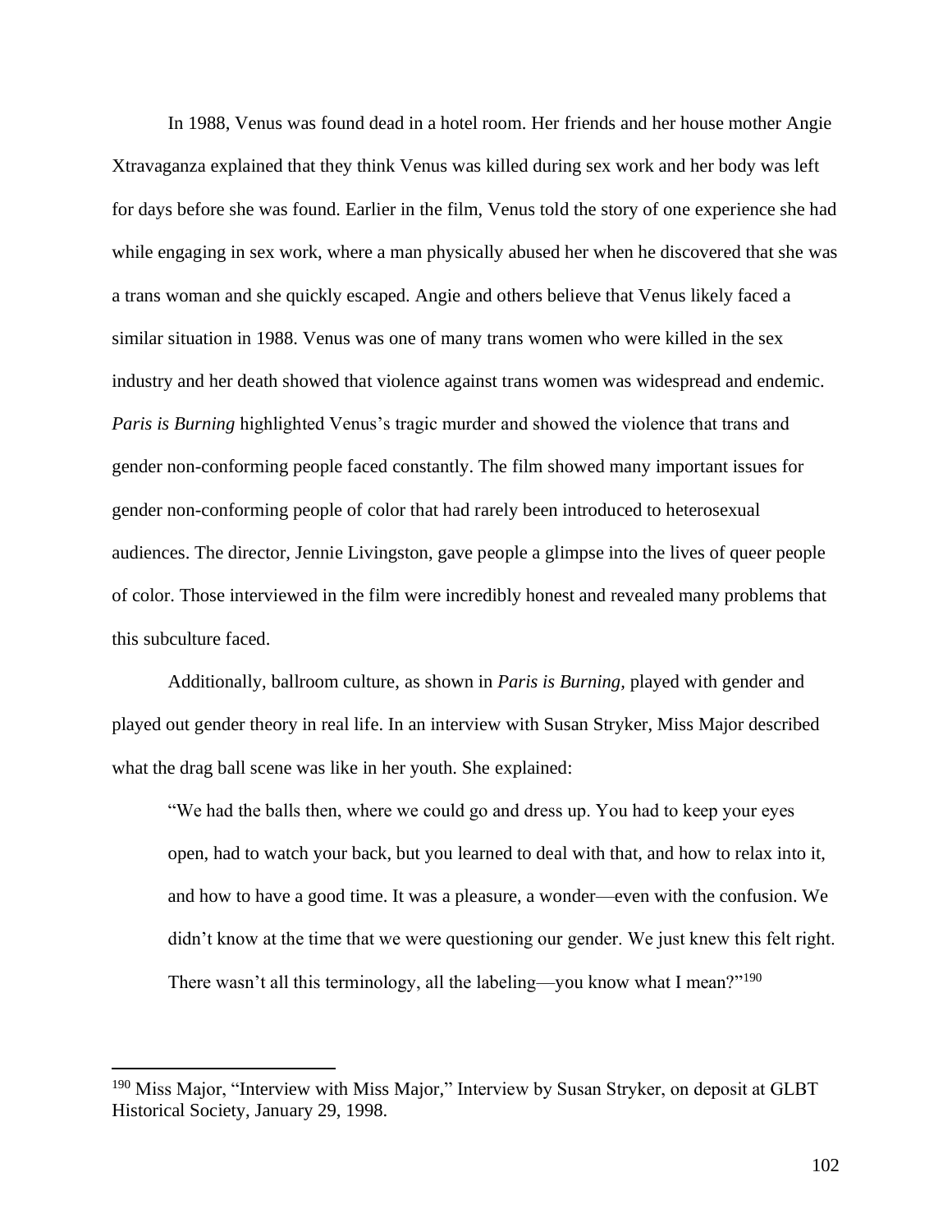In 1988, Venus was found dead in a hotel room. Her friends and her house mother Angie Xtravaganza explained that they think Venus was killed during sex work and her body was left for days before she was found. Earlier in the film, Venus told the story of one experience she had while engaging in sex work, where a man physically abused her when he discovered that she was a trans woman and she quickly escaped. Angie and others believe that Venus likely faced a similar situation in 1988. Venus was one of many trans women who were killed in the sex industry and her death showed that violence against trans women was widespread and endemic. *Paris is Burning* highlighted Venus's tragic murder and showed the violence that trans and gender non-conforming people faced constantly. The film showed many important issues for gender non-conforming people of color that had rarely been introduced to heterosexual audiences. The director, Jennie Livingston, gave people a glimpse into the lives of queer people of color. Those interviewed in the film were incredibly honest and revealed many problems that this subculture faced.

Additionally, ballroom culture, as shown in *Paris is Burning,* played with gender and played out gender theory in real life. In an interview with Susan Stryker, Miss Major described what the drag ball scene was like in her youth. She explained:

> "We had the balls then, where we could go and dress up. You had to keep your eyes open, had to watch your back, but you learned to deal with that, and how to relax into it, and how to have a good time. It was a pleasure, a wonder—even with the confusion. We didn't know at the time that we were questioning our gender. We just knew this felt right. There wasn't all this terminology, all the labeling—you know what I mean?"[190]

---

[190] Miss Major, "Interview with Miss Major," Interview by Susan Stryker, on deposit at GLBT Historical Society, January 29, 1998.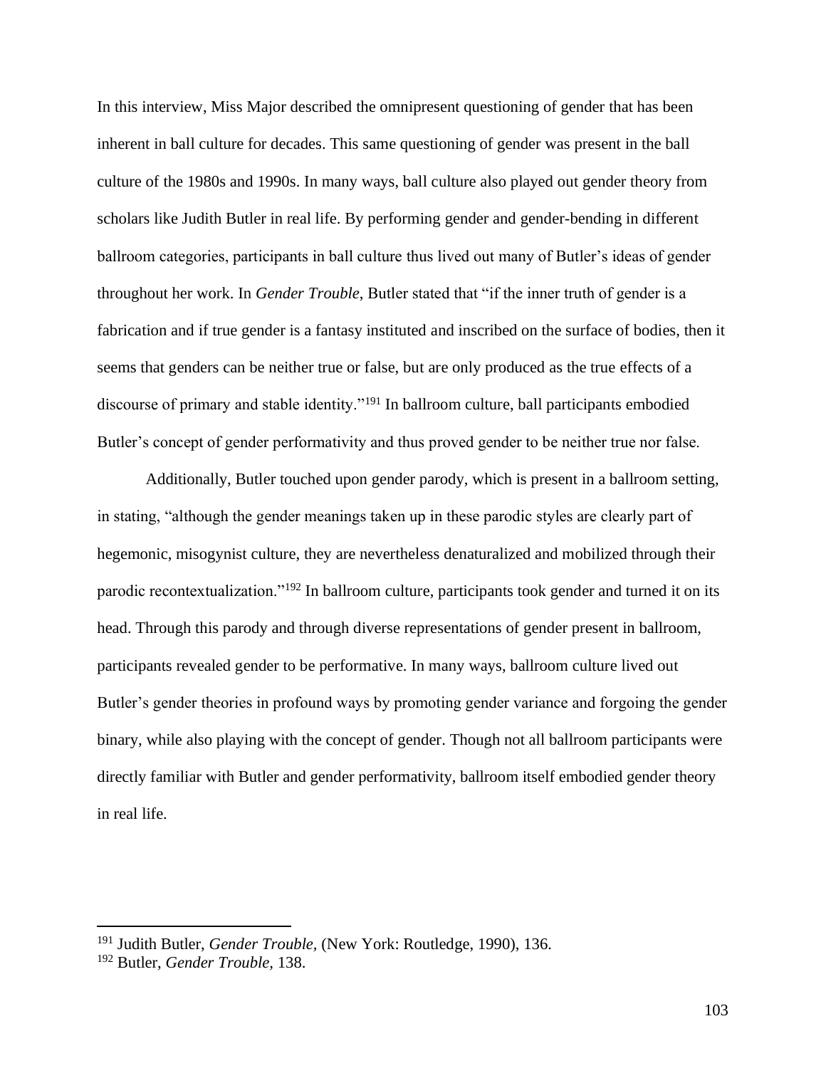In this interview, Miss Major described the omnipresent questioning of gender that has been inherent in ball culture for decades. This same questioning of gender was present in the ball culture of the 1980s and 1990s. In many ways, ball culture also played out gender theory from scholars like Judith Butler in real life. By performing gender and gender-bending in different ballroom categories, participants in ball culture thus lived out many of Butler's ideas of gender throughout her work. In *Gender Trouble*, Butler stated that "if the inner truth of gender is a fabrication and if true gender is a fantasy instituted and inscribed on the surface of bodies, then it seems that genders can be neither true or false, but are only produced as the true effects of a discourse of primary and stable identity."[191] In ballroom culture, ball participants embodied Butler's concept of gender performativity and thus proved gender to be neither true nor false.

Additionally, Butler touched upon gender parody, which is present in a ballroom setting, in stating, "although the gender meanings taken up in these parodic styles are clearly part of hegemonic, misogynist culture, they are nevertheless denaturalized and mobilized through their parodic recontextualization."[192] In ballroom culture, participants took gender and turned it on its head. Through this parody and through diverse representations of gender present in ballroom, participants revealed gender to be performative. In many ways, ballroom culture lived out Butler's gender theories in profound ways by promoting gender variance and forgoing the gender binary, while also playing with the concept of gender. Though not all ballroom participants were directly familiar with Butler and gender performativity, ballroom itself embodied gender theory in real life.

---

[191] Judith Butler, *Gender Trouble,* (New York: Routledge, 1990), 136.

[192] Butler, *Gender Trouble,* 138.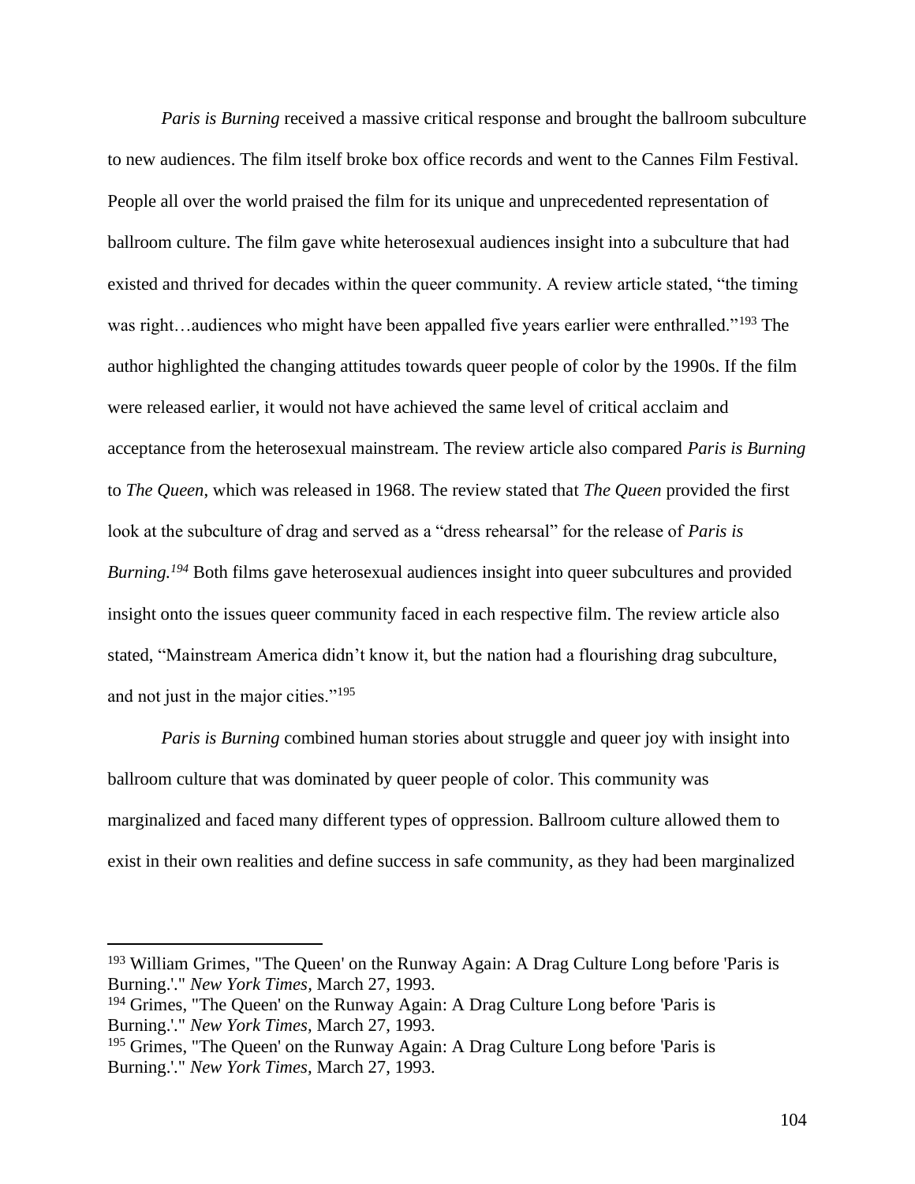*Paris is Burning* received a massive critical response and brought the ballroom subculture to new audiences. The film itself broke box office records and went to the Cannes Film Festival. People all over the world praised the film for its unique and unprecedented representation of ballroom culture. The film gave white heterosexual audiences insight into a subculture that had existed and thrived for decades within the queer community. A review article stated, "the timing was right…audiences who might have been appalled five years earlier were enthralled."[193] The author highlighted the changing attitudes towards queer people of color by the 1990s. If the film were released earlier, it would not have achieved the same level of critical acclaim and acceptance from the heterosexual mainstream. The review article also compared *Paris is Burning* to *The Queen*, which was released in 1968. The review stated that *The Queen* provided the first look at the subculture of drag and served as a "dress rehearsal" for the release of *Paris is Burning.*[194] Both films gave heterosexual audiences insight into queer subcultures and provided insight onto the issues queer community faced in each respective film. The review article also stated, "Mainstream America didn't know it, but the nation had a flourishing drag subculture, and not just in the major cities."[195]

*Paris is Burning* combined human stories about struggle and queer joy with insight into ballroom culture that was dominated by queer people of color. This community was marginalized and faced many different types of oppression. Ballroom culture allowed them to exist in their own realities and define success in safe community, as they had been marginalized

---

[193] William Grimes, "'The Queen' on the Runway Again: A Drag Culture Long before 'Paris is Burning.'." *New York Times*, March 27, 1993.

[194] Grimes, "'The Queen' on the Runway Again: A Drag Culture Long before 'Paris is Burning.'." *New York Times*, March 27, 1993.

[195] Grimes, "'The Queen' on the Runway Again: A Drag Culture Long before 'Paris is Burning.'." *New York Times*, March 27, 1993.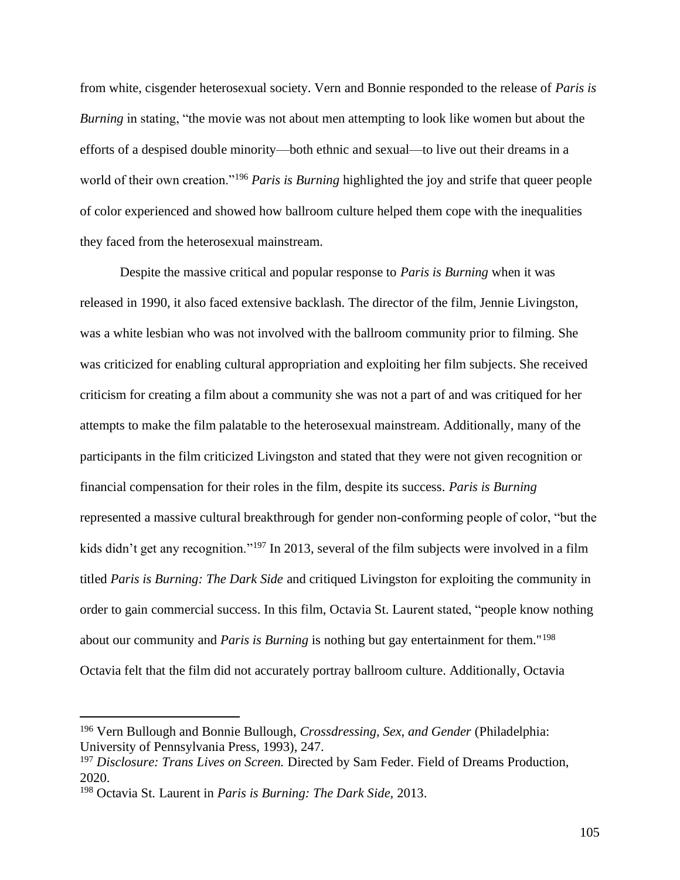from white, cisgender heterosexual society. Vern and Bonnie responded to the release of *Paris is Burning* in stating, "the movie was not about men attempting to look like women but about the efforts of a despised double minority—both ethnic and sexual—to live out their dreams in a world of their own creation."[196] *Paris is Burning* highlighted the joy and strife that queer people of color experienced and showed how ballroom culture helped them cope with the inequalities they faced from the heterosexual mainstream.

Despite the massive critical and popular response to *Paris is Burning* when it was released in 1990, it also faced extensive backlash. The director of the film, Jennie Livingston, was a white lesbian who was not involved with the ballroom community prior to filming. She was criticized for enabling cultural appropriation and exploiting her film subjects. She received criticism for creating a film about a community she was not a part of and was critiqued for her attempts to make the film palatable to the heterosexual mainstream. Additionally, many of the participants in the film criticized Livingston and stated that they were not given recognition or financial compensation for their roles in the film, despite its success. *Paris is Burning* represented a massive cultural breakthrough for gender non-conforming people of color, "but the kids didn't get any recognition."[197] In 2013, several of the film subjects were involved in a film titled *Paris is Burning: The Dark Side* and critiqued Livingston for exploiting the community in order to gain commercial success. In this film, Octavia St. Laurent stated, "people know nothing about our community and *Paris is Burning* is nothing but gay entertainment for them."[198] Octavia felt that the film did not accurately portray ballroom culture. Additionally, Octavia

---

[196] Vern Bullough and Bonnie Bullough, *Crossdressing, Sex, and Gender* (Philadelphia: University of Pennsylvania Press, 1993), 247.

[197] *Disclosure: Trans Lives on Screen.* Directed by Sam Feder. Field of Dreams Production, 2020.

[198] Octavia St. Laurent in *Paris is Burning: The Dark Side*, 2013.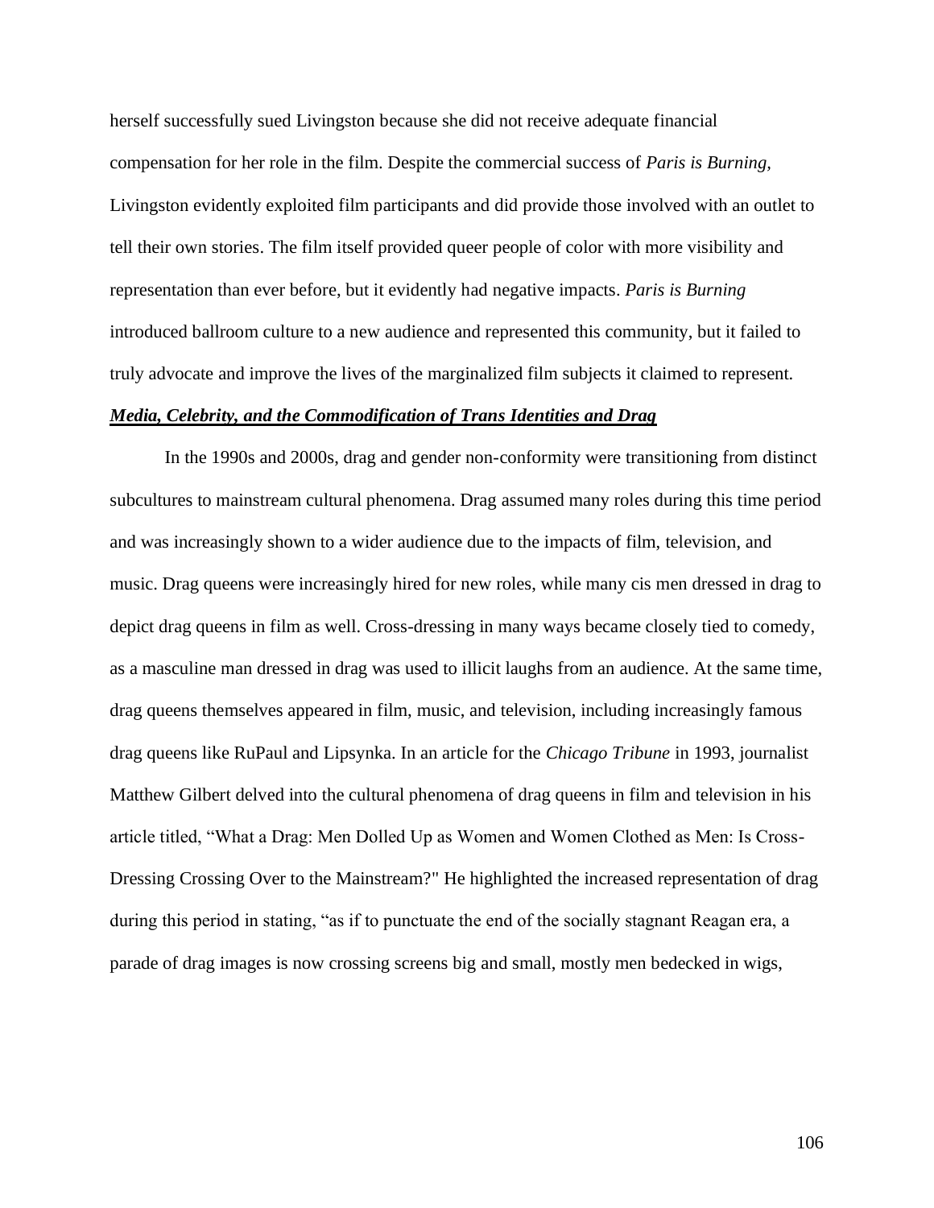herself successfully sued Livingston because she did not receive adequate financial compensation for her role in the film. Despite the commercial success of *Paris is Burning*, Livingston evidently exploited film participants and did provide those involved with an outlet to tell their own stories. The film itself provided queer people of color with more visibility and representation than ever before, but it evidently had negative impacts. *Paris is Burning* introduced ballroom culture to a new audience and represented this community, but it failed to truly advocate and improve the lives of the marginalized film subjects it claimed to represent.

***Media, Celebrity, and the Commodification of Trans Identities and Drag***

In the 1990s and 2000s, drag and gender non-conformity were transitioning from distinct subcultures to mainstream cultural phenomena. Drag assumed many roles during this time period and was increasingly shown to a wider audience due to the impacts of film, television, and music. Drag queens were increasingly hired for new roles, while many cis men dressed in drag to depict drag queens in film as well. Cross-dressing in many ways became closely tied to comedy, as a masculine man dressed in drag was used to illicit laughs from an audience. At the same time, drag queens themselves appeared in film, music, and television, including increasingly famous drag queens like RuPaul and Lipsynka. In an article for the *Chicago Tribune* in 1993, journalist Matthew Gilbert delved into the cultural phenomena of drag queens in film and television in his article titled, "What a Drag: Men Dolled Up as Women and Women Clothed as Men: Is Cross-Dressing Crossing Over to the Mainstream?" He highlighted the increased representation of drag during this period in stating, "as if to punctuate the end of the socially stagnant Reagan era, a parade of drag images is now crossing screens big and small, mostly men bedecked in wigs,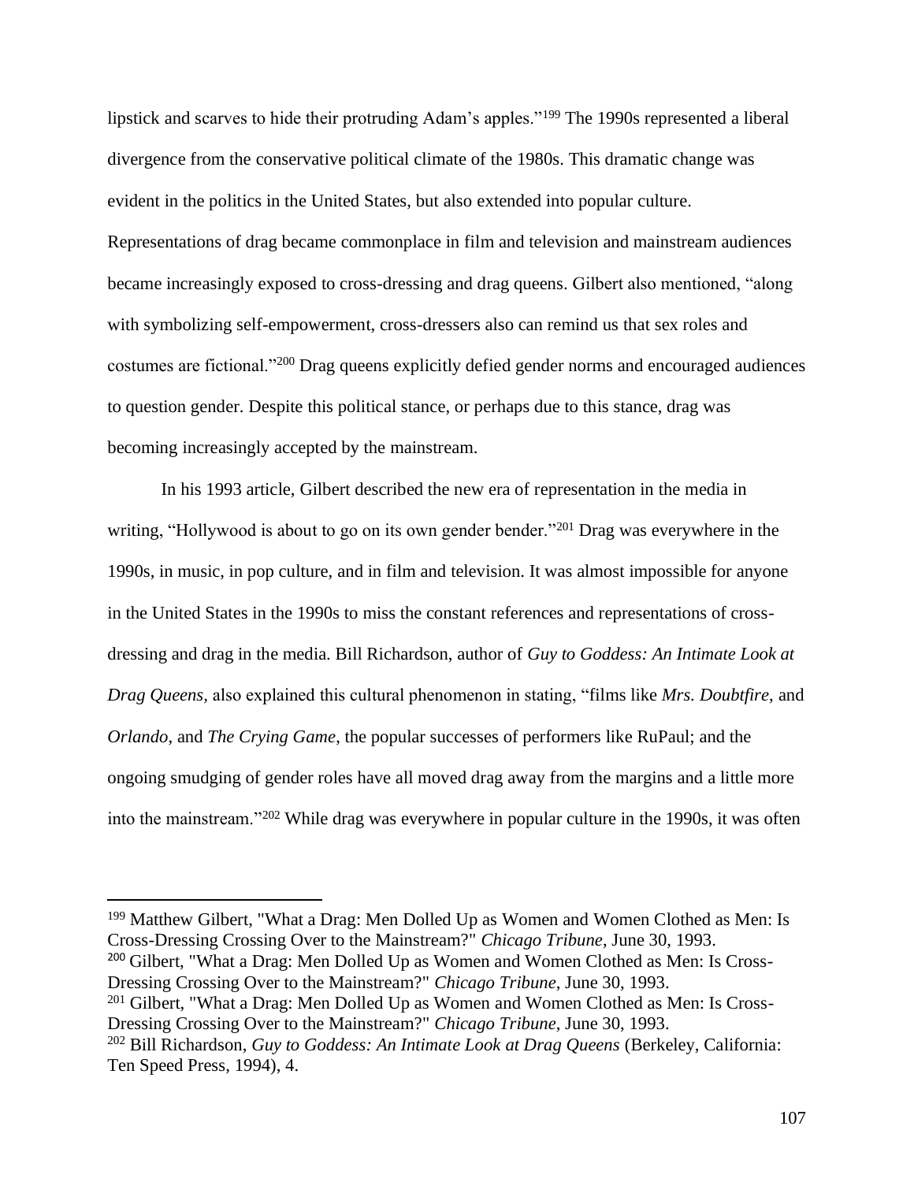lipstick and scarves to hide their protruding Adam's apples."[199] The 1990s represented a liberal divergence from the conservative political climate of the 1980s. This dramatic change was evident in the politics in the United States, but also extended into popular culture. Representations of drag became commonplace in film and television and mainstream audiences became increasingly exposed to cross-dressing and drag queens. Gilbert also mentioned, "along with symbolizing self-empowerment, cross-dressers also can remind us that sex roles and costumes are fictional."[200] Drag queens explicitly defied gender norms and encouraged audiences to question gender. Despite this political stance, or perhaps due to this stance, drag was becoming increasingly accepted by the mainstream.

In his 1993 article, Gilbert described the new era of representation in the media in writing, "Hollywood is about to go on its own gender bender."[201] Drag was everywhere in the 1990s, in music, in pop culture, and in film and television. It was almost impossible for anyone in the United States in the 1990s to miss the constant references and representations of cross-dressing and drag in the media. Bill Richardson, author of *Guy to Goddess: An Intimate Look at Drag Queens,* also explained this cultural phenomenon in stating, "films like *Mrs. Doubtfire*, and *Orlando*, and *The Crying Game,* the popular successes of performers like RuPaul; and the ongoing smudging of gender roles have all moved drag away from the margins and a little more into the mainstream."[202] While drag was everywhere in popular culture in the 1990s, it was often

---

[199] Matthew Gilbert, "What a Drag: Men Dolled Up as Women and Women Clothed as Men: Is Cross-Dressing Crossing Over to the Mainstream?" *Chicago Tribune*, June 30, 1993.

[200] Gilbert, "What a Drag: Men Dolled Up as Women and Women Clothed as Men: Is Cross-Dressing Crossing Over to the Mainstream?" *Chicago Tribune*, June 30, 1993.

[201] Gilbert, "What a Drag: Men Dolled Up as Women and Women Clothed as Men: Is Cross-Dressing Crossing Over to the Mainstream?" *Chicago Tribune*, June 30, 1993.

[202] Bill Richardson, *Guy to Goddess: An Intimate Look at Drag Queens* (Berkeley, California: Ten Speed Press, 1994), 4.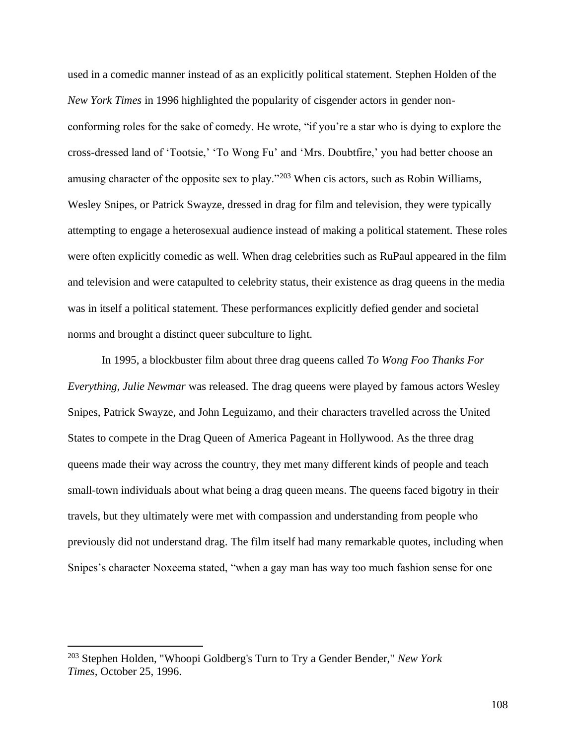used in a comedic manner instead of as an explicitly political statement. Stephen Holden of the *New York Times* in 1996 highlighted the popularity of cisgender actors in gender non-conforming roles for the sake of comedy. He wrote, "if you're a star who is dying to explore the cross-dressed land of 'Tootsie,' 'To Wong Fu' and 'Mrs. Doubtfire,' you had better choose an amusing character of the opposite sex to play."[203] When cis actors, such as Robin Williams, Wesley Snipes, or Patrick Swayze, dressed in drag for film and television, they were typically attempting to engage a heterosexual audience instead of making a political statement. These roles were often explicitly comedic as well. When drag celebrities such as RuPaul appeared in the film and television and were catapulted to celebrity status, their existence as drag queens in the media was in itself a political statement. These performances explicitly defied gender and societal norms and brought a distinct queer subculture to light.

In 1995, a blockbuster film about three drag queens called *To Wong Foo Thanks For Everything, Julie Newmar* was released. The drag queens were played by famous actors Wesley Snipes, Patrick Swayze, and John Leguizamo, and their characters travelled across the United States to compete in the Drag Queen of America Pageant in Hollywood. As the three drag queens made their way across the country, they met many different kinds of people and teach small-town individuals about what being a drag queen means. The queens faced bigotry in their travels, but they ultimately were met with compassion and understanding from people who previously did not understand drag. The film itself had many remarkable quotes, including when Snipes's character Noxeema stated, "when a gay man has way too much fashion sense for one

---

[203] Stephen Holden, "Whoopi Goldberg's Turn to Try a Gender Bender," *New York Times*, October 25, 1996.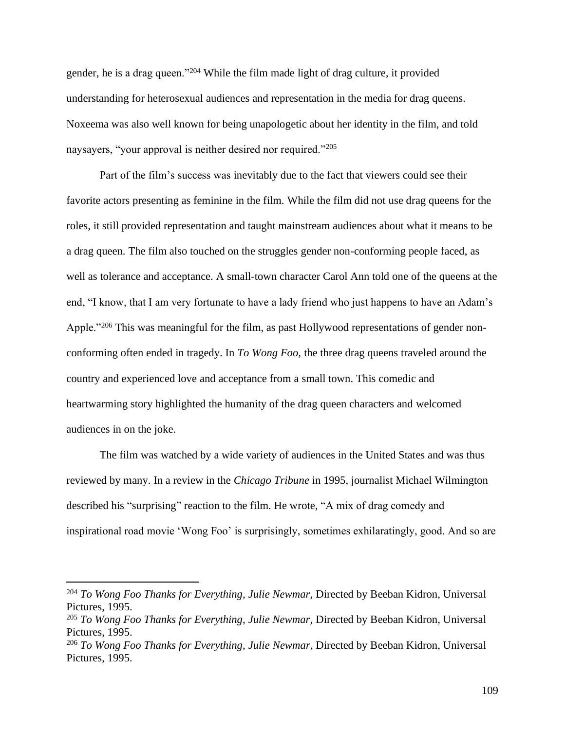gender, he is a drag queen."[204] While the film made light of drag culture, it provided understanding for heterosexual audiences and representation in the media for drag queens. Noxeema was also well known for being unapologetic about her identity in the film, and told naysayers, "your approval is neither desired nor required."[205]

Part of the film's success was inevitably due to the fact that viewers could see their favorite actors presenting as feminine in the film. While the film did not use drag queens for the roles, it still provided representation and taught mainstream audiences about what it means to be a drag queen. The film also touched on the struggles gender non-conforming people faced, as well as tolerance and acceptance. A small-town character Carol Ann told one of the queens at the end, "I know, that I am very fortunate to have a lady friend who just happens to have an Adam's Apple."[206] This was meaningful for the film, as past Hollywood representations of gender non-conforming often ended in tragedy. In *To Wong Foo*, the three drag queens traveled around the country and experienced love and acceptance from a small town. This comedic and heartwarming story highlighted the humanity of the drag queen characters and welcomed audiences in on the joke.

The film was watched by a wide variety of audiences in the United States and was thus reviewed by many. In a review in the *Chicago Tribune* in 1995, journalist Michael Wilmington described his "surprising" reaction to the film. He wrote, "A mix of drag comedy and inspirational road movie 'Wong Foo' is surprisingly, sometimes exhilaratingly, good. And so are

---

[204] *To Wong Foo Thanks for Everything, Julie Newmar,* Directed by Beeban Kidron, Universal Pictures, 1995.

[205] *To Wong Foo Thanks for Everything, Julie Newmar,* Directed by Beeban Kidron, Universal Pictures, 1995.

[206] *To Wong Foo Thanks for Everything, Julie Newmar,* Directed by Beeban Kidron, Universal Pictures, 1995.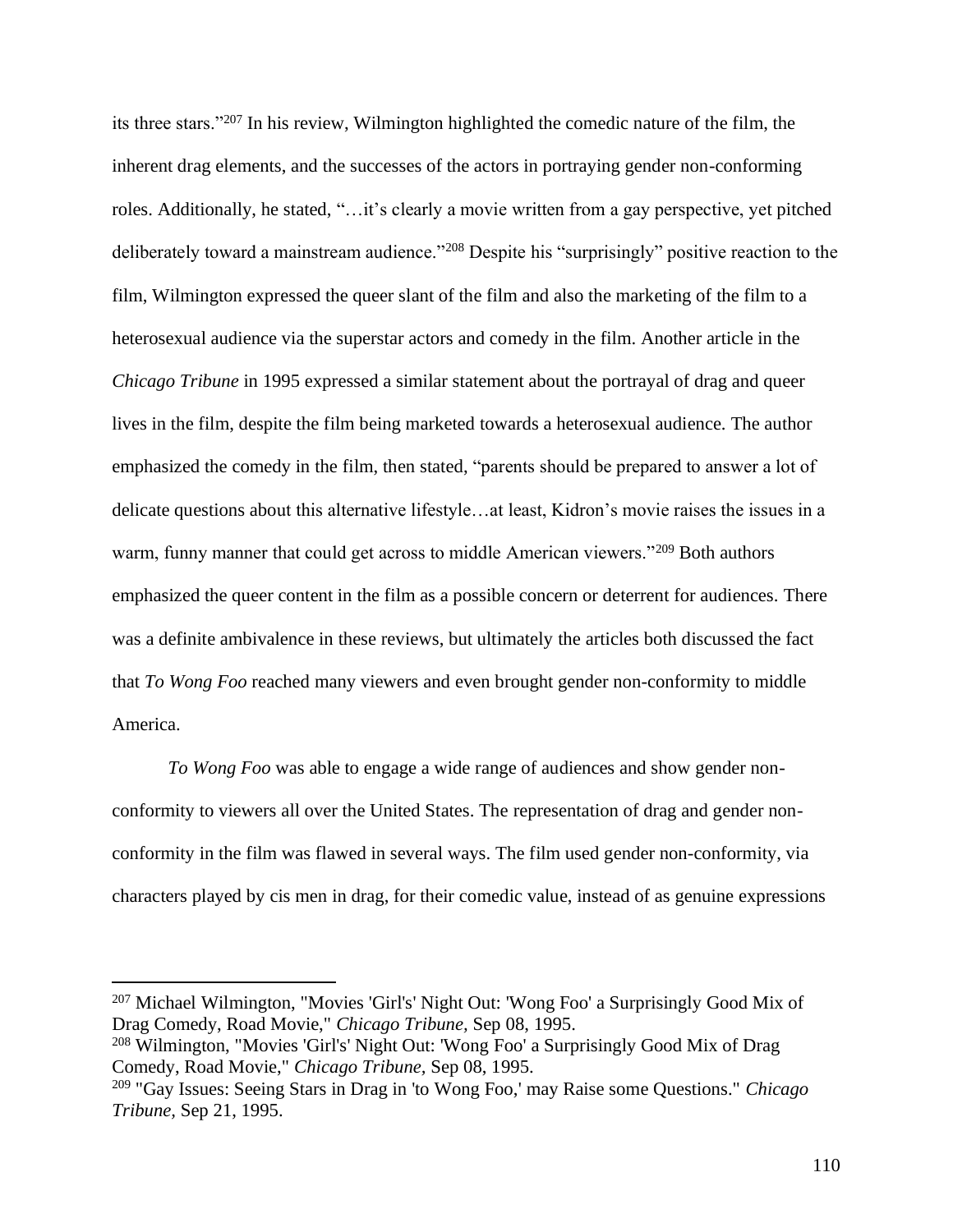its three stars."[207] In his review, Wilmington highlighted the comedic nature of the film, the inherent drag elements, and the successes of the actors in portraying gender non-conforming roles. Additionally, he stated, "…it's clearly a movie written from a gay perspective, yet pitched deliberately toward a mainstream audience."[208] Despite his "surprisingly" positive reaction to the film, Wilmington expressed the queer slant of the film and also the marketing of the film to a heterosexual audience via the superstar actors and comedy in the film. Another article in the *Chicago Tribune* in 1995 expressed a similar statement about the portrayal of drag and queer lives in the film, despite the film being marketed towards a heterosexual audience. The author emphasized the comedy in the film, then stated, "parents should be prepared to answer a lot of delicate questions about this alternative lifestyle…at least, Kidron's movie raises the issues in a warm, funny manner that could get across to middle American viewers."[209] Both authors emphasized the queer content in the film as a possible concern or deterrent for audiences. There was a definite ambivalence in these reviews, but ultimately the articles both discussed the fact that *To Wong Foo* reached many viewers and even brought gender non-conformity to middle America.

*To Wong Foo* was able to engage a wide range of audiences and show gender non-conformity to viewers all over the United States. The representation of drag and gender non-conformity in the film was flawed in several ways. The film used gender non-conformity, via characters played by cis men in drag, for their comedic value, instead of as genuine expressions

---

[207] Michael Wilmington, "Movies 'Girl's' Night Out: 'Wong Foo' a Surprisingly Good Mix of Drag Comedy, Road Movie," *Chicago Tribune,* Sep 08, 1995.

[208] Wilmington, "Movies 'Girl's' Night Out: 'Wong Foo' a Surprisingly Good Mix of Drag Comedy, Road Movie," *Chicago Tribune,* Sep 08, 1995.

[209] "Gay Issues: Seeing Stars in Drag in 'to Wong Foo,' may Raise some Questions." *Chicago Tribune,* Sep 21, 1995.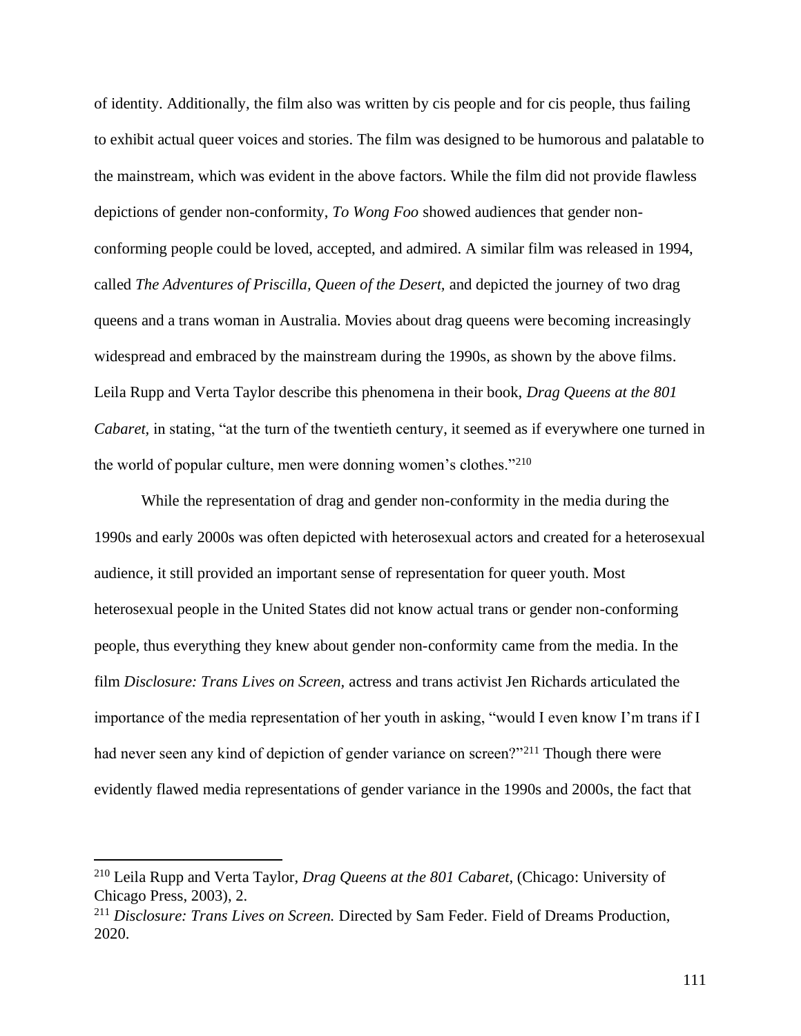of identity. Additionally, the film also was written by cis people and for cis people, thus failing to exhibit actual queer voices and stories. The film was designed to be humorous and palatable to the mainstream, which was evident in the above factors. While the film did not provide flawless depictions of gender non-conformity, *To Wong Foo* showed audiences that gender non-conforming people could be loved, accepted, and admired. A similar film was released in 1994, called *The Adventures of Priscilla, Queen of the Desert,* and depicted the journey of two drag queens and a trans woman in Australia. Movies about drag queens were becoming increasingly widespread and embraced by the mainstream during the 1990s, as shown by the above films. Leila Rupp and Verta Taylor describe this phenomena in their book, *Drag Queens at the 801 Cabaret*, in stating, "at the turn of the twentieth century, it seemed as if everywhere one turned in the world of popular culture, men were donning women's clothes."[210]

While the representation of drag and gender non-conformity in the media during the 1990s and early 2000s was often depicted with heterosexual actors and created for a heterosexual audience, it still provided an important sense of representation for queer youth. Most heterosexual people in the United States did not know actual trans or gender non-conforming people, thus everything they knew about gender non-conformity came from the media. In the film *Disclosure: Trans Lives on Screen,* actress and trans activist Jen Richards articulated the importance of the media representation of her youth in asking, "would I even know I'm trans if I had never seen any kind of depiction of gender variance on screen?"[211] Though there were evidently flawed media representations of gender variance in the 1990s and 2000s, the fact that

---

[210] Leila Rupp and Verta Taylor, *Drag Queens at the 801 Cabaret*, (Chicago: University of Chicago Press, 2003), 2.

[211] *Disclosure: Trans Lives on Screen.* Directed by Sam Feder. Field of Dreams Production, 2020.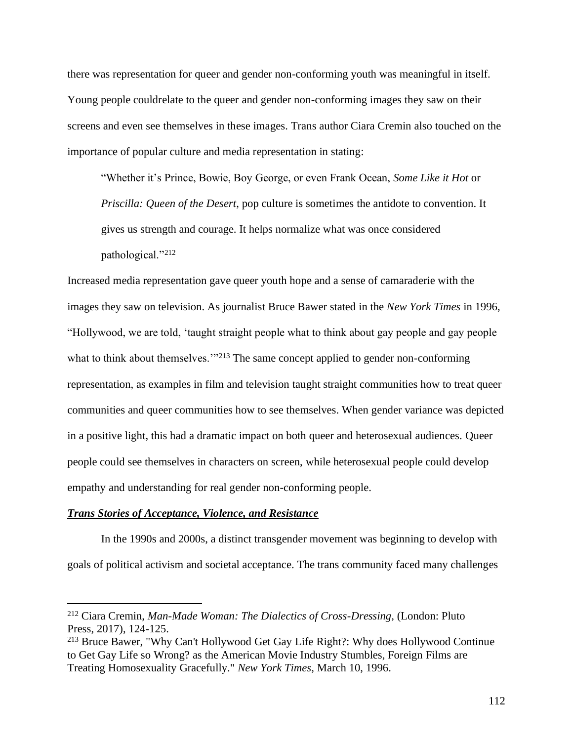there was representation for queer and gender non-conforming youth was meaningful in itself. Young people couldrelate to the queer and gender non-conforming images they saw on their screens and even see themselves in these images. Trans author Ciara Cremin also touched on the importance of popular culture and media representation in stating:

> "Whether it's Prince, Bowie, Boy George, or even Frank Ocean, *Some Like it Hot* or *Priscilla: Queen of the Desert*, pop culture is sometimes the antidote to convention. It gives us strength and courage. It helps normalize what was once considered pathological."[212]

Increased media representation gave queer youth hope and a sense of camaraderie with the images they saw on television. As journalist Bruce Bawer stated in the *New York Times* in 1996, "Hollywood, we are told, 'taught straight people what to think about gay people and gay people what to think about themselves.'"[213] The same concept applied to gender non-conforming representation, as examples in film and television taught straight communities how to treat queer communities and queer communities how to see themselves. When gender variance was depicted in a positive light, this had a dramatic impact on both queer and heterosexual audiences. Queer people could see themselves in characters on screen, while heterosexual people could develop empathy and understanding for real gender non-conforming people.

### ***Trans Stories of Acceptance, Violence, and Resistance***

In the 1990s and 2000s, a distinct transgender movement was beginning to develop with goals of political activism and societal acceptance. The trans community faced many challenges

---

[212] Ciara Cremin, *Man-Made Woman: The Dialectics of Cross-Dressing*, (London: Pluto Press, 2017), 124-125.

[213] Bruce Bawer, "Why Can't Hollywood Get Gay Life Right?: Why does Hollywood Continue to Get Gay Life so Wrong? as the American Movie Industry Stumbles, Foreign Films are Treating Homosexuality Gracefully." *New York Times*, March 10, 1996.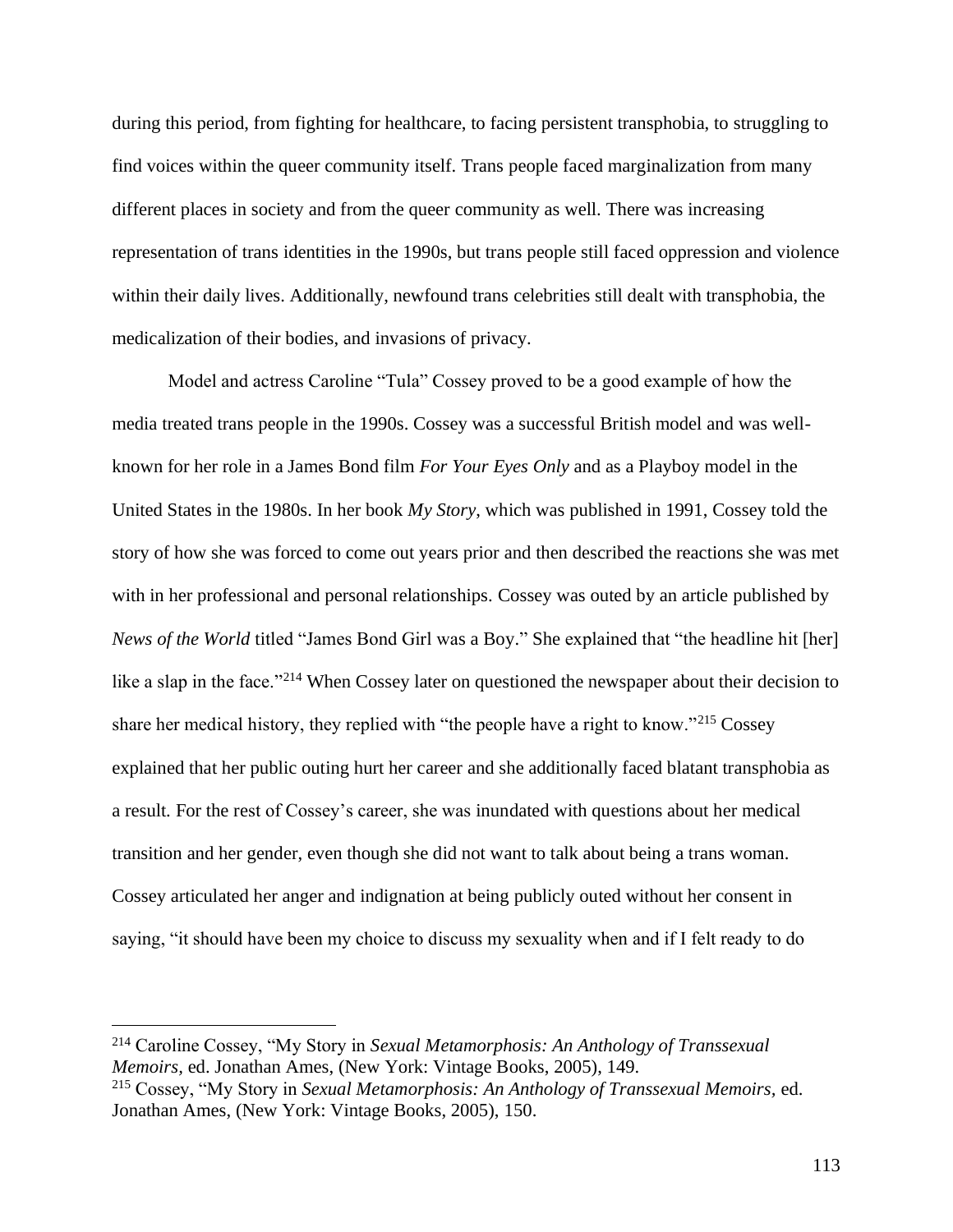during this period, from fighting for healthcare, to facing persistent transphobia, to struggling to find voices within the queer community itself. Trans people faced marginalization from many different places in society and from the queer community as well. There was increasing representation of trans identities in the 1990s, but trans people still faced oppression and violence within their daily lives. Additionally, newfound trans celebrities still dealt with transphobia, the medicalization of their bodies, and invasions of privacy.

Model and actress Caroline "Tula" Cossey proved to be a good example of how the media treated trans people in the 1990s. Cossey was a successful British model and was well-known for her role in a James Bond film *For Your Eyes Only* and as a Playboy model in the United States in the 1980s. In her book *My Story*, which was published in 1991, Cossey told the story of how she was forced to come out years prior and then described the reactions she was met with in her professional and personal relationships. Cossey was outed by an article published by *News of the World* titled "James Bond Girl was a Boy." She explained that "the headline hit [her] like a slap in the face."[214] When Cossey later on questioned the newspaper about their decision to share her medical history, they replied with "the people have a right to know."[215] Cossey explained that her public outing hurt her career and she additionally faced blatant transphobia as a result. For the rest of Cossey's career, she was inundated with questions about her medical transition and her gender, even though she did not want to talk about being a trans woman. Cossey articulated her anger and indignation at being publicly outed without her consent in saying, "it should have been my choice to discuss my sexuality when and if I felt ready to do

---

[214] Caroline Cossey, "My Story in *Sexual Metamorphosis: An Anthology of Transsexual Memoirs,* ed. Jonathan Ames, (New York: Vintage Books, 2005), 149.

[215] Cossey, "My Story in *Sexual Metamorphosis: An Anthology of Transsexual Memoirs,* ed. Jonathan Ames, (New York: Vintage Books, 2005), 150.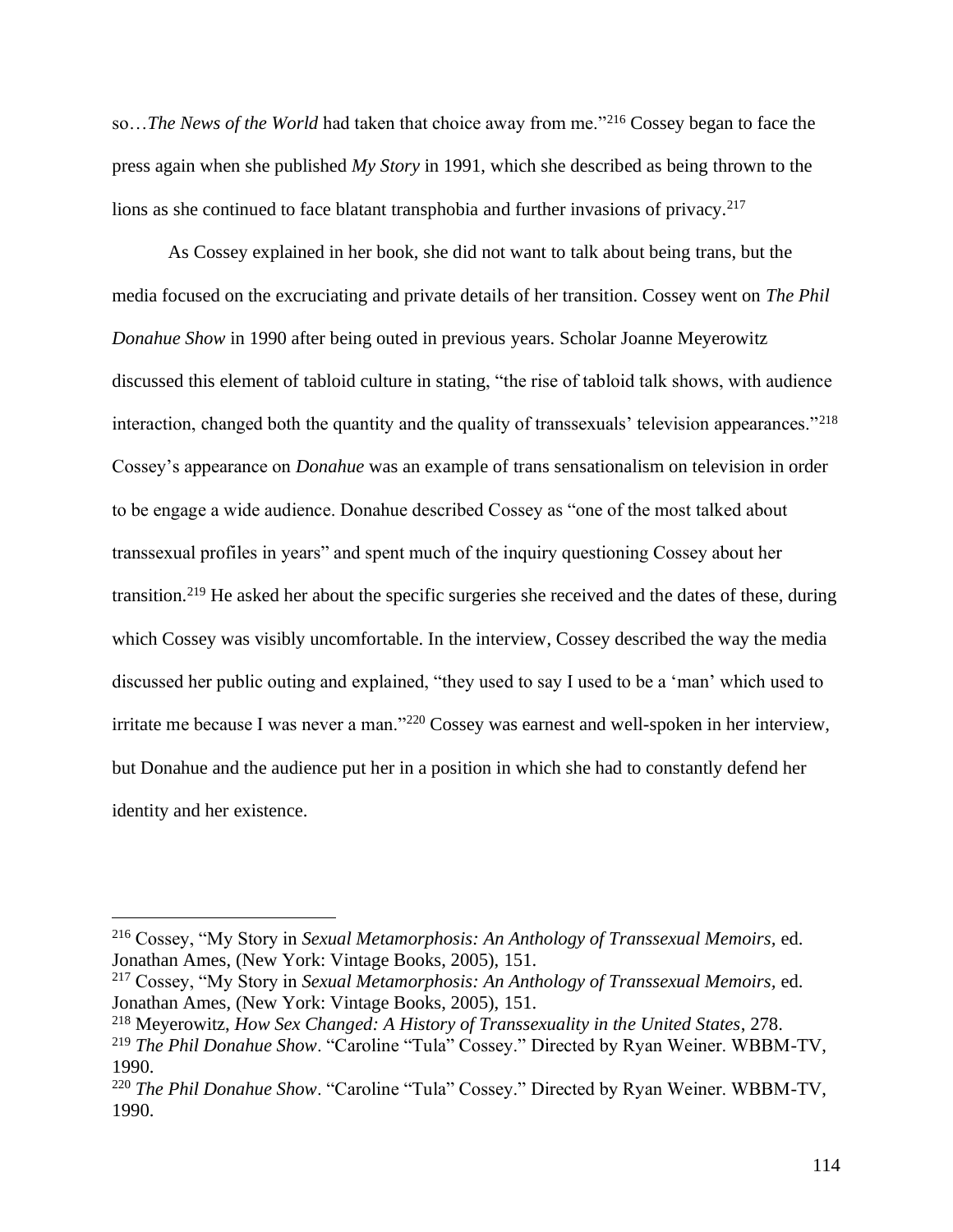so…*The News of the World* had taken that choice away from me."[216] Cossey began to face the press again when she published *My Story* in 1991, which she described as being thrown to the lions as she continued to face blatant transphobia and further invasions of privacy.[217]

As Cossey explained in her book, she did not want to talk about being trans, but the media focused on the excruciating and private details of her transition. Cossey went on *The Phil Donahue Show* in 1990 after being outed in previous years. Scholar Joanne Meyerowitz discussed this element of tabloid culture in stating, "the rise of tabloid talk shows, with audience interaction, changed both the quantity and the quality of transsexuals' television appearances."[218] Cossey's appearance on *Donahue* was an example of trans sensationalism on television in order to be engage a wide audience. Donahue described Cossey as "one of the most talked about transsexual profiles in years" and spent much of the inquiry questioning Cossey about her transition.[219] He asked her about the specific surgeries she received and the dates of these, during which Cossey was visibly uncomfortable. In the interview, Cossey described the way the media discussed her public outing and explained, "they used to say I used to be a 'man' which used to irritate me because I was never a man."[220] Cossey was earnest and well-spoken in her interview, but Donahue and the audience put her in a position in which she had to constantly defend her identity and her existence.

---

[216] Cossey, "My Story in *Sexual Metamorphosis: An Anthology of Transsexual Memoirs,* ed. Jonathan Ames, (New York: Vintage Books, 2005), 151.

[217] Cossey, "My Story in *Sexual Metamorphosis: An Anthology of Transsexual Memoirs*, ed. Jonathan Ames, (New York: Vintage Books, 2005), 151.

[218] Meyerowitz, *How Sex Changed: A History of Transsexuality in the United States*, 278.

[219] *The Phil Donahue Show*. "Caroline "Tula" Cossey." Directed by Ryan Weiner. WBBM-TV, 1990.

[220] *The Phil Donahue Show*. "Caroline "Tula" Cossey." Directed by Ryan Weiner. WBBM-TV, 1990.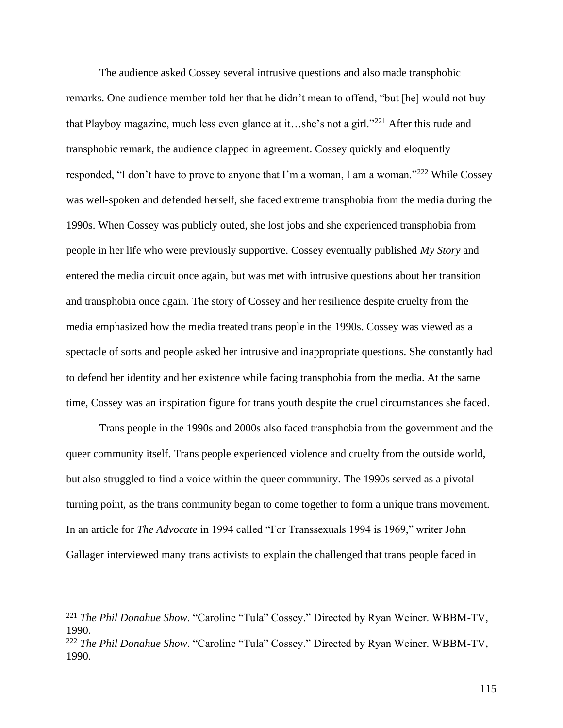The audience asked Cossey several intrusive questions and also made transphobic remarks. One audience member told her that he didn't mean to offend, "but [he] would not buy that Playboy magazine, much less even glance at it…she's not a girl."[221] After this rude and transphobic remark, the audience clapped in agreement. Cossey quickly and eloquently responded, "I don't have to prove to anyone that I'm a woman, I am a woman."[222] While Cossey was well-spoken and defended herself, she faced extreme transphobia from the media during the 1990s. When Cossey was publicly outed, she lost jobs and she experienced transphobia from people in her life who were previously supportive. Cossey eventually published *My Story* and entered the media circuit once again, but was met with intrusive questions about her transition and transphobia once again. The story of Cossey and her resilience despite cruelty from the media emphasized how the media treated trans people in the 1990s. Cossey was viewed as a spectacle of sorts and people asked her intrusive and inappropriate questions. She constantly had to defend her identity and her existence while facing transphobia from the media. At the same time, Cossey was an inspiration figure for trans youth despite the cruel circumstances she faced.

Trans people in the 1990s and 2000s also faced transphobia from the government and the queer community itself. Trans people experienced violence and cruelty from the outside world, but also struggled to find a voice within the queer community. The 1990s served as a pivotal turning point, as the trans community began to come together to form a unique trans movement. In an article for *The Advocate* in 1994 called "For Transsexuals 1994 is 1969," writer John Gallager interviewed many trans activists to explain the challenged that trans people faced in

---

[221] *The Phil Donahue Show*. "Caroline "Tula" Cossey." Directed by Ryan Weiner. WBBM-TV, 1990.

[222] *The Phil Donahue Show*. "Caroline "Tula" Cossey." Directed by Ryan Weiner. WBBM-TV, 1990.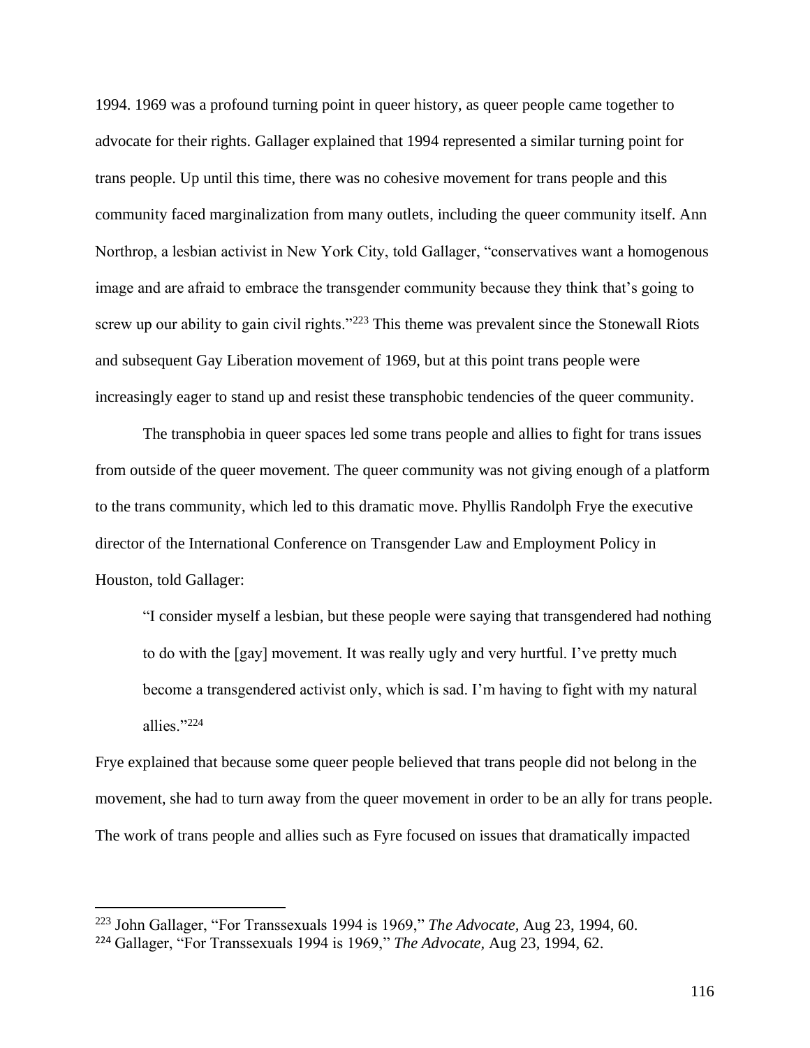1994. 1969 was a profound turning point in queer history, as queer people came together to advocate for their rights. Gallager explained that 1994 represented a similar turning point for trans people. Up until this time, there was no cohesive movement for trans people and this community faced marginalization from many outlets, including the queer community itself. Ann Northrop, a lesbian activist in New York City, told Gallager, "conservatives want a homogenous image and are afraid to embrace the transgender community because they think that's going to screw up our ability to gain civil rights."[223] This theme was prevalent since the Stonewall Riots and subsequent Gay Liberation movement of 1969, but at this point trans people were increasingly eager to stand up and resist these transphobic tendencies of the queer community.

The transphobia in queer spaces led some trans people and allies to fight for trans issues from outside of the queer movement. The queer community was not giving enough of a platform to the trans community, which led to this dramatic move. Phyllis Randolph Frye the executive director of the International Conference on Transgender Law and Employment Policy in Houston, told Gallager:

> "I consider myself a lesbian, but these people were saying that transgendered had nothing to do with the [gay] movement. It was really ugly and very hurtful. I've pretty much become a transgendered activist only, which is sad. I'm having to fight with my natural allies."[224]

Frye explained that because some queer people believed that trans people did not belong in the movement, she had to turn away from the queer movement in order to be an ally for trans people. The work of trans people and allies such as Fyre focused on issues that dramatically impacted

---

[223] John Gallager, "For Transsexuals 1994 is 1969," *The Advocate,* Aug 23, 1994, 60.

[224] Gallager, "For Transsexuals 1994 is 1969," *The Advocate,* Aug 23, 1994, 62.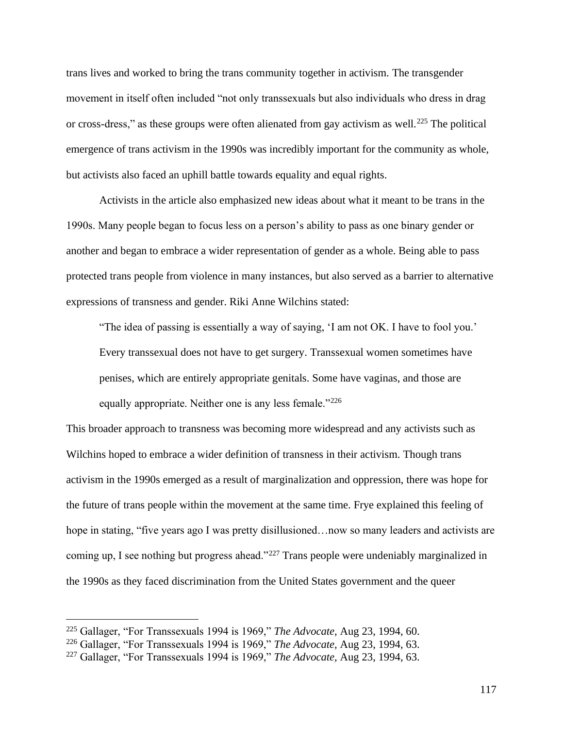trans lives and worked to bring the trans community together in activism. The transgender movement in itself often included "not only transsexuals but also individuals who dress in drag or cross-dress," as these groups were often alienated from gay activism as well.[225] The political emergence of trans activism in the 1990s was incredibly important for the community as whole, but activists also faced an uphill battle towards equality and equal rights.

Activists in the article also emphasized new ideas about what it meant to be trans in the 1990s. Many people began to focus less on a person's ability to pass as one binary gender or another and began to embrace a wider representation of gender as a whole. Being able to pass protected trans people from violence in many instances, but also served as a barrier to alternative expressions of transness and gender. Riki Anne Wilchins stated:

> "The idea of passing is essentially a way of saying, 'I am not OK. I have to fool you.' Every transsexual does not have to get surgery. Transsexual women sometimes have penises, which are entirely appropriate genitals. Some have vaginas, and those are equally appropriate. Neither one is any less female."[226]

This broader approach to transness was becoming more widespread and any activists such as Wilchins hoped to embrace a wider definition of transness in their activism. Though trans activism in the 1990s emerged as a result of marginalization and oppression, there was hope for the future of trans people within the movement at the same time. Frye explained this feeling of hope in stating, "five years ago I was pretty disillusioned…now so many leaders and activists are coming up, I see nothing but progress ahead."[227] Trans people were undeniably marginalized in the 1990s as they faced discrimination from the United States government and the queer

---

[225] Gallager, "For Transsexuals 1994 is 1969," *The Advocate,* Aug 23, 1994, 60.
[226] Gallager, "For Transsexuals 1994 is 1969," *The Advocate,* Aug 23, 1994, 63.
[227] Gallager, "For Transsexuals 1994 is 1969," *The Advocate,* Aug 23, 1994, 63.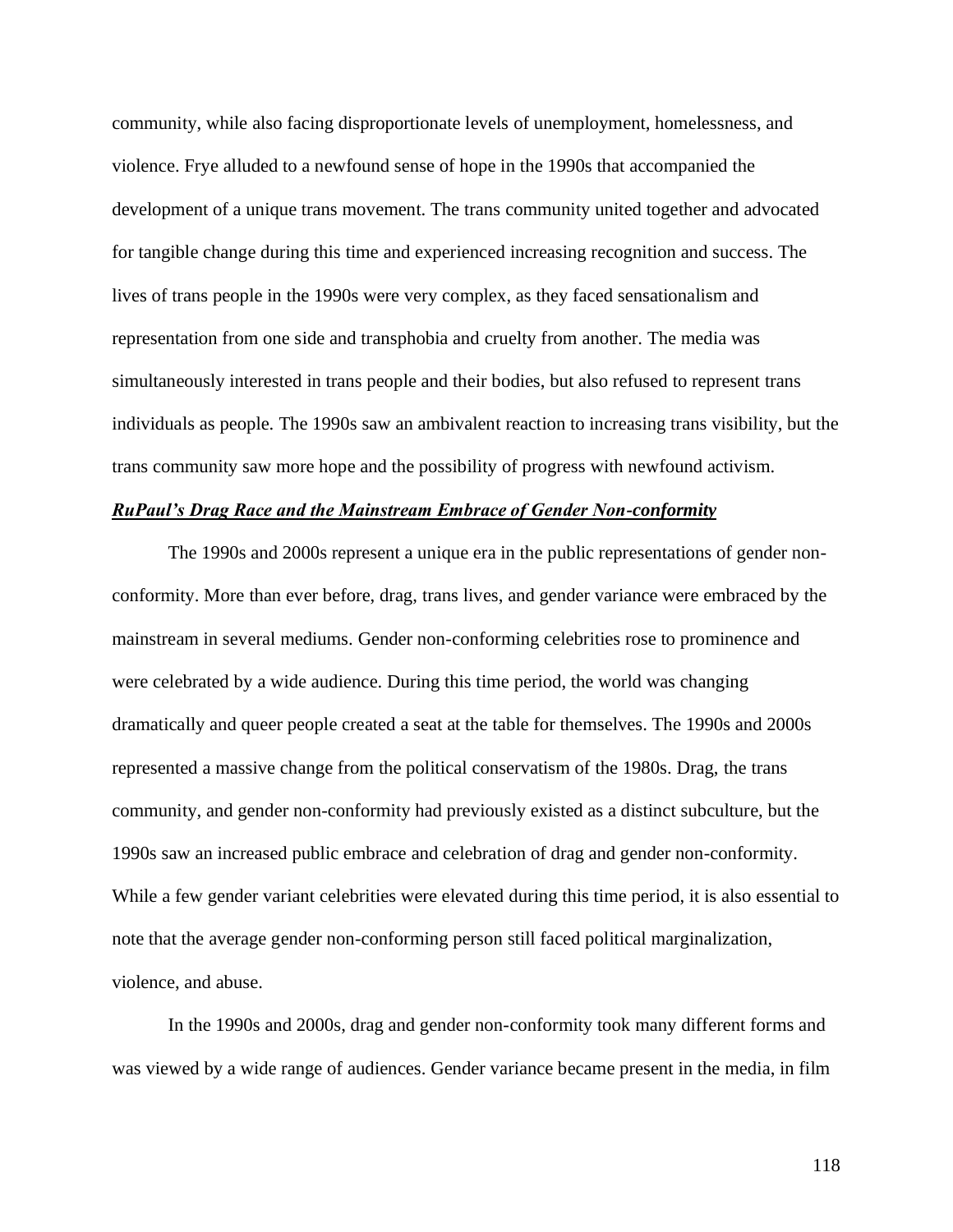community, while also facing disproportionate levels of unemployment, homelessness, and violence. Frye alluded to a newfound sense of hope in the 1990s that accompanied the development of a unique trans movement. The trans community united together and advocated for tangible change during this time and experienced increasing recognition and success. The lives of trans people in the 1990s were very complex, as they faced sensationalism and representation from one side and transphobia and cruelty from another. The media was simultaneously interested in trans people and their bodies, but also refused to represent trans individuals as people. The 1990s saw an ambivalent reaction to increasing trans visibility, but the trans community saw more hope and the possibility of progress with newfound activism.

### ***RuPaul's Drag Race and the Mainstream Embrace of Gender Non-conformity***

The 1990s and 2000s represent a unique era in the public representations of gender non-conformity. More than ever before, drag, trans lives, and gender variance were embraced by the mainstream in several mediums. Gender non-conforming celebrities rose to prominence and were celebrated by a wide audience. During this time period, the world was changing dramatically and queer people created a seat at the table for themselves. The 1990s and 2000s represented a massive change from the political conservatism of the 1980s. Drag, the trans community, and gender non-conformity had previously existed as a distinct subculture, but the 1990s saw an increased public embrace and celebration of drag and gender non-conformity. While a few gender variant celebrities were elevated during this time period, it is also essential to note that the average gender non-conforming person still faced political marginalization, violence, and abuse.

In the 1990s and 2000s, drag and gender non-conformity took many different forms and was viewed by a wide range of audiences. Gender variance became present in the media, in film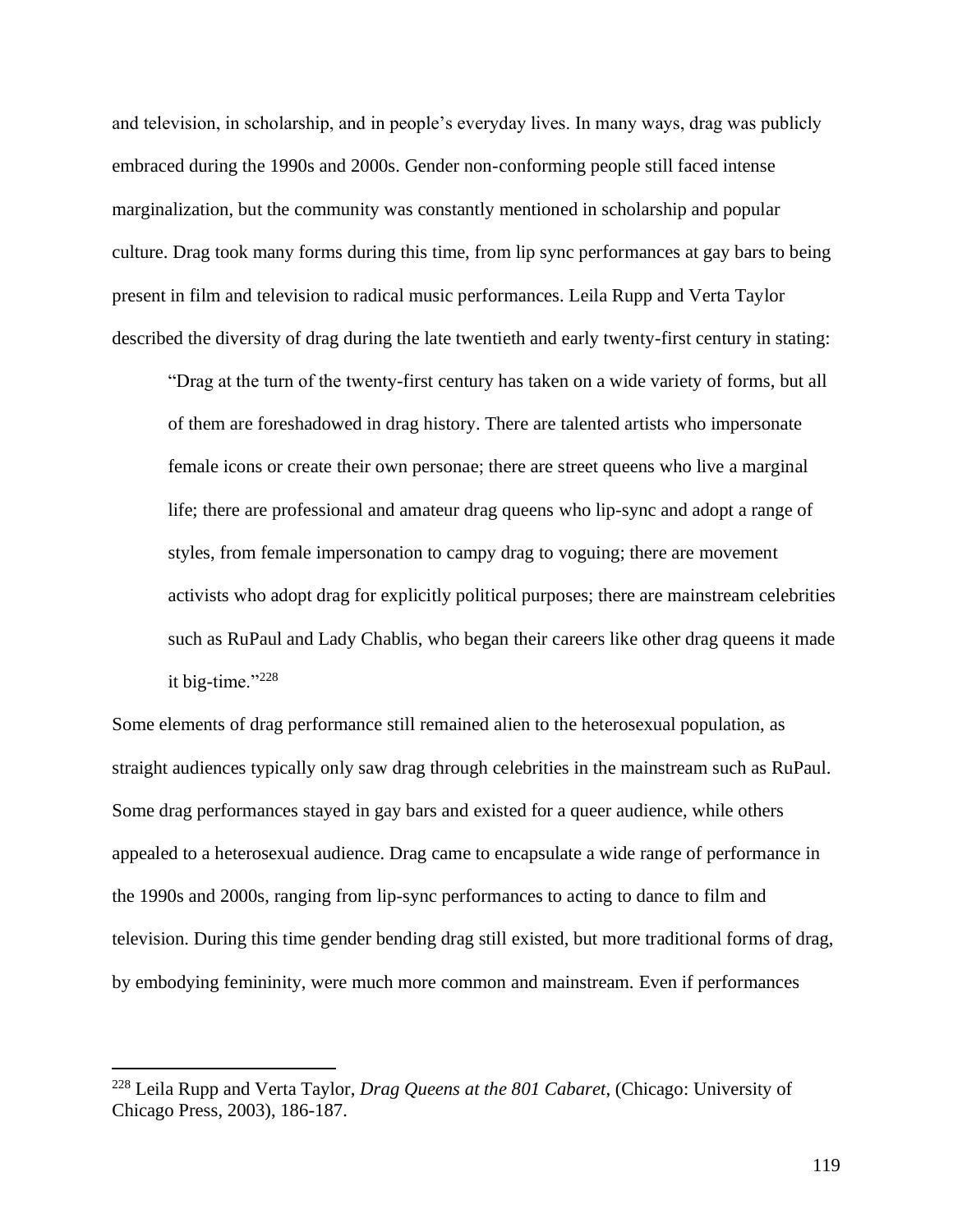and television, in scholarship, and in people's everyday lives. In many ways, drag was publicly embraced during the 1990s and 2000s. Gender non-conforming people still faced intense marginalization, but the community was constantly mentioned in scholarship and popular culture. Drag took many forms during this time, from lip sync performances at gay bars to being present in film and television to radical music performances. Leila Rupp and Verta Taylor described the diversity of drag during the late twentieth and early twenty-first century in stating:

> "Drag at the turn of the twenty-first century has taken on a wide variety of forms, but all of them are foreshadowed in drag history. There are talented artists who impersonate female icons or create their own personae; there are street queens who live a marginal life; there are professional and amateur drag queens who lip-sync and adopt a range of styles, from female impersonation to campy drag to voguing; there are movement activists who adopt drag for explicitly political purposes; there are mainstream celebrities such as RuPaul and Lady Chablis, who began their careers like other drag queens it made it big-time."[228]

Some elements of drag performance still remained alien to the heterosexual population, as straight audiences typically only saw drag through celebrities in the mainstream such as RuPaul. Some drag performances stayed in gay bars and existed for a queer audience, while others appealed to a heterosexual audience. Drag came to encapsulate a wide range of performance in the 1990s and 2000s, ranging from lip-sync performances to acting to dance to film and television. During this time gender bending drag still existed, but more traditional forms of drag, by embodying femininity, were much more common and mainstream. Even if performances

---

[228] Leila Rupp and Verta Taylor, *Drag Queens at the 801 Cabaret*, (Chicago: University of Chicago Press, 2003), 186-187.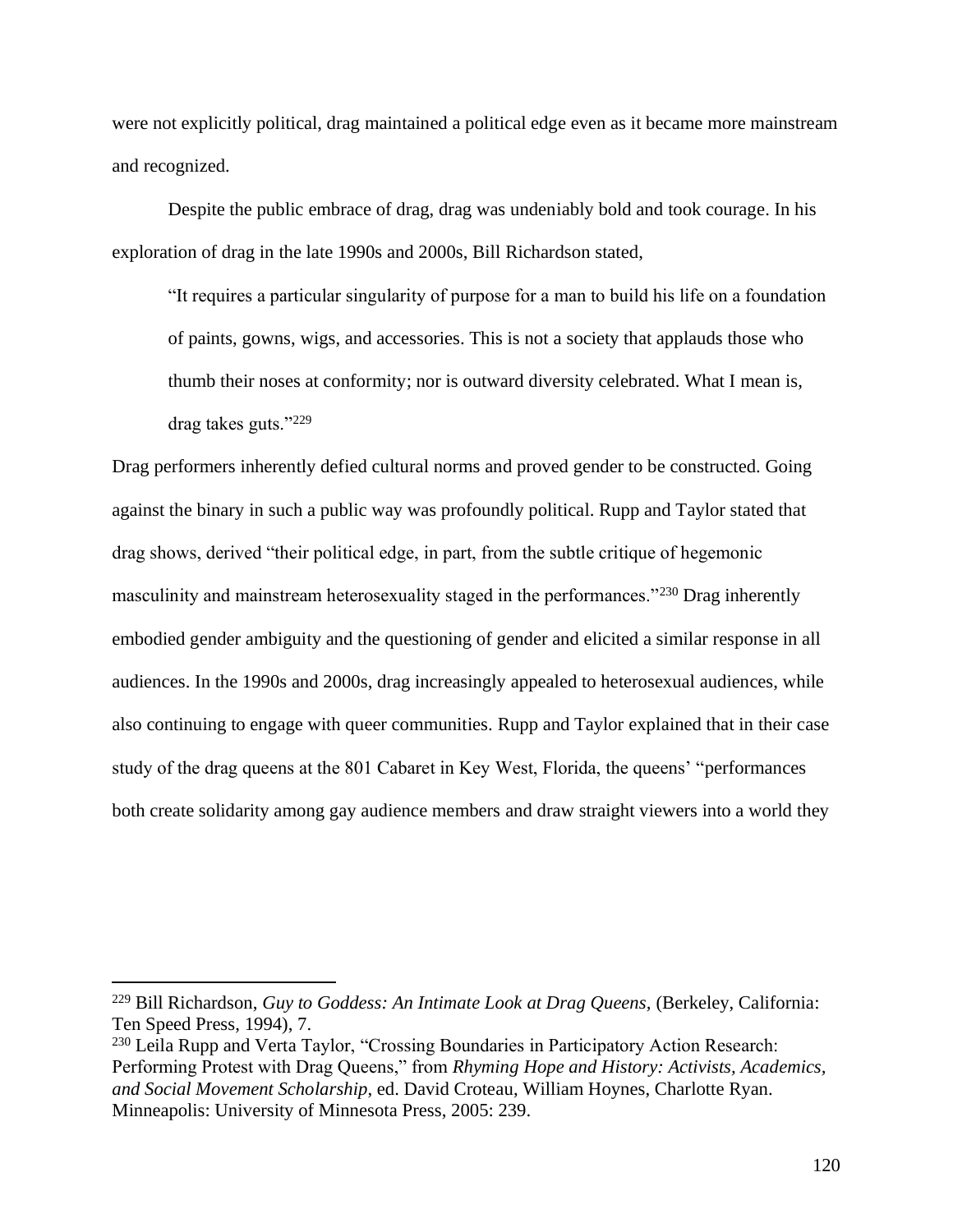were not explicitly political, drag maintained a political edge even as it became more mainstream and recognized.

Despite the public embrace of drag, drag was undeniably bold and took courage. In his exploration of drag in the late 1990s and 2000s, Bill Richardson stated,

> "It requires a particular singularity of purpose for a man to build his life on a foundation of paints, gowns, wigs, and accessories. This is not a society that applauds those who thumb their noses at conformity; nor is outward diversity celebrated. What I mean is, drag takes guts."[229]

Drag performers inherently defied cultural norms and proved gender to be constructed. Going against the binary in such a public way was profoundly political. Rupp and Taylor stated that drag shows, derived "their political edge, in part, from the subtle critique of hegemonic masculinity and mainstream heterosexuality staged in the performances."[230] Drag inherently embodied gender ambiguity and the questioning of gender and elicited a similar response in all audiences. In the 1990s and 2000s, drag increasingly appealed to heterosexual audiences, while also continuing to engage with queer communities. Rupp and Taylor explained that in their case study of the drag queens at the 801 Cabaret in Key West, Florida, the queens' "performances both create solidarity among gay audience members and draw straight viewers into a world they

---

[229] Bill Richardson, *Guy to Goddess: An Intimate Look at Drag Queens,* (Berkeley, California: Ten Speed Press, 1994), 7.

[230] Leila Rupp and Verta Taylor, "Crossing Boundaries in Participatory Action Research: Performing Protest with Drag Queens," from *Rhyming Hope and History: Activists, Academics, and Social Movement Scholarship*, ed. David Croteau, William Hoynes, Charlotte Ryan. Minneapolis: University of Minnesota Press, 2005: 239.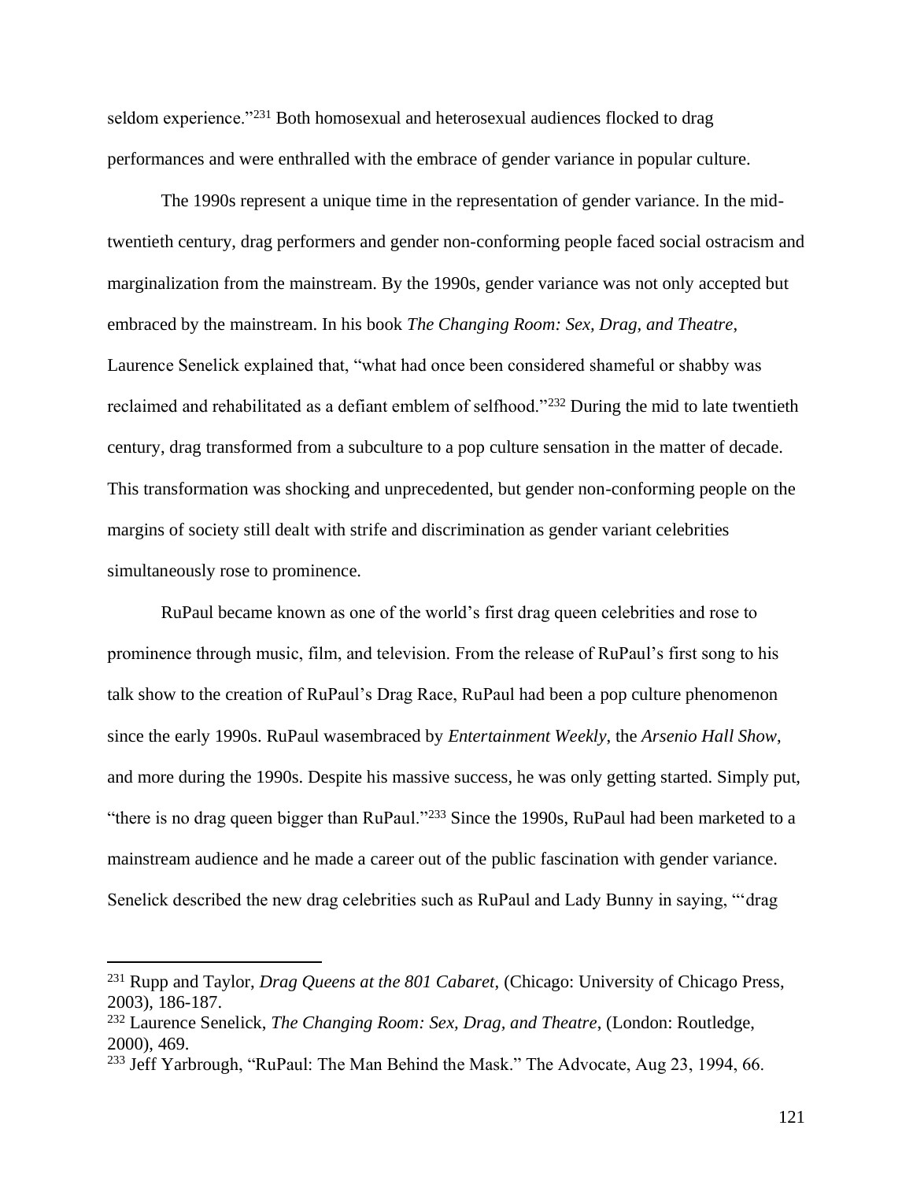seldom experience."[231] Both homosexual and heterosexual audiences flocked to drag performances and were enthralled with the embrace of gender variance in popular culture.

The 1990s represent a unique time in the representation of gender variance. In the mid-twentieth century, drag performers and gender non-conforming people faced social ostracism and marginalization from the mainstream. By the 1990s, gender variance was not only accepted but embraced by the mainstream. In his book *The Changing Room: Sex, Drag, and Theatre*, Laurence Senelick explained that, "what had once been considered shameful or shabby was reclaimed and rehabilitated as a defiant emblem of selfhood."[232] During the mid to late twentieth century, drag transformed from a subculture to a pop culture sensation in the matter of decade. This transformation was shocking and unprecedented, but gender non-conforming people on the margins of society still dealt with strife and discrimination as gender variant celebrities simultaneously rose to prominence.

RuPaul became known as one of the world's first drag queen celebrities and rose to prominence through music, film, and television. From the release of RuPaul's first song to his talk show to the creation of RuPaul's Drag Race, RuPaul had been a pop culture phenomenon since the early 1990s. RuPaul wasembraced by *Entertainment Weekly*, the *Arsenio Hall Show*, and more during the 1990s. Despite his massive success, he was only getting started. Simply put, "there is no drag queen bigger than RuPaul."[233] Since the 1990s, RuPaul had been marketed to a mainstream audience and he made a career out of the public fascination with gender variance. Senelick described the new drag celebrities such as RuPaul and Lady Bunny in saying, "'drag

---

[231] Rupp and Taylor, *Drag Queens at the 801 Cabaret*, (Chicago: University of Chicago Press, 2003), 186-187.

[232] Laurence Senelick, *The Changing Room: Sex, Drag, and Theatre*, (London: Routledge, 2000), 469.

[233] Jeff Yarbrough, "RuPaul: The Man Behind the Mask." The Advocate, Aug 23, 1994, 66.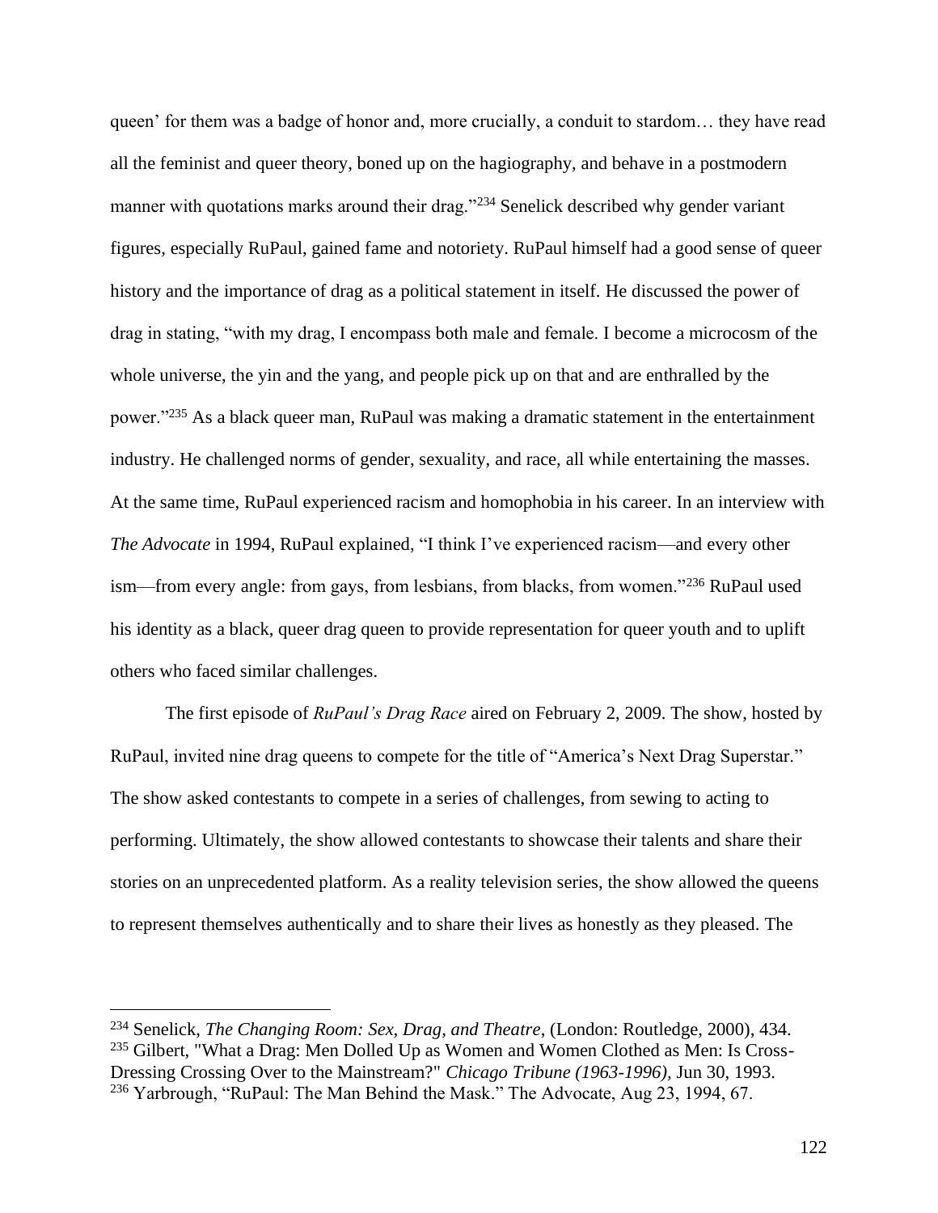queen' for them was a badge of honor and, more crucially, a conduit to stardom… they have read all the feminist and queer theory, boned up on the hagiography, and behave in a postmodern manner with quotations marks around their drag."[234] Senelick described why gender variant figures, especially RuPaul, gained fame and notoriety. RuPaul himself had a good sense of queer history and the importance of drag as a political statement in itself. He discussed the power of drag in stating, "with my drag, I encompass both male and female. I become a microcosm of the whole universe, the yin and the yang, and people pick up on that and are enthralled by the power."[235] As a black queer man, RuPaul was making a dramatic statement in the entertainment industry. He challenged norms of gender, sexuality, and race, all while entertaining the masses. At the same time, RuPaul experienced racism and homophobia in his career. In an interview with *The Advocate* in 1994, RuPaul explained, "I think I've experienced racism—and every other ism—from every angle: from gays, from lesbians, from blacks, from women."[236] RuPaul used his identity as a black, queer drag queen to provide representation for queer youth and to uplift others who faced similar challenges.

The first episode of *RuPaul's Drag Race* aired on February 2, 2009. The show, hosted by RuPaul, invited nine drag queens to compete for the title of "America's Next Drag Superstar." The show asked contestants to compete in a series of challenges, from sewing to acting to performing. Ultimately, the show allowed contestants to showcase their talents and share their stories on an unprecedented platform. As a reality television series, the show allowed the queens to represent themselves authentically and to share their lives as honestly as they pleased. The

---

[234] Senelick, *The Changing Room: Sex, Drag, and Theatre,* (London: Routledge, 2000), 434.
[235] Gilbert, "What a Drag: Men Dolled Up as Women and Women Clothed as Men: Is Cross-Dressing Crossing Over to the Mainstream?" *Chicago Tribune (1963-1996),* Jun 30, 1993.
[236] Yarbrough, "RuPaul: The Man Behind the Mask." The Advocate, Aug 23, 1994, 67.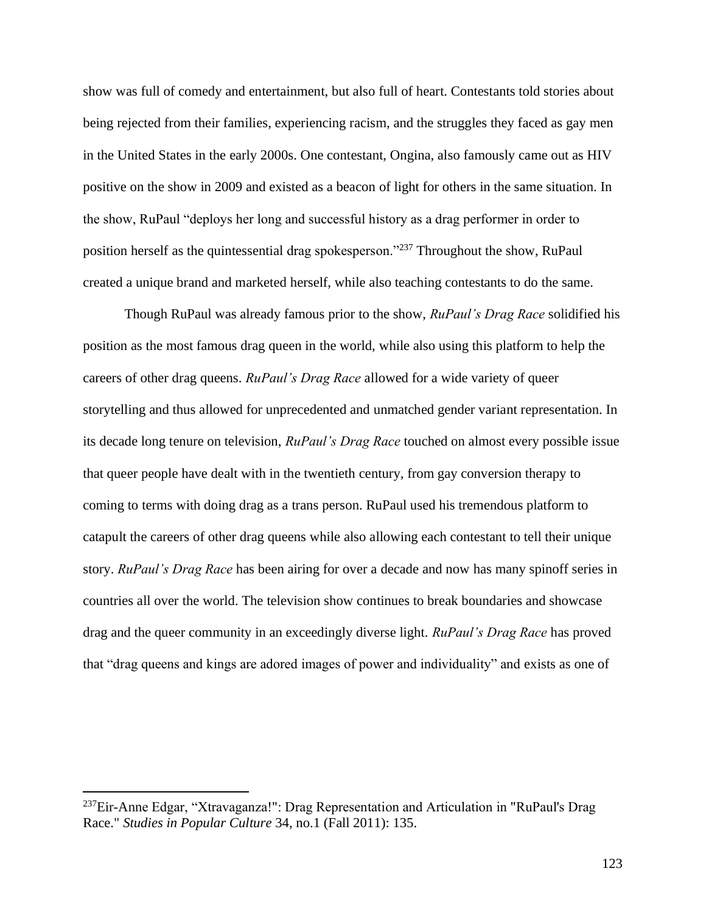show was full of comedy and entertainment, but also full of heart. Contestants told stories about being rejected from their families, experiencing racism, and the struggles they faced as gay men in the United States in the early 2000s. One contestant, Ongina, also famously came out as HIV positive on the show in 2009 and existed as a beacon of light for others in the same situation. In the show, RuPaul "deploys her long and successful history as a drag performer in order to position herself as the quintessential drag spokesperson."[237] Throughout the show, RuPaul created a unique brand and marketed herself, while also teaching contestants to do the same.

Though RuPaul was already famous prior to the show, *RuPaul's Drag Race* solidified his position as the most famous drag queen in the world, while also using this platform to help the careers of other drag queens. *RuPaul's Drag Race* allowed for a wide variety of queer storytelling and thus allowed for unprecedented and unmatched gender variant representation. In its decade long tenure on television, *RuPaul's Drag Race* touched on almost every possible issue that queer people have dealt with in the twentieth century, from gay conversion therapy to coming to terms with doing drag as a trans person. RuPaul used his tremendous platform to catapult the careers of other drag queens while also allowing each contestant to tell their unique story. *RuPaul's Drag Race* has been airing for over a decade and now has many spinoff series in countries all over the world. The television show continues to break boundaries and showcase drag and the queer community in an exceedingly diverse light. *RuPaul's Drag Race* has proved that "drag queens and kings are adored images of power and individuality" and exists as one of

---

[237] Eir-Anne Edgar, "Xtravaganza!": Drag Representation and Articulation in "RuPaul's Drag Race." *Studies in Popular Culture* 34, no.1 (Fall 2011): 135.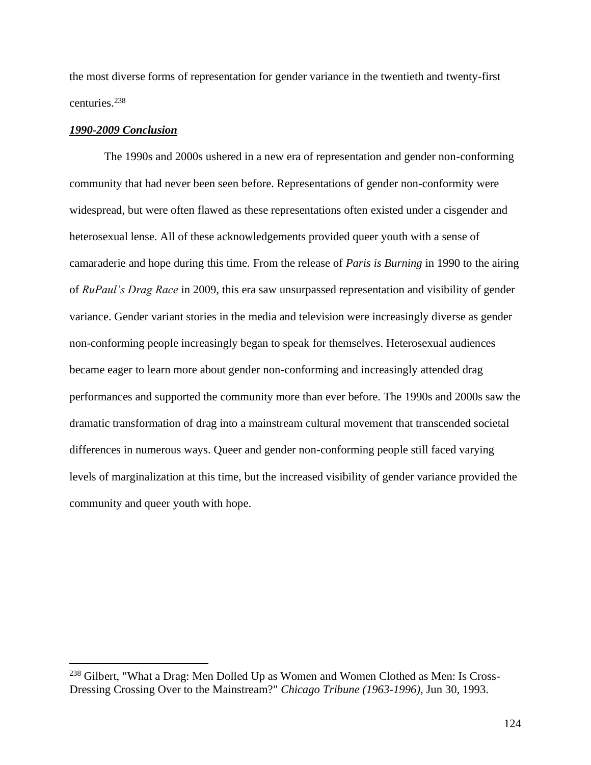the most diverse forms of representation for gender variance in the twentieth and twenty-first centuries.[238]

### ***1990-2009 Conclusion***

The 1990s and 2000s ushered in a new era of representation and gender non-conforming community that had never been seen before. Representations of gender non-conformity were widespread, but were often flawed as these representations often existed under a cisgender and heterosexual lense. All of these acknowledgements provided queer youth with a sense of camaraderie and hope during this time. From the release of *Paris is Burning* in 1990 to the airing of *RuPaul's Drag Race* in 2009, this era saw unsurpassed representation and visibility of gender variance. Gender variant stories in the media and television were increasingly diverse as gender non-conforming people increasingly began to speak for themselves. Heterosexual audiences became eager to learn more about gender non-conforming and increasingly attended drag performances and supported the community more than ever before. The 1990s and 2000s saw the dramatic transformation of drag into a mainstream cultural movement that transcended societal differences in numerous ways. Queer and gender non-conforming people still faced varying levels of marginalization at this time, but the increased visibility of gender variance provided the community and queer youth with hope.

---

[238] Gilbert, "What a Drag: Men Dolled Up as Women and Women Clothed as Men: Is Cross-Dressing Crossing Over to the Mainstream?" *Chicago Tribune (1963-1996)*, Jun 30, 1993.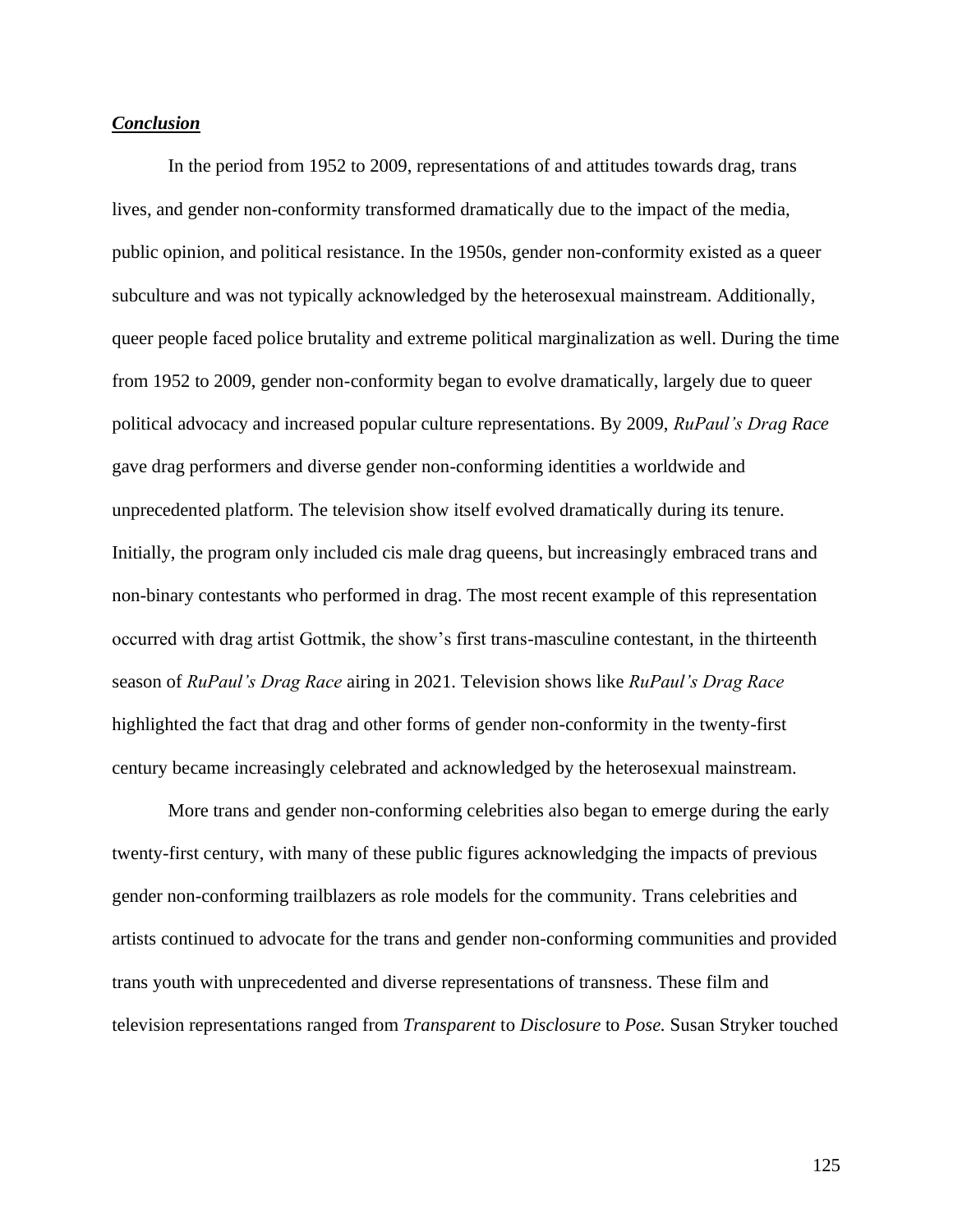## ***Conclusion***

In the period from 1952 to 2009, representations of and attitudes towards drag, trans lives, and gender non-conformity transformed dramatically due to the impact of the media, public opinion, and political resistance. In the 1950s, gender non-conformity existed as a queer subculture and was not typically acknowledged by the heterosexual mainstream. Additionally, queer people faced police brutality and extreme political marginalization as well. During the time from 1952 to 2009, gender non-conformity began to evolve dramatically, largely due to queer political advocacy and increased popular culture representations. By 2009, *RuPaul's Drag Race* gave drag performers and diverse gender non-conforming identities a worldwide and unprecedented platform. The television show itself evolved dramatically during its tenure. Initially, the program only included cis male drag queens, but increasingly embraced trans and non-binary contestants who performed in drag. The most recent example of this representation occurred with drag artist Gottmik, the show's first trans-masculine contestant, in the thirteenth season of *RuPaul's Drag Race* airing in 2021. Television shows like *RuPaul's Drag Race* highlighted the fact that drag and other forms of gender non-conformity in the twenty-first century became increasingly celebrated and acknowledged by the heterosexual mainstream.

More trans and gender non-conforming celebrities also began to emerge during the early twenty-first century, with many of these public figures acknowledging the impacts of previous gender non-conforming trailblazers as role models for the community. Trans celebrities and artists continued to advocate for the trans and gender non-conforming communities and provided trans youth with unprecedented and diverse representations of transness. These film and television representations ranged from *Transparent* to *Disclosure* to *Pose.* Susan Stryker touched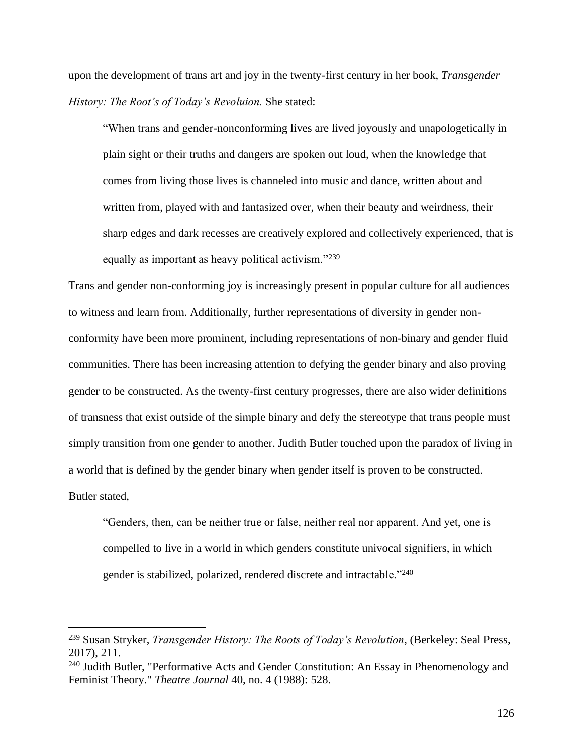upon the development of trans art and joy in the twenty-first century in her book, *Transgender History: The Root's of Today's Revoluion.* She stated:

> "When trans and gender-nonconforming lives are lived joyously and unapologetically in plain sight or their truths and dangers are spoken out loud, when the knowledge that comes from living those lives is channeled into music and dance, written about and written from, played with and fantasized over, when their beauty and weirdness, their sharp edges and dark recesses are creatively explored and collectively experienced, that is equally as important as heavy political activism."[239]

Trans and gender non-conforming joy is increasingly present in popular culture for all audiences to witness and learn from. Additionally, further representations of diversity in gender non-conformity have been more prominent, including representations of non-binary and gender fluid communities. There has been increasing attention to defying the gender binary and also proving gender to be constructed. As the twenty-first century progresses, there are also wider definitions of transness that exist outside of the simple binary and defy the stereotype that trans people must simply transition from one gender to another. Judith Butler touched upon the paradox of living in a world that is defined by the gender binary when gender itself is proven to be constructed. Butler stated,

> "Genders, then, can be neither true or false, neither real nor apparent. And yet, one is compelled to live in a world in which genders constitute univocal signifiers, in which gender is stabilized, polarized, rendered discrete and intractable."[240]

---

[239] Susan Stryker, *Transgender History: The Roots of Today's Revolution*, (Berkeley: Seal Press, 2017), 211.

[240] Judith Butler, "Performative Acts and Gender Constitution: An Essay in Phenomenology and Feminist Theory." *Theatre Journal* 40, no. 4 (1988): 528.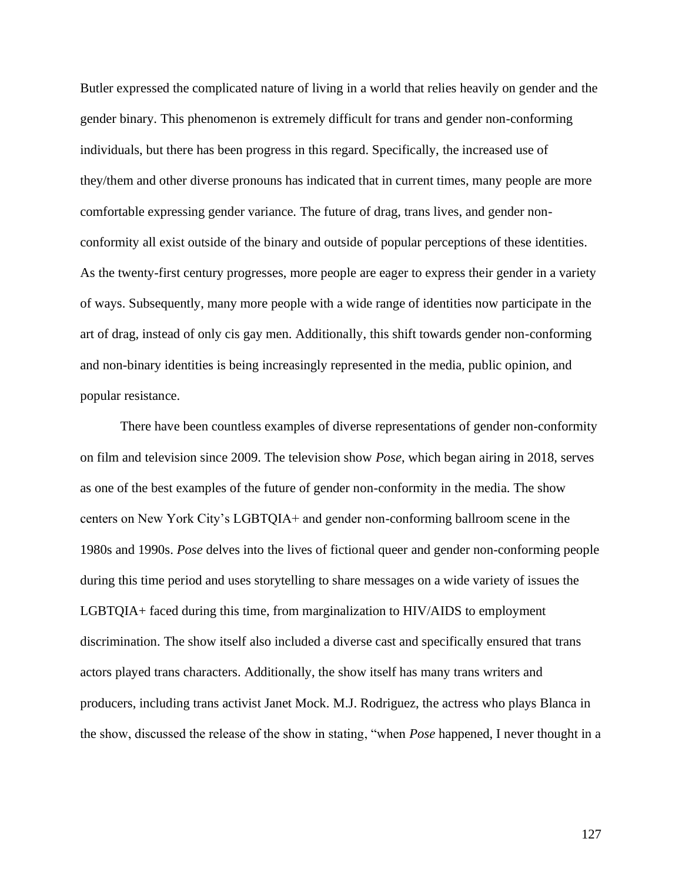Butler expressed the complicated nature of living in a world that relies heavily on gender and the gender binary. This phenomenon is extremely difficult for trans and gender non-conforming individuals, but there has been progress in this regard. Specifically, the increased use of they/them and other diverse pronouns has indicated that in current times, many people are more comfortable expressing gender variance. The future of drag, trans lives, and gender non-conformity all exist outside of the binary and outside of popular perceptions of these identities. As the twenty-first century progresses, more people are eager to express their gender in a variety of ways. Subsequently, many more people with a wide range of identities now participate in the art of drag, instead of only cis gay men. Additionally, this shift towards gender non-conforming and non-binary identities is being increasingly represented in the media, public opinion, and popular resistance.

There have been countless examples of diverse representations of gender non-conformity on film and television since 2009. The television show *Pose*, which began airing in 2018, serves as one of the best examples of the future of gender non-conformity in the media. The show centers on New York City's LGBTQIA+ and gender non-conforming ballroom scene in the 1980s and 1990s. *Pose* delves into the lives of fictional queer and gender non-conforming people during this time period and uses storytelling to share messages on a wide variety of issues the LGBTQIA+ faced during this time, from marginalization to HIV/AIDS to employment discrimination. The show itself also included a diverse cast and specifically ensured that trans actors played trans characters. Additionally, the show itself has many trans writers and producers, including trans activist Janet Mock. M.J. Rodriguez, the actress who plays Blanca in the show, discussed the release of the show in stating, "when *Pose* happened, I never thought in a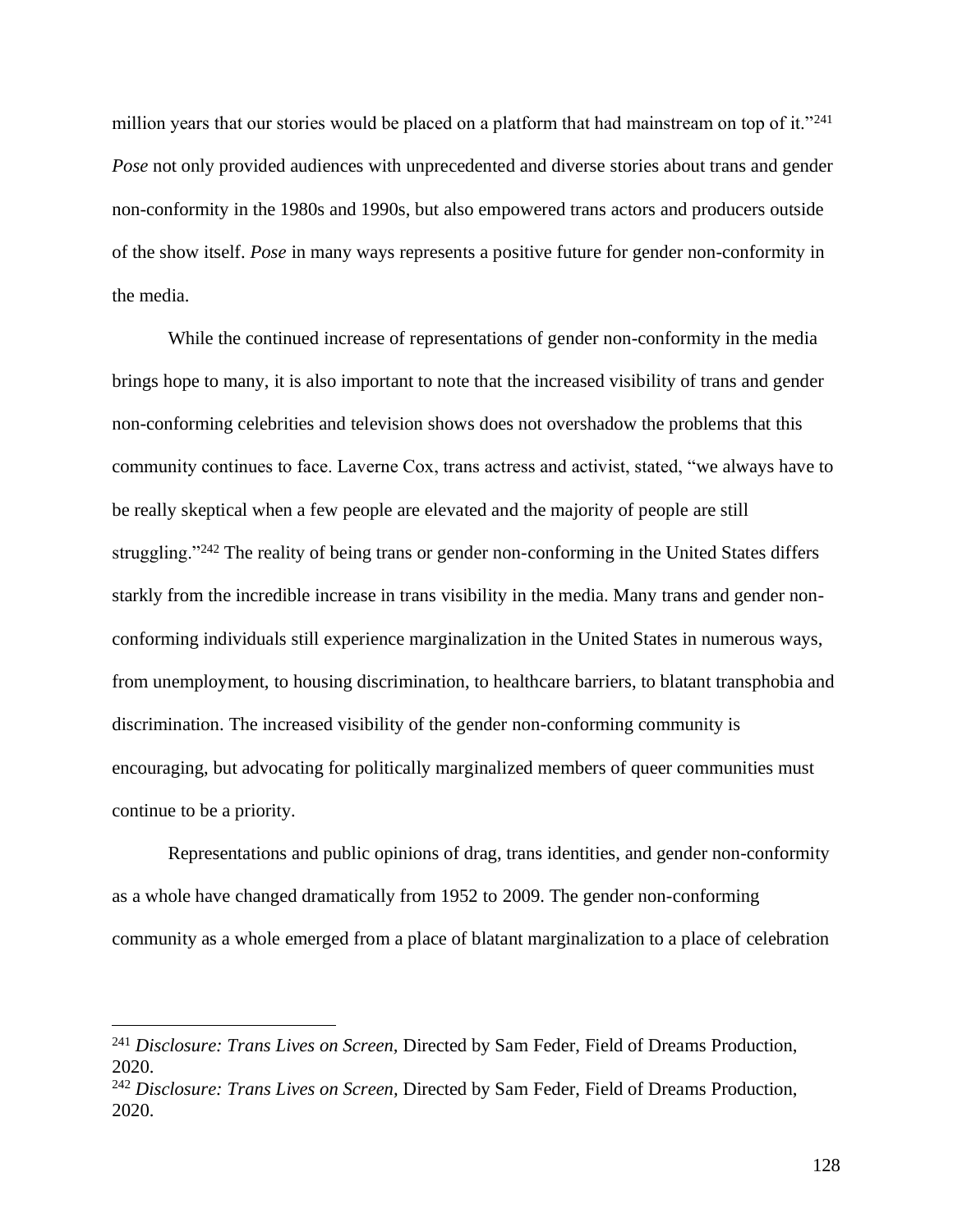million years that our stories would be placed on a platform that had mainstream on top of it."[241] *Pose* not only provided audiences with unprecedented and diverse stories about trans and gender non-conformity in the 1980s and 1990s, but also empowered trans actors and producers outside of the show itself. *Pose* in many ways represents a positive future for gender non-conformity in the media.

While the continued increase of representations of gender non-conformity in the media brings hope to many, it is also important to note that the increased visibility of trans and gender non-conforming celebrities and television shows does not overshadow the problems that this community continues to face. Laverne Cox, trans actress and activist, stated, "we always have to be really skeptical when a few people are elevated and the majority of people are still struggling."[242] The reality of being trans or gender non-conforming in the United States differs starkly from the incredible increase in trans visibility in the media. Many trans and gender non-conforming individuals still experience marginalization in the United States in numerous ways, from unemployment, to housing discrimination, to healthcare barriers, to blatant transphobia and discrimination. The increased visibility of the gender non-conforming community is encouraging, but advocating for politically marginalized members of queer communities must continue to be a priority.

Representations and public opinions of drag, trans identities, and gender non-conformity as a whole have changed dramatically from 1952 to 2009. The gender non-conforming community as a whole emerged from a place of blatant marginalization to a place of celebration

---

[241] *Disclosure: Trans Lives on Screen,* Directed by Sam Feder, Field of Dreams Production, 2020.

[242] *Disclosure: Trans Lives on Screen,* Directed by Sam Feder, Field of Dreams Production, 2020.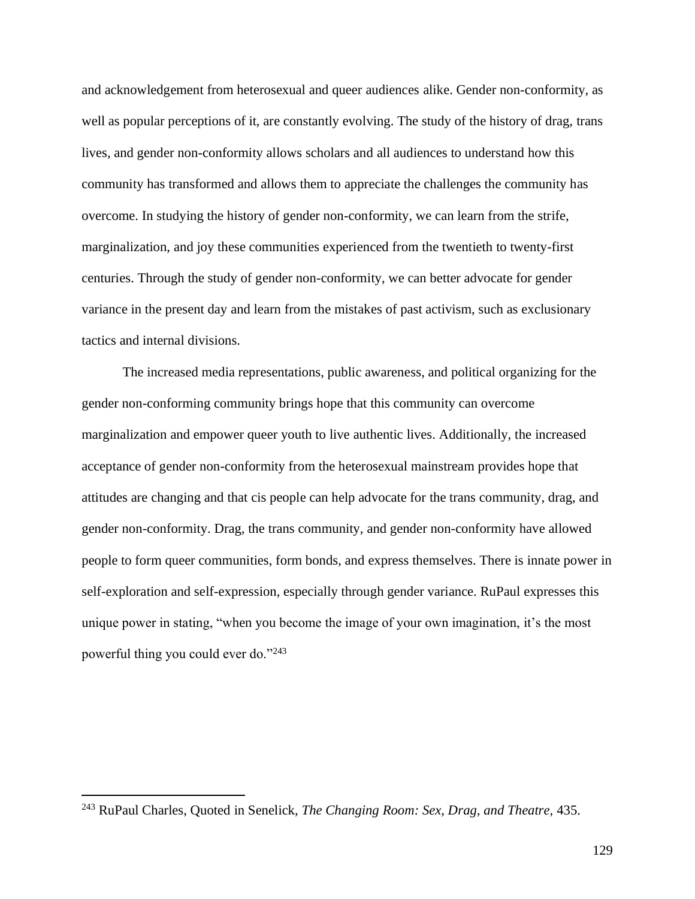and acknowledgement from heterosexual and queer audiences alike. Gender non-conformity, as well as popular perceptions of it, are constantly evolving. The study of the history of drag, trans lives, and gender non-conformity allows scholars and all audiences to understand how this community has transformed and allows them to appreciate the challenges the community has overcome. In studying the history of gender non-conformity, we can learn from the strife, marginalization, and joy these communities experienced from the twentieth to twenty-first centuries. Through the study of gender non-conformity, we can better advocate for gender variance in the present day and learn from the mistakes of past activism, such as exclusionary tactics and internal divisions.

The increased media representations, public awareness, and political organizing for the gender non-conforming community brings hope that this community can overcome marginalization and empower queer youth to live authentic lives. Additionally, the increased acceptance of gender non-conformity from the heterosexual mainstream provides hope that attitudes are changing and that cis people can help advocate for the trans community, drag, and gender non-conformity. Drag, the trans community, and gender non-conformity have allowed people to form queer communities, form bonds, and express themselves. There is innate power in self-exploration and self-expression, especially through gender variance. RuPaul expresses this unique power in stating, "when you become the image of your own imagination, it's the most powerful thing you could ever do."[243]

[243] RuPaul Charles, Quoted in Senelick, *The Changing Room: Sex, Drag, and Theatre*, 435.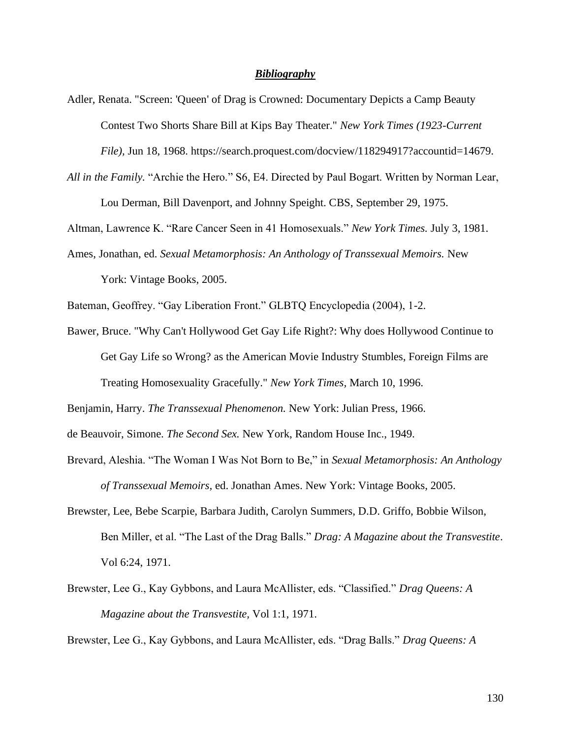## ***Bibliography***

Adler, Renata. "Screen: 'Queen' of Drag is Crowned: Documentary Depicts a Camp Beauty Contest Two Shorts Share Bill at Kips Bay Theater." *New York Times (1923-Current File),* Jun 18, 1968. https://search.proquest.com/docview/118294917?accountid=14679.

*All in the Family.* "Archie the Hero." S6, E4. Directed by Paul Bogart. Written by Norman Lear, Lou Derman, Bill Davenport, and Johnny Speight. CBS, September 29, 1975.

Altman, Lawrence K. "Rare Cancer Seen in 41 Homosexuals." *New York Times.* July 3, 1981.

Ames, Jonathan, ed. *Sexual Metamorphosis: An Anthology of Transsexual Memoirs.* New York: Vintage Books, 2005.

Bateman, Geoffrey. "Gay Liberation Front." GLBTQ Encyclopedia (2004), 1-2.

Bawer, Bruce. "Why Can't Hollywood Get Gay Life Right?: Why does Hollywood Continue to Get Gay Life so Wrong? as the American Movie Industry Stumbles, Foreign Films are Treating Homosexuality Gracefully." *New York Times,* March 10, 1996.

Benjamin, Harry. *The Transsexual Phenomenon.* New York: Julian Press, 1966.

de Beauvoir, Simone. *The Second Sex.* New York, Random House Inc., 1949.

Brevard, Aleshia. "The Woman I Was Not Born to Be," in *Sexual Metamorphosis: An Anthology of Transsexual Memoirs,* ed. Jonathan Ames. New York: Vintage Books, 2005.

Brewster, Lee, Bebe Scarpie, Barbara Judith, Carolyn Summers, D.D. Griffo, Bobbie Wilson, Ben Miller, et al. "The Last of the Drag Balls." *Drag: A Magazine about the Transvestite*. Vol 6:24, 1971.

Brewster, Lee G., Kay Gybbons, and Laura McAllister, eds. "Classified." *Drag Queens: A Magazine about the Transvestite,* Vol 1:1, 1971.

Brewster, Lee G., Kay Gybbons, and Laura McAllister, eds. "Drag Balls." *Drag Queens: A*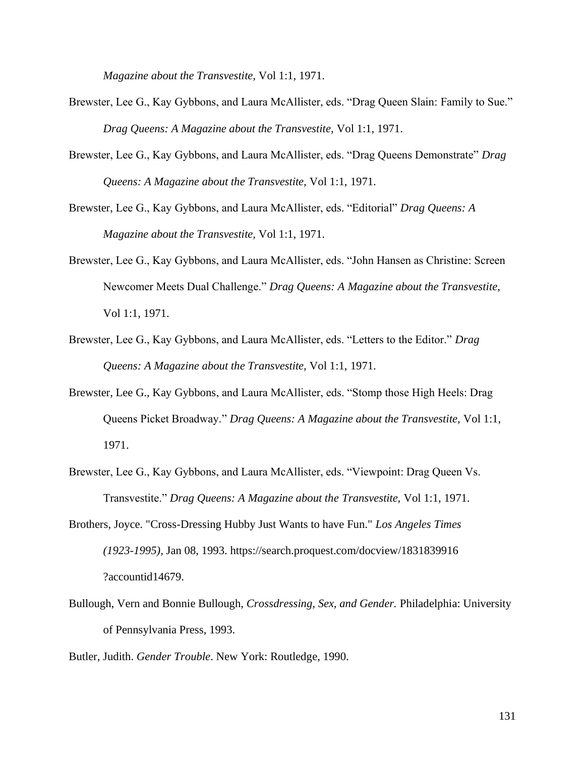*Magazine about the Transvestite,* Vol 1:1, 1971.

Brewster, Lee G., Kay Gybbons, and Laura McAllister, eds. "Drag Queen Slain: Family to Sue." *Drag Queens: A Magazine about the Transvestite,* Vol 1:1, 1971.

Brewster, Lee G., Kay Gybbons, and Laura McAllister, eds. "Drag Queens Demonstrate" *Drag Queens: A Magazine about the Transvestite,* Vol 1:1, 1971.

Brewster, Lee G., Kay Gybbons, and Laura McAllister, eds. "Editorial" *Drag Queens: A Magazine about the Transvestite,* Vol 1:1, 1971.

Brewster, Lee G., Kay Gybbons, and Laura McAllister, eds. "John Hansen as Christine: Screen Newcomer Meets Dual Challenge." *Drag Queens: A Magazine about the Transvestite,* Vol 1:1, 1971.

Brewster, Lee G., Kay Gybbons, and Laura McAllister, eds. "Letters to the Editor." *Drag Queens: A Magazine about the Transvestite,* Vol 1:1, 1971.

Brewster, Lee G., Kay Gybbons, and Laura McAllister, eds. "Stomp those High Heels: Drag Queens Picket Broadway." *Drag Queens: A Magazine about the Transvestite,* Vol 1:1, 1971.

Brewster, Lee G., Kay Gybbons, and Laura McAllister, eds. "Viewpoint: Drag Queen Vs. Transvestite." *Drag Queens: A Magazine about the Transvestite,* Vol 1:1, 1971.

Brothers, Joyce. "Cross-Dressing Hubby Just Wants to have Fun." *Los Angeles Times (1923-1995),* Jan 08, 1993. https://search.proquest.com/docview/1831839916 ?accountid14679.

Bullough, Vern and Bonnie Bullough, *Crossdressing, Sex, and Gender.* Philadelphia: University of Pennsylvania Press, 1993.

Butler, Judith. *Gender Trouble*. New York: Routledge, 1990.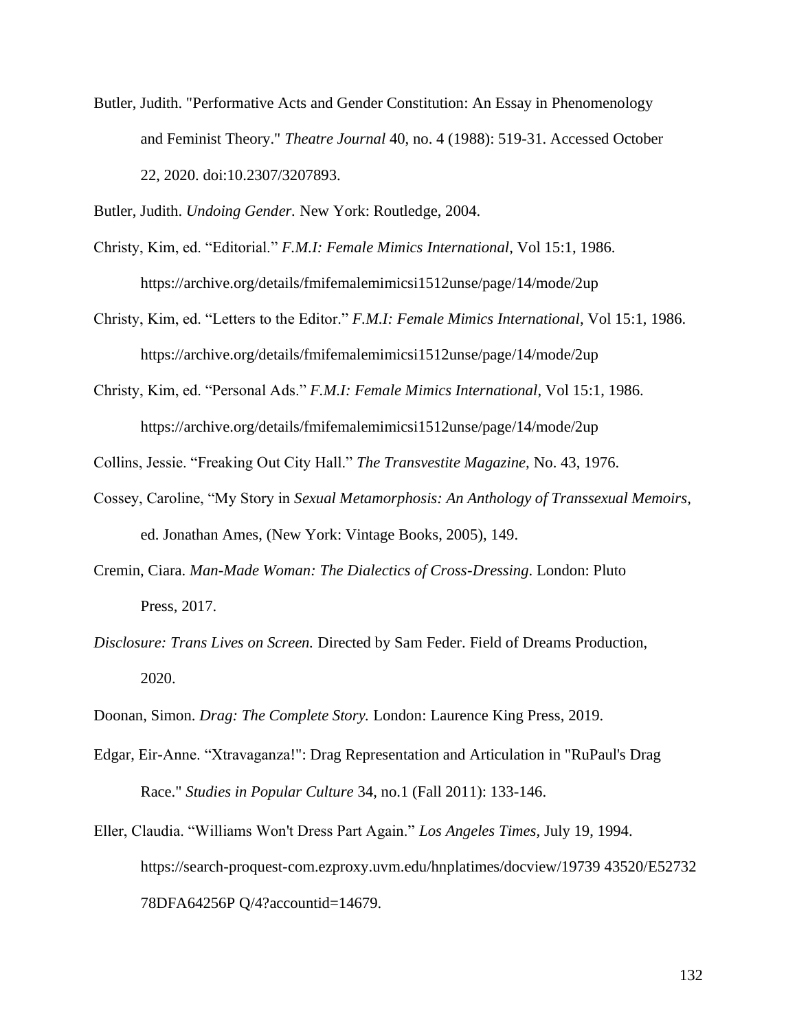Butler, Judith. "Performative Acts and Gender Constitution: An Essay in Phenomenology and Feminist Theory." *Theatre Journal* 40, no. 4 (1988): 519-31. Accessed October 22, 2020. doi:10.2307/3207893.

Butler, Judith. *Undoing Gender.* New York: Routledge, 2004.

Christy, Kim, ed. "Editorial." *F.M.I: Female Mimics International*, Vol 15:1, 1986. https://archive.org/details/fmifemalemimicsi1512unse/page/14/mode/2up

Christy, Kim, ed. "Letters to the Editor." *F.M.I: Female Mimics International*, Vol 15:1, 1986. https://archive.org/details/fmifemalemimicsi1512unse/page/14/mode/2up

Christy, Kim, ed. "Personal Ads." *F.M.I: Female Mimics International*, Vol 15:1, 1986. https://archive.org/details/fmifemalemimicsi1512unse/page/14/mode/2up

Collins, Jessie. "Freaking Out City Hall." *The Transvestite Magazine*, No. 43, 1976.

Cossey, Caroline, "My Story in *Sexual Metamorphosis: An Anthology of Transsexual Memoirs,* ed. Jonathan Ames, (New York: Vintage Books, 2005), 149.

Cremin, Ciara. *Man-Made Woman: The Dialectics of Cross-Dressing*. London: Pluto Press, 2017.

*Disclosure: Trans Lives on Screen.* Directed by Sam Feder. Field of Dreams Production, 2020.

Doonan, Simon. *Drag: The Complete Story.* London: Laurence King Press, 2019.

Edgar, Eir-Anne. "Xtravaganza!": Drag Representation and Articulation in "RuPaul's Drag Race." *Studies in Popular Culture* 34, no.1 (Fall 2011): 133-146.

Eller, Claudia. "Williams Won't Dress Part Again." *Los Angeles Times*, July 19, 1994. https://search-proquest-com.ezproxy.uvm.edu/hnplatimes/docview/19739 43520/E52732 78DFA64256P Q/4?accountid=14679.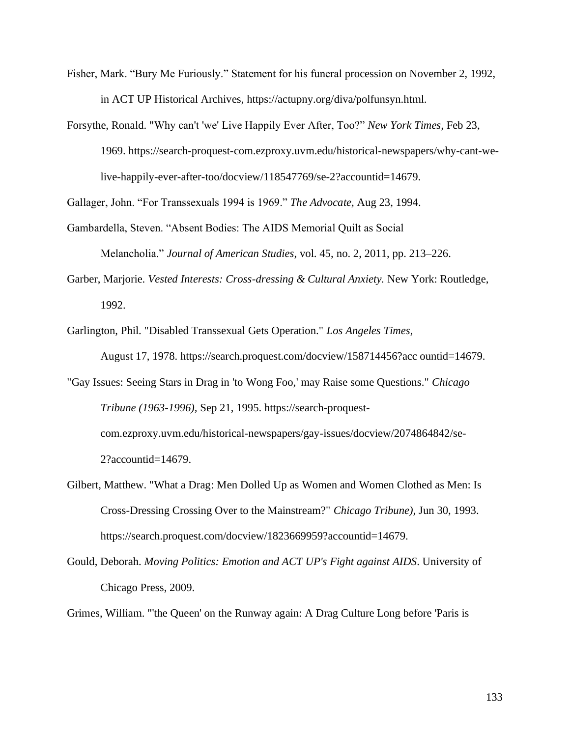Fisher, Mark. "Bury Me Furiously." Statement for his funeral procession on November 2, 1992, in ACT UP Historical Archives, https://actupny.org/diva/polfunsyn.html.

Forsythe, Ronald. "Why can't 'we' Live Happily Ever After, Too?" *New York Times*, Feb 23, 1969. https://search-proquest-com.ezproxy.uvm.edu/historical-newspapers/why-cant-we-live-happily-ever-after-too/docview/118547769/se-2?accountid=14679.

Gallager, John. "For Transsexuals 1994 is 1969." *The Advocate*, Aug 23, 1994.

Gambardella, Steven. "Absent Bodies: The AIDS Memorial Quilt as Social Melancholia." *Journal of American Studies*, vol. 45, no. 2, 2011, pp. 213–226.

Garber, Marjorie. *Vested Interests: Cross-dressing & Cultural Anxiety.* New York: Routledge, 1992.

Garlington, Phil. "Disabled Transsexual Gets Operation." *Los Angeles Times*, August 17, 1978. https://search.proquest.com/docview/158714456?acc ountid=14679.

"Gay Issues: Seeing Stars in Drag in 'to Wong Foo,' may Raise some Questions." *Chicago Tribune (1963-1996),* Sep 21, 1995. https://search-proquest-com.ezproxy.uvm.edu/historical-newspapers/gay-issues/docview/2074864842/se-2?accountid=14679.

Gilbert, Matthew. "What a Drag: Men Dolled Up as Women and Women Clothed as Men: Is Cross-Dressing Crossing Over to the Mainstream?" *Chicago Tribune),* Jun 30, 1993. https://search.proquest.com/docview/1823669959?accountid=14679.

Gould, Deborah. *Moving Politics: Emotion and ACT UP's Fight against AIDS*. University of Chicago Press, 2009.

Grimes, William. "'the Queen' on the Runway again: A Drag Culture Long before 'Paris is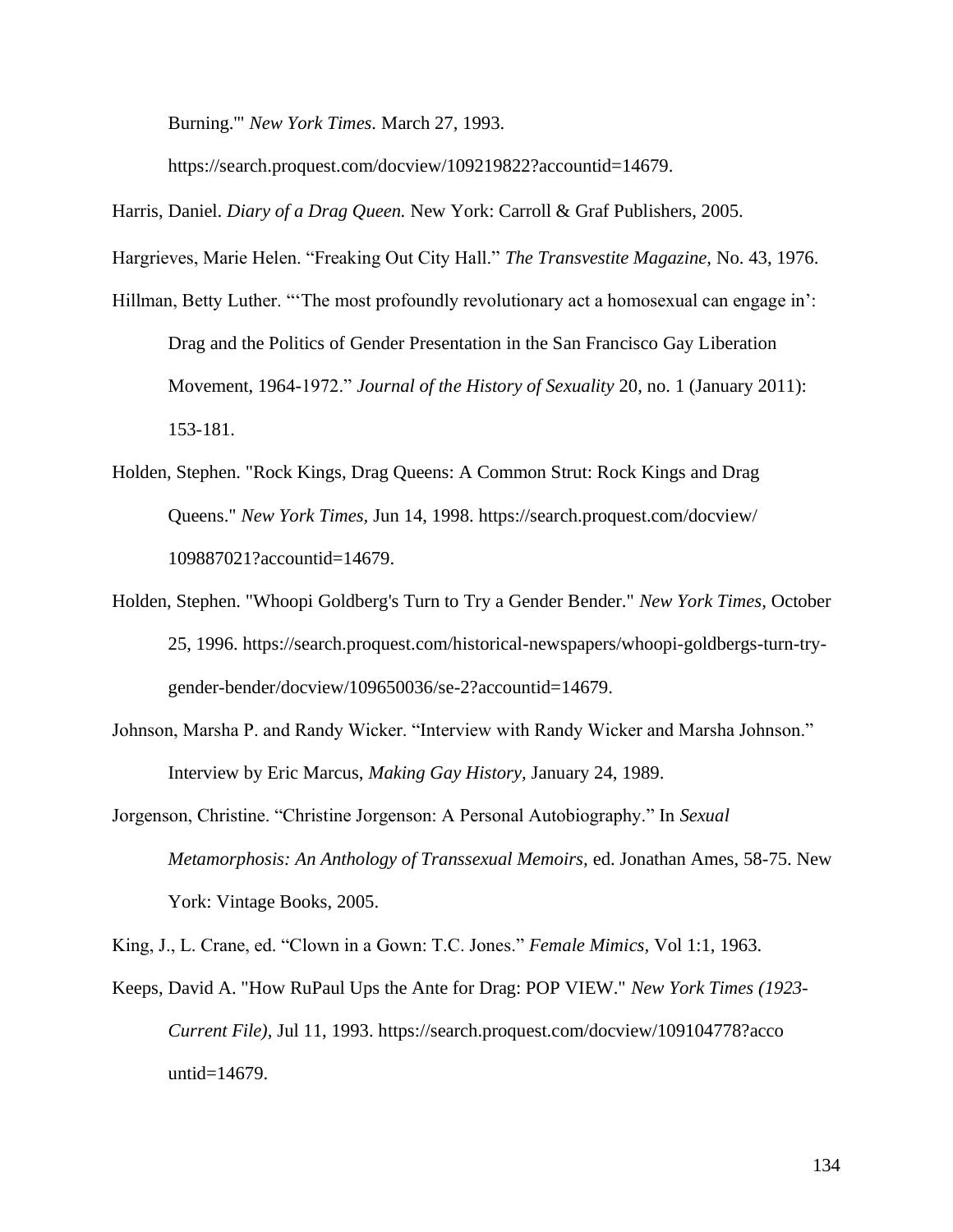Burning.'" *New York Times*. March 27, 1993. https://search.proquest.com/docview/109219822?accountid=14679.

Harris, Daniel. *Diary of a Drag Queen.* New York: Carroll & Graf Publishers, 2005.

Hargrieves, Marie Helen. "Freaking Out City Hall." *The Transvestite Magazine,* No. 43, 1976.

Hillman, Betty Luther. "'The most profoundly revolutionary act a homosexual can engage in': Drag and the Politics of Gender Presentation in the San Francisco Gay Liberation Movement, 1964-1972." *Journal of the History of Sexuality* 20, no. 1 (January 2011): 153-181.

Holden, Stephen. "Rock Kings, Drag Queens: A Common Strut: Rock Kings and Drag Queens." *New York Times,* Jun 14, 1998. https://search.proquest.com/docview/109887021?accountid=14679.

Holden, Stephen. "Whoopi Goldberg's Turn to Try a Gender Bender." *New York Times,* October 25, 1996. https://search.proquest.com/historical-newspapers/whoopi-goldbergs-turn-try-gender-bender/docview/109650036/se-2?accountid=14679.

Johnson, Marsha P. and Randy Wicker. "Interview with Randy Wicker and Marsha Johnson." Interview by Eric Marcus, *Making Gay History,* January 24, 1989.

Jorgenson, Christine. "Christine Jorgenson: A Personal Autobiography." In *Sexual Metamorphosis: An Anthology of Transsexual Memoirs,* ed. Jonathan Ames, 58-75. New York: Vintage Books, 2005.

King, J., L. Crane, ed. "Clown in a Gown: T.C. Jones." *Female Mimics,* Vol 1:1, 1963.

Keeps, David A. "How RuPaul Ups the Ante for Drag: POP VIEW." *New York Times (1923-Current File),* Jul 11, 1993. https://search.proquest.com/docview/109104778?accountid=14679.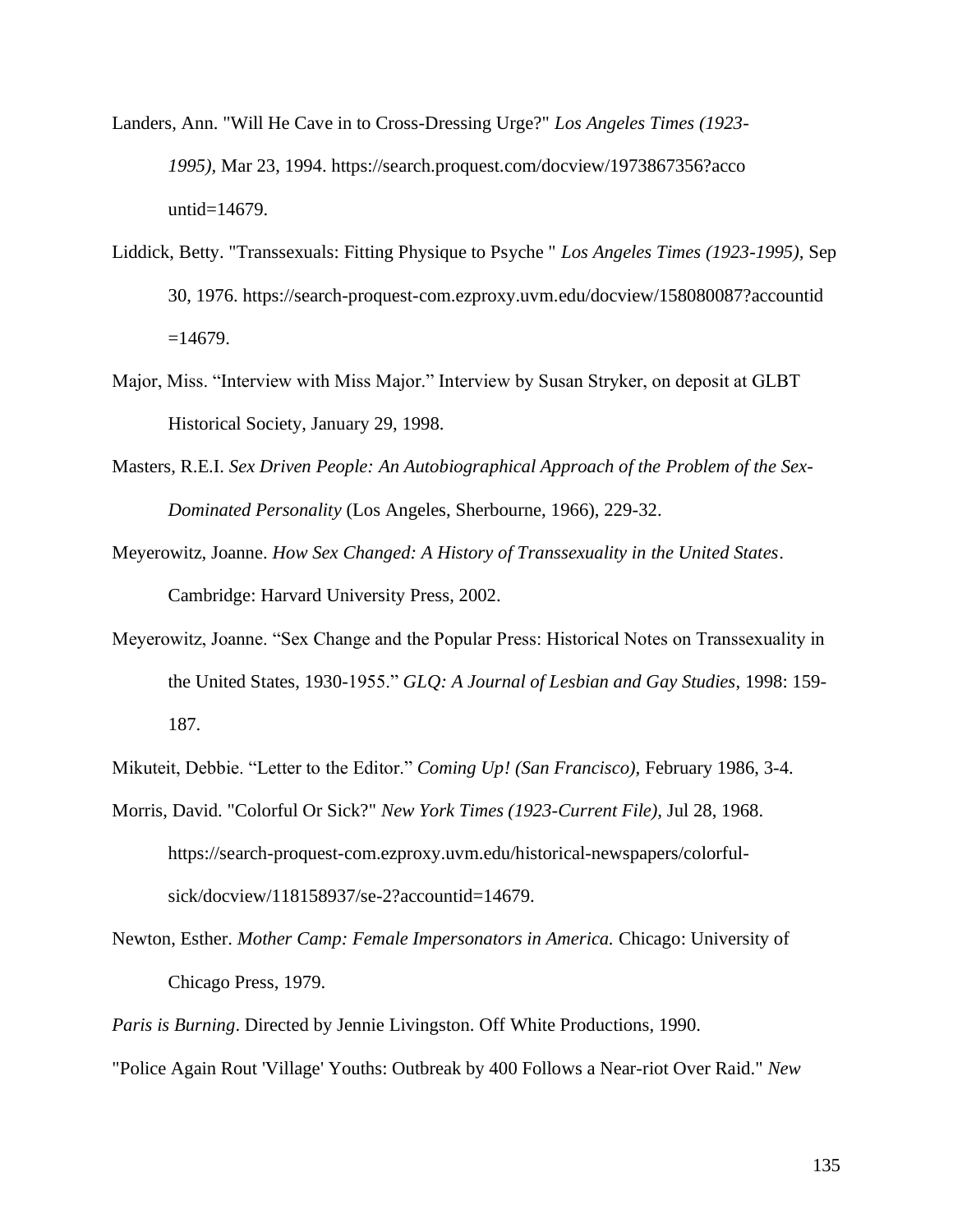Landers, Ann. "Will He Cave in to Cross-Dressing Urge?" *Los Angeles Times (1923-1995),* Mar 23, 1994. https://search.proquest.com/docview/1973867356?accountid=14679.

Liddick, Betty. "Transsexuals: Fitting Physique to Psyche " *Los Angeles Times (1923-1995),* Sep 30, 1976. https://search-proquest-com.ezproxy.uvm.edu/docview/158080087?accountid=14679.

Major, Miss. "Interview with Miss Major." Interview by Susan Stryker, on deposit at GLBT Historical Society, January 29, 1998.

Masters, R.E.I. *Sex Driven People: An Autobiographical Approach of the Problem of the Sex-Dominated Personality* (Los Angeles, Sherbourne, 1966), 229-32.

Meyerowitz, Joanne. *How Sex Changed: A History of Transsexuality in the United States*. Cambridge: Harvard University Press, 2002.

Meyerowitz, Joanne. "Sex Change and the Popular Press: Historical Notes on Transsexuality in the United States, 1930-1955." *GLQ: A Journal of Lesbian and Gay Studies*, 1998: 159-187.

Mikuteit, Debbie. "Letter to the Editor." *Coming Up! (San Francisco),* February 1986, 3-4.

Morris, David. "Colorful Or Sick?" *New York Times (1923-Current File),* Jul 28, 1968. https://search-proquest-com.ezproxy.uvm.edu/historical-newspapers/colorful-sick/docview/118158937/se-2?accountid=14679.

Newton, Esther. *Mother Camp: Female Impersonators in America.* Chicago: University of Chicago Press, 1979.

*Paris is Burning*. Directed by Jennie Livingston. Off White Productions, 1990.

"Police Again Rout 'Village' Youths: Outbreak by 400 Follows a Near-riot Over Raid." *New*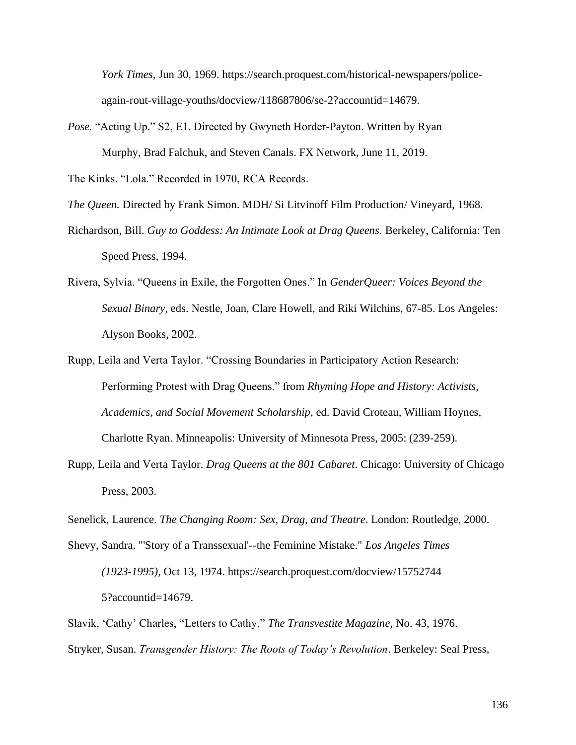*York Times*, Jun 30, 1969. https://search.proquest.com/historical-newspapers/police-again-rout-village-youths/docview/118687806/se-2?accountid=14679.

*Pose.* "Acting Up." S2, E1. Directed by Gwyneth Horder-Payton. Written by Ryan Murphy, Brad Falchuk, and Steven Canals. FX Network, June 11, 2019.

The Kinks. "Lola." Recorded in 1970, RCA Records.

*The Queen.* Directed by Frank Simon. MDH/ Si Litvinoff Film Production/ Vineyard, 1968.

Richardson, Bill. *Guy to Goddess: An Intimate Look at Drag Queens.* Berkeley, California: Ten Speed Press, 1994.

Rivera, Sylvia. "Queens in Exile, the Forgotten Ones." In *GenderQueer: Voices Beyond the Sexual Binary*, eds. Nestle, Joan, Clare Howell, and Riki Wilchins, 67-85. Los Angeles: Alyson Books, 2002.

Rupp, Leila and Verta Taylor. "Crossing Boundaries in Participatory Action Research: Performing Protest with Drag Queens." from *Rhyming Hope and History: Activists, Academics, and Social Movement Scholarship*, ed. David Croteau, William Hoynes, Charlotte Ryan. Minneapolis: University of Minnesota Press, 2005: (239-259).

Rupp, Leila and Verta Taylor. *Drag Queens at the 801 Cabaret*. Chicago: University of Chicago Press, 2003.

Senelick, Laurence. *The Changing Room: Sex, Drag, and Theatre*. London: Routledge, 2000.

Shevy, Sandra. "'Story of a Transsexual'--the Feminine Mistake." *Los Angeles Times (1923-1995)*, Oct 13, 1974. https://search.proquest.com/docview/15752744 5?accountid=14679.

Slavik, 'Cathy' Charles, "Letters to Cathy." *The Transvestite Magazine*, No. 43, 1976.

Stryker, Susan. *Transgender History: The Roots of Today's Revolution*. Berkeley: Seal Press,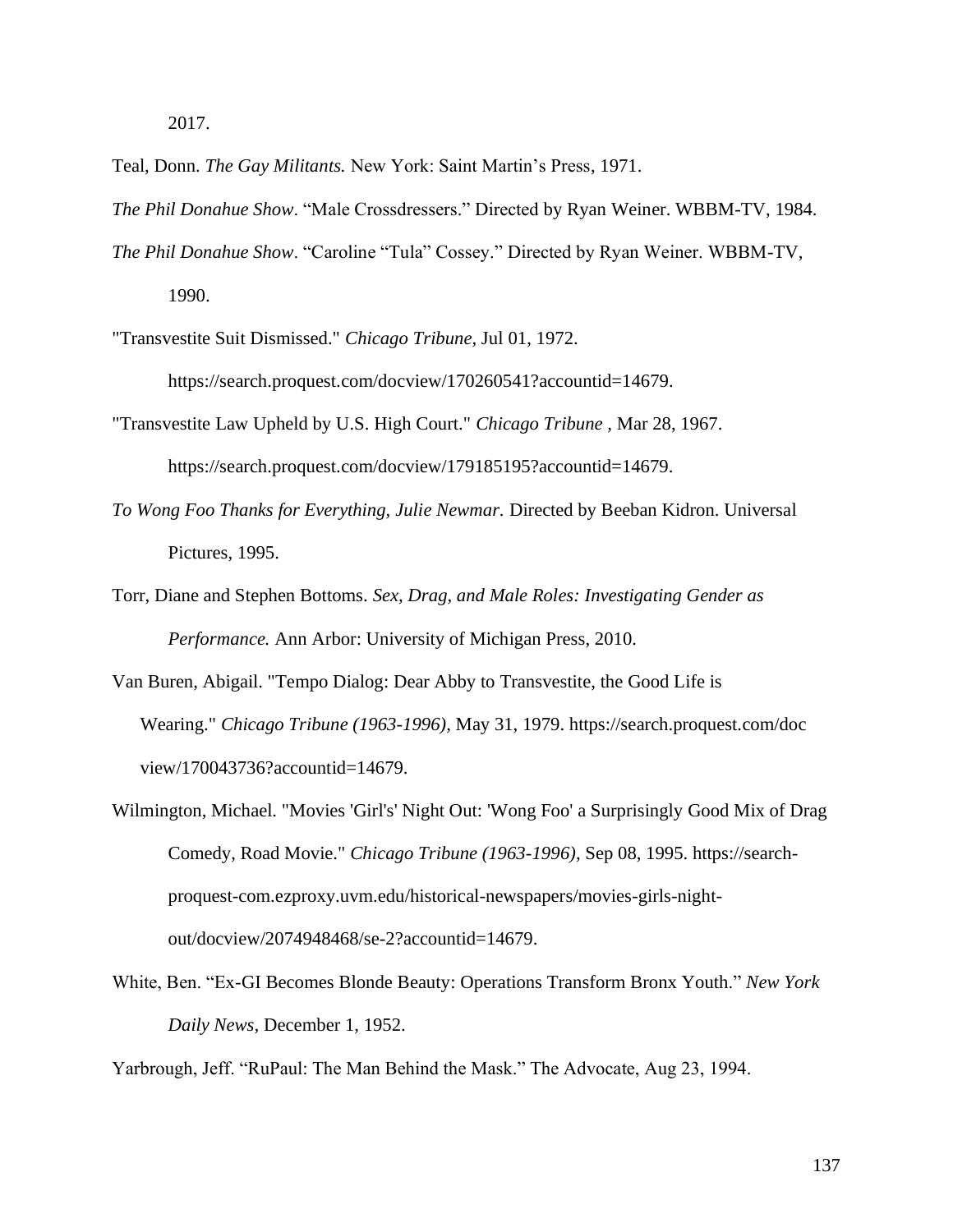2017.

Teal, Donn. *The Gay Militants.* New York: Saint Martin's Press, 1971.

*The Phil Donahue Show*. "Male Crossdressers." Directed by Ryan Weiner. WBBM-TV, 1984.

*The Phil Donahue Show*. "Caroline "Tula" Cossey." Directed by Ryan Weiner. WBBM-TV, 1990.

"Transvestite Suit Dismissed." *Chicago Tribune,* Jul 01, 1972. https://search.proquest.com/docview/170260541?accountid=14679.

"Transvestite Law Upheld by U.S. High Court." *Chicago Tribune ,* Mar 28, 1967. https://search.proquest.com/docview/179185195?accountid=14679.

*To Wong Foo Thanks for Everything, Julie Newmar.* Directed by Beeban Kidron. Universal Pictures, 1995.

Torr, Diane and Stephen Bottoms. *Sex, Drag, and Male Roles: Investigating Gender as Performance.* Ann Arbor: University of Michigan Press, 2010.

Van Buren, Abigail. "Tempo Dialog: Dear Abby to Transvestite, the Good Life is Wearing." *Chicago Tribune (1963-1996),* May 31, 1979. https://search.proquest.com/docview/170043736?accountid=14679.

Wilmington, Michael. "Movies 'Girl's' Night Out: 'Wong Foo' a Surprisingly Good Mix of Drag Comedy, Road Movie." *Chicago Tribune (1963-1996),* Sep 08, 1995. https://search-proquest-com.ezproxy.uvm.edu/historical-newspapers/movies-girls-night-out/docview/2074948468/se-2?accountid=14679.

White, Ben. "Ex-GI Becomes Blonde Beauty: Operations Transform Bronx Youth." *New York Daily News*, December 1, 1952.

Yarbrough, Jeff. "RuPaul: The Man Behind the Mask." The Advocate, Aug 23, 1994.